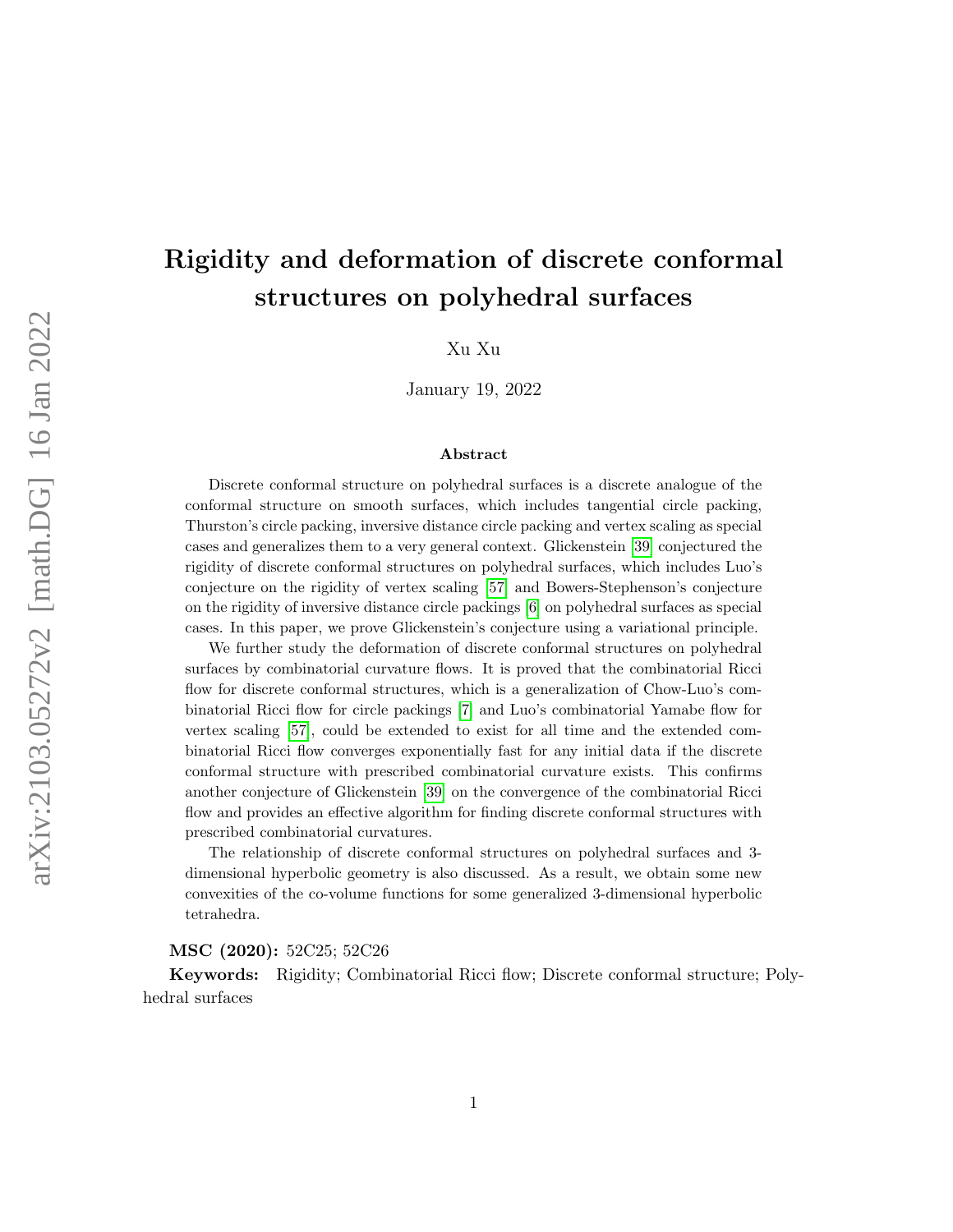# Rigidity and deformation of discrete conformal structures on polyhedral surfaces

Xu Xu

January 19, 2022

### Abstract

Discrete conformal structure on polyhedral surfaces is a discrete analogue of the conformal structure on smooth surfaces, which includes tangential circle packing, Thurston's circle packing, inversive distance circle packing and vertex scaling as special cases and generalizes them to a very general context. Glickenstein [39] conjectured the rigidity of discrete conformal structures on polyhedral surfaces, which includes Luo's conjecture on the rigidity of vertex scaling [57] and Bowers-Stephenson's conjecture on the rigidity of inversive distance circle packings [6] on polyhedral surfaces as special cases. In this paper, we prove Glickenstein's conjecture using a variational principle.

We further study the deformation of discrete conformal structures on polyhedral surfaces by combinatorial curvature flows. It is proved that the combinatorial Ricci flow for discrete conformal structures, which is a generalization of Chow-Luo's combinatorial Ricci flow for circle packings [7] and Luo's combinatorial Yamabe flow for vertex scaling [57], could be extended to exist for all time and the extended combinatorial Ricci flow converges exponentially fast for any initial data if the discrete conformal structure with prescribed combinatorial curvature exists. This confirms another conjecture of Glickenstein [39] on the convergence of the combinatorial Ricci flow and provides an effective algorithm for finding discrete conformal structures with prescribed combinatorial curvatures.

The relationship of discrete conformal structures on polyhedral surfaces and 3-dimensional hyperbolic geometry is also discussed. As a result, we obtain some new convexities of the co-volume functions for some generalized 3-dimensional hyperbolic tetrahedra.

**MSC (2020):** 52C25; 52C26

**Keywords:** Rigidity; Combinatorial Ricci flow; Discrete conformal structure; Polyhedral surfaces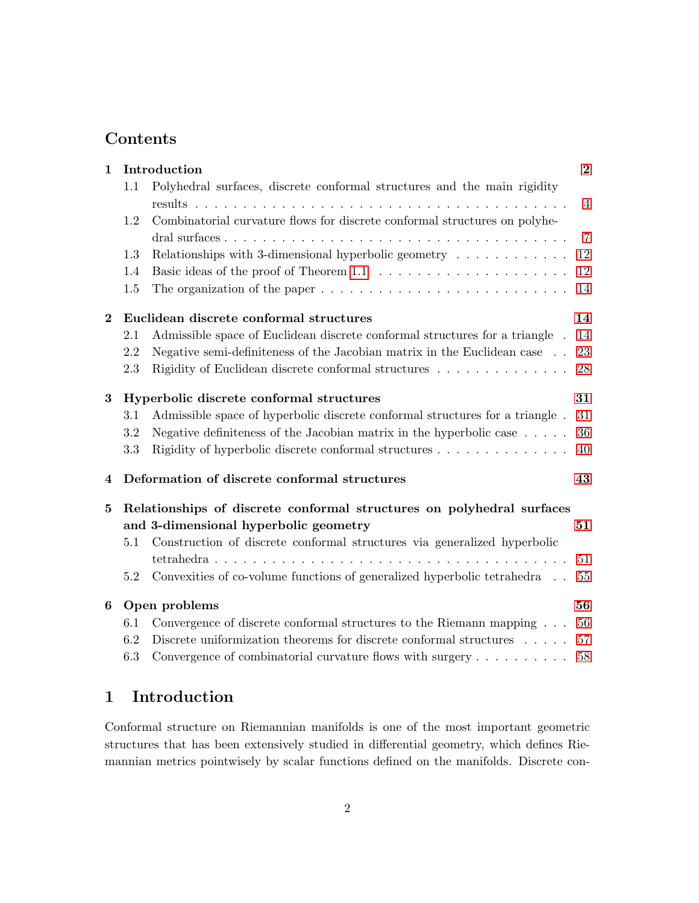## Contents

1 **Introduction** 2
 1.1 Polyhedral surfaces, discrete conformal structures and the main rigidity results 4
 1.2 Combinatorial curvature flows for discrete conformal structures on polyhedral surfaces 7
 1.3 Relationships with 3-dimensional hyperbolic geometry 12
 1.4 Basic ideas of the proof of Theorem 1.1 12
 1.5 The organization of the paper 14

2 **Euclidean discrete conformal structures** 14
 2.1 Admissible space of Euclidean discrete conformal structures for a triangle 14
 2.2 Negative semi-definiteness of the Jacobian matrix in the Euclidean case 23
 2.3 Rigidity of Euclidean discrete conformal structures 28

3 **Hyperbolic discrete conformal structures** 31
 3.1 Admissible space of hyperbolic discrete conformal structures for a triangle 31
 3.2 Negative definiteness of the Jacobian matrix in the hyperbolic case 36
 3.3 Rigidity of hyperbolic discrete conformal structures 40

4 **Deformation of discrete conformal structures** 43

5 **Relationships of discrete conformal structures on polyhedral surfaces and 3-dimensional hyperbolic geometry** 51
 5.1 Construction of discrete conformal structures via generalized hyperbolic tetrahedra 51
 5.2 Convexities of co-volume functions of generalized hyperbolic tetrahedra 55

6 **Open problems** 56
 6.1 Convergence of discrete conformal structures to the Riemann mapping 56
 6.2 Discrete uniformization theorems for discrete conformal structures 57
 6.3 Convergence of combinatorial curvature flows with surgery 58

# 1 Introduction

Conformal structure on Riemannian manifolds is one of the most important geometric structures that has been extensively studied in differential geometry, which defines Riemannian metrics pointwisely by scalar functions defined on the manifolds. Discrete con-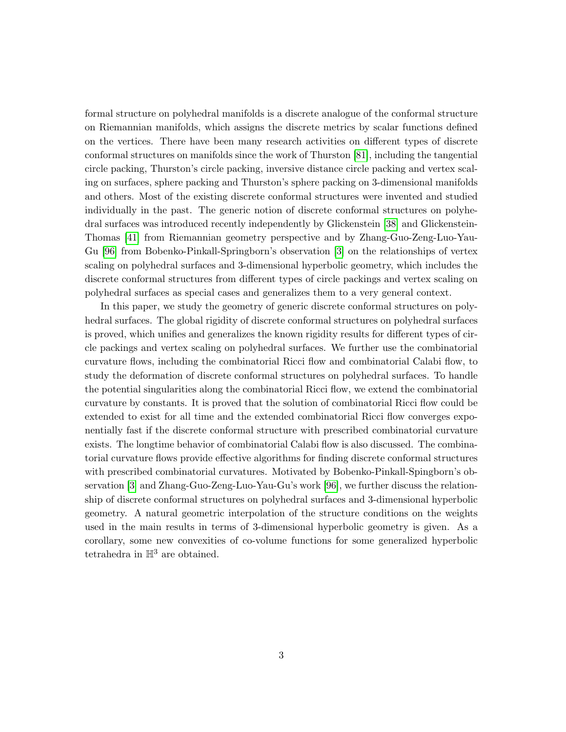formal structure on polyhedral manifolds is a discrete analogue of the conformal structure on Riemannian manifolds, which assigns the discrete metrics by scalar functions defined on the vertices. There have been many research activities on different types of discrete conformal structures on manifolds since the work of Thurston [81], including the tangential circle packing, Thurston's circle packing, inversive distance circle packing and vertex scaling on surfaces, sphere packing and Thurston's sphere packing on 3-dimensional manifolds and others. Most of the existing discrete conformal structures were invented and studied individually in the past. The generic notion of discrete conformal structures on polyhedral surfaces was introduced recently independently by Glickenstein [38] and Glickenstein-Thomas [41] from Riemannian geometry perspective and by Zhang-Guo-Zeng-Luo-Yau-Gu [96] from Bobenko-Pinkall-Springborn's observation [3] on the relationships of vertex scaling on polyhedral surfaces and 3-dimensional hyperbolic geometry, which includes the discrete conformal structures from different types of circle packings and vertex scaling on polyhedral surfaces as special cases and generalizes them to a very general context.

In this paper, we study the geometry of generic discrete conformal structures on polyhedral surfaces. The global rigidity of discrete conformal structures on polyhedral surfaces is proved, which unifies and generalizes the known rigidity results for different types of circle packings and vertex scaling on polyhedral surfaces. We further use the combinatorial curvature flows, including the combinatorial Ricci flow and combinatorial Calabi flow, to study the deformation of discrete conformal structures on polyhedral surfaces. To handle the potential singularities along the combinatorial Ricci flow, we extend the combinatorial curvature by constants. It is proved that the solution of combinatorial Ricci flow could be extended to exist for all time and the extended combinatorial Ricci flow converges exponentially fast if the discrete conformal structure with prescribed combinatorial curvature exists. The longtime behavior of combinatorial Calabi flow is also discussed. The combinatorial curvature flows provide effective algorithms for finding discrete conformal structures with prescribed combinatorial curvatures. Motivated by Bobenko-Pinkall-Spingborn's observation [3] and Zhang-Guo-Zeng-Luo-Yau-Gu's work [96], we further discuss the relationship of discrete conformal structures on polyhedral surfaces and 3-dimensional hyperbolic geometry. A natural geometric interpolation of the structure conditions on the weights used in the main results in terms of 3-dimensional hyperbolic geometry is given. As a corollary, some new convexities of co-volume functions for some generalized hyperbolic tetrahedra in $\mathbb{H}^3$ are obtained.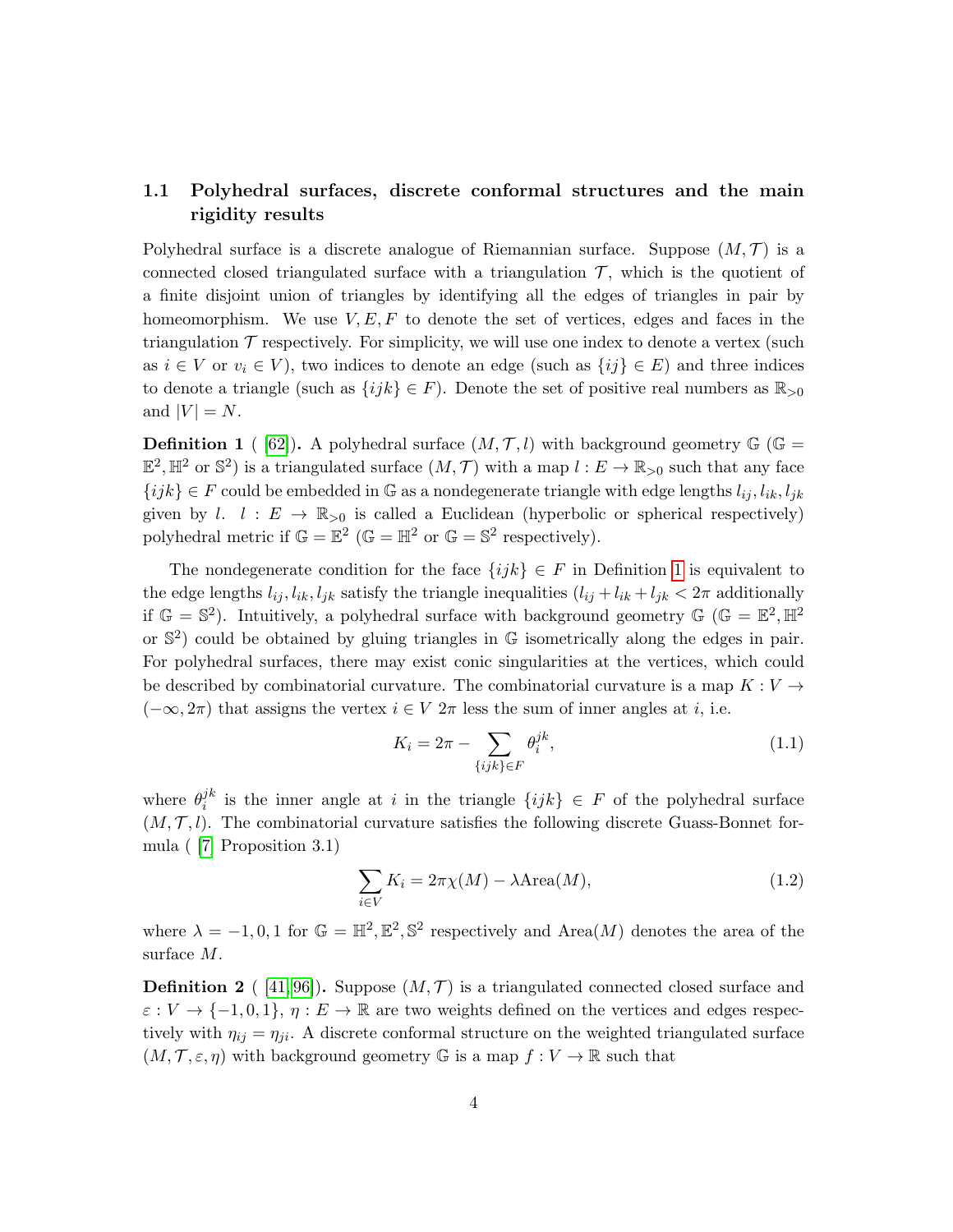### 1.1 Polyhedral surfaces, discrete conformal structures and the main rigidity results

Polyhedral surface is a discrete analogue of Riemannian surface. Suppose $(M, \mathcal{T})$ is a connected closed triangulated surface with a triangulation $\mathcal{T}$, which is the quotient of a finite disjoint union of triangles by identifying all the edges of triangles in pair by homeomorphism. We use $V, E, F$ to denote the set of vertices, edges and faces in the triangulation $\mathcal{T}$ respectively. For simplicity, we will use one index to denote a vertex (such as $i \in V$ or $v_i \in V$), two indices to denote an edge (such as $\{ij\} \in E$) and three indices to denote a triangle (such as $\{ijk\} \in F$). Denote the set of positive real numbers as $\mathbb{R}_{>0}$ and $|V| = N$.

**Definition 1** ( [62]). A polyhedral surface $(M, \mathcal{T}, l)$ with background geometry $\mathbb{G}$ ($\mathbb{G} = \mathbb{E}^2, \mathbb{H}^2$ or $\mathbb{S}^2$) is a triangulated surface $(M, \mathcal{T})$ with a map $l : E \to \mathbb{R}_{>0}$ such that any face $\{ijk\} \in F$ could be embedded in $\mathbb{G}$ as a nondegenerate triangle with edge lengths $l_{ij}, l_{ik}, l_{jk}$ given by $l$. $l : E \to \mathbb{R}_{>0}$ is called a Euclidean (hyperbolic or spherical respectively) polyhedral metric if $\mathbb{G} = \mathbb{E}^2$ ($\mathbb{G} = \mathbb{H}^2$ or $\mathbb{G} = \mathbb{S}^2$ respectively).

The nondegenerate condition for the face $\{ijk\} \in F$ in Definition 1 is equivalent to the edge lengths $l_{ij}, l_{ik}, l_{jk}$ satisfy the triangle inequalities ($l_{ij} + l_{ik} + l_{jk} < 2\pi$ additionally if $\mathbb{G} = \mathbb{S}^2$). Intuitively, a polyhedral surface with background geometry $\mathbb{G}$ ($\mathbb{G} = \mathbb{E}^2, \mathbb{H}^2$ or $\mathbb{S}^2$) could be obtained by gluing triangles in $\mathbb{G}$ isometrically along the edges in pair. For polyhedral surfaces, there may exist conic singularities at the vertices, which could be described by combinatorial curvature. The combinatorial curvature is a map $K : V \to (-\infty, 2\pi)$ that assigns the vertex $i \in V$ $2\pi$ less the sum of inner angles at $i$, i.e.

$$K_i = 2\pi - \sum_{\{ijk\} \in F} \theta_i^{jk}, \tag{1.1}$$

where $\theta_i^{jk}$ is the inner angle at $i$ in the triangle $\{ijk\} \in F$ of the polyhedral surface $(M, \mathcal{T}, l)$. The combinatorial curvature satisfies the following discrete Guass-Bonnet formula ( [7] Proposition 3.1)

$$\sum_{i \in V} K_i = 2\pi\chi(M) - \lambda \text{Area}(M), \tag{1.2}$$

where $\lambda = -1, 0, 1$ for $\mathbb{G} = \mathbb{H}^2, \mathbb{E}^2, \mathbb{S}^2$ respectively and $\text{Area}(M)$ denotes the area of the surface $M$.

**Definition 2** ( [41, 96]). Suppose $(M, \mathcal{T})$ is a triangulated connected closed surface and $\varepsilon : V \to \{-1, 0, 1\}$, $\eta : E \to \mathbb{R}$ are two weights defined on the vertices and edges respectively with $\eta_{ij} = \eta_{ji}$. A discrete conformal structure on the weighted triangulated surface $(M, \mathcal{T}, \varepsilon, \eta)$ with background geometry $\mathbb{G}$ is a map $f : V \to \mathbb{R}$ such that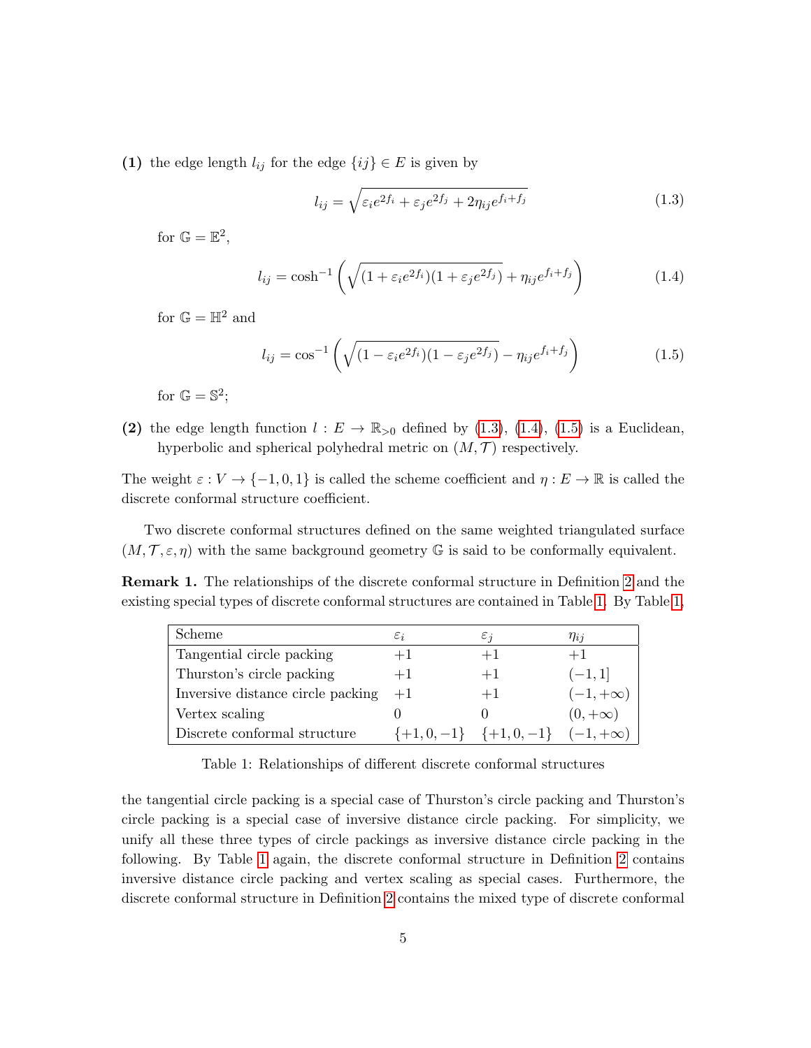**(1)** the edge length $l_{ij}$ for the edge $\{ij\} \in E$ is given by

$$l_{ij} = \sqrt{\varepsilon_i e^{2f_i} + \varepsilon_j e^{2f_j} + 2\eta_{ij} e^{f_i+f_j}} \tag{1.3}$$

for $\mathbb{G} = \mathbb{E}^2$,

$$l_{ij} = \cosh^{-1}\left(\sqrt{(1+\varepsilon_i e^{2f_i})(1+\varepsilon_j e^{2f_j})} + \eta_{ij} e^{f_i+f_j}\right) \tag{1.4}$$

for $\mathbb{G} = \mathbb{H}^2$ and

$$l_{ij} = \cos^{-1}\left(\sqrt{(1-\varepsilon_i e^{2f_i})(1-\varepsilon_j e^{2f_j})} - \eta_{ij} e^{f_i+f_j}\right) \tag{1.5}$$

for $\mathbb{G} = \mathbb{S}^2$;

**(2)** the edge length function $l : E \to \mathbb{R}_{>0}$ defined by (1.3), (1.4), (1.5) is a Euclidean, hyperbolic and spherical polyhedral metric on $(M, \mathcal{T})$ respectively.

The weight $\varepsilon : V \to \{-1, 0, 1\}$ is called the scheme coefficient and $\eta : E \to \mathbb{R}$ is called the discrete conformal structure coefficient.

Two discrete conformal structures defined on the same weighted triangulated surface $(M, \mathcal{T}, \varepsilon, \eta)$ with the same background geometry $\mathbb{G}$ is said to be conformally equivalent.

**Remark 1.** The relationships of the discrete conformal structure in Definition 2 and the existing special types of discrete conformal structures are contained in Table 1. By Table 1, the tangential circle packing is a special case of Thurston's circle packing and Thurston's circle packing is a special case of inversive distance circle packing. For simplicity, we unify all these three types of circle packings as inversive distance circle packing in the following. By Table 1 again, the discrete conformal structure in Definition 2 contains inversive distance circle packing and vertex scaling as special cases. Furthermore, the discrete conformal structure in Definition 2 contains the mixed type of discrete conformal

| Scheme | $\varepsilon_i$ | $\varepsilon_j$ | $\eta_{ij}$ |
|---|---|---|---|
| Tangential circle packing | $+1$ | $+1$ | $+1$ |
| Thurston's circle packing | $+1$ | $+1$ | $(-1, 1]$ |
| Inversive distance circle packing | $+1$ | $+1$ | $(-1, +\infty)$ |
| Vertex scaling | $0$ | $0$ | $(0, +\infty)$ |
| Discrete conformal structure | $\{+1, 0, -1\}$ | $\{+1, 0, -1\}$ | $(-1, +\infty)$ |

Table 1: Relationships of different discrete conformal structures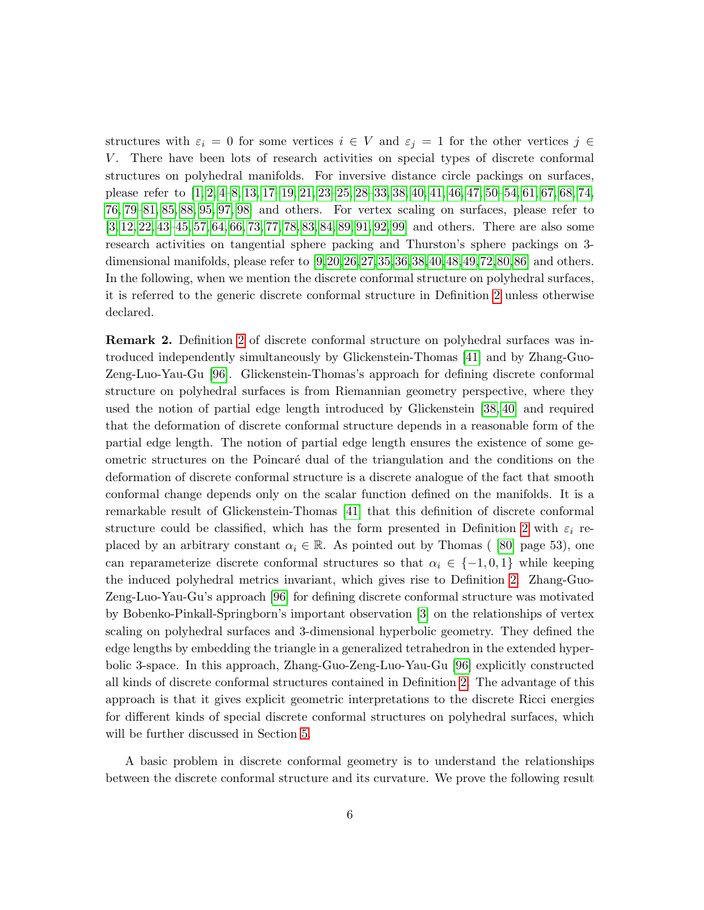structures with $\varepsilon_i = 0$ for some vertices $i \in V$ and $\varepsilon_j = 1$ for the other vertices $j \in V$. There have been lots of research activities on special types of discrete conformal structures on polyhedral manifolds. For inversive distance circle packings on surfaces, please refer to [1, 2, 4–8, 13, 17–19, 21, 23–25, 28–33, 38, 40, 41, 46, 47, 50–54, 61, 67, 68, 74, 76, 79–81, 85, 88, 95, 97, 98] and others. For vertex scaling on surfaces, please refer to [3, 12, 22, 43–45, 57, 64, 66, 73, 77, 78, 83, 84, 89, 91, 92, 99] and others. There are also some research activities on tangential sphere packing and Thurston's sphere packings on 3-dimensional manifolds, please refer to [9, 20, 26, 27, 35, 36, 38, 40, 48, 49, 72, 80, 86] and others. In the following, when we mention the discrete conformal structure on polyhedral surfaces, it is referred to the generic discrete conformal structure in Definition 2 unless otherwise declared.

**Remark 2.** Definition 2 of discrete conformal structure on polyhedral surfaces was introduced independently simultaneously by Glickenstein-Thomas [41] and by Zhang-Guo-Zeng-Luo-Yau-Gu [96]. Glickenstein-Thomas's approach for defining discrete conformal structure on polyhedral surfaces is from Riemannian geometry perspective, where they used the notion of partial edge length introduced by Glickenstein [38, 40] and required that the deformation of discrete conformal structure depends in a reasonable form of the partial edge length. The notion of partial edge length ensures the existence of some geometric structures on the Poincaré dual of the triangulation and the conditions on the deformation of discrete conformal structure is a discrete analogue of the fact that smooth conformal change depends only on the scalar function defined on the manifolds. It is a remarkable result of Glickenstein-Thomas [41] that this definition of discrete conformal structure could be classified, which has the form presented in Definition 2 with $\varepsilon_i$ replaced by an arbitrary constant $\alpha_i \in \mathbb{R}$. As pointed out by Thomas ( [80] page 53), one can reparameterize discrete conformal structures so that $\alpha_i \in \{-1, 0, 1\}$ while keeping the induced polyhedral metrics invariant, which gives rise to Definition 2. Zhang-Guo-Zeng-Luo-Yau-Gu's approach [96] for defining discrete conformal structure was motivated by Bobenko-Pinkall-Springborn's important observation [3] on the relationships of vertex scaling on polyhedral surfaces and 3-dimensional hyperbolic geometry. They defined the edge lengths by embedding the triangle in a generalized tetrahedron in the extended hyperbolic 3-space. In this approach, Zhang-Guo-Zeng-Luo-Yau-Gu [96] explicitly constructed all kinds of discrete conformal structures contained in Definition 2. The advantage of this approach is that it gives explicit geometric interpretations to the discrete Ricci energies for different kinds of special discrete conformal structures on polyhedral surfaces, which will be further discussed in Section 5.

A basic problem in discrete conformal geometry is to understand the relationships between the discrete conformal structure and its curvature. We prove the following result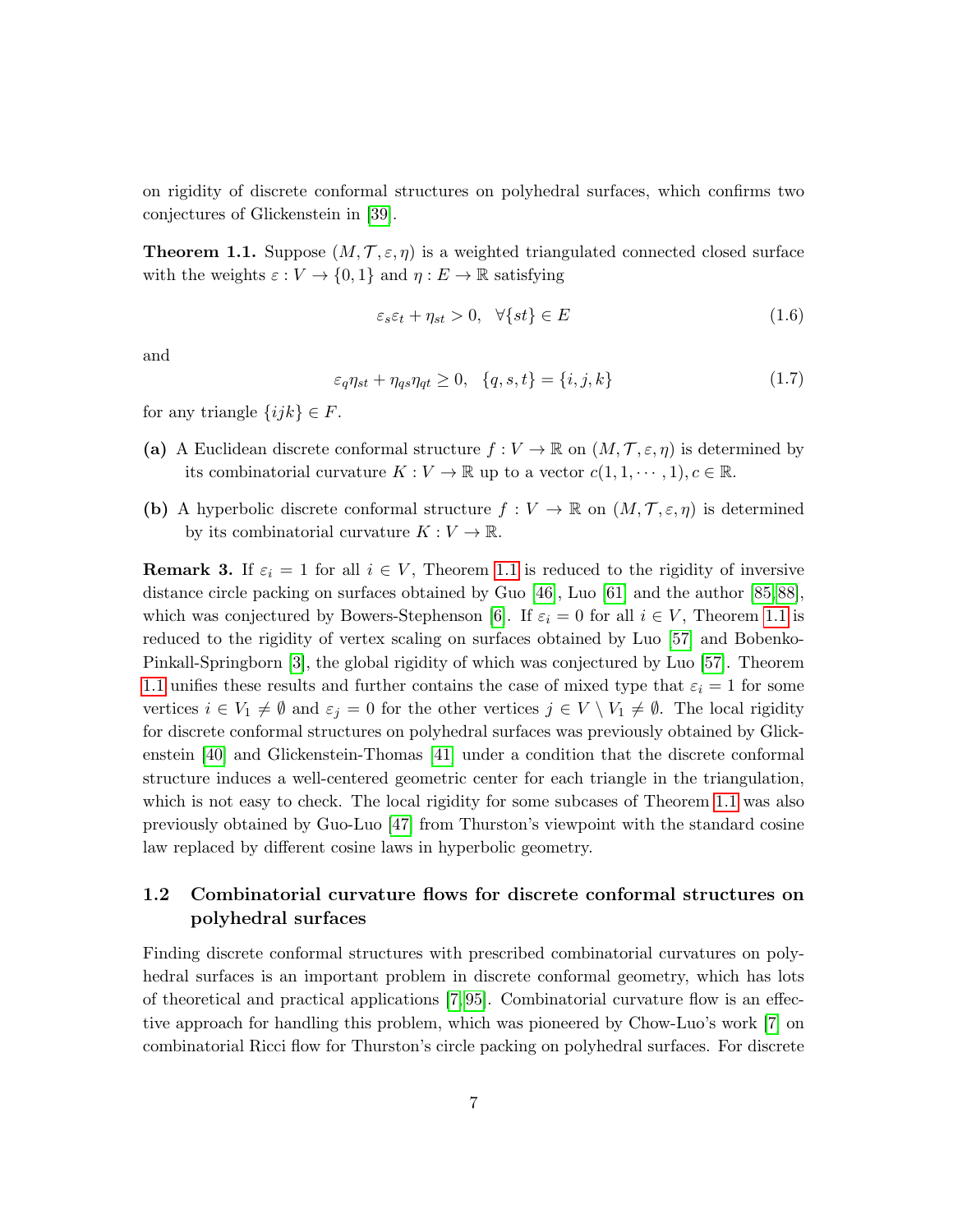on rigidity of discrete conformal structures on polyhedral surfaces, which confirms two conjectures of Glickenstein in [39].

**Theorem 1.1.** Suppose $(M, \mathcal{T}, \varepsilon, \eta)$ is a weighted triangulated connected closed surface with the weights $\varepsilon : V \to \{0, 1\}$ and $\eta : E \to \mathbb{R}$ satisfying

$$\varepsilon_s \varepsilon_t + \eta_{st} > 0, \quad \forall \{st\} \in E \tag{1.6}$$

and

$$\varepsilon_q \eta_{st} + \eta_{qs}\eta_{qt} \geq 0, \quad \{q, s, t\} = \{i, j, k\} \tag{1.7}$$

for any triangle $\{ijk\} \in F$.

**(a)** A Euclidean discrete conformal structure $f : V \to \mathbb{R}$ on $(M, \mathcal{T}, \varepsilon, \eta)$ is determined by its combinatorial curvature $K : V \to \mathbb{R}$ up to a vector $c(1, 1, \cdots, 1), c \in \mathbb{R}$.

**(b)** A hyperbolic discrete conformal structure $f : V \to \mathbb{R}$ on $(M, \mathcal{T}, \varepsilon, \eta)$ is determined by its combinatorial curvature $K : V \to \mathbb{R}$.

**Remark 3.** If $\varepsilon_i = 1$ for all $i \in V$, Theorem 1.1 is reduced to the rigidity of inversive distance circle packing on surfaces obtained by Guo [46], Luo [61] and the author [85, 88], which was conjectured by Bowers-Stephenson [6]. If $\varepsilon_i = 0$ for all $i \in V$, Theorem 1.1 is reduced to the rigidity of vertex scaling on surfaces obtained by Luo [57] and Bobenko-Pinkall-Springborn [3], the global rigidity of which was conjectured by Luo [57]. Theorem 1.1 unifies these results and further contains the case of mixed type that $\varepsilon_i = 1$ for some vertices $i \in V_1 \neq \emptyset$ and $\varepsilon_j = 0$ for the other vertices $j \in V \setminus V_1 \neq \emptyset$. The local rigidity for discrete conformal structures on polyhedral surfaces was previously obtained by Glickenstein [40] and Glickenstein-Thomas [41] under a condition that the discrete conformal structure induces a well-centered geometric center for each triangle in the triangulation, which is not easy to check. The local rigidity for some subcases of Theorem 1.1 was also previously obtained by Guo-Luo [47] from Thurston's viewpoint with the standard cosine law replaced by different cosine laws in hyperbolic geometry.

### 1.2 Combinatorial curvature flows for discrete conformal structures on polyhedral surfaces

Finding discrete conformal structures with prescribed combinatorial curvatures on polyhedral surfaces is an important problem in discrete conformal geometry, which has lots of theoretical and practical applications [7, 95]. Combinatorial curvature flow is an effective approach for handling this problem, which was pioneered by Chow-Luo's work [7] on combinatorial Ricci flow for Thurston's circle packing on polyhedral surfaces. For discrete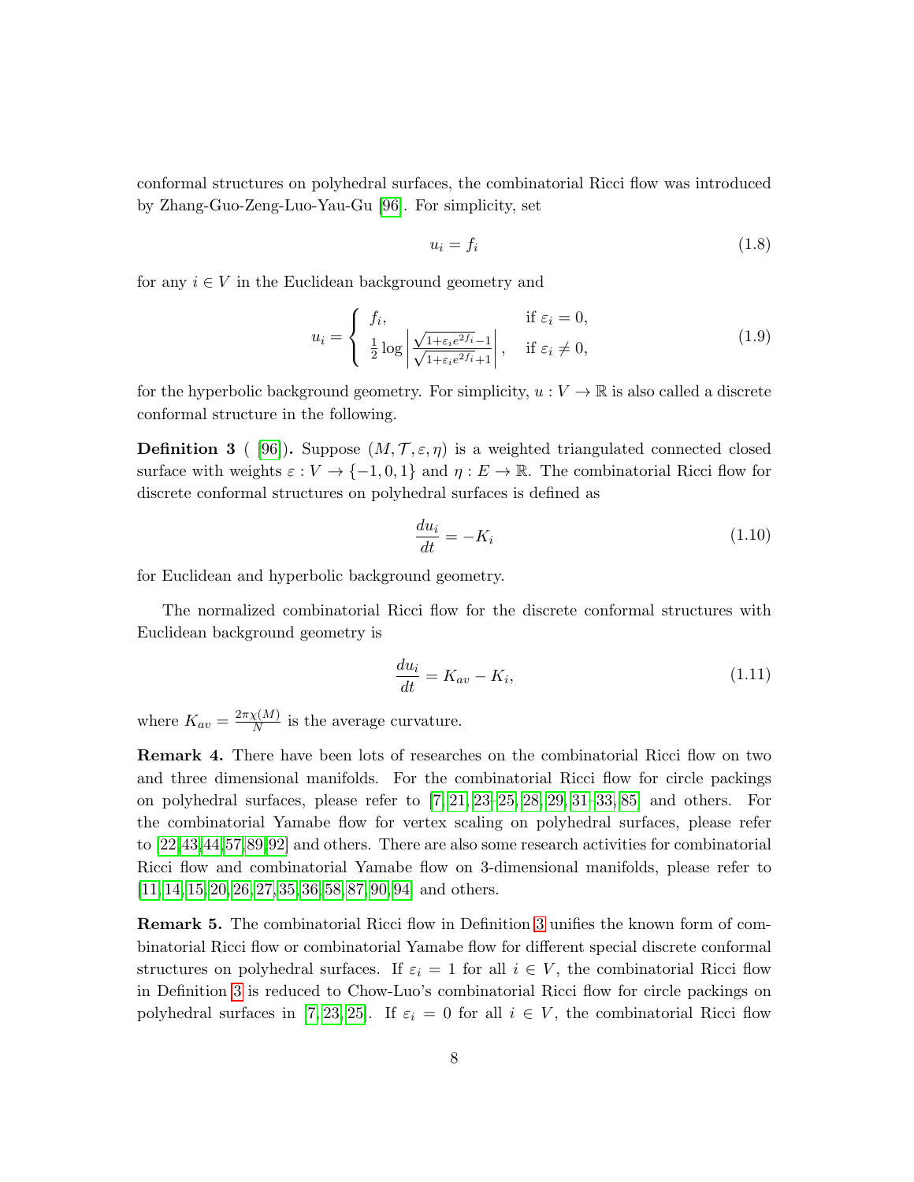conformal structures on polyhedral surfaces, the combinatorial Ricci flow was introduced by Zhang-Guo-Zeng-Luo-Yau-Gu [96]. For simplicity, set

$$u_i = f_i \tag{1.8}$$

for any $i \in V$ in the Euclidean background geometry and

$$u_i = \begin{cases} f_i, & \text{if } \varepsilon_i = 0, \\ \frac{1}{2}\log\left|\frac{\sqrt{1+\varepsilon_i e^{2f_i}}-1}{\sqrt{1+\varepsilon_i e^{2f_i}}+1}\right|, & \text{if } \varepsilon_i \neq 0, \end{cases} \tag{1.9}$$

for the hyperbolic background geometry. For simplicity, $u : V \to \mathbb{R}$ is also called a discrete conformal structure in the following.

**Definition 3** ( [96]). Suppose $(M, \mathcal{T}, \varepsilon, \eta)$ is a weighted triangulated connected closed surface with weights $\varepsilon : V \to \{-1, 0, 1\}$ and $\eta : E \to \mathbb{R}$. The combinatorial Ricci flow for discrete conformal structures on polyhedral surfaces is defined as

$$\frac{du_i}{dt} = -K_i \tag{1.10}$$

for Euclidean and hyperbolic background geometry.

The normalized combinatorial Ricci flow for the discrete conformal structures with Euclidean background geometry is

$$\frac{du_i}{dt} = K_{av} - K_i, \tag{1.11}$$

where $K_{av} = \frac{2\pi\chi(M)}{N}$ is the average curvature.

**Remark 4.** There have been lots of researches on the combinatorial Ricci flow on two and three dimensional manifolds. For the combinatorial Ricci flow for circle packings on polyhedral surfaces, please refer to [7, 21, 23–25, 28, 29, 31–33, 85] and others. For the combinatorial Yamabe flow for vertex scaling on polyhedral surfaces, please refer to [22, 43, 44, 57, 89, 92] and others. There are also some research activities for combinatorial Ricci flow and combinatorial Yamabe flow on 3-dimensional manifolds, please refer to [11, 14, 15, 20, 26, 27, 35, 36, 58, 87, 90, 94] and others.

**Remark 5.** The combinatorial Ricci flow in Definition 3 unifies the known form of combinatorial Ricci flow or combinatorial Yamabe flow for different special discrete conformal structures on polyhedral surfaces. If $\varepsilon_i = 1$ for all $i \in V$, the combinatorial Ricci flow in Definition 3 is reduced to Chow-Luo's combinatorial Ricci flow for circle packings on polyhedral surfaces in [7, 23, 25]. If $\varepsilon_i = 0$ for all $i \in V$, the combinatorial Ricci flow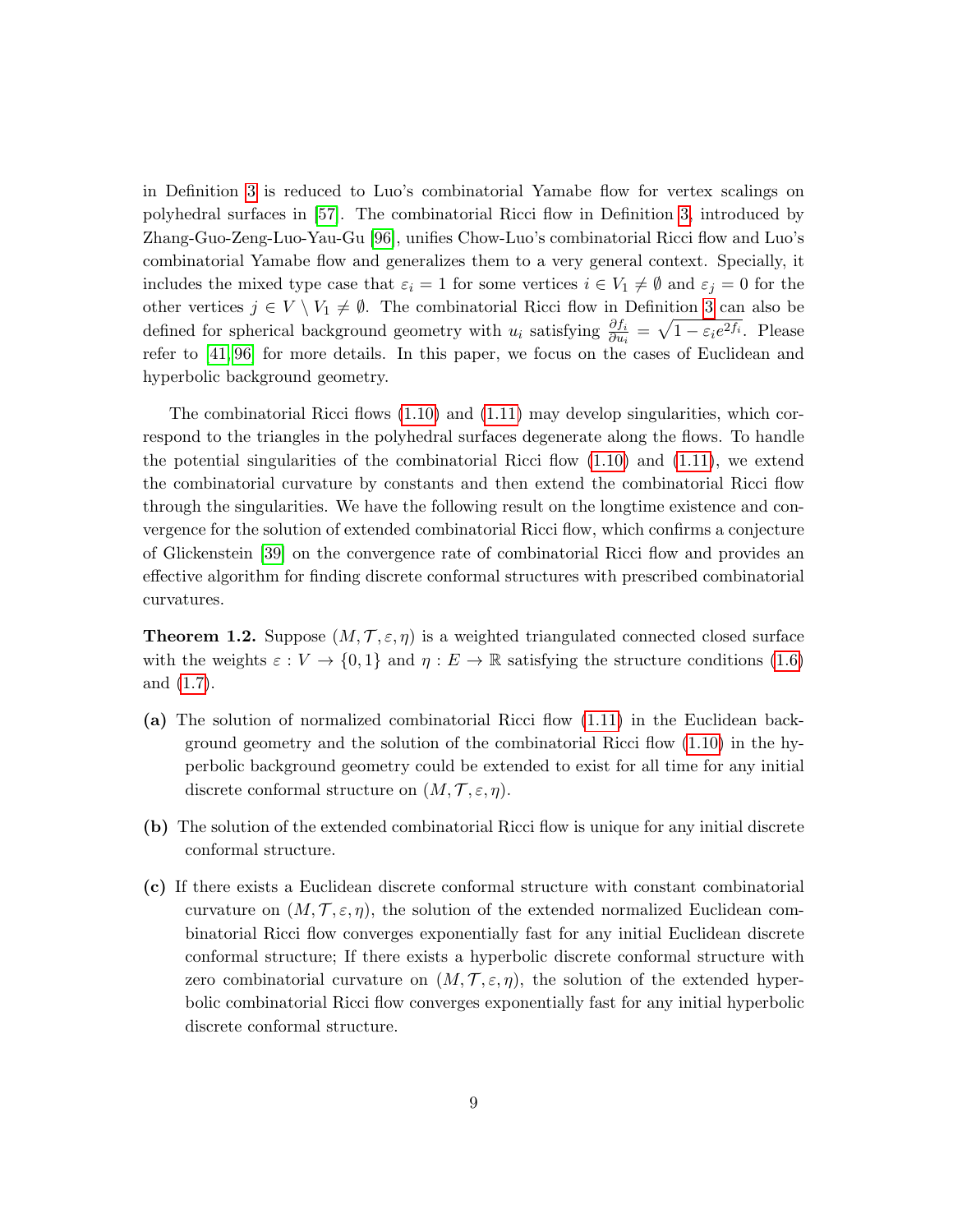in Definition 3 is reduced to Luo's combinatorial Yamabe flow for vertex scalings on polyhedral surfaces in [57]. The combinatorial Ricci flow in Definition 3, introduced by Zhang-Guo-Zeng-Luo-Yau-Gu [96], unifies Chow-Luo's combinatorial Ricci flow and Luo's combinatorial Yamabe flow and generalizes them to a very general context. Specially, it includes the mixed type case that $\varepsilon_i = 1$ for some vertices $i \in V_1 \neq \emptyset$ and $\varepsilon_j = 0$ for the other vertices $j \in V \setminus V_1 \neq \emptyset$. The combinatorial Ricci flow in Definition 3 can also be defined for spherical background geometry with $u_i$ satisfying $\frac{\partial f_i}{\partial u_i} = \sqrt{1 - \varepsilon_i e^{2f_i}}$. Please refer to [41, 96] for more details. In this paper, we focus on the cases of Euclidean and hyperbolic background geometry.

The combinatorial Ricci flows (1.10) and (1.11) may develop singularities, which correspond to the triangles in the polyhedral surfaces degenerate along the flows. To handle the potential singularities of the combinatorial Ricci flow (1.10) and (1.11), we extend the combinatorial curvature by constants and then extend the combinatorial Ricci flow through the singularities. We have the following result on the longtime existence and convergence for the solution of extended combinatorial Ricci flow, which confirms a conjecture of Glickenstein [39] on the convergence rate of combinatorial Ricci flow and provides an effective algorithm for finding discrete conformal structures with prescribed combinatorial curvatures.

**Theorem 1.2.** Suppose $(M, \mathcal{T}, \varepsilon, \eta)$ is a weighted triangulated connected closed surface with the weights $\varepsilon : V \to \{0, 1\}$ and $\eta : E \to \mathbb{R}$ satisfying the structure conditions (1.6) and (1.7).

**(a)** The solution of normalized combinatorial Ricci flow (1.11) in the Euclidean background geometry and the solution of the combinatorial Ricci flow (1.10) in the hyperbolic background geometry could be extended to exist for all time for any initial discrete conformal structure on $(M, \mathcal{T}, \varepsilon, \eta)$.

**(b)** The solution of the extended combinatorial Ricci flow is unique for any initial discrete conformal structure.

**(c)** If there exists a Euclidean discrete conformal structure with constant combinatorial curvature on $(M, \mathcal{T}, \varepsilon, \eta)$, the solution of the extended normalized Euclidean combinatorial Ricci flow converges exponentially fast for any initial Euclidean discrete conformal structure; If there exists a hyperbolic discrete conformal structure with zero combinatorial curvature on $(M, \mathcal{T}, \varepsilon, \eta)$, the solution of the extended hyperbolic combinatorial Ricci flow converges exponentially fast for any initial hyperbolic discrete conformal structure.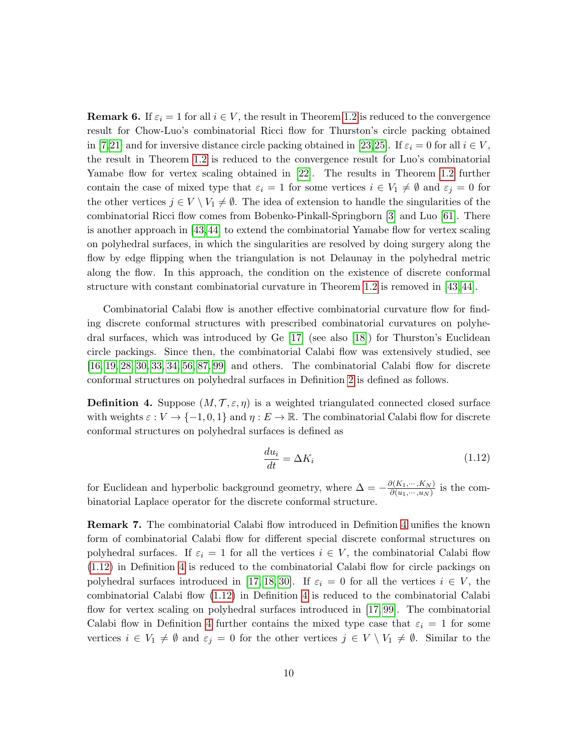**Remark 6.** If $\varepsilon_i = 1$ for all $i \in V$, the result in Theorem 1.2 is reduced to the convergence result for Chow-Luo's combinatorial Ricci flow for Thurston's circle packing obtained in [7,21] and for inversive distance circle packing obtained in [23,25]. If $\varepsilon_i = 0$ for all $i \in V$, the result in Theorem 1.2 is reduced to the convergence result for Luo's combinatorial Yamabe flow for vertex scaling obtained in [22]. The results in Theorem 1.2 further contain the case of mixed type that $\varepsilon_i = 1$ for some vertices $i \in V_1 \neq \emptyset$ and $\varepsilon_j = 0$ for the other vertices $j \in V \setminus V_1 \neq \emptyset$. The idea of extension to handle the singularities of the combinatorial Ricci flow comes from Bobenko-Pinkall-Springborn [3] and Luo [61]. There is another approach in [43,44] to extend the combinatorial Yamabe flow for vertex scaling on polyhedral surfaces, in which the singularities are resolved by doing surgery along the flow by edge flipping when the triangulation is not Delaunay in the polyhedral metric along the flow. In this approach, the condition on the existence of discrete conformal structure with constant combinatorial curvature in Theorem 1.2 is removed in [43,44].

Combinatorial Calabi flow is another effective combinatorial curvature flow for finding discrete conformal structures with prescribed combinatorial curvatures on polyhedral surfaces, which was introduced by Ge [17] (see also [18]) for Thurston's Euclidean circle packings. Since then, the combinatorial Calabi flow was extensively studied, see [16, 19, 28, 30, 33, 34, 56, 87, 99] and others. The combinatorial Calabi flow for discrete conformal structures on polyhedral surfaces in Definition 2 is defined as follows.

**Definition 4.** Suppose $(M, \mathcal{T}, \varepsilon, \eta)$ is a weighted triangulated connected closed surface with weights $\varepsilon : V \to \{-1, 0, 1\}$ and $\eta : E \to \mathbb{R}$. The combinatorial Calabi flow for discrete conformal structures on polyhedral surfaces is defined as

$$\frac{du_i}{dt} = \Delta K_i \tag{1.12}$$

for Euclidean and hyperbolic background geometry, where $\Delta = -\frac{\partial(K_1,\cdots,K_N)}{\partial(u_1,\cdots,u_N)}$ is the combinatorial Laplace operator for the discrete conformal structure.

**Remark 7.** The combinatorial Calabi flow introduced in Definition 4 unifies the known form of combinatorial Calabi flow for different special discrete conformal structures on polyhedral surfaces. If $\varepsilon_i = 1$ for all the vertices $i \in V$, the combinatorial Calabi flow (1.12) in Definition 4 is reduced to the combinatorial Calabi flow for circle packings on polyhedral surfaces introduced in [17, 18, 30]. If $\varepsilon_i = 0$ for all the vertices $i \in V$, the combinatorial Calabi flow (1.12) in Definition 4 is reduced to the combinatorial Calabi flow for vertex scaling on polyhedral surfaces introduced in [17, 99]. The combinatorial Calabi flow in Definition 4 further contains the mixed type case that $\varepsilon_i = 1$ for some vertices $i \in V_1 \neq \emptyset$ and $\varepsilon_j = 0$ for the other vertices $j \in V \setminus V_1 \neq \emptyset$. Similar to the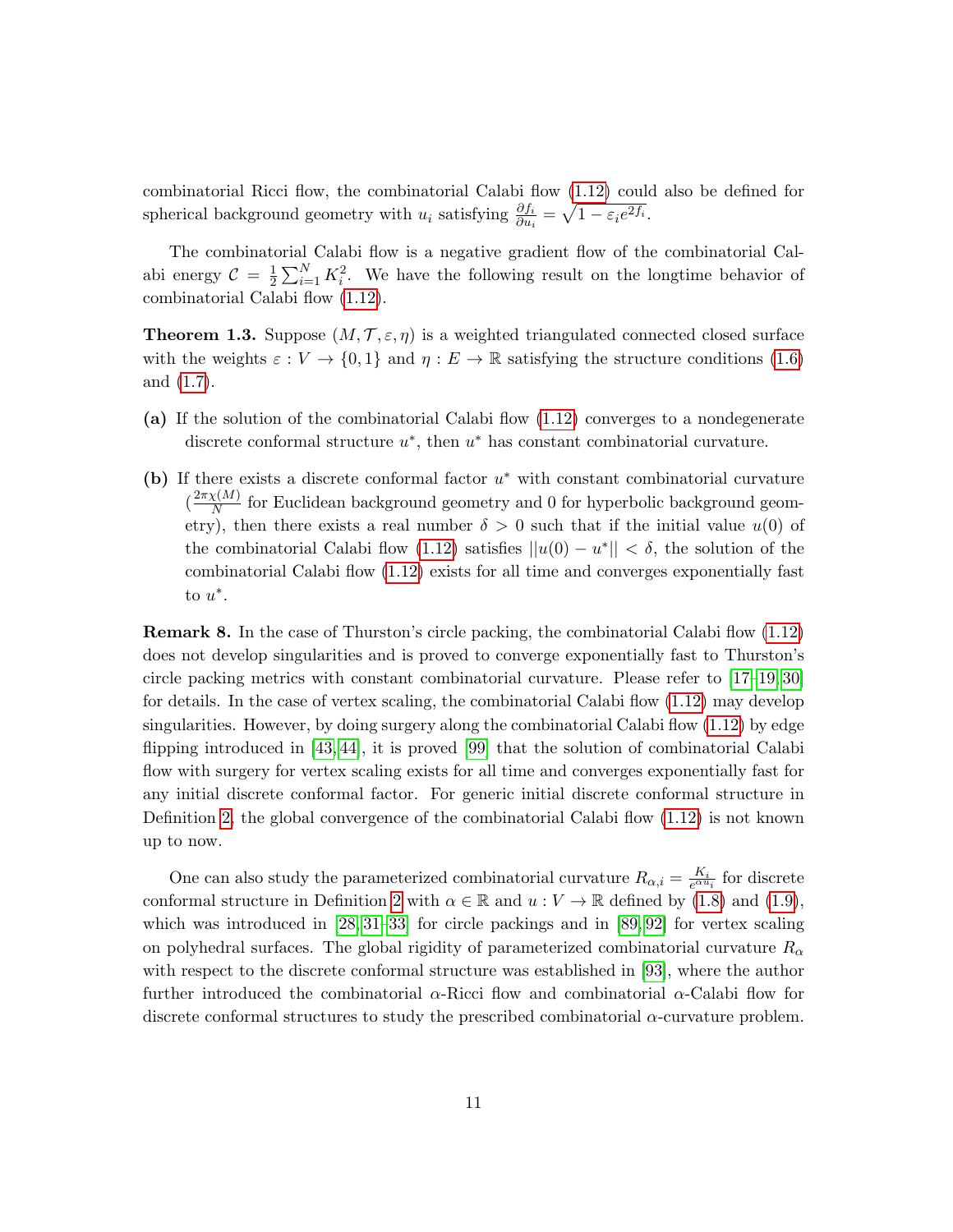combinatorial Ricci flow, the combinatorial Calabi flow (1.12) could also be defined for spherical background geometry with $u_i$ satisfying $\frac{\partial f_i}{\partial u_i} = \sqrt{1-\varepsilon_i e^{2f_i}}$.

The combinatorial Calabi flow is a negative gradient flow of the combinatorial Calabi energy $\mathcal{C} = \frac{1}{2}\sum_{i=1}^N K_i^2$. We have the following result on the longtime behavior of combinatorial Calabi flow (1.12).

**Theorem 1.3.** Suppose $(M, \mathcal{T}, \varepsilon, \eta)$ is a weighted triangulated connected closed surface with the weights $\varepsilon : V \to \{0, 1\}$ and $\eta : E \to \mathbb{R}$ satisfying the structure conditions (1.6) and (1.7).

**(a)** If the solution of the combinatorial Calabi flow (1.12) converges to a nondegenerate discrete conformal structure $u^*$, then $u^*$ has constant combinatorial curvature.

**(b)** If there exists a discrete conformal factor $u^*$ with constant combinatorial curvature ($\frac{2\pi\chi(M)}{N}$ for Euclidean background geometry and 0 for hyperbolic background geometry), then there exists a real number $\delta > 0$ such that if the initial value $u(0)$ of the combinatorial Calabi flow (1.12) satisfies $||u(0) - u^*|| < \delta$, the solution of the combinatorial Calabi flow (1.12) exists for all time and converges exponentially fast to $u^*$.

**Remark 8.** In the case of Thurston's circle packing, the combinatorial Calabi flow (1.12) does not develop singularities and is proved to converge exponentially fast to Thurston's circle packing metrics with constant combinatorial curvature. Please refer to [17–19, 30] for details. In the case of vertex scaling, the combinatorial Calabi flow (1.12) may develop singularities. However, by doing surgery along the combinatorial Calabi flow (1.12) by edge flipping introduced in [43, 44], it is proved [99] that the solution of combinatorial Calabi flow with surgery for vertex scaling exists for all time and converges exponentially fast for any initial discrete conformal factor. For generic initial discrete conformal structure in Definition 2, the global convergence of the combinatorial Calabi flow (1.12) is not known up to now.

One can also study the parameterized combinatorial curvature $R_{\alpha,i} = \frac{K_i}{e^{\alpha u_i}}$ for discrete conformal structure in Definition 2 with $\alpha \in \mathbb{R}$ and $u : V \to \mathbb{R}$ defined by (1.8) and (1.9), which was introduced in [28, 31–33] for circle packings and in [89, 92] for vertex scaling on polyhedral surfaces. The global rigidity of parameterized combinatorial curvature $R_\alpha$ with respect to the discrete conformal structure was established in [93], where the author further introduced the combinatorial $\alpha$-Ricci flow and combinatorial $\alpha$-Calabi flow for discrete conformal structures to study the prescribed combinatorial $\alpha$-curvature problem.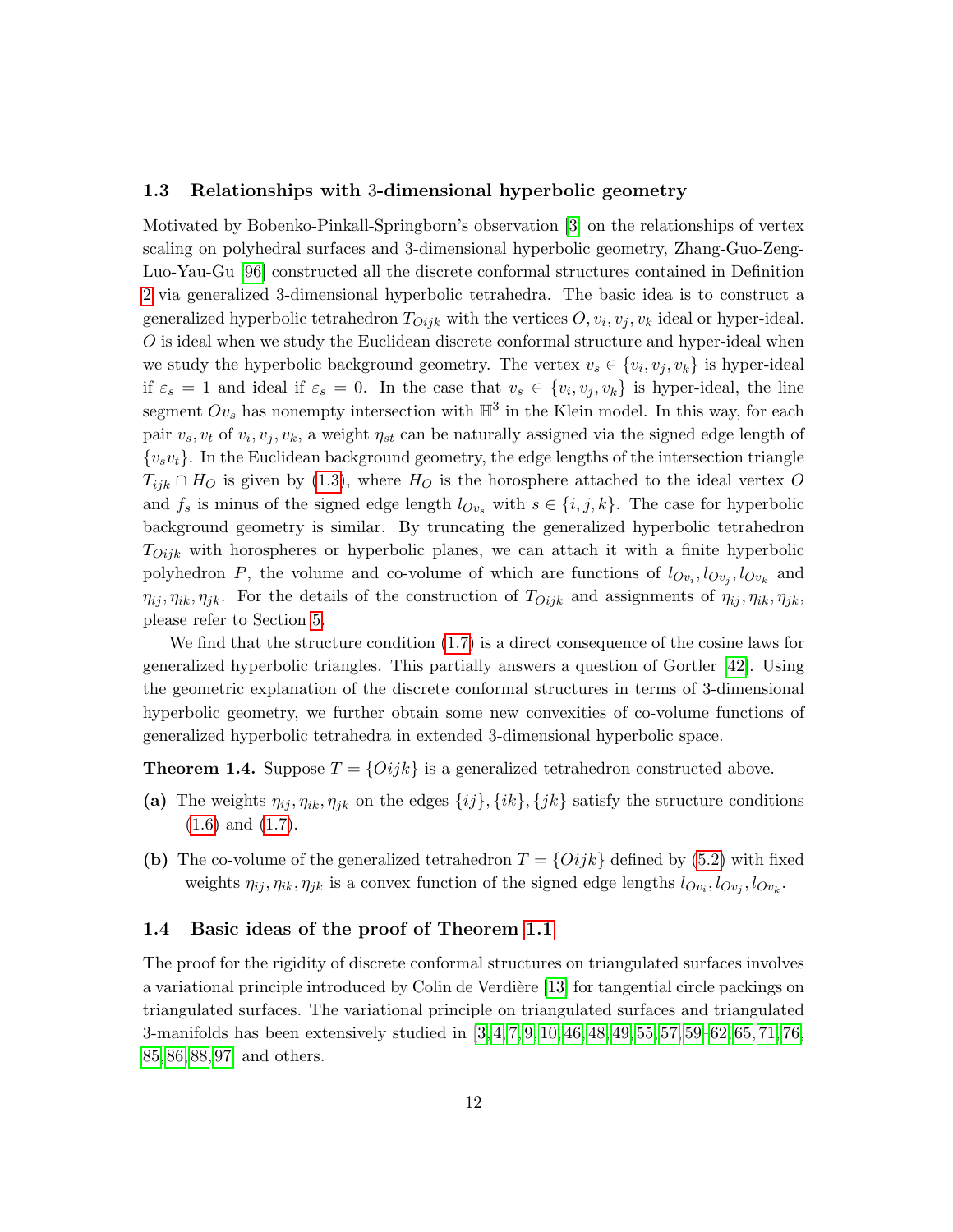### 1.3 Relationships with 3-dimensional hyperbolic geometry

Motivated by Bobenko-Pinkall-Springborn's observation [3] on the relationships of vertex scaling on polyhedral surfaces and 3-dimensional hyperbolic geometry, Zhang-Guo-Zeng-Luo-Yau-Gu [96] constructed all the discrete conformal structures contained in Definition 2 via generalized 3-dimensional hyperbolic tetrahedra. The basic idea is to construct a generalized hyperbolic tetrahedron $T_{Oijk}$ with the vertices $O, v_i, v_j, v_k$ ideal or hyper-ideal. $O$ is ideal when we study the Euclidean discrete conformal structure and hyper-ideal when we study the hyperbolic background geometry. The vertex $v_s \in \{v_i, v_j, v_k\}$ is hyper-ideal if $\varepsilon_s = 1$ and ideal if $\varepsilon_s = 0$. In the case that $v_s \in \{v_i, v_j, v_k\}$ is hyper-ideal, the line segment $Ov_s$ has nonempty intersection with $\mathbb{H}^3$ in the Klein model. In this way, for each pair $v_s, v_t$ of $v_i, v_j, v_k$, a weight $\eta_{st}$ can be naturally assigned via the signed edge length of $\{v_s v_t\}$. In the Euclidean background geometry, the edge lengths of the intersection triangle $T_{ijk} \cap H_O$ is given by (1.3), where $H_O$ is the horosphere attached to the ideal vertex $O$ and $f_s$ is minus of the signed edge length $l_{Ov_s}$ with $s \in \{i, j, k\}$. The case for hyperbolic background geometry is similar. By truncating the generalized hyperbolic tetrahedron $T_{Oijk}$ with horospheres or hyperbolic planes, we can attach it with a finite hyperbolic polyhedron $P$, the volume and co-volume of which are functions of $l_{Ov_i}, l_{Ov_j}, l_{Ov_k}$ and $\eta_{ij}, \eta_{ik}, \eta_{jk}$. For the details of the construction of $T_{Oijk}$ and assignments of $\eta_{ij}, \eta_{ik}, \eta_{jk}$, please refer to Section 5.

We find that the structure condition (1.7) is a direct consequence of the cosine laws for generalized hyperbolic triangles. This partially answers a question of Gortler [42]. Using the geometric explanation of the discrete conformal structures in terms of 3-dimensional hyperbolic geometry, we further obtain some new convexities of co-volume functions of generalized hyperbolic tetrahedra in extended 3-dimensional hyperbolic space.

**Theorem 1.4.** Suppose $T = \{Oijk\}$ is a generalized tetrahedron constructed above.

**(a)** The weights $\eta_{ij}, \eta_{ik}, \eta_{jk}$ on the edges $\{ij\}, \{ik\}, \{jk\}$ satisfy the structure conditions (1.6) and (1.7).

**(b)** The co-volume of the generalized tetrahedron $T = \{Oijk\}$ defined by (5.2) with fixed weights $\eta_{ij}, \eta_{ik}, \eta_{jk}$ is a convex function of the signed edge lengths $l_{Ov_i}, l_{Ov_j}, l_{Ov_k}$.

### 1.4 Basic ideas of the proof of Theorem 1.1

The proof for the rigidity of discrete conformal structures on triangulated surfaces involves a variational principle introduced by Colin de Verdière [13] for tangential circle packings on triangulated surfaces. The variational principle on triangulated surfaces and triangulated 3-manifolds has been extensively studied in [3, 4, 7, 9, 10, 46, 48, 49, 55, 57, 59–62, 65, 71, 76, 85, 86, 88, 97] and others.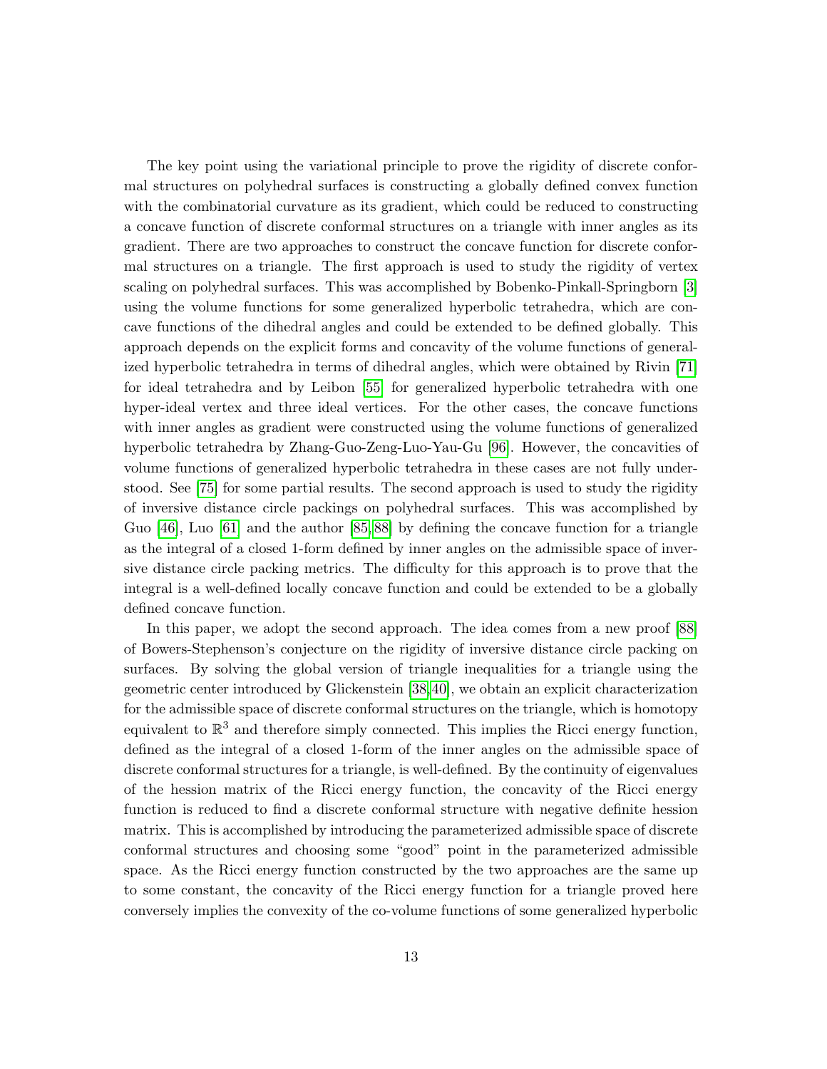The key point using the variational principle to prove the rigidity of discrete conformal structures on polyhedral surfaces is constructing a globally defined convex function with the combinatorial curvature as its gradient, which could be reduced to constructing a concave function of discrete conformal structures on a triangle with inner angles as its gradient. There are two approaches to construct the concave function for discrete conformal structures on a triangle. The first approach is used to study the rigidity of vertex scaling on polyhedral surfaces. This was accomplished by Bobenko-Pinkall-Springborn [3] using the volume functions for some generalized hyperbolic tetrahedra, which are concave functions of the dihedral angles and could be extended to be defined globally. This approach depends on the explicit forms and concavity of the volume functions of generalized hyperbolic tetrahedra in terms of dihedral angles, which were obtained by Rivin [71] for ideal tetrahedra and by Leibon [55] for generalized hyperbolic tetrahedra with one hyper-ideal vertex and three ideal vertices. For the other cases, the concave functions with inner angles as gradient were constructed using the volume functions of generalized hyperbolic tetrahedra by Zhang-Guo-Zeng-Luo-Yau-Gu [96]. However, the concavities of volume functions of generalized hyperbolic tetrahedra in these cases are not fully understood. See [75] for some partial results. The second approach is used to study the rigidity of inversive distance circle packings on polyhedral surfaces. This was accomplished by Guo [46], Luo [61] and the author [85,88] by defining the concave function for a triangle as the integral of a closed 1-form defined by inner angles on the admissible space of inversive distance circle packing metrics. The difficulty for this approach is to prove that the integral is a well-defined locally concave function and could be extended to be a globally defined concave function.

In this paper, we adopt the second approach. The idea comes from a new proof [88] of Bowers-Stephenson's conjecture on the rigidity of inversive distance circle packing on surfaces. By solving the global version of triangle inequalities for a triangle using the geometric center introduced by Glickenstein [38,40], we obtain an explicit characterization for the admissible space of discrete conformal structures on the triangle, which is homotopy equivalent to $\mathbb{R}^3$ and therefore simply connected. This implies the Ricci energy function, defined as the integral of a closed 1-form of the inner angles on the admissible space of discrete conformal structures for a triangle, is well-defined. By the continuity of eigenvalues of the hession matrix of the Ricci energy function, the concavity of the Ricci energy function is reduced to find a discrete conformal structure with negative definite hession matrix. This is accomplished by introducing the parameterized admissible space of discrete conformal structures and choosing some "good" point in the parameterized admissible space. As the Ricci energy function constructed by the two approaches are the same up to some constant, the concavity of the Ricci energy function for a triangle proved here conversely implies the convexity of the co-volume functions of some generalized hyperbolic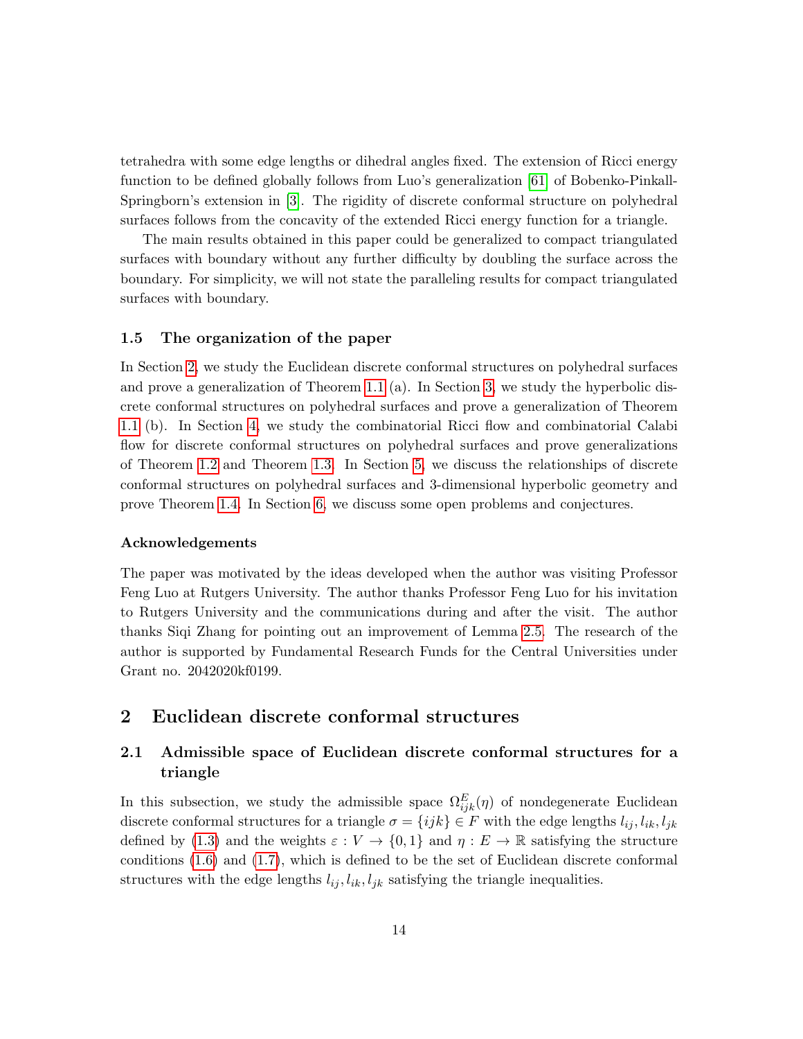tetrahedra with some edge lengths or dihedral angles fixed. The extension of Ricci energy function to be defined globally follows from Luo's generalization [61] of Bobenko-Pinkall-Springborn's extension in [3]. The rigidity of discrete conformal structure on polyhedral surfaces follows from the concavity of the extended Ricci energy function for a triangle.

The main results obtained in this paper could be generalized to compact triangulated surfaces with boundary without any further difficulty by doubling the surface across the boundary. For simplicity, we will not state the paralleling results for compact triangulated surfaces with boundary.

### 1.5 The organization of the paper

In Section 2, we study the Euclidean discrete conformal structures on polyhedral surfaces and prove a generalization of Theorem 1.1 (a). In Section 3, we study the hyperbolic discrete conformal structures on polyhedral surfaces and prove a generalization of Theorem 1.1 (b). In Section 4, we study the combinatorial Ricci flow and combinatorial Calabi flow for discrete conformal structures on polyhedral surfaces and prove generalizations of Theorem 1.2 and Theorem 1.3. In Section 5, we discuss the relationships of discrete conformal structures on polyhedral surfaces and 3-dimensional hyperbolic geometry and prove Theorem 1.4. In Section 6, we discuss some open problems and conjectures.

#### Acknowledgements

The paper was motivated by the ideas developed when the author was visiting Professor Feng Luo at Rutgers University. The author thanks Professor Feng Luo for his invitation to Rutgers University and the communications during and after the visit. The author thanks Siqi Zhang for pointing out an improvement of Lemma 2.5. The research of the author is supported by Fundamental Research Funds for the Central Universities under Grant no. 2042020kf0199.

## 2 Euclidean discrete conformal structures

### 2.1 Admissible space of Euclidean discrete conformal structures for a triangle

In this subsection, we study the admissible space $\Omega^E_{ijk}(\eta)$ of nondegenerate Euclidean discrete conformal structures for a triangle $\sigma = \{ijk\} \in F$ with the edge lengths $l_{ij}, l_{ik}, l_{jk}$ defined by (1.3) and the weights $\varepsilon : V \to \{0, 1\}$ and $\eta : E \to \mathbb{R}$ satisfying the structure conditions (1.6) and (1.7), which is defined to be the set of Euclidean discrete conformal structures with the edge lengths $l_{ij}, l_{ik}, l_{jk}$ satisfying the triangle inequalities.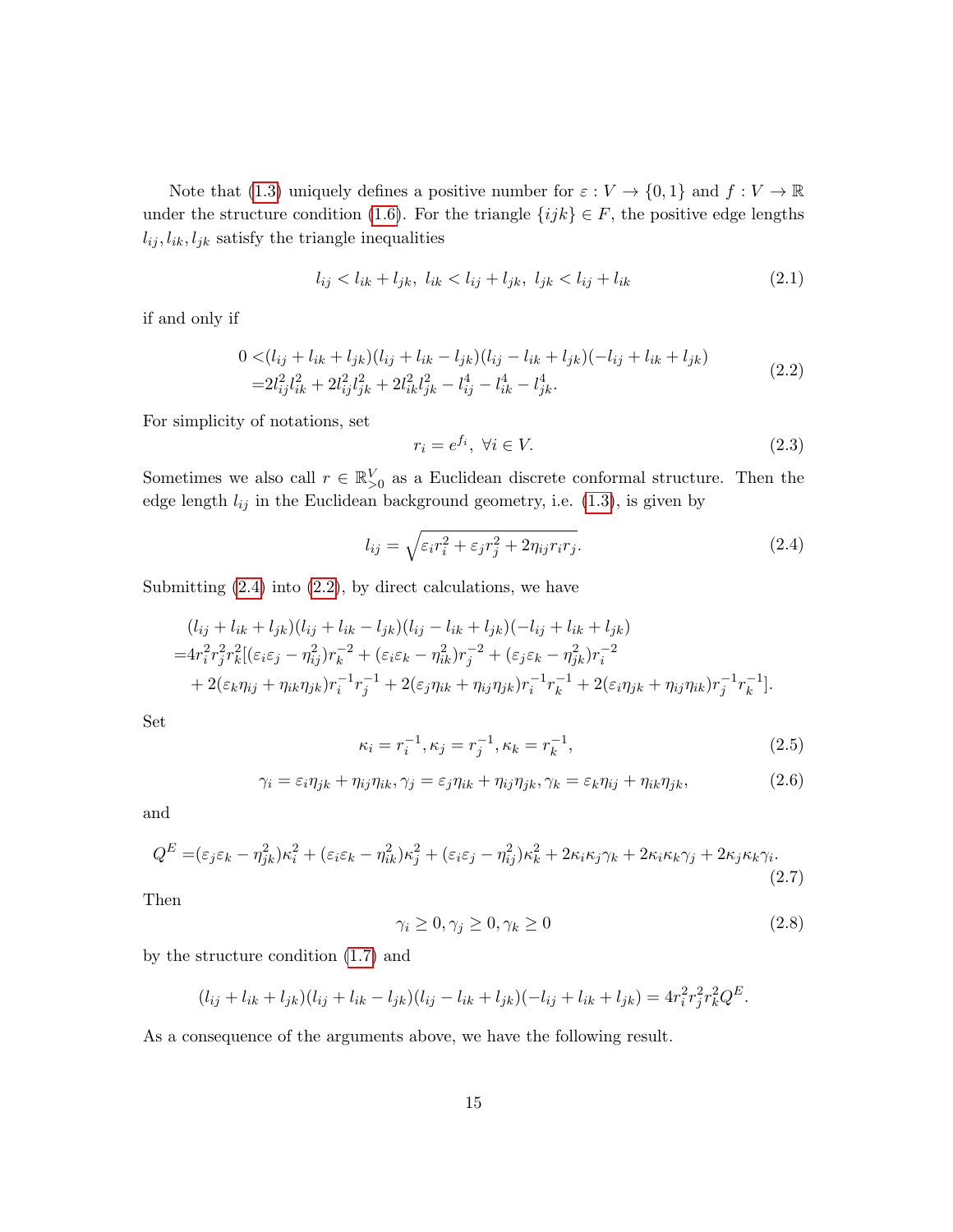Note that (1.3) uniquely defines a positive number for $\varepsilon : V \to \{0,1\}$ and $f : V \to \mathbb{R}$ under the structure condition (1.6). For the triangle $\{ijk\} \in F$, the positive edge lengths $l_{ij}, l_{ik}, l_{jk}$ satisfy the triangle inequalities

$$l_{ij} < l_{ik} + l_{jk},\ l_{ik} < l_{ij} + l_{jk},\ l_{jk} < l_{ij} + l_{ik} \tag{2.1}$$

if and only if

$$\begin{aligned}0 <&(l_{ij} + l_{ik} + l_{jk})(l_{ij} + l_{ik} - l_{jk})(l_{ij} - l_{ik} + l_{jk})(-l_{ij} + l_{ik} + l_{jk})\\ =&2l_{ij}^2 l_{ik}^2 + 2l_{ij}^2 l_{jk}^2 + 2l_{ik}^2 l_{jk}^2 - l_{ij}^4 - l_{ik}^4 - l_{jk}^4.\end{aligned} \tag{2.2}$$

For simplicity of notations, set

$$r_i = e^{f_i},\ \forall i \in V. \tag{2.3}$$

Sometimes we also call $r \in \mathbb{R}^V_{>0}$ as a Euclidean discrete conformal structure. Then the edge length $l_{ij}$ in the Euclidean background geometry, i.e. (1.3), is given by

$$l_{ij} = \sqrt{\varepsilon_i r_i^2 + \varepsilon_j r_j^2 + 2\eta_{ij} r_i r_j}. \tag{2.4}$$

Submitting (2.4) into (2.2), by direct calculations, we have

$$\begin{aligned}&(l_{ij} + l_{ik} + l_{jk})(l_{ij} + l_{ik} - l_{jk})(l_{ij} - l_{ik} + l_{jk})(-l_{ij} + l_{ik} + l_{jk})\\ =&4r_i^2 r_j^2 r_k^2[(\varepsilon_i\varepsilon_j - \eta_{ij}^2)r_k^{-2} + (\varepsilon_i\varepsilon_k - \eta_{ik}^2)r_j^{-2} + (\varepsilon_j\varepsilon_k - \eta_{jk}^2)r_i^{-2}\\ &+ 2(\varepsilon_k\eta_{ij} + \eta_{ik}\eta_{jk})r_i^{-1}r_j^{-1} + 2(\varepsilon_j\eta_{ik} + \eta_{ij}\eta_{jk})r_i^{-1}r_k^{-1} + 2(\varepsilon_i\eta_{jk} + \eta_{ij}\eta_{ik})r_j^{-1}r_k^{-1}].\end{aligned}$$

Set

$$\kappa_i = r_i^{-1}, \kappa_j = r_j^{-1}, \kappa_k = r_k^{-1}, \tag{2.5}$$

$$\gamma_i = \varepsilon_i\eta_{jk} + \eta_{ij}\eta_{ik}, \gamma_j = \varepsilon_j\eta_{ik} + \eta_{ij}\eta_{jk}, \gamma_k = \varepsilon_k\eta_{ij} + \eta_{ik}\eta_{jk}, \tag{2.6}$$

and

$$Q^E = (\varepsilon_j\varepsilon_k - \eta_{jk}^2)\kappa_i^2 + (\varepsilon_i\varepsilon_k - \eta_{ik}^2)\kappa_j^2 + (\varepsilon_i\varepsilon_j - \eta_{ij}^2)\kappa_k^2 + 2\kappa_i\kappa_j\gamma_k + 2\kappa_i\kappa_k\gamma_j + 2\kappa_j\kappa_k\gamma_i. \tag{2.7}$$

Then

$$\gamma_i \geq 0, \gamma_j \geq 0, \gamma_k \geq 0 \tag{2.8}$$

by the structure condition (1.7) and

$$(l_{ij} + l_{ik} + l_{jk})(l_{ij} + l_{ik} - l_{jk})(l_{ij} - l_{ik} + l_{jk})(-l_{ij} + l_{ik} + l_{jk}) = 4r_i^2 r_j^2 r_k^2 Q^E.$$

As a consequence of the arguments above, we have the following result.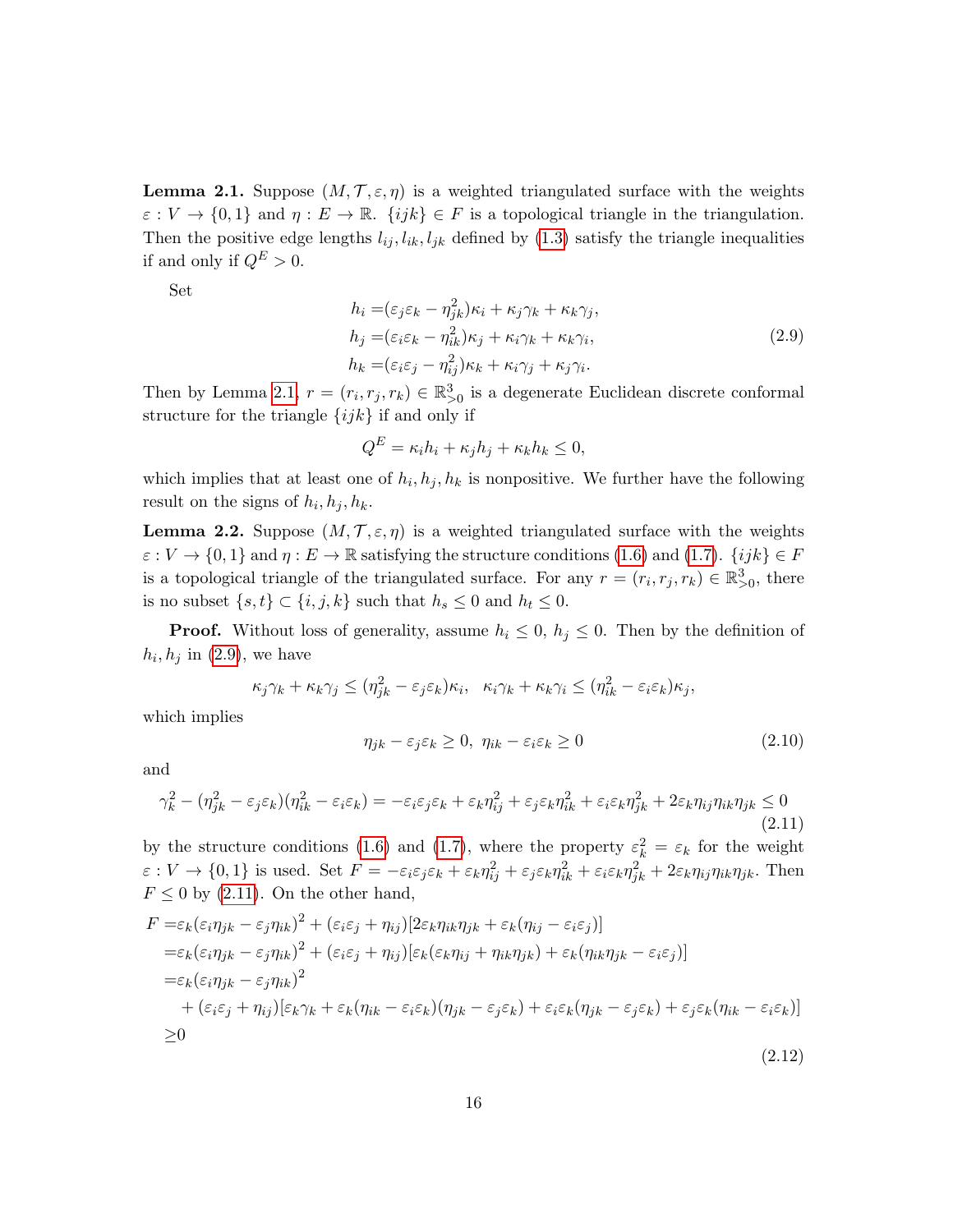**Lemma 2.1.** Suppose $(M, \mathcal{T}, \varepsilon, \eta)$ is a weighted triangulated surface with the weights $\varepsilon : V \to \{0, 1\}$ and $\eta : E \to \mathbb{R}$. $\{ijk\} \in F$ is a topological triangle in the triangulation. Then the positive edge lengths $l_{ij}, l_{ik}, l_{jk}$ defined by (1.3) satisfy the triangle inequalities if and only if $Q^E > 0$.

Set

$$
\begin{aligned}
h_i =& (\varepsilon_j\varepsilon_k - \eta_{jk}^2)\kappa_i + \kappa_j\gamma_k + \kappa_k\gamma_j, \\
h_j =& (\varepsilon_i\varepsilon_k - \eta_{ik}^2)\kappa_j + \kappa_i\gamma_k + \kappa_k\gamma_i, \\
h_k =& (\varepsilon_i\varepsilon_j - \eta_{ij}^2)\kappa_k + \kappa_i\gamma_j + \kappa_j\gamma_i.
\end{aligned}
\tag{2.9}
$$

Then by Lemma 2.1, $r = (r_i, r_j, r_k) \in \mathbb{R}^3_{>0}$ is a degenerate Euclidean discrete conformal structure for the triangle $\{ijk\}$ if and only if

$$
Q^E = \kappa_i h_i + \kappa_j h_j + \kappa_k h_k \leq 0,
$$

which implies that at least one of $h_i, h_j, h_k$ is nonpositive. We further have the following result on the signs of $h_i, h_j, h_k$.

**Lemma 2.2.** Suppose $(M, \mathcal{T}, \varepsilon, \eta)$ is a weighted triangulated surface with the weights $\varepsilon : V \to \{0, 1\}$ and $\eta : E \to \mathbb{R}$ satisfying the structure conditions (1.6) and (1.7). $\{ijk\} \in F$ is a topological triangle of the triangulated surface. For any $r = (r_i, r_j, r_k) \in \mathbb{R}^3_{>0}$, there is no subset $\{s, t\} \subset \{i, j, k\}$ such that $h_s \leq 0$ and $h_t \leq 0$.

**Proof.** Without loss of generality, assume $h_i \leq 0$, $h_j \leq 0$. Then by the definition of $h_i, h_j$ in (2.9), we have

$$
\kappa_j\gamma_k + \kappa_k\gamma_j \leq (\eta_{jk}^2 - \varepsilon_j\varepsilon_k)\kappa_i, \quad \kappa_i\gamma_k + \kappa_k\gamma_i \leq (\eta_{ik}^2 - \varepsilon_i\varepsilon_k)\kappa_j,
$$

which implies

$$
\eta_{jk} - \varepsilon_j\varepsilon_k \geq 0, \ \eta_{ik} - \varepsilon_i\varepsilon_k \geq 0 \tag{2.10}
$$

and

$$
\gamma_k^2 - (\eta_{jk}^2 - \varepsilon_j\varepsilon_k)(\eta_{ik}^2 - \varepsilon_i\varepsilon_k) = -\varepsilon_i\varepsilon_j\varepsilon_k + \varepsilon_k\eta_{ij}^2 + \varepsilon_j\varepsilon_k\eta_{ik}^2 + \varepsilon_i\varepsilon_k\eta_{jk}^2 + 2\varepsilon_k\eta_{ij}\eta_{ik}\eta_{jk} \leq 0 \tag{2.11}
$$

by the structure conditions (1.6) and (1.7), where the property $\varepsilon_k^2 = \varepsilon_k$ for the weight $\varepsilon : V \to \{0, 1\}$ is used. Set $F = -\varepsilon_i\varepsilon_j\varepsilon_k + \varepsilon_k\eta_{ij}^2 + \varepsilon_j\varepsilon_k\eta_{ik}^2 + \varepsilon_i\varepsilon_k\eta_{jk}^2 + 2\varepsilon_k\eta_{ij}\eta_{ik}\eta_{jk}$. Then $F \leq 0$ by (2.11). On the other hand,

$$
\begin{aligned}
F =& \varepsilon_k(\varepsilon_i\eta_{jk} - \varepsilon_j\eta_{ik})^2 + (\varepsilon_i\varepsilon_j + \eta_{ij})[2\varepsilon_k\eta_{ik}\eta_{jk} + \varepsilon_k(\eta_{ij} - \varepsilon_i\varepsilon_j)] \\
=& \varepsilon_k(\varepsilon_i\eta_{jk} - \varepsilon_j\eta_{ik})^2 + (\varepsilon_i\varepsilon_j + \eta_{ij})[\varepsilon_k(\varepsilon_k\eta_{ij} + \eta_{ik}\eta_{jk}) + \varepsilon_k(\eta_{ik}\eta_{jk} - \varepsilon_i\varepsilon_j)] \\
=& \varepsilon_k(\varepsilon_i\eta_{jk} - \varepsilon_j\eta_{ik})^2 \\
&+ (\varepsilon_i\varepsilon_j + \eta_{ij})[\varepsilon_k\gamma_k + \varepsilon_k(\eta_{ik} - \varepsilon_i\varepsilon_k)(\eta_{jk} - \varepsilon_j\varepsilon_k) + \varepsilon_i\varepsilon_k(\eta_{jk} - \varepsilon_j\varepsilon_k) + \varepsilon_j\varepsilon_k(\eta_{ik} - \varepsilon_i\varepsilon_k)] \\
\geq& 0
\end{aligned}
\tag{2.12}
$$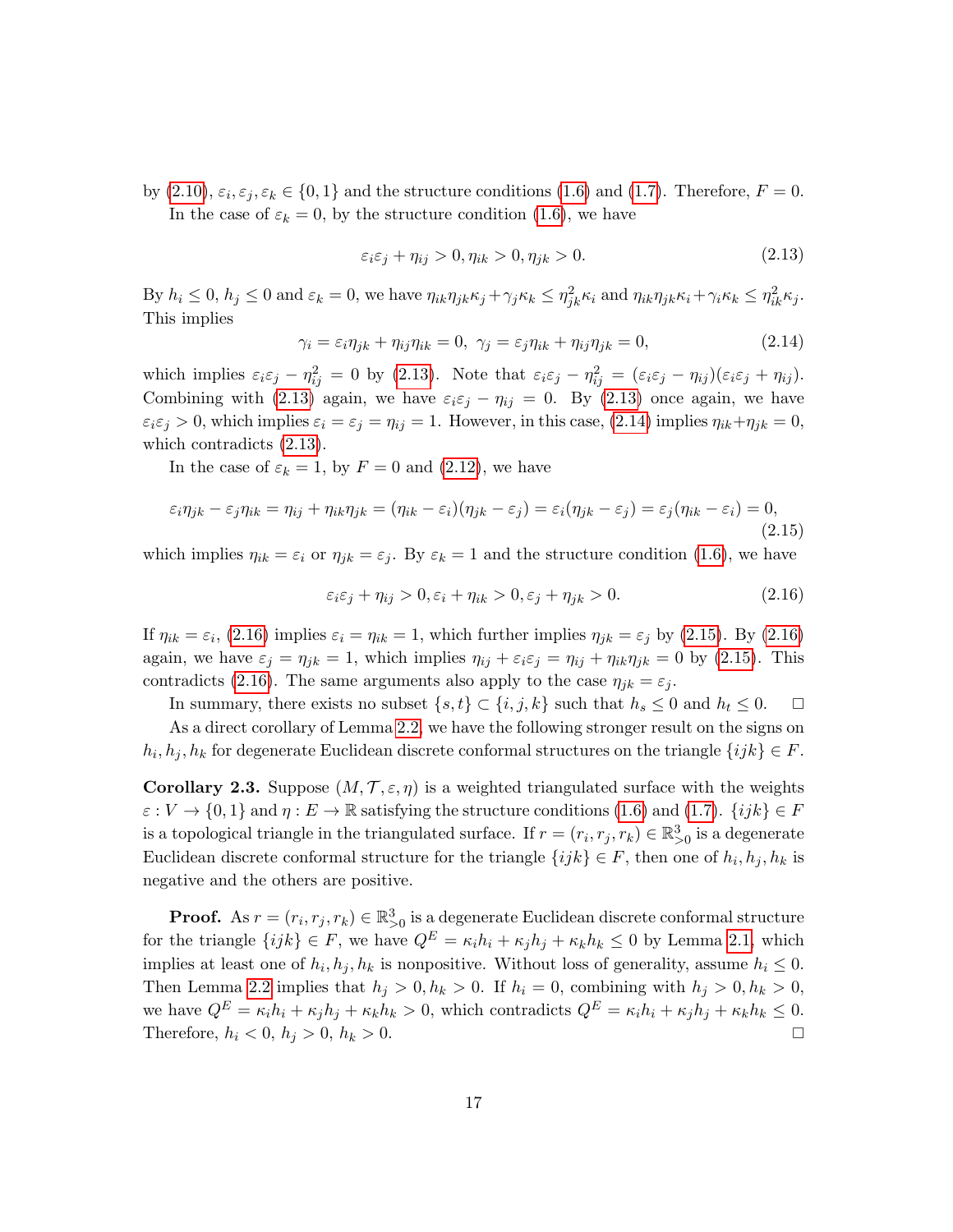by (2.10), $\varepsilon_i, \varepsilon_j, \varepsilon_k \in \{0, 1\}$ and the structure conditions (1.6) and (1.7). Therefore, $F = 0$.

In the case of $\varepsilon_k = 0$, by the structure condition (1.6), we have

$$\varepsilon_i\varepsilon_j + \eta_{ij} > 0, \eta_{ik} > 0, \eta_{jk} > 0. \tag{2.13}$$

By $h_i \le 0$, $h_j \le 0$ and $\varepsilon_k = 0$, we have $\eta_{ik}\eta_{jk}\kappa_j + \gamma_j\kappa_k \le \eta_{jk}^2\kappa_i$ and $\eta_{ik}\eta_{jk}\kappa_i + \gamma_i\kappa_k \le \eta_{ik}^2\kappa_j$. This implies

$$\gamma_i = \varepsilon_i\eta_{jk} + \eta_{ij}\eta_{ik} = 0,\ \gamma_j = \varepsilon_j\eta_{ik} + \eta_{ij}\eta_{jk} = 0, \tag{2.14}$$

which implies $\varepsilon_i\varepsilon_j - \eta_{ij}^2 = 0$ by (2.13). Note that $\varepsilon_i\varepsilon_j - \eta_{ij}^2 = (\varepsilon_i\varepsilon_j - \eta_{ij})(\varepsilon_i\varepsilon_j + \eta_{ij})$. Combining with (2.13) again, we have $\varepsilon_i\varepsilon_j - \eta_{ij} = 0$. By (2.13) once again, we have $\varepsilon_i\varepsilon_j > 0$, which implies $\varepsilon_i = \varepsilon_j = \eta_{ij} = 1$. However, in this case, (2.14) implies $\eta_{ik} + \eta_{jk} = 0$, which contradicts (2.13).

In the case of $\varepsilon_k = 1$, by $F = 0$ and (2.12), we have

$$\varepsilon_i\eta_{jk} - \varepsilon_j\eta_{ik} = \eta_{ij} + \eta_{ik}\eta_{jk} = (\eta_{ik} - \varepsilon_i)(\eta_{jk} - \varepsilon_j) = \varepsilon_i(\eta_{jk} - \varepsilon_j) = \varepsilon_j(\eta_{ik} - \varepsilon_i) = 0, \tag{2.15}$$

which implies $\eta_{ik} = \varepsilon_i$ or $\eta_{jk} = \varepsilon_j$. By $\varepsilon_k = 1$ and the structure condition (1.6), we have

$$\varepsilon_i\varepsilon_j + \eta_{ij} > 0, \varepsilon_i + \eta_{ik} > 0, \varepsilon_j + \eta_{jk} > 0. \tag{2.16}$$

If $\eta_{ik} = \varepsilon_i$, (2.16) implies $\varepsilon_i = \eta_{ik} = 1$, which further implies $\eta_{jk} = \varepsilon_j$ by (2.15). By (2.16) again, we have $\varepsilon_j = \eta_{jk} = 1$, which implies $\eta_{ij} + \varepsilon_i\varepsilon_j = \eta_{ij} + \eta_{ik}\eta_{jk} = 0$ by (2.15). This contradicts (2.16). The same arguments also apply to the case $\eta_{jk} = \varepsilon_j$.

In summary, there exists no subset $\{s, t\} \subset \{i, j, k\}$ such that $h_s \le 0$ and $h_t \le 0$. □

As a direct corollary of Lemma 2.2, we have the following stronger result on the signs on $h_i, h_j, h_k$ for degenerate Euclidean discrete conformal structures on the triangle $\{ijk\} \in F$.

**Corollary 2.3.** Suppose $(M, \mathcal{T}, \varepsilon, \eta)$ is a weighted triangulated surface with the weights $\varepsilon : V \to \{0, 1\}$ and $\eta : E \to \mathbb{R}$ satisfying the structure conditions (1.6) and (1.7). $\{ijk\} \in F$ is a topological triangle in the triangulated surface. If $r = (r_i, r_j, r_k) \in \mathbb{R}^3_{>0}$ is a degenerate Euclidean discrete conformal structure for the triangle $\{ijk\} \in F$, then one of $h_i, h_j, h_k$ is negative and the others are positive.

**Proof.** As $r = (r_i, r_j, r_k) \in \mathbb{R}^3_{>0}$ is a degenerate Euclidean discrete conformal structure for the triangle $\{ijk\} \in F$, we have $Q^E = \kappa_i h_i + \kappa_j h_j + \kappa_k h_k \le 0$ by Lemma 2.1, which implies at least one of $h_i, h_j, h_k$ is nonpositive. Without loss of generality, assume $h_i \le 0$. Then Lemma 2.2 implies that $h_j > 0, h_k > 0$. If $h_i = 0$, combining with $h_j > 0, h_k > 0$, we have $Q^E = \kappa_i h_i + \kappa_j h_j + \kappa_k h_k > 0$, which contradicts $Q^E = \kappa_i h_i + \kappa_j h_j + \kappa_k h_k \le 0$. Therefore, $h_i < 0$, $h_j > 0$, $h_k > 0$. □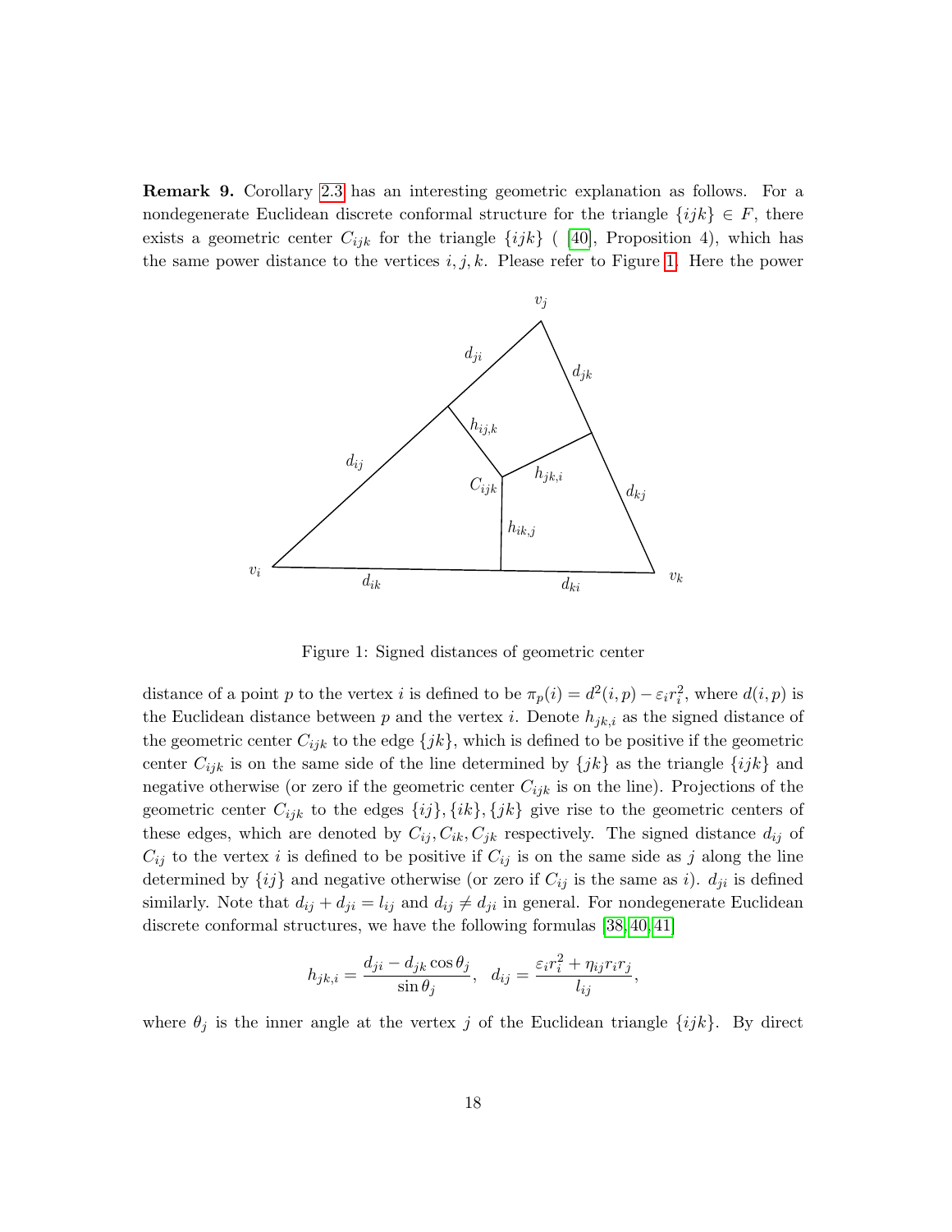**Remark 9.** Corollary 2.3 has an interesting geometric explanation as follows. For a nondegenerate Euclidean discrete conformal structure for the triangle $\{ijk\} \in F$, there exists a geometric center $C_{ijk}$ for the triangle $\{ijk\}$ ( [40], Proposition 4), which has the same power distance to the vertices $i, j, k$. Please refer to Figure 1. Here the power

Figure 1: Signed distances of geometric center

distance of a point $p$ to the vertex $i$ is defined to be $\pi_p(i) = d^2(i,p) - \varepsilon_i r_i^2$, where $d(i,p)$ is the Euclidean distance between $p$ and the vertex $i$. Denote $h_{jk,i}$ as the signed distance of the geometric center $C_{ijk}$ to the edge $\{jk\}$, which is defined to be positive if the geometric center $C_{ijk}$ is on the same side of the line determined by $\{jk\}$ as the triangle $\{ijk\}$ and negative otherwise (or zero if the geometric center $C_{ijk}$ is on the line). Projections of the geometric center $C_{ijk}$ to the edges $\{ij\}, \{ik\}, \{jk\}$ give rise to the geometric centers of these edges, which are denoted by $C_{ij}, C_{ik}, C_{jk}$ respectively. The signed distance $d_{ij}$ of $C_{ij}$ to the vertex $i$ is defined to be positive if $C_{ij}$ is on the same side as $j$ along the line determined by $\{ij\}$ and negative otherwise (or zero if $C_{ij}$ is the same as $i$). $d_{ji}$ is defined similarly. Note that $d_{ij} + d_{ji} = l_{ij}$ and $d_{ij} \neq d_{ji}$ in general. For nondegenerate Euclidean discrete conformal structures, we have the following formulas [38, 40, 41]

$$h_{jk,i} = \frac{d_{ji} - d_{jk}\cos\theta_j}{\sin\theta_j}, \quad d_{ij} = \frac{\varepsilon_i r_i^2 + \eta_{ij} r_i r_j}{l_{ij}},$$

where $\theta_j$ is the inner angle at the vertex $j$ of the Euclidean triangle $\{ijk\}$. By direct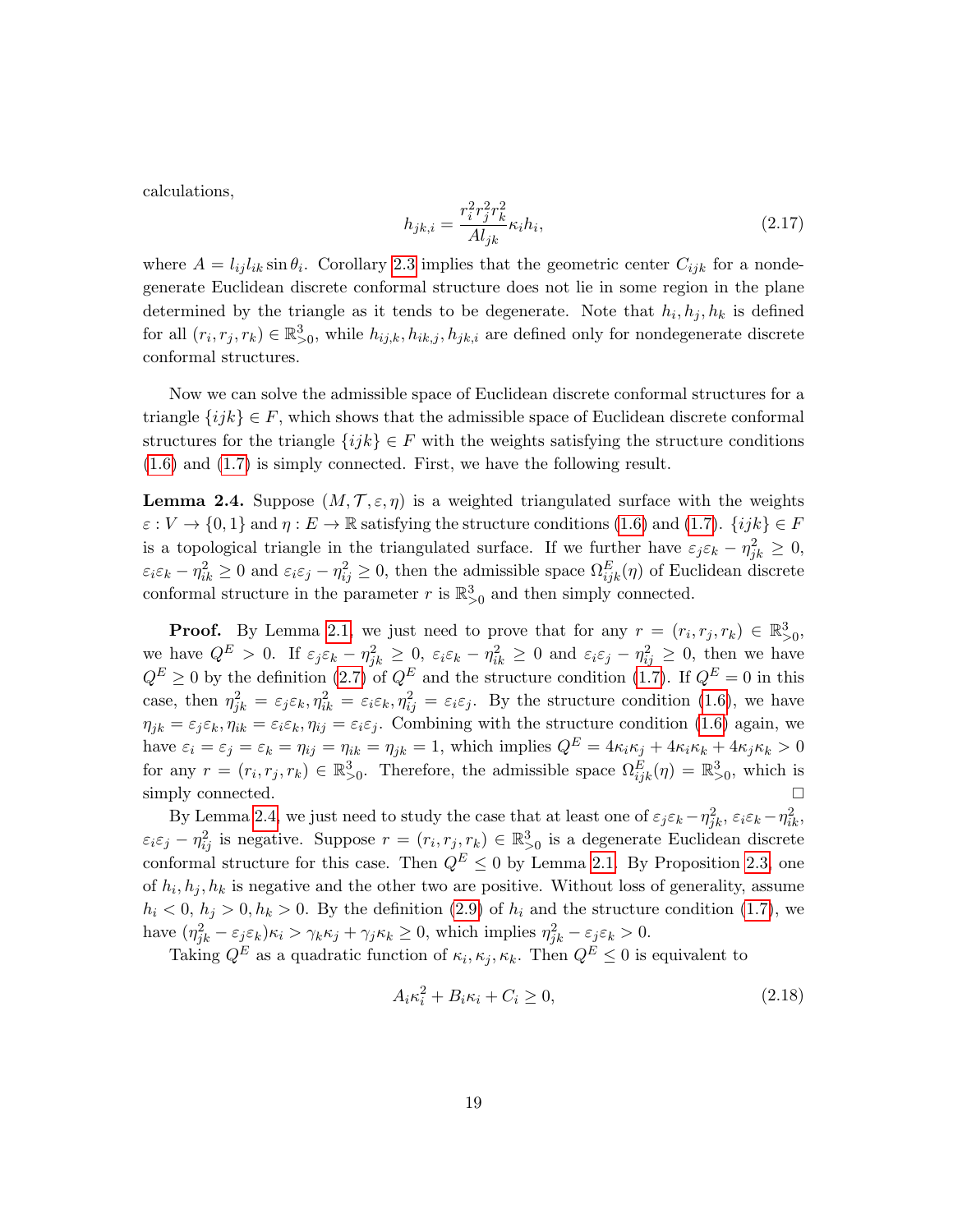calculations,

$$h_{jk,i} = \frac{r_i^2 r_j^2 r_k^2}{A l_{jk}} \kappa_i h_i, \tag{2.17}$$

where $A = l_{ij} l_{ik} \sin\theta_i$. Corollary 2.3 implies that the geometric center $C_{ijk}$ for a nondegenerate Euclidean discrete conformal structure does not lie in some region in the plane determined by the triangle as it tends to be degenerate. Note that $h_i, h_j, h_k$ is defined for all $(r_i, r_j, r_k) \in \mathbb{R}^3_{>0}$, while $h_{ij,k}, h_{ik,j}, h_{jk,i}$ are defined only for nondegenerate discrete conformal structures.

Now we can solve the admissible space of Euclidean discrete conformal structures for a triangle $\{ijk\} \in F$, which shows that the admissible space of Euclidean discrete conformal structures for the triangle $\{ijk\} \in F$ with the weights satisfying the structure conditions (1.6) and (1.7) is simply connected. First, we have the following result.

**Lemma 2.4.** Suppose $(M, \mathcal{T}, \varepsilon, \eta)$ is a weighted triangulated surface with the weights $\varepsilon : V \to \{0, 1\}$ and $\eta : E \to \mathbb{R}$ satisfying the structure conditions (1.6) and (1.7). $\{ijk\} \in F$ is a topological triangle in the triangulated surface. If we further have $\varepsilon_j\varepsilon_k - \eta_{jk}^2 \geq 0$, $\varepsilon_i\varepsilon_k - \eta_{ik}^2 \geq 0$ and $\varepsilon_i\varepsilon_j - \eta_{ij}^2 \geq 0$, then the admissible space $\Omega^E_{ijk}(\eta)$ of Euclidean discrete conformal structure in the parameter $r$ is $\mathbb{R}^3_{>0}$ and then simply connected.

**Proof.** By Lemma 2.1, we just need to prove that for any $r = (r_i, r_j, r_k) \in \mathbb{R}^3_{>0}$, we have $Q^E > 0$. If $\varepsilon_j\varepsilon_k - \eta_{jk}^2 \geq 0$, $\varepsilon_i\varepsilon_k - \eta_{ik}^2 \geq 0$ and $\varepsilon_i\varepsilon_j - \eta_{ij}^2 \geq 0$, then we have $Q^E \geq 0$ by the definition (2.7) of $Q^E$ and the structure condition (1.7). If $Q^E = 0$ in this case, then $\eta_{jk}^2 = \varepsilon_j\varepsilon_k, \eta_{ik}^2 = \varepsilon_i\varepsilon_k, \eta_{ij}^2 = \varepsilon_i\varepsilon_j$. By the structure condition (1.6), we have $\eta_{jk} = \varepsilon_j\varepsilon_k, \eta_{ik} = \varepsilon_i\varepsilon_k, \eta_{ij} = \varepsilon_i\varepsilon_j$. Combining with the structure condition (1.6) again, we have $\varepsilon_i = \varepsilon_j = \varepsilon_k = \eta_{ij} = \eta_{ik} = \eta_{jk} = 1$, which implies $Q^E = 4\kappa_i\kappa_j + 4\kappa_i\kappa_k + 4\kappa_j\kappa_k > 0$ for any $r = (r_i, r_j, r_k) \in \mathbb{R}^3_{>0}$. Therefore, the admissible space $\Omega^E_{ijk}(\eta) = \mathbb{R}^3_{>0}$, which is simply connected. $\square$

By Lemma 2.4, we just need to study the case that at least one of $\varepsilon_j\varepsilon_k - \eta_{jk}^2$, $\varepsilon_i\varepsilon_k - \eta_{ik}^2$, $\varepsilon_i\varepsilon_j - \eta_{ij}^2$ is negative. Suppose $r = (r_i, r_j, r_k) \in \mathbb{R}^3_{>0}$ is a degenerate Euclidean discrete conformal structure for this case. Then $Q^E \leq 0$ by Lemma 2.1. By Proposition 2.3, one of $h_i, h_j, h_k$ is negative and the other two are positive. Without loss of generality, assume $h_i < 0$, $h_j > 0, h_k > 0$. By the definition (2.9) of $h_i$ and the structure condition (1.7), we have $(\eta_{jk}^2 - \varepsilon_j\varepsilon_k)\kappa_i > \gamma_k\kappa_j + \gamma_j\kappa_k \geq 0$, which implies $\eta_{jk}^2 - \varepsilon_j\varepsilon_k > 0$.

Taking $Q^E$ as a quadratic function of $\kappa_i, \kappa_j, \kappa_k$. Then $Q^E \leq 0$ is equivalent to

$$A_i\kappa_i^2 + B_i\kappa_i + C_i \geq 0, \tag{2.18}$$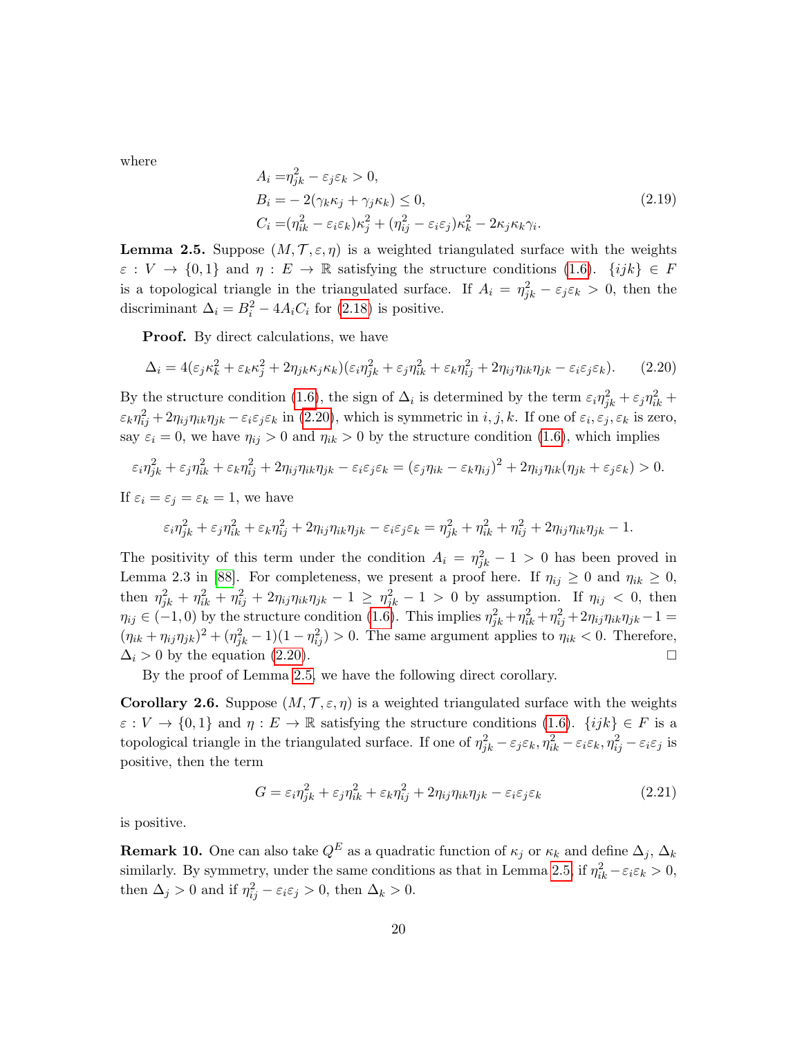where

$$
\begin{aligned}
A_i =& \eta_{jk}^2 - \varepsilon_j\varepsilon_k > 0, \\
B_i =& -2(\gamma_k\kappa_j + \gamma_j\kappa_k) \leq 0, \\
C_i =& (\eta_{ik}^2 - \varepsilon_i\varepsilon_k)\kappa_j^2 + (\eta_{ij}^2 - \varepsilon_i\varepsilon_j)\kappa_k^2 - 2\kappa_j\kappa_k\gamma_i.
\end{aligned} \tag{2.19}
$$

**Lemma 2.5.** Suppose $(M, \mathcal{T}, \varepsilon, \eta)$ is a weighted triangulated surface with the weights $\varepsilon : V \to \{0, 1\}$ and $\eta : E \to \mathbb{R}$ satisfying the structure conditions (1.6). $\{ijk\} \in F$ is a topological triangle in the triangulated surface. If $A_i = \eta_{jk}^2 - \varepsilon_j\varepsilon_k > 0$, then the discriminant $\Delta_i = B_i^2 - 4A_iC_i$ for (2.18) is positive.

**Proof.** By direct calculations, we have

$$
\Delta_i = 4(\varepsilon_j\kappa_k^2 + \varepsilon_k\kappa_j^2 + 2\eta_{jk}\kappa_j\kappa_k)(\varepsilon_i\eta_{jk}^2 + \varepsilon_j\eta_{ik}^2 + \varepsilon_k\eta_{ij}^2 + 2\eta_{ij}\eta_{ik}\eta_{jk} - \varepsilon_i\varepsilon_j\varepsilon_k). \tag{2.20}
$$

By the structure condition (1.6), the sign of $\Delta_i$ is determined by the term $\varepsilon_i\eta_{jk}^2 + \varepsilon_j\eta_{ik}^2 + \varepsilon_k\eta_{ij}^2 + 2\eta_{ij}\eta_{ik}\eta_{jk} - \varepsilon_i\varepsilon_j\varepsilon_k$ in (2.20), which is symmetric in $i, j, k$. If one of $\varepsilon_i, \varepsilon_j, \varepsilon_k$ is zero, say $\varepsilon_i = 0$, we have $\eta_{ij} > 0$ and $\eta_{ik} > 0$ by the structure condition (1.6), which implies

$$
\varepsilon_i\eta_{jk}^2 + \varepsilon_j\eta_{ik}^2 + \varepsilon_k\eta_{ij}^2 + 2\eta_{ij}\eta_{ik}\eta_{jk} - \varepsilon_i\varepsilon_j\varepsilon_k = (\varepsilon_j\eta_{ik} - \varepsilon_k\eta_{ij})^2 + 2\eta_{ij}\eta_{ik}(\eta_{jk} + \varepsilon_j\varepsilon_k) > 0.
$$

If $\varepsilon_i = \varepsilon_j = \varepsilon_k = 1$, we have

$$
\varepsilon_i\eta_{jk}^2 + \varepsilon_j\eta_{ik}^2 + \varepsilon_k\eta_{ij}^2 + 2\eta_{ij}\eta_{ik}\eta_{jk} - \varepsilon_i\varepsilon_j\varepsilon_k = \eta_{jk}^2 + \eta_{ik}^2 + \eta_{ij}^2 + 2\eta_{ij}\eta_{ik}\eta_{jk} - 1.
$$

The positivity of this term under the condition $A_i = \eta_{jk}^2 - 1 > 0$ has been proved in Lemma 2.3 in [88]. For completeness, we present a proof here. If $\eta_{ij} \geq 0$ and $\eta_{ik} \geq 0$, then $\eta_{jk}^2 + \eta_{ik}^2 + \eta_{ij}^2 + 2\eta_{ij}\eta_{ik}\eta_{jk} - 1 \geq \eta_{jk}^2 - 1 > 0$ by assumption. If $\eta_{ij} < 0$, then $\eta_{ij} \in (-1, 0)$ by the structure condition (1.6). This implies $\eta_{jk}^2 + \eta_{ik}^2 + \eta_{ij}^2 + 2\eta_{ij}\eta_{ik}\eta_{jk} - 1 = (\eta_{ik} + \eta_{ij}\eta_{jk})^2 + (\eta_{jk}^2 - 1)(1 - \eta_{ij}^2) > 0$. The same argument applies to $\eta_{ik} < 0$. Therefore, $\Delta_i > 0$ by the equation (2.20). □

By the proof of Lemma 2.5, we have the following direct corollary.

**Corollary 2.6.** Suppose $(M, \mathcal{T}, \varepsilon, \eta)$ is a weighted triangulated surface with the weights $\varepsilon : V \to \{0, 1\}$ and $\eta : E \to \mathbb{R}$ satisfying the structure conditions (1.6). $\{ijk\} \in F$ is a topological triangle in the triangulated surface. If one of $\eta_{jk}^2 - \varepsilon_j\varepsilon_k, \eta_{ik}^2 - \varepsilon_i\varepsilon_k, \eta_{ij}^2 - \varepsilon_i\varepsilon_j$ is positive, then the term

$$
G = \varepsilon_i\eta_{jk}^2 + \varepsilon_j\eta_{ik}^2 + \varepsilon_k\eta_{ij}^2 + 2\eta_{ij}\eta_{ik}\eta_{jk} - \varepsilon_i\varepsilon_j\varepsilon_k \tag{2.21}
$$

is positive.

**Remark 10.** One can also take $Q^E$ as a quadratic function of $\kappa_j$ or $\kappa_k$ and define $\Delta_j$, $\Delta_k$ similarly. By symmetry, under the same conditions as that in Lemma 2.5, if $\eta_{ik}^2 - \varepsilon_i\varepsilon_k > 0$, then $\Delta_j > 0$ and if $\eta_{ij}^2 - \varepsilon_i\varepsilon_j > 0$, then $\Delta_k > 0$.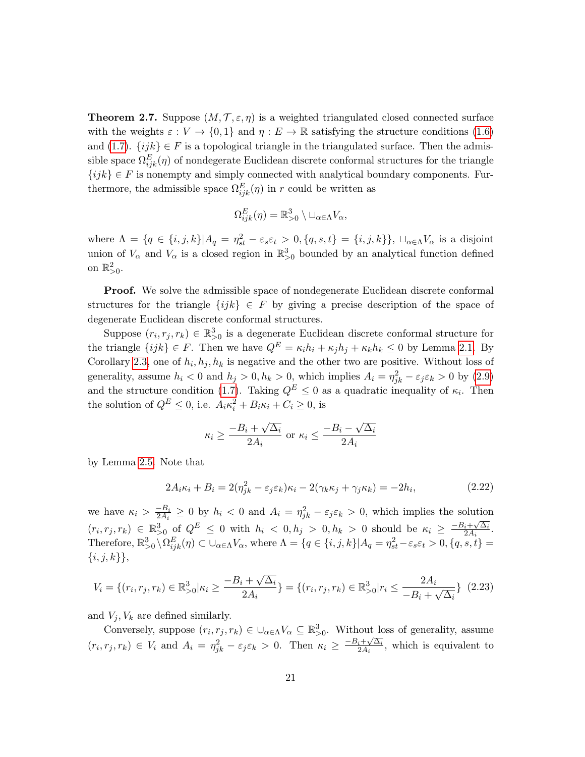**Theorem 2.7.** Suppose $(M, \mathcal{T}, \varepsilon, \eta)$ is a weighted triangulated closed connected surface with the weights $\varepsilon : V \to \{0, 1\}$ and $\eta : E \to \mathbb{R}$ satisfying the structure conditions (1.6) and (1.7). $\{ijk\} \in F$ is a topological triangle in the triangulated surface. Then the admissible space $\Omega^E_{ijk}(\eta)$ of nondegerate Euclidean discrete conformal structures for the triangle $\{ijk\} \in F$ is nonempty and simply connected with analytical boundary components. Furthermore, the admissible space $\Omega^E_{ijk}(\eta)$ in $r$ could be written as

$$\Omega^E_{ijk}(\eta) = \mathbb{R}^3_{>0} \setminus \sqcup_{\alpha \in \Lambda} V_\alpha,$$

where $\Lambda = \{q \in \{i, j, k\} | A_q = \eta^2_{st} - \varepsilon_s \varepsilon_t > 0, \{q, s, t\} = \{i, j, k\}\}$, $\sqcup_{\alpha \in \Lambda} V_\alpha$ is a disjoint union of $V_\alpha$ and $V_\alpha$ is a closed region in $\mathbb{R}^3_{>0}$ bounded by an analytical function defined on $\mathbb{R}^2_{>0}$.

**Proof.** We solve the admissible space of nondegenerate Euclidean discrete conformal structures for the triangle $\{ijk\} \in F$ by giving a precise description of the space of degenerate Euclidean discrete conformal structures.

Suppose $(r_i, r_j, r_k) \in \mathbb{R}^3_{>0}$ is a degenerate Euclidean discrete conformal structure for the triangle $\{ijk\} \in F$. Then we have $Q^E = \kappa_i h_i + \kappa_j h_j + \kappa_k h_k \leq 0$ by Lemma 2.1. By Corollary 2.3, one of $h_i, h_j, h_k$ is negative and the other two are positive. Without loss of generality, assume $h_i < 0$ and $h_j > 0, h_k > 0$, which implies $A_i = \eta^2_{jk} - \varepsilon_j \varepsilon_k > 0$ by (2.9) and the structure condition (1.7). Taking $Q^E \leq 0$ as a quadratic inequality of $\kappa_i$. Then the solution of $Q^E \leq 0$, i.e. $A_i \kappa_i^2 + B_i \kappa_i + C_i \geq 0$, is

$$\kappa_i \geq \frac{-B_i + \sqrt{\Delta_i}}{2A_i} \text{ or } \kappa_i \leq \frac{-B_i - \sqrt{\Delta_i}}{2A_i}$$

by Lemma 2.5. Note that

$$2A_i \kappa_i + B_i = 2(\eta^2_{jk} - \varepsilon_j \varepsilon_k)\kappa_i - 2(\gamma_k \kappa_j + \gamma_j \kappa_k) = -2h_i, \tag{2.22}$$

we have $\kappa_i > \frac{-B_i}{2A_i} \geq 0$ by $h_i < 0$ and $A_i = \eta^2_{jk} - \varepsilon_j \varepsilon_k > 0$, which implies the solution $(r_i, r_j, r_k) \in \mathbb{R}^3_{>0}$ of $Q^E \leq 0$ with $h_i < 0, h_j > 0, h_k > 0$ should be $\kappa_i \geq \frac{-B_i + \sqrt{\Delta_i}}{2A_i}$. Therefore, $\mathbb{R}^3_{>0} \setminus \Omega^E_{ijk}(\eta) \subset \cup_{\alpha \in \Lambda} V_\alpha$, where $\Lambda = \{q \in \{i, j, k\} | A_q = \eta^2_{st} - \varepsilon_s \varepsilon_t > 0, \{q, s, t\} = \{i, j, k\}\}$,

$$V_i = \{(r_i, r_j, r_k) \in \mathbb{R}^3_{>0} | \kappa_i \geq \frac{-B_i + \sqrt{\Delta_i}}{2A_i}\} = \{(r_i, r_j, r_k) \in \mathbb{R}^3_{>0} | r_i \leq \frac{2A_i}{-B_i + \sqrt{\Delta_i}}\} \tag{2.23}$$

and $V_j, V_k$ are defined similarly.

Conversely, suppose $(r_i, r_j, r_k) \in \cup_{\alpha \in \Lambda} V_\alpha \subseteq \mathbb{R}^3_{>0}$. Without loss of generality, assume $(r_i, r_j, r_k) \in V_i$ and $A_i = \eta^2_{jk} - \varepsilon_j \varepsilon_k > 0$. Then $\kappa_i \geq \frac{-B_i + \sqrt{\Delta_i}}{2A_i}$, which is equivalent to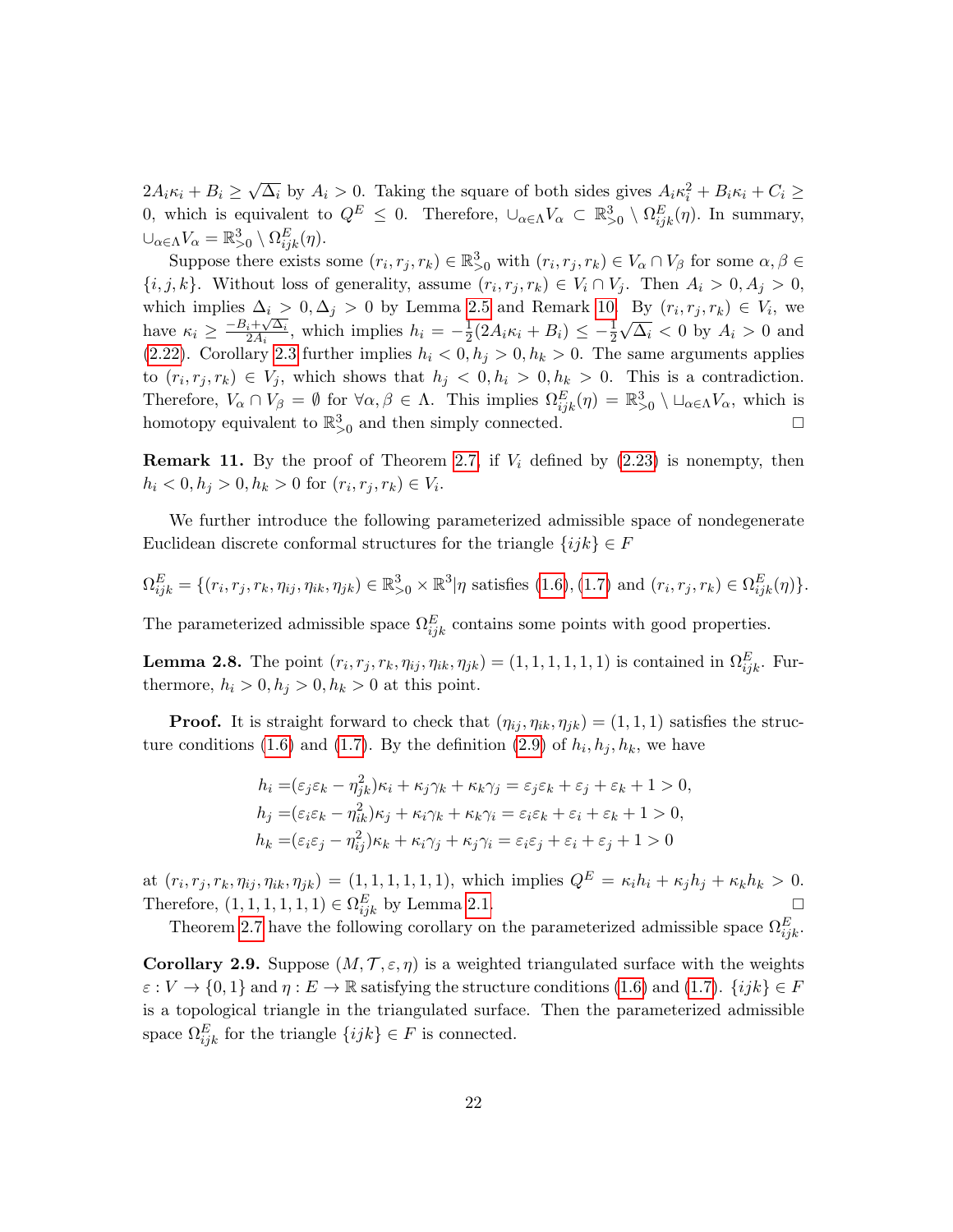$2A_i\kappa_i + B_i \geq \sqrt{\Delta_i}$ by $A_i > 0$. Taking the square of both sides gives $A_i\kappa_i^2 + B_i\kappa_i + C_i \geq 0$, which is equivalent to $Q^E \leq 0$. Therefore, $\cup_{\alpha\in\Lambda}V_\alpha \subset \mathbb{R}^3_{>0} \setminus \Omega^E_{ijk}(\eta)$. In summary, $\cup_{\alpha\in\Lambda}V_\alpha = \mathbb{R}^3_{>0} \setminus \Omega^E_{ijk}(\eta)$.

Suppose there exists some $(r_i, r_j, r_k) \in \mathbb{R}^3_{>0}$ with $(r_i, r_j, r_k) \in V_\alpha \cap V_\beta$ for some $\alpha, \beta \in \{i, j, k\}$. Without loss of generality, assume $(r_i, r_j, r_k) \in V_i \cap V_j$. Then $A_i > 0, A_j > 0$, which implies $\Delta_i > 0, \Delta_j > 0$ by Lemma 2.5 and Remark 10. By $(r_i, r_j, r_k) \in V_i$, we have $\kappa_i \geq \frac{-B_i+\sqrt{\Delta_i}}{2A_i}$, which implies $h_i = -\frac{1}{2}(2A_i\kappa_i + B_i) \leq -\frac{1}{2}\sqrt{\Delta_i} < 0$ by $A_i > 0$ and (2.22). Corollary 2.3 further implies $h_i < 0, h_j > 0, h_k > 0$. The same arguments applies to $(r_i, r_j, r_k) \in V_j$, which shows that $h_j < 0, h_i > 0, h_k > 0$. This is a contradiction. Therefore, $V_\alpha \cap V_\beta = \emptyset$ for $\forall \alpha, \beta \in \Lambda$. This implies $\Omega^E_{ijk}(\eta) = \mathbb{R}^3_{>0} \setminus \sqcup_{\alpha\in\Lambda}V_\alpha$, which is homotopy equivalent to $\mathbb{R}^3_{>0}$ and then simply connected. □

**Remark 11.** By the proof of Theorem 2.7, if $V_i$ defined by (2.23) is nonempty, then $h_i < 0, h_j > 0, h_k > 0$ for $(r_i, r_j, r_k) \in V_i$.

We further introduce the following parameterized admissible space of nondegenerate Euclidean discrete conformal structures for the triangle $\{ijk\} \in F$

$$\Omega^E_{ijk} = \{(r_i, r_j, r_k, \eta_{ij}, \eta_{ik}, \eta_{jk}) \in \mathbb{R}^3_{>0} \times \mathbb{R}^3 | \eta \text{ satisfies (1.6), (1.7) and } (r_i, r_j, r_k) \in \Omega^E_{ijk}(\eta)\}.$$

The parameterized admissible space $\Omega^E_{ijk}$ contains some points with good properties.

**Lemma 2.8.** The point $(r_i, r_j, r_k, \eta_{ij}, \eta_{ik}, \eta_{jk}) = (1, 1, 1, 1, 1, 1)$ is contained in $\Omega^E_{ijk}$. Furthermore, $h_i > 0, h_j > 0, h_k > 0$ at this point.

**Proof.** It is straight forward to check that $(\eta_{ij}, \eta_{ik}, \eta_{jk}) = (1, 1, 1)$ satisfies the structure conditions (1.6) and (1.7). By the definition (2.9) of $h_i, h_j, h_k$, we have

$$\begin{aligned}
h_i &= (\varepsilon_j\varepsilon_k - \eta_{jk}^2)\kappa_i + \kappa_j\gamma_k + \kappa_k\gamma_j = \varepsilon_j\varepsilon_k + \varepsilon_j + \varepsilon_k + 1 > 0, \\
h_j &= (\varepsilon_i\varepsilon_k - \eta_{ik}^2)\kappa_j + \kappa_i\gamma_k + \kappa_k\gamma_i = \varepsilon_i\varepsilon_k + \varepsilon_i + \varepsilon_k + 1 > 0, \\
h_k &= (\varepsilon_i\varepsilon_j - \eta_{ij}^2)\kappa_k + \kappa_i\gamma_j + \kappa_j\gamma_i = \varepsilon_i\varepsilon_j + \varepsilon_i + \varepsilon_j + 1 > 0
\end{aligned}$$

at $(r_i, r_j, r_k, \eta_{ij}, \eta_{ik}, \eta_{jk}) = (1, 1, 1, 1, 1, 1)$, which implies $Q^E = \kappa_i h_i + \kappa_j h_j + \kappa_k h_k > 0$. Therefore, $(1, 1, 1, 1, 1, 1) \in \Omega^E_{ijk}$ by Lemma 2.1. □

Theorem 2.7 have the following corollary on the parameterized admissible space $\Omega^E_{ijk}$.

**Corollary 2.9.** Suppose $(M, \mathcal{T}, \varepsilon, \eta)$ is a weighted triangulated surface with the weights $\varepsilon : V \to \{0, 1\}$ and $\eta : E \to \mathbb{R}$ satisfying the structure conditions (1.6) and (1.7). $\{ijk\} \in F$ is a topological triangle in the triangulated surface. Then the parameterized admissible space $\Omega^E_{ijk}$ for the triangle $\{ijk\} \in F$ is connected.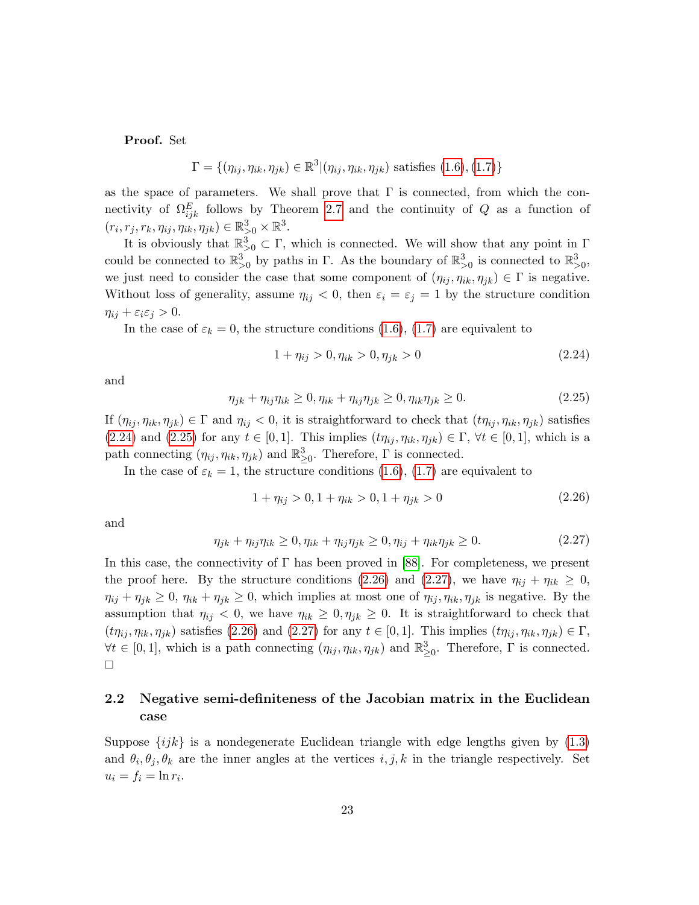**Proof.** Set

$$\Gamma = \{(\eta_{ij}, \eta_{ik}, \eta_{jk}) \in \mathbb{R}^3 | (\eta_{ij}, \eta_{ik}, \eta_{jk}) \text{ satisfies } (1.6), (1.7)\}$$

as the space of parameters. We shall prove that $\Gamma$ is connected, from which the connectivity of $\Omega^E_{ijk}$ follows by Theorem 2.7 and the continuity of $Q$ as a function of $(r_i, r_j, r_k, \eta_{ij}, \eta_{ik}, \eta_{jk}) \in \mathbb{R}^3_{>0} \times \mathbb{R}^3$.

It is obviously that $\mathbb{R}^3_{>0} \subset \Gamma$, which is connected. We will show that any point in $\Gamma$ could be connected to $\mathbb{R}^3_{>0}$ by paths in $\Gamma$. As the boundary of $\mathbb{R}^3_{>0}$ is connected to $\mathbb{R}^3_{>0}$, we just need to consider the case that some component of $(\eta_{ij}, \eta_{ik}, \eta_{jk}) \in \Gamma$ is negative. Without loss of generality, assume $\eta_{ij} < 0$, then $\varepsilon_i = \varepsilon_j = 1$ by the structure condition $\eta_{ij} + \varepsilon_i\varepsilon_j > 0$.

In the case of $\varepsilon_k = 0$, the structure conditions (1.6), (1.7) are equivalent to

$$1 + \eta_{ij} > 0, \eta_{ik} > 0, \eta_{jk} > 0 \tag{2.24}$$

and

$$\eta_{jk} + \eta_{ij}\eta_{ik} \geq 0, \eta_{ik} + \eta_{ij}\eta_{jk} \geq 0, \eta_{ik}\eta_{jk} \geq 0. \tag{2.25}$$

If $(\eta_{ij}, \eta_{ik}, \eta_{jk}) \in \Gamma$ and $\eta_{ij} < 0$, it is straightforward to check that $(t\eta_{ij}, \eta_{ik}, \eta_{jk})$ satisfies (2.24) and (2.25) for any $t \in [0, 1]$. This implies $(t\eta_{ij}, \eta_{ik}, \eta_{jk}) \in \Gamma$, $\forall t \in [0, 1]$, which is a path connecting $(\eta_{ij}, \eta_{ik}, \eta_{jk})$ and $\mathbb{R}^3_{\geq 0}$. Therefore, $\Gamma$ is connected.

In the case of $\varepsilon_k = 1$, the structure conditions (1.6), (1.7) are equivalent to

$$1 + \eta_{ij} > 0, 1 + \eta_{ik} > 0, 1 + \eta_{jk} > 0 \tag{2.26}$$

and

$$\eta_{jk} + \eta_{ij}\eta_{ik} \geq 0, \eta_{ik} + \eta_{ij}\eta_{jk} \geq 0, \eta_{ij} + \eta_{ik}\eta_{jk} \geq 0. \tag{2.27}$$

In this case, the connectivity of $\Gamma$ has been proved in [88]. For completeness, we present the proof here. By the structure conditions (2.26) and (2.27), we have $\eta_{ij} + \eta_{ik} \geq 0$, $\eta_{ij} + \eta_{jk} \geq 0$, $\eta_{ik} + \eta_{jk} \geq 0$, which implies at most one of $\eta_{ij}, \eta_{ik}, \eta_{jk}$ is negative. By the assumption that $\eta_{ij} < 0$, we have $\eta_{ik} \geq 0, \eta_{jk} \geq 0$. It is straightforward to check that $(t\eta_{ij}, \eta_{ik}, \eta_{jk})$ satisfies (2.26) and (2.27) for any $t \in [0, 1]$. This implies $(t\eta_{ij}, \eta_{ik}, \eta_{jk}) \in \Gamma$, $\forall t \in [0, 1]$, which is a path connecting $(\eta_{ij}, \eta_{ik}, \eta_{jk})$ and $\mathbb{R}^3_{\geq 0}$. Therefore, $\Gamma$ is connected.
□

## 2.2 Negative semi-definiteness of the Jacobian matrix in the Euclidean case

Suppose $\{ijk\}$ is a nondegenerate Euclidean triangle with edge lengths given by (1.3) and $\theta_i, \theta_j, \theta_k$ are the inner angles at the vertices $i, j, k$ in the triangle respectively. Set $u_i = f_i = \ln r_i$.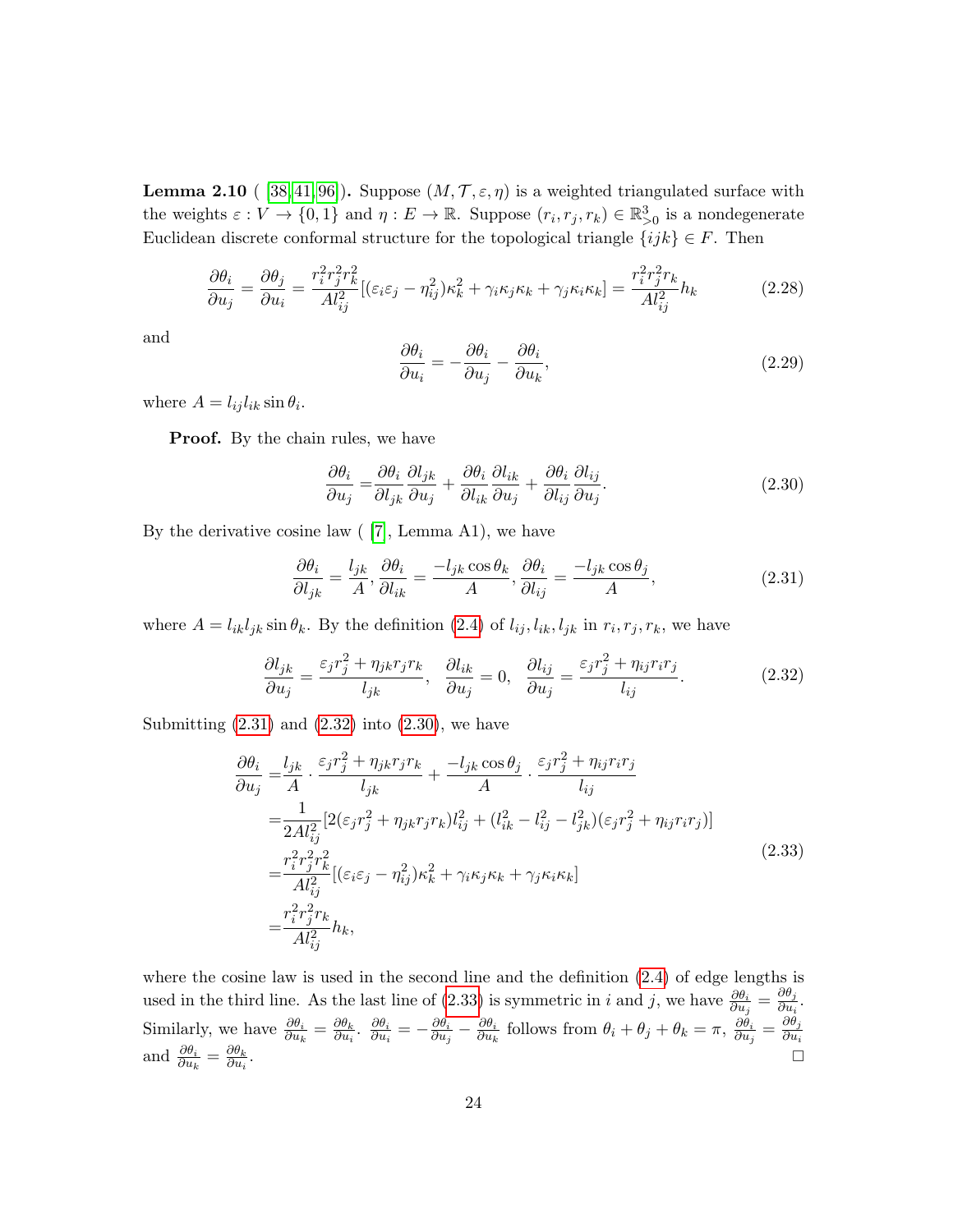**Lemma 2.10** ( [38, 41, 96]). Suppose $(M, \mathcal{T}, \varepsilon, \eta)$ is a weighted triangulated surface with the weights $\varepsilon : V \to \{0, 1\}$ and $\eta : E \to \mathbb{R}$. Suppose $(r_i, r_j, r_k) \in \mathbb{R}^3_{>0}$ is a nondegenerate Euclidean discrete conformal structure for the topological triangle $\{ijk\} \in F$. Then

$$\frac{\partial \theta_i}{\partial u_j} = \frac{\partial \theta_j}{\partial u_i} = \frac{r_i^2 r_j^2 r_k^2}{A l_{ij}^2}[(\varepsilon_i \varepsilon_j - \eta_{ij}^2)\kappa_k^2 + \gamma_i \kappa_j \kappa_k + \gamma_j \kappa_i \kappa_k] = \frac{r_i^2 r_j^2 r_k}{A l_{ij}^2} h_k \tag{2.28}$$

and

$$\frac{\partial \theta_i}{\partial u_i} = -\frac{\partial \theta_i}{\partial u_j} - \frac{\partial \theta_i}{\partial u_k}, \tag{2.29}$$

where $A = l_{ij} l_{ik} \sin \theta_i$.

**Proof.** By the chain rules, we have

$$\frac{\partial \theta_i}{\partial u_j} = \frac{\partial \theta_i}{\partial l_{jk}} \frac{\partial l_{jk}}{\partial u_j} + \frac{\partial \theta_i}{\partial l_{ik}} \frac{\partial l_{ik}}{\partial u_j} + \frac{\partial \theta_i}{\partial l_{ij}} \frac{\partial l_{ij}}{\partial u_j}. \tag{2.30}$$

By the derivative cosine law ( [7], Lemma A1), we have

$$\frac{\partial \theta_i}{\partial l_{jk}} = \frac{l_{jk}}{A}, \frac{\partial \theta_i}{\partial l_{ik}} = \frac{-l_{jk} \cos \theta_k}{A}, \frac{\partial \theta_i}{\partial l_{ij}} = \frac{-l_{jk} \cos \theta_j}{A}, \tag{2.31}$$

where $A = l_{ik} l_{jk} \sin \theta_k$. By the definition (2.4) of $l_{ij}, l_{ik}, l_{jk}$ in $r_i, r_j, r_k$, we have

$$\frac{\partial l_{jk}}{\partial u_j} = \frac{\varepsilon_j r_j^2 + \eta_{jk} r_j r_k}{l_{jk}}, \quad \frac{\partial l_{ik}}{\partial u_j} = 0, \quad \frac{\partial l_{ij}}{\partial u_j} = \frac{\varepsilon_j r_j^2 + \eta_{ij} r_i r_j}{l_{ij}}. \tag{2.32}$$

Submitting (2.31) and (2.32) into (2.30), we have

$$\begin{aligned}
\frac{\partial \theta_i}{\partial u_j} &= \frac{l_{jk}}{A} \cdot \frac{\varepsilon_j r_j^2 + \eta_{jk} r_j r_k}{l_{jk}} + \frac{-l_{jk} \cos \theta_j}{A} \cdot \frac{\varepsilon_j r_j^2 + \eta_{ij} r_i r_j}{l_{ij}} \\
&= \frac{1}{2 A l_{ij}^2}[2(\varepsilon_j r_j^2 + \eta_{jk} r_j r_k) l_{ij}^2 + (l_{ik}^2 - l_{ij}^2 - l_{jk}^2)(\varepsilon_j r_j^2 + \eta_{ij} r_i r_j)] \\
&= \frac{r_i^2 r_j^2 r_k^2}{A l_{ij}^2}[(\varepsilon_i \varepsilon_j - \eta_{ij}^2)\kappa_k^2 + \gamma_i \kappa_j \kappa_k + \gamma_j \kappa_i \kappa_k] \\
&= \frac{r_i^2 r_j^2 r_k}{A l_{ij}^2} h_k,
\end{aligned} \tag{2.33}$$

where the cosine law is used in the second line and the definition (2.4) of edge lengths is used in the third line. As the last line of (2.33) is symmetric in $i$ and $j$, we have $\frac{\partial \theta_i}{\partial u_j} = \frac{\partial \theta_j}{\partial u_i}$. Similarly, we have $\frac{\partial \theta_i}{\partial u_k} = \frac{\partial \theta_k}{\partial u_i}$. $\frac{\partial \theta_i}{\partial u_i} = -\frac{\partial \theta_i}{\partial u_j} - \frac{\partial \theta_i}{\partial u_k}$ follows from $\theta_i + \theta_j + \theta_k = \pi$, $\frac{\partial \theta_i}{\partial u_j} = \frac{\partial \theta_j}{\partial u_i}$ and $\frac{\partial \theta_i}{\partial u_k} = \frac{\partial \theta_k}{\partial u_i}$. $\square$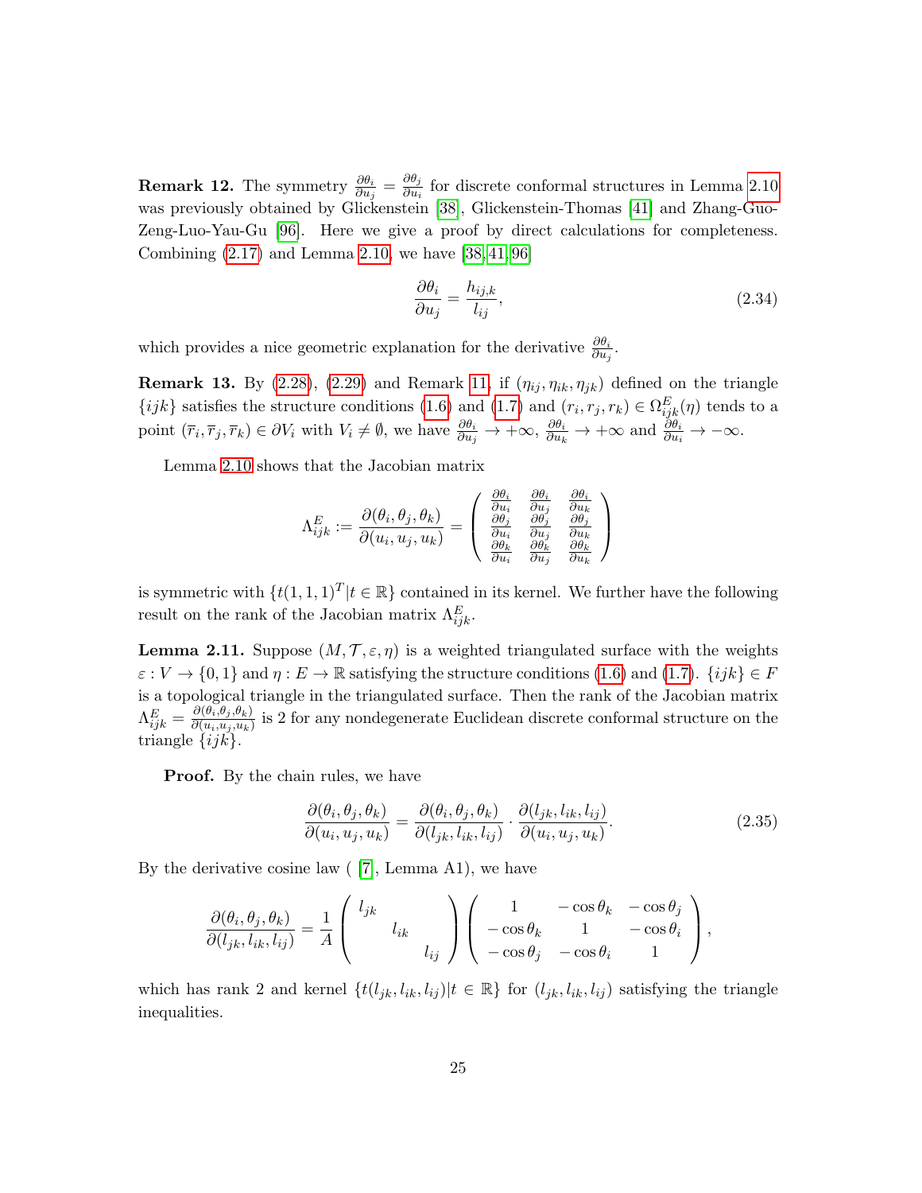**Remark 12.** The symmetry $\frac{\partial \theta_i}{\partial u_j} = \frac{\partial \theta_j}{\partial u_i}$ for discrete conformal structures in Lemma 2.10 was previously obtained by Glickenstein [38], Glickenstein-Thomas [41] and Zhang-Guo-Zeng-Luo-Yau-Gu [96]. Here we give a proof by direct calculations for completeness. Combining (2.17) and Lemma 2.10, we have [38, 41, 96]

$$\frac{\partial \theta_i}{\partial u_j} = \frac{h_{ij,k}}{l_{ij}}, \tag{2.34}$$

which provides a nice geometric explanation for the derivative $\frac{\partial \theta_i}{\partial u_j}$.

**Remark 13.** By (2.28), (2.29) and Remark 11, if $(\eta_{ij}, \eta_{ik}, \eta_{jk})$ defined on the triangle $\{ijk\}$ satisfies the structure conditions (1.6) and (1.7) and $(r_i, r_j, r_k) \in \Omega_{ijk}^E(\eta)$ tends to a point $(\overline{r}_i, \overline{r}_j, \overline{r}_k) \in \partial V_i$ with $V_i \neq \emptyset$, we have $\frac{\partial \theta_i}{\partial u_j} \to +\infty$, $\frac{\partial \theta_i}{\partial u_k} \to +\infty$ and $\frac{\partial \theta_i}{\partial u_i} \to -\infty$.

Lemma 2.10 shows that the Jacobian matrix

$$\Lambda_{ijk}^E := \frac{\partial(\theta_i, \theta_j, \theta_k)}{\partial(u_i, u_j, u_k)} = \begin{pmatrix} \frac{\partial \theta_i}{\partial u_i} & \frac{\partial \theta_i}{\partial u_j} & \frac{\partial \theta_i}{\partial u_k} \\ \frac{\partial \theta_j}{\partial u_i} & \frac{\partial \theta_j}{\partial u_j} & \frac{\partial \theta_j}{\partial u_k} \\ \frac{\partial \theta_k}{\partial u_i} & \frac{\partial \theta_k}{\partial u_j} & \frac{\partial \theta_k}{\partial u_k} \end{pmatrix}$$

is symmetric with $\{t(1,1,1)^T | t \in \mathbb{R}\}$ contained in its kernel. We further have the following result on the rank of the Jacobian matrix $\Lambda_{ijk}^E$.

**Lemma 2.11.** Suppose $(M, \mathcal{T}, \varepsilon, \eta)$ is a weighted triangulated surface with the weights $\varepsilon : V \to \{0, 1\}$ and $\eta : E \to \mathbb{R}$ satisfying the structure conditions (1.6) and (1.7). $\{ijk\} \in F$ is a topological triangle in the triangulated surface. Then the rank of the Jacobian matrix $\Lambda_{ijk}^E = \frac{\partial(\theta_i, \theta_j, \theta_k)}{\partial(u_i, u_j, u_k)}$ is 2 for any nondegenerate Euclidean discrete conformal structure on the triangle $\{ijk\}$.

**Proof.** By the chain rules, we have

$$\frac{\partial(\theta_i, \theta_j, \theta_k)}{\partial(u_i, u_j, u_k)} = \frac{\partial(\theta_i, \theta_j, \theta_k)}{\partial(l_{jk}, l_{ik}, l_{ij})} \cdot \frac{\partial(l_{jk}, l_{ik}, l_{ij})}{\partial(u_i, u_j, u_k)}. \tag{2.35}$$

By the derivative cosine law ( [7], Lemma A1), we have

$$\frac{\partial(\theta_i, \theta_j, \theta_k)}{\partial(l_{jk}, l_{ik}, l_{ij})} = \frac{1}{A} \begin{pmatrix} l_{jk} & & \\ & l_{ik} & \\ & & l_{ij} \end{pmatrix} \begin{pmatrix} 1 & -\cos\theta_k & -\cos\theta_j \\ -\cos\theta_k & 1 & -\cos\theta_i \\ -\cos\theta_j & -\cos\theta_i & 1 \end{pmatrix},$$

which has rank 2 and kernel $\{t(l_{jk}, l_{ik}, l_{ij}) | t \in \mathbb{R}\}$ for $(l_{jk}, l_{ik}, l_{ij})$ satisfying the triangle inequalities.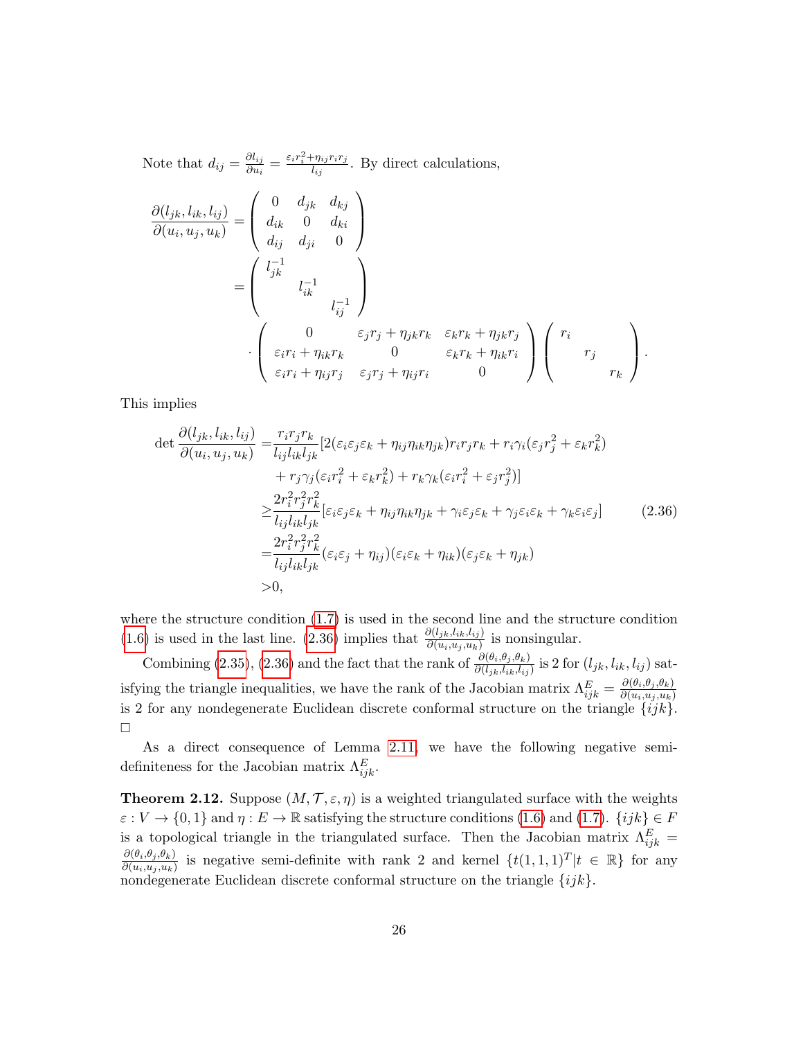Note that $d_{ij} = \frac{\partial l_{ij}}{\partial u_i} = \frac{\varepsilon_i r_i^2 + \eta_{ij} r_i r_j}{l_{ij}}$. By direct calculations,

$$
\begin{aligned}
\frac{\partial(l_{jk}, l_{ik}, l_{ij})}{\partial(u_i, u_j, u_k)} &= \begin{pmatrix} 0 & d_{jk} & d_{kj} \\ d_{ik} & 0 & d_{ki} \\ d_{ij} & d_{ji} & 0 \end{pmatrix} \\
&= \begin{pmatrix} l_{jk}^{-1} & & \\ & l_{ik}^{-1} & \\ & & l_{ij}^{-1} \end{pmatrix} \\
&\quad \cdot \begin{pmatrix} 0 & \varepsilon_j r_j + \eta_{jk} r_k & \varepsilon_k r_k + \eta_{jk} r_j \\ \varepsilon_i r_i + \eta_{ik} r_k & 0 & \varepsilon_k r_k + \eta_{ik} r_i \\ \varepsilon_i r_i + \eta_{ij} r_j & \varepsilon_j r_j + \eta_{ij} r_i & 0 \end{pmatrix} \begin{pmatrix} r_i & & \\ & r_j & \\ & & r_k \end{pmatrix}.
\end{aligned}
$$

This implies

$$
\begin{aligned}
\det \frac{\partial(l_{jk}, l_{ik}, l_{ij})}{\partial(u_i, u_j, u_k)} =& \frac{r_i r_j r_k}{l_{ij} l_{ik} l_{jk}} [2(\varepsilon_i \varepsilon_j \varepsilon_k + \eta_{ij}\eta_{ik}\eta_{jk}) r_i r_j r_k + r_i \gamma_i (\varepsilon_j r_j^2 + \varepsilon_k r_k^2) \\
&+ r_j \gamma_j (\varepsilon_i r_i^2 + \varepsilon_k r_k^2) + r_k \gamma_k (\varepsilon_i r_i^2 + \varepsilon_j r_j^2)] \\
\geq& \frac{2 r_i^2 r_j^2 r_k^2}{l_{ij} l_{ik} l_{jk}} [\varepsilon_i \varepsilon_j \varepsilon_k + \eta_{ij}\eta_{ik}\eta_{jk} + \gamma_i \varepsilon_j \varepsilon_k + \gamma_j \varepsilon_i \varepsilon_k + \gamma_k \varepsilon_i \varepsilon_j] \\
=& \frac{2 r_i^2 r_j^2 r_k^2}{l_{ij} l_{ik} l_{jk}} (\varepsilon_i \varepsilon_j + \eta_{ij})(\varepsilon_i \varepsilon_k + \eta_{ik})(\varepsilon_j \varepsilon_k + \eta_{jk}) \\
>& 0,
\end{aligned} \tag{2.36}
$$

where the structure condition (1.7) is used in the second line and the structure condition (1.6) is used in the last line. (2.36) implies that $\frac{\partial(l_{jk}, l_{ik}, l_{ij})}{\partial(u_i, u_j, u_k)}$ is nonsingular.

Combining (2.35), (2.36) and the fact that the rank of $\frac{\partial(\theta_i, \theta_j, \theta_k)}{\partial(l_{jk}, l_{ik}, l_{ij})}$ is 2 for $(l_{jk}, l_{ik}, l_{ij})$ satisfying the triangle inequalities, we have the rank of the Jacobian matrix $\Lambda^E_{ijk} = \frac{\partial(\theta_i, \theta_j, \theta_k)}{\partial(u_i, u_j, u_k)}$ is 2 for any nondegenerate Euclidean discrete conformal structure on the triangle $\{ijk\}$. $\square$

As a direct consequence of Lemma 2.11, we have the following negative semi-definiteness for the Jacobian matrix $\Lambda^E_{ijk}$.

**Theorem 2.12.** Suppose $(M, \mathcal{T}, \varepsilon, \eta)$ is a weighted triangulated surface with the weights $\varepsilon : V \to \{0, 1\}$ and $\eta : E \to \mathbb{R}$ satisfying the structure conditions (1.6) and (1.7). $\{ijk\} \in F$ is a topological triangle in the triangulated surface. Then the Jacobian matrix $\Lambda^E_{ijk} = \frac{\partial(\theta_i, \theta_j, \theta_k)}{\partial(u_i, u_j, u_k)}$ is negative semi-definite with rank 2 and kernel $\{t(1, 1, 1)^T | t \in \mathbb{R}\}$ for any nondegenerate Euclidean discrete conformal structure on the triangle $\{ijk\}$.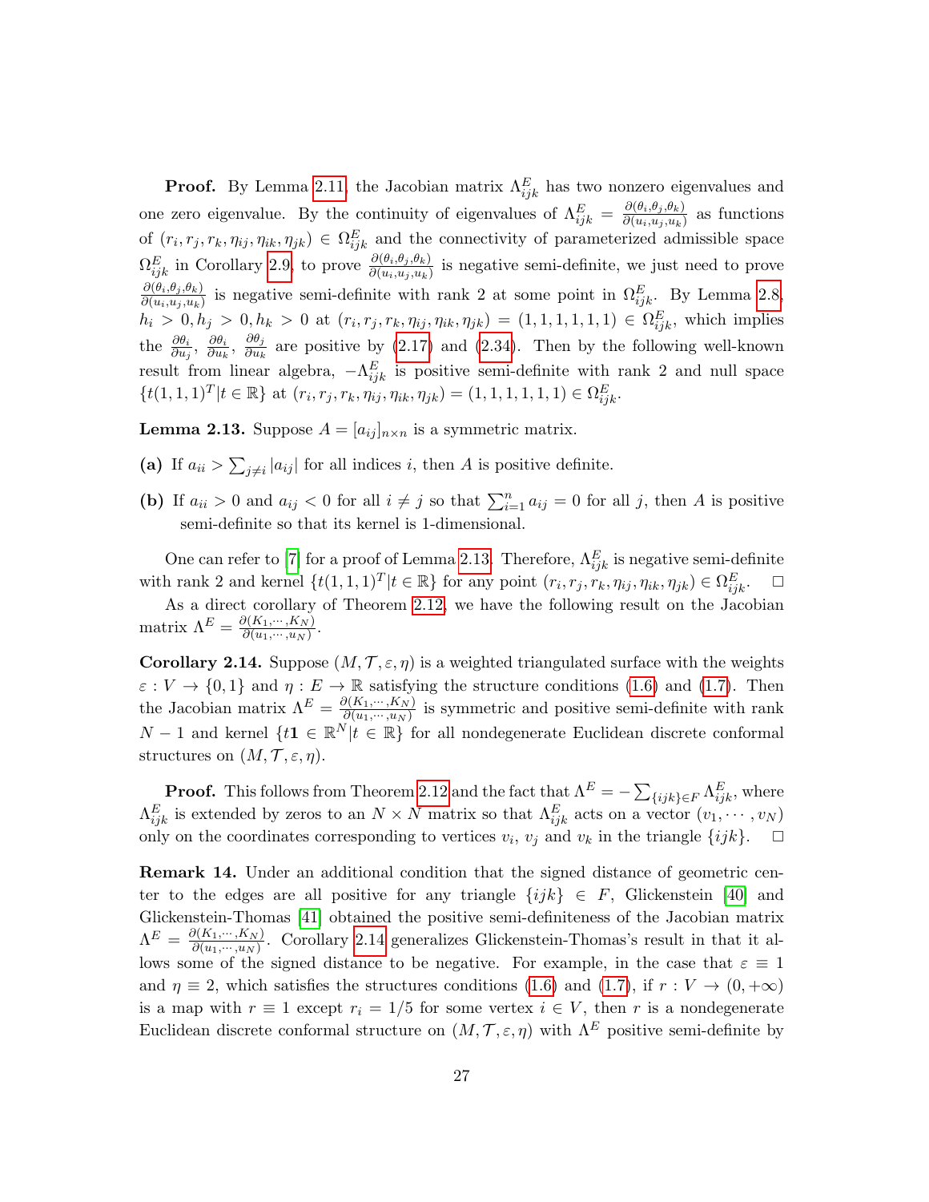**Proof.** By Lemma 2.11, the Jacobian matrix $\Lambda^E_{ijk}$ has two nonzero eigenvalues and one zero eigenvalue. By the continuity of eigenvalues of $\Lambda^E_{ijk} = \frac{\partial(\theta_i,\theta_j,\theta_k)}{\partial(u_i,u_j,u_k)}$ as functions of $(r_i, r_j, r_k, \eta_{ij}, \eta_{ik}, \eta_{jk}) \in \Omega^E_{ijk}$ and the connectivity of parameterized admissible space $\Omega^E_{ijk}$ in Corollary 2.9, to prove $\frac{\partial(\theta_i,\theta_j,\theta_k)}{\partial(u_i,u_j,u_k)}$ is negative semi-definite, we just need to prove $\frac{\partial(\theta_i,\theta_j,\theta_k)}{\partial(u_i,u_j,u_k)}$ is negative semi-definite with rank 2 at some point in $\Omega^E_{ijk}$. By Lemma 2.8, $h_i > 0, h_j > 0, h_k > 0$ at $(r_i, r_j, r_k, \eta_{ij}, \eta_{ik}, \eta_{jk}) = (1, 1, 1, 1, 1, 1) \in \Omega^E_{ijk}$, which implies the $\frac{\partial\theta_i}{\partial u_j}$, $\frac{\partial\theta_i}{\partial u_k}$, $\frac{\partial\theta_j}{\partial u_k}$ are positive by (2.17) and (2.34). Then by the following well-known result from linear algebra, $-\Lambda^E_{ijk}$ is positive semi-definite with rank 2 and null space $\{t(1,1,1)^T | t \in \mathbb{R}\}$ at $(r_i, r_j, r_k, \eta_{ij}, \eta_{ik}, \eta_{jk}) = (1, 1, 1, 1, 1, 1) \in \Omega^E_{ijk}$.

**Lemma 2.13.** Suppose $A = [a_{ij}]_{n\times n}$ is a symmetric matrix.

**(a)** If $a_{ii} > \sum_{j\neq i} |a_{ij}|$ for all indices $i$, then $A$ is positive definite.

**(b)** If $a_{ii} > 0$ and $a_{ij} < 0$ for all $i \neq j$ so that $\sum_{i=1}^n a_{ij} = 0$ for all $j$, then $A$ is positive semi-definite so that its kernel is 1-dimensional.

One can refer to [7] for a proof of Lemma 2.13. Therefore, $\Lambda^E_{ijk}$ is negative semi-definite with rank 2 and kernel $\{t(1,1,1)^T | t \in \mathbb{R}\}$ for any point $(r_i, r_j, r_k, \eta_{ij}, \eta_{ik}, \eta_{jk}) \in \Omega^E_{ijk}$. □

As a direct corollary of Theorem 2.12, we have the following result on the Jacobian matrix $\Lambda^E = \frac{\partial(K_1,\cdots,K_N)}{\partial(u_1,\cdots,u_N)}$.

**Corollary 2.14.** Suppose $(M, \mathcal{T}, \varepsilon, \eta)$ is a weighted triangulated surface with the weights $\varepsilon : V \to \{0, 1\}$ and $\eta : E \to \mathbb{R}$ satisfying the structure conditions (1.6) and (1.7). Then the Jacobian matrix $\Lambda^E = \frac{\partial(K_1,\cdots,K_N)}{\partial(u_1,\cdots,u_N)}$ is symmetric and positive semi-definite with rank $N - 1$ and kernel $\{t\mathbf{1} \in \mathbb{R}^N | t \in \mathbb{R}\}$ for all nondegenerate Euclidean discrete conformal structures on $(M, \mathcal{T}, \varepsilon, \eta)$.

**Proof.** This follows from Theorem 2.12 and the fact that $\Lambda^E = -\sum_{\{ijk\}\in F} \Lambda^E_{ijk}$, where $\Lambda^E_{ijk}$ is extended by zeros to an $N \times N$ matrix so that $\Lambda^E_{ijk}$ acts on a vector $(v_1, \cdots, v_N)$ only on the coordinates corresponding to vertices $v_i$, $v_j$ and $v_k$ in the triangle $\{ijk\}$. □

**Remark 14.** Under an additional condition that the signed distance of geometric center to the edges are all positive for any triangle $\{ijk\} \in F$, Glickenstein [40] and Glickenstein-Thomas [41] obtained the positive semi-definiteness of the Jacobian matrix $\Lambda^E = \frac{\partial(K_1,\cdots,K_N)}{\partial(u_1,\cdots,u_N)}$. Corollary 2.14 generalizes Glickenstein-Thomas's result in that it allows some of the signed distance to be negative. For example, in the case that $\varepsilon \equiv 1$ and $\eta \equiv 2$, which satisfies the structures conditions (1.6) and (1.7), if $r : V \to (0, +\infty)$ is a map with $r \equiv 1$ except $r_i = 1/5$ for some vertex $i \in V$, then $r$ is a nondegenerate Euclidean discrete conformal structure on $(M, \mathcal{T}, \varepsilon, \eta)$ with $\Lambda^E$ positive semi-definite by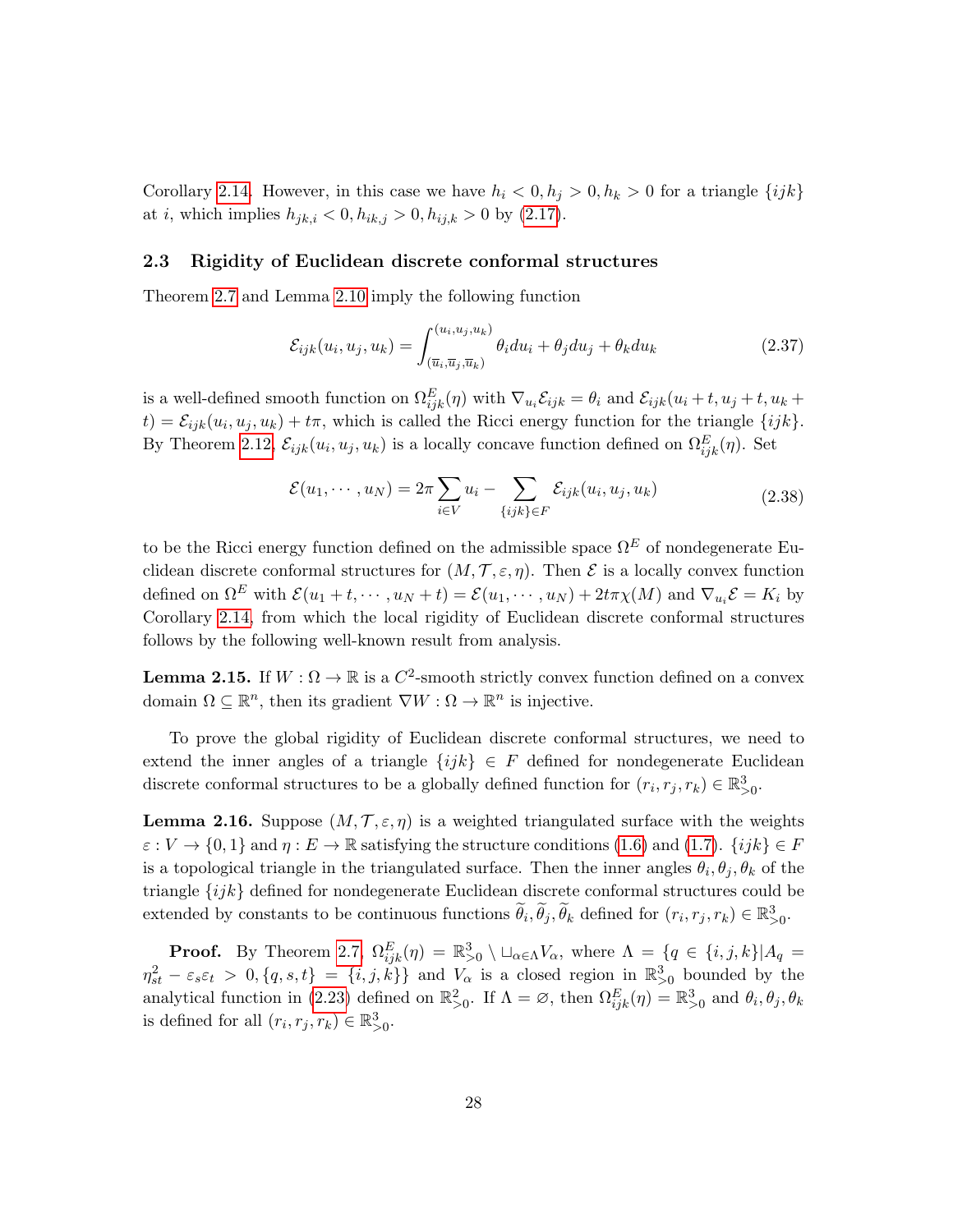Corollary 2.14. However, in this case we have $h_i < 0, h_j > 0, h_k > 0$ for a triangle $\{ijk\}$ at $i$, which implies $h_{jk,i} < 0, h_{ik,j} > 0, h_{ij,k} > 0$ by (2.17).

### 2.3 Rigidity of Euclidean discrete conformal structures

Theorem 2.7 and Lemma 2.10 imply the following function

$$\mathcal{E}_{ijk}(u_i, u_j, u_k) = \int_{(\overline{u}_i, \overline{u}_j, \overline{u}_k)}^{(u_i, u_j, u_k)} \theta_i du_i + \theta_j du_j + \theta_k du_k \tag{2.37}$$

is a well-defined smooth function on $\Omega^E_{ijk}(\eta)$ with $\nabla_{u_i}\mathcal{E}_{ijk} = \theta_i$ and $\mathcal{E}_{ijk}(u_i + t, u_j + t, u_k + t) = \mathcal{E}_{ijk}(u_i, u_j, u_k) + t\pi$, which is called the Ricci energy function for the triangle $\{ijk\}$. By Theorem 2.12, $\mathcal{E}_{ijk}(u_i, u_j, u_k)$ is a locally concave function defined on $\Omega^E_{ijk}(\eta)$. Set

$$\mathcal{E}(u_1, \cdots, u_N) = 2\pi \sum_{i \in V} u_i - \sum_{\{ijk\} \in F} \mathcal{E}_{ijk}(u_i, u_j, u_k) \tag{2.38}$$

to be the Ricci energy function defined on the admissible space $\Omega^E$ of nondegenerate Euclidean discrete conformal structures for $(M, \mathcal{T}, \varepsilon, \eta)$. Then $\mathcal{E}$ is a locally convex function defined on $\Omega^E$ with $\mathcal{E}(u_1 + t, \cdots, u_N + t) = \mathcal{E}(u_1, \cdots, u_N) + 2t\pi\chi(M)$ and $\nabla_{u_i}\mathcal{E} = K_i$ by Corollary 2.14, from which the local rigidity of Euclidean discrete conformal structures follows by the following well-known result from analysis.

**Lemma 2.15.** If $W : \Omega \to \mathbb{R}$ is a $C^2$-smooth strictly convex function defined on a convex domain $\Omega \subseteq \mathbb{R}^n$, then its gradient $\nabla W : \Omega \to \mathbb{R}^n$ is injective.

To prove the global rigidity of Euclidean discrete conformal structures, we need to extend the inner angles of a triangle $\{ijk\} \in F$ defined for nondegenerate Euclidean discrete conformal structures to be a globally defined function for $(r_i, r_j, r_k) \in \mathbb{R}^3_{>0}$.

**Lemma 2.16.** Suppose $(M, \mathcal{T}, \varepsilon, \eta)$ is a weighted triangulated surface with the weights $\varepsilon : V \to \{0, 1\}$ and $\eta : E \to \mathbb{R}$ satisfying the structure conditions (1.6) and (1.7). $\{ijk\} \in F$ is a topological triangle in the triangulated surface. Then the inner angles $\theta_i, \theta_j, \theta_k$ of the triangle $\{ijk\}$ defined for nondegenerate Euclidean discrete conformal structures could be extended by constants to be continuous functions $\widetilde{\theta}_i, \widetilde{\theta}_j, \widetilde{\theta}_k$ defined for $(r_i, r_j, r_k) \in \mathbb{R}^3_{>0}$.

**Proof.** By Theorem 2.7, $\Omega^E_{ijk}(\eta) = \mathbb{R}^3_{>0} \setminus \sqcup_{\alpha \in \Lambda} V_\alpha$, where $\Lambda = \{q \in \{i, j, k\} | A_q = \eta^2_{st} - \varepsilon_s\varepsilon_t > 0, \{q, s, t\} = \{i, j, k\}\}$ and $V_\alpha$ is a closed region in $\mathbb{R}^3_{>0}$ bounded by the analytical function in (2.23) defined on $\mathbb{R}^2_{>0}$. If $\Lambda = \varnothing$, then $\Omega^E_{ijk}(\eta) = \mathbb{R}^3_{>0}$ and $\theta_i, \theta_j, \theta_k$ is defined for all $(r_i, r_j, r_k) \in \mathbb{R}^3_{>0}$.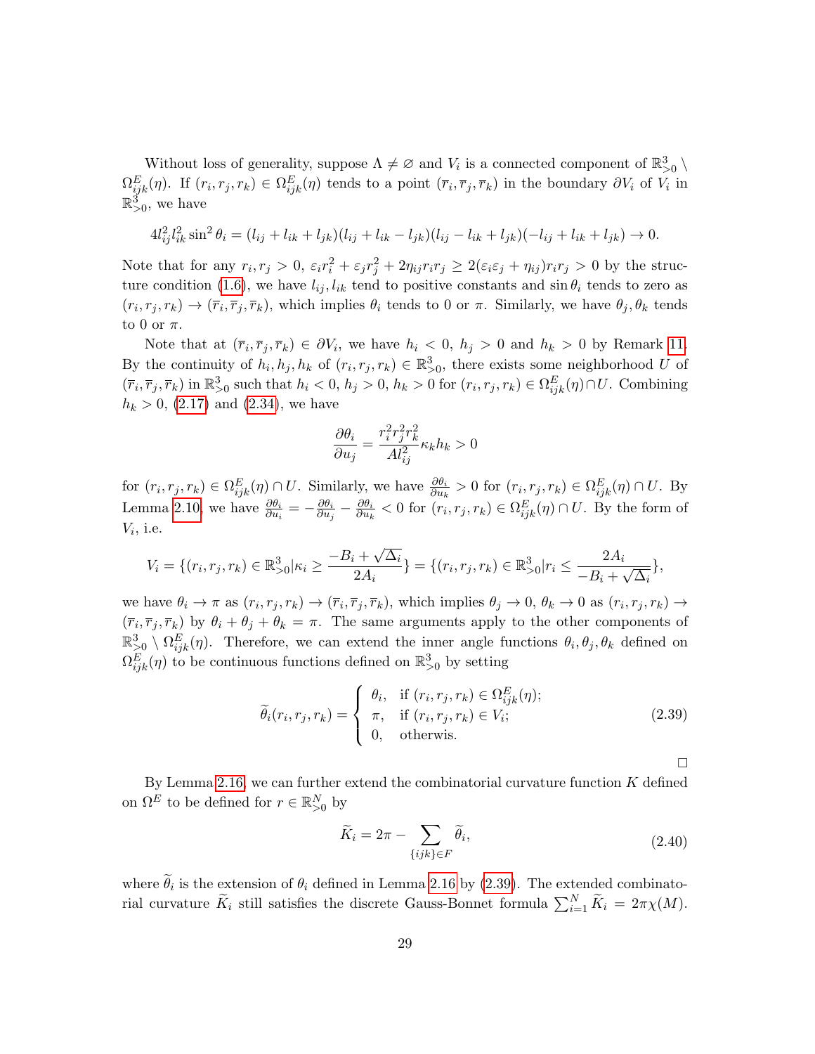Without loss of generality, suppose $\Lambda \neq \varnothing$ and $V_i$ is a connected component of $\mathbb{R}^3_{>0} \setminus \Omega^E_{ijk}(\eta)$. If $(r_i, r_j, r_k) \in \Omega^E_{ijk}(\eta)$ tends to a point $(\overline{r}_i, \overline{r}_j, \overline{r}_k)$ in the boundary $\partial V_i$ of $V_i$ in $\mathbb{R}^3_{>0}$, we have

$$4l_{ij}^2 l_{ik}^2 \sin^2 \theta_i = (l_{ij} + l_{ik} + l_{jk})(l_{ij} + l_{ik} - l_{jk})(l_{ij} - l_{ik} + l_{jk})(-l_{ij} + l_{ik} + l_{jk}) \to 0.$$

Note that for any $r_i, r_j > 0$, $\varepsilon_i r_i^2 + \varepsilon_j r_j^2 + 2\eta_{ij} r_i r_j \geq 2(\varepsilon_i\varepsilon_j + \eta_{ij}) r_i r_j > 0$ by the structure condition (1.6), we have $l_{ij}, l_{ik}$ tend to positive constants and $\sin\theta_i$ tends to zero as $(r_i, r_j, r_k) \to (\overline{r}_i, \overline{r}_j, \overline{r}_k)$, which implies $\theta_i$ tends to 0 or $\pi$. Similarly, we have $\theta_j, \theta_k$ tends to 0 or $\pi$.

Note that at $(\overline{r}_i, \overline{r}_j, \overline{r}_k) \in \partial V_i$, we have $h_i < 0$, $h_j > 0$ and $h_k > 0$ by Remark 11. By the continuity of $h_i, h_j, h_k$ of $(r_i, r_j, r_k) \in \mathbb{R}^3_{>0}$, there exists some neighborhood $U$ of $(\overline{r}_i, \overline{r}_j, \overline{r}_k)$ in $\mathbb{R}^3_{>0}$ such that $h_i < 0$, $h_j > 0$, $h_k > 0$ for $(r_i, r_j, r_k) \in \Omega^E_{ijk}(\eta) \cap U$. Combining $h_k > 0$, (2.17) and (2.34), we have

$$\frac{\partial \theta_i}{\partial u_j} = \frac{r_i^2 r_j^2 r_k^2}{A l_{ij}^2} \kappa_k h_k > 0$$

for $(r_i, r_j, r_k) \in \Omega^E_{ijk}(\eta) \cap U$. Similarly, we have $\frac{\partial \theta_i}{\partial u_k} > 0$ for $(r_i, r_j, r_k) \in \Omega^E_{ijk}(\eta) \cap U$. By Lemma 2.10, we have $\frac{\partial \theta_i}{\partial u_i} = -\frac{\partial \theta_i}{\partial u_j} - \frac{\partial \theta_i}{\partial u_k} < 0$ for $(r_i, r_j, r_k) \in \Omega^E_{ijk}(\eta) \cap U$. By the form of $V_i$, i.e.

$$V_i = \{(r_i, r_j, r_k) \in \mathbb{R}^3_{>0} | \kappa_i \geq \frac{-B_i + \sqrt{\Delta_i}}{2A_i}\} = \{(r_i, r_j, r_k) \in \mathbb{R}^3_{>0} | r_i \leq \frac{2A_i}{-B_i + \sqrt{\Delta_i}}\},$$

we have $\theta_i \to \pi$ as $(r_i, r_j, r_k) \to (\overline{r}_i, \overline{r}_j, \overline{r}_k)$, which implies $\theta_j \to 0$, $\theta_k \to 0$ as $(r_i, r_j, r_k) \to (\overline{r}_i, \overline{r}_j, \overline{r}_k)$ by $\theta_i + \theta_j + \theta_k = \pi$. The same arguments apply to the other components of $\mathbb{R}^3_{>0} \setminus \Omega^E_{ijk}(\eta)$. Therefore, we can extend the inner angle functions $\theta_i, \theta_j, \theta_k$ defined on $\Omega^E_{ijk}(\eta)$ to be continuous functions defined on $\mathbb{R}^3_{>0}$ by setting

$$\widetilde{\theta}_i(r_i, r_j, r_k) = \begin{cases} \theta_i, & \text{if } (r_i, r_j, r_k) \in \Omega^E_{ijk}(\eta); \\ \pi, & \text{if } (r_i, r_j, r_k) \in V_i; \\ 0, & \text{otherwis.} \end{cases} \tag{2.39}$$

□

By Lemma 2.16, we can further extend the combinatorial curvature function $K$ defined on $\Omega^E$ to be defined for $r \in \mathbb{R}^N_{>0}$ by

$$\widetilde{K}_i = 2\pi - \sum_{\{ijk\} \in F} \widetilde{\theta}_i, \tag{2.40}$$

where $\widetilde{\theta}_i$ is the extension of $\theta_i$ defined in Lemma 2.16 by (2.39). The extended combinatorial curvature $\widetilde{K}_i$ still satisfies the discrete Gauss-Bonnet formula $\sum_{i=1}^N \widetilde{K}_i = 2\pi\chi(M)$.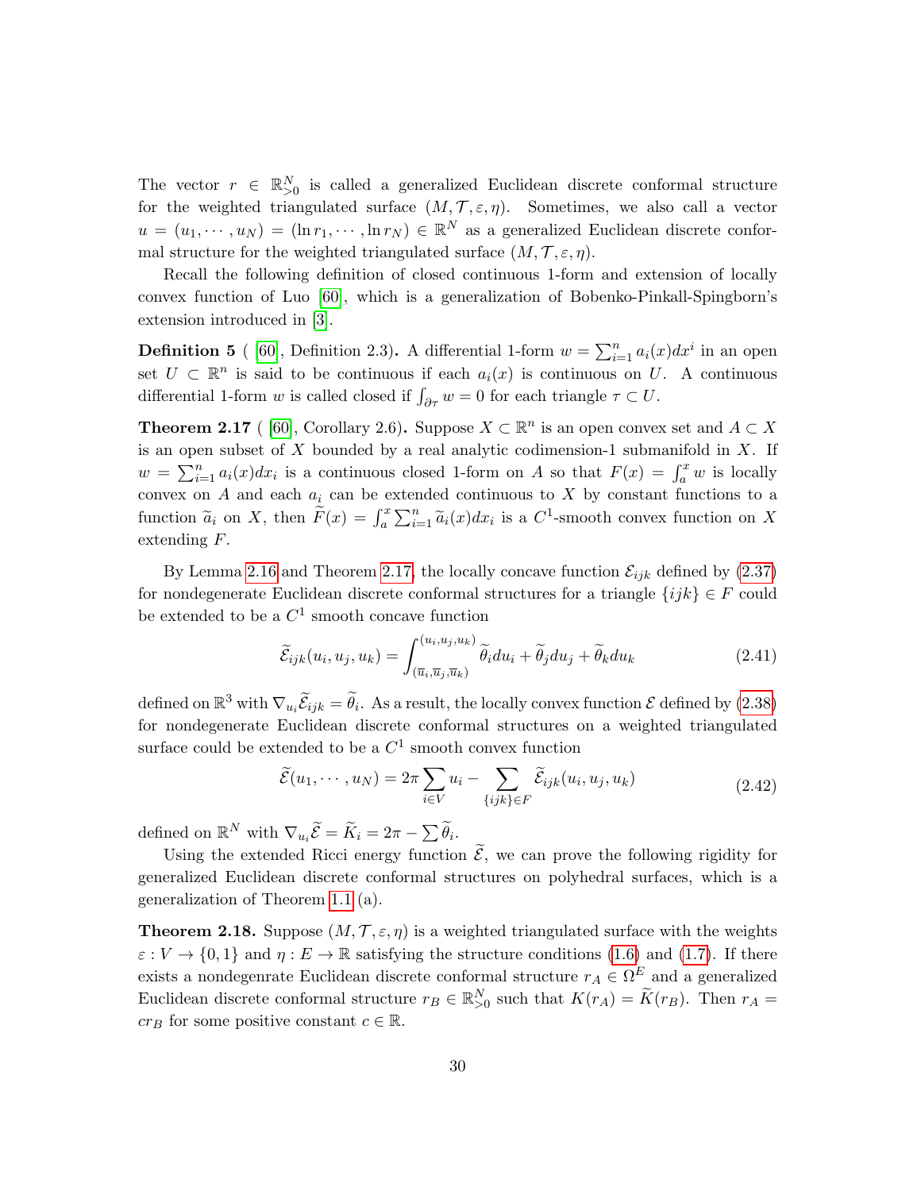The vector $r \in \mathbb{R}^N_{>0}$ is called a generalized Euclidean discrete conformal structure for the weighted triangulated surface $(M, \mathcal{T}, \varepsilon, \eta)$. Sometimes, we also call a vector $u = (u_1, \cdots, u_N) = (\ln r_1, \cdots, \ln r_N) \in \mathbb{R}^N$ as a generalized Euclidean discrete conformal structure for the weighted triangulated surface $(M, \mathcal{T}, \varepsilon, \eta)$.

Recall the following definition of closed continuous 1-form and extension of locally convex function of Luo [60], which is a generalization of Bobenko-Pinkall-Spingborn's extension introduced in [3].

**Definition 5** ( [60], Definition 2.3)**.** A differential 1-form $w = \sum_{i=1}^n a_i(x)dx^i$ in an open set $U \subset \mathbb{R}^n$ is said to be continuous if each $a_i(x)$ is continuous on $U$. A continuous differential 1-form $w$ is called closed if $\int_{\partial\tau} w = 0$ for each triangle $\tau \subset U$.

**Theorem 2.17** ( [60], Corollary 2.6)**.** Suppose $X \subset \mathbb{R}^n$ is an open convex set and $A \subset X$ is an open subset of $X$ bounded by a real analytic codimension-1 submanifold in $X$. If $w = \sum_{i=1}^n a_i(x)dx_i$ is a continuous closed 1-form on $A$ so that $F(x) = \int_a^x w$ is locally convex on $A$ and each $a_i$ can be extended continuous to $X$ by constant functions to a function $\widetilde{a}_i$ on $X$, then $\widetilde{F}(x) = \int_a^x \sum_{i=1}^n \widetilde{a}_i(x)dx_i$ is a $C^1$-smooth convex function on $X$ extending $F$.

By Lemma 2.16 and Theorem 2.17, the locally concave function $\mathcal{E}_{ijk}$ defined by (2.37) for nondegenerate Euclidean discrete conformal structures for a triangle $\{ijk\} \in F$ could be extended to be a $C^1$ smooth concave function

$$\widetilde{\mathcal{E}}_{ijk}(u_i, u_j, u_k) = \int_{(\overline{u}_i, \overline{u}_j, \overline{u}_k)}^{(u_i, u_j, u_k)} \widetilde{\theta}_i du_i + \widetilde{\theta}_j du_j + \widetilde{\theta}_k du_k \tag{2.41}$$

defined on $\mathbb{R}^3$ with $\nabla_{u_i}\widetilde{\mathcal{E}}_{ijk} = \widetilde{\theta}_i$. As a result, the locally convex function $\mathcal{E}$ defined by (2.38) for nondegenerate Euclidean discrete conformal structures on a weighted triangulated surface could be extended to be a $C^1$ smooth convex function

$$\widetilde{\mathcal{E}}(u_1, \cdots, u_N) = 2\pi \sum_{i \in V} u_i - \sum_{\{ijk\} \in F} \widetilde{\mathcal{E}}_{ijk}(u_i, u_j, u_k) \tag{2.42}$$

defined on $\mathbb{R}^N$ with $\nabla_{u_i}\widetilde{\mathcal{E}} = \widetilde{K}_i = 2\pi - \sum \widetilde{\theta}_i$.

Using the extended Ricci energy function $\widetilde{\mathcal{E}}$, we can prove the following rigidity for generalized Euclidean discrete conformal structures on polyhedral surfaces, which is a generalization of Theorem 1.1 (a).

**Theorem 2.18.** Suppose $(M, \mathcal{T}, \varepsilon, \eta)$ is a weighted triangulated surface with the weights $\varepsilon : V \to \{0, 1\}$ and $\eta : E \to \mathbb{R}$ satisfying the structure conditions (1.6) and (1.7). If there exists a nondegenrate Euclidean discrete conformal structure $r_A \in \Omega^E$ and a generalized Euclidean discrete conformal structure $r_B \in \mathbb{R}^N_{>0}$ such that $K(r_A) = \widetilde{K}(r_B)$. Then $r_A = cr_B$ for some positive constant $c \in \mathbb{R}$.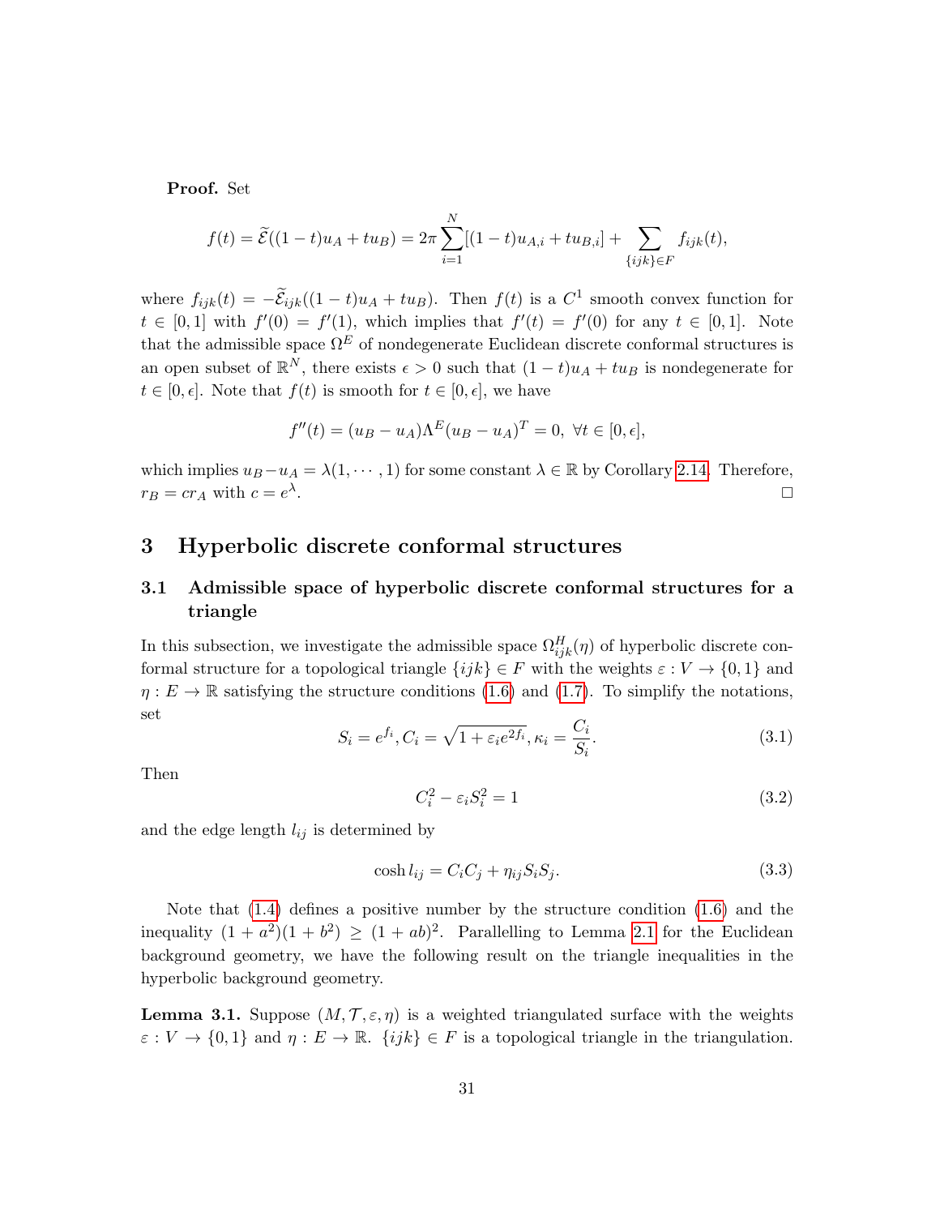**Proof.** Set

$$f(t) = \widetilde{\mathcal{E}}((1-t)u_A + tu_B) = 2\pi\sum_{i=1}^{N}[(1-t)u_{A,i} + tu_{B,i}] + \sum_{\{ijk\}\in F} f_{ijk}(t),$$

where $f_{ijk}(t) = -\widetilde{\mathcal{E}}_{ijk}((1-t)u_A + tu_B)$. Then $f(t)$ is a $C^1$ smooth convex function for $t \in [0,1]$ with $f'(0) = f'(1)$, which implies that $f'(t) = f'(0)$ for any $t \in [0,1]$. Note that the admissible space $\Omega^E$ of nondegenerate Euclidean discrete conformal structures is an open subset of $\mathbb{R}^N$, there exists $\epsilon > 0$ such that $(1-t)u_A + tu_B$ is nondegenerate for $t \in [0, \epsilon]$. Note that $f(t)$ is smooth for $t \in [0,\epsilon]$, we have

$$f''(t) = (u_B - u_A)\Lambda^E(u_B - u_A)^T = 0, \ \forall t \in [0, \epsilon],$$

which implies $u_B - u_A = \lambda(1, \cdots, 1)$ for some constant $\lambda \in \mathbb{R}$ by Corollary 2.14. Therefore, $r_B = cr_A$ with $c = e^{\lambda}$. $\square$

# 3 Hyperbolic discrete conformal structures

## 3.1 Admissible space of hyperbolic discrete conformal structures for a triangle

In this subsection, we investigate the admissible space $\Omega^H_{ijk}(\eta)$ of hyperbolic discrete conformal structure for a topological triangle $\{ijk\} \in F$ with the weights $\varepsilon : V \to \{0,1\}$ and $\eta : E \to \mathbb{R}$ satisfying the structure conditions (1.6) and (1.7). To simplify the notations, set

$$S_i = e^{f_i}, C_i = \sqrt{1+\varepsilon_i e^{2f_i}}, \kappa_i = \frac{C_i}{S_i}. \tag{3.1}$$

Then

$$C_i^2 - \varepsilon_i S_i^2 = 1 \tag{3.2}$$

and the edge length $l_{ij}$ is determined by

$$\cosh l_{ij} = C_iC_j + \eta_{ij}S_iS_j. \tag{3.3}$$

Note that (1.4) defines a positive number by the structure condition (1.6) and the inequality $(1+a^2)(1+b^2) \geq (1+ab)^2$. Parallelling to Lemma 2.1 for the Euclidean background geometry, we have the following result on the triangle inequalities in the hyperbolic background geometry.

**Lemma 3.1.** Suppose $(M, \mathcal{T}, \varepsilon, \eta)$ is a weighted triangulated surface with the weights $\varepsilon : V \to \{0,1\}$ and $\eta : E \to \mathbb{R}$. $\{ijk\} \in F$ is a topological triangle in the triangulation.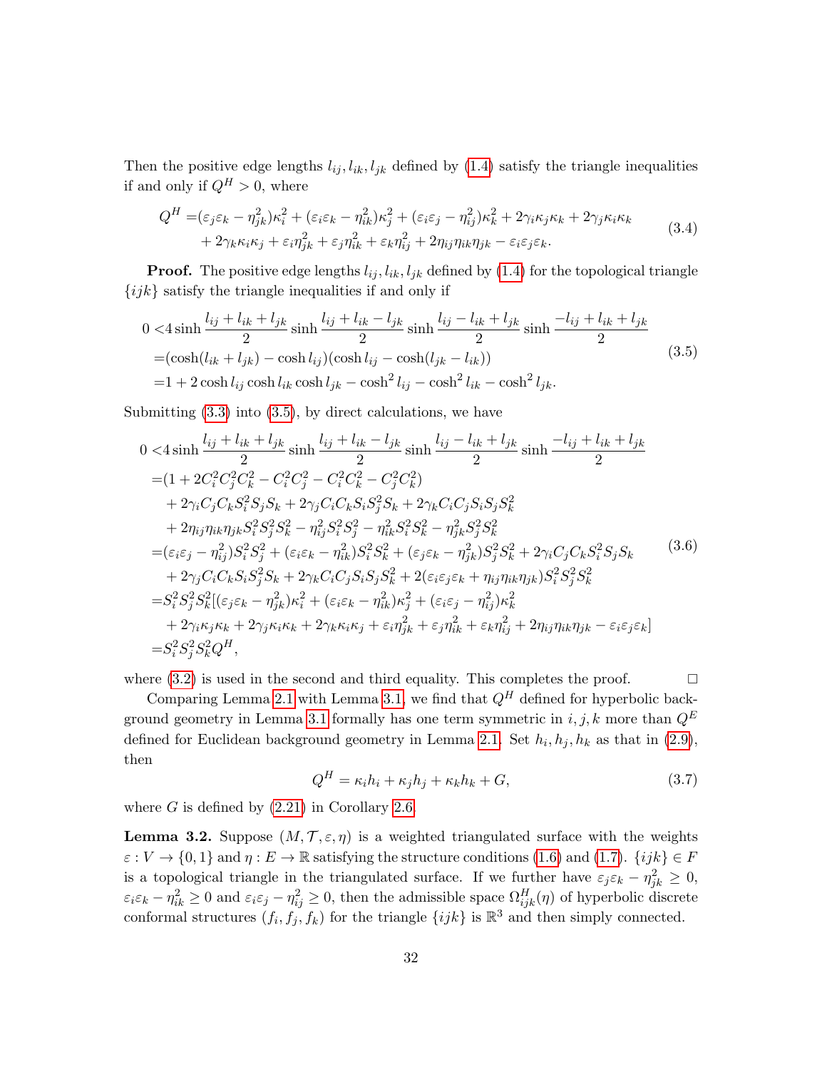Then the positive edge lengths $l_{ij}, l_{ik}, l_{jk}$ defined by (1.4) satisfy the triangle inequalities if and only if $Q^H > 0$, where

$$
\begin{aligned}
Q^H =&(\varepsilon_j\varepsilon_k - \eta_{jk}^2)\kappa_i^2 + (\varepsilon_i\varepsilon_k - \eta_{ik}^2)\kappa_j^2 + (\varepsilon_i\varepsilon_j - \eta_{ij}^2)\kappa_k^2 + 2\gamma_i\kappa_j\kappa_k + 2\gamma_j\kappa_i\kappa_k \\
&+ 2\gamma_k\kappa_i\kappa_j + \varepsilon_i\eta_{jk}^2 + \varepsilon_j\eta_{ik}^2 + \varepsilon_k\eta_{ij}^2 + 2\eta_{ij}\eta_{ik}\eta_{jk} - \varepsilon_i\varepsilon_j\varepsilon_k.
\end{aligned} \tag{3.4}
$$

**Proof.** The positive edge lengths $l_{ij}, l_{ik}, l_{jk}$ defined by (1.4) for the topological triangle $\{ijk\}$ satisfy the triangle inequalities if and only if

$$
\begin{aligned}
0 <&4\sinh\frac{l_{ij}+l_{ik}+l_{jk}}{2}\sinh\frac{l_{ij}+l_{ik}-l_{jk}}{2}\sinh\frac{l_{ij}-l_{ik}+l_{jk}}{2}\sinh\frac{-l_{ij}+l_{ik}+l_{jk}}{2} \\
=&(\cosh(l_{ik}+l_{jk}) - \cosh l_{ij})(\cosh l_{ij} - \cosh(l_{jk}-l_{ik})) \\
=&1 + 2\cosh l_{ij}\cosh l_{ik}\cosh l_{jk} - \cosh^2 l_{ij} - \cosh^2 l_{ik} - \cosh^2 l_{jk}.
\end{aligned} \tag{3.5}
$$

Submitting (3.3) into (3.5), by direct calculations, we have

$$
\begin{aligned}
0 <&4\sinh\frac{l_{ij}+l_{ik}+l_{jk}}{2}\sinh\frac{l_{ij}+l_{ik}-l_{jk}}{2}\sinh\frac{l_{ij}-l_{ik}+l_{jk}}{2}\sinh\frac{-l_{ij}+l_{ik}+l_{jk}}{2} \\
=&(1 + 2C_i^2C_j^2C_k^2 - C_i^2C_j^2 - C_i^2C_k^2 - C_j^2C_k^2) \\
&+ 2\gamma_iC_jC_kS_i^2S_jS_k + 2\gamma_jC_iC_kS_iS_j^2S_k + 2\gamma_kC_iC_jS_iS_jS_k^2 \\
&+ 2\eta_{ij}\eta_{ik}\eta_{jk}S_i^2S_j^2S_k^2 - \eta_{ij}^2S_i^2S_j^2 - \eta_{ik}^2S_i^2S_k^2 - \eta_{jk}^2S_j^2S_k^2 \\
=&(\varepsilon_i\varepsilon_j - \eta_{ij}^2)S_i^2S_j^2 + (\varepsilon_i\varepsilon_k - \eta_{ik}^2)S_i^2S_k^2 + (\varepsilon_j\varepsilon_k - \eta_{jk}^2)S_j^2S_k^2 + 2\gamma_iC_jC_kS_i^2S_jS_k \\
&+ 2\gamma_jC_iC_kS_iS_j^2S_k + 2\gamma_kC_iC_jS_iS_jS_k^2 + 2(\varepsilon_i\varepsilon_j\varepsilon_k + \eta_{ij}\eta_{ik}\eta_{jk})S_i^2S_j^2S_k^2 \\
=&S_i^2S_j^2S_k^2[(\varepsilon_j\varepsilon_k - \eta_{jk}^2)\kappa_i^2 + (\varepsilon_i\varepsilon_k - \eta_{ik}^2)\kappa_j^2 + (\varepsilon_i\varepsilon_j - \eta_{ij}^2)\kappa_k^2 \\
&+ 2\gamma_i\kappa_j\kappa_k + 2\gamma_j\kappa_i\kappa_k + 2\gamma_k\kappa_i\kappa_j + \varepsilon_i\eta_{jk}^2 + \varepsilon_j\eta_{ik}^2 + \varepsilon_k\eta_{ij}^2 + 2\eta_{ij}\eta_{ik}\eta_{jk} - \varepsilon_i\varepsilon_j\varepsilon_k] \\
=&S_i^2S_j^2S_k^2Q^H,
\end{aligned} \tag{3.6}
$$

where (3.2) is used in the second and third equality. This completes the proof. $\square$

Comparing Lemma 2.1 with Lemma 3.1, we find that $Q^H$ defined for hyperbolic background geometry in Lemma 3.1 formally has one term symmetric in $i, j, k$ more than $Q^E$ defined for Euclidean background geometry in Lemma 2.1. Set $h_i, h_j, h_k$ as that in (2.9), then

$$
Q^H = \kappa_ih_i + \kappa_jh_j + \kappa_kh_k + G, \tag{3.7}
$$

where $G$ is defined by (2.21) in Corollary 2.6.

**Lemma 3.2.** Suppose $(M, \mathcal{T}, \varepsilon, \eta)$ is a weighted triangulated surface with the weights $\varepsilon : V \to \{0, 1\}$ and $\eta : E \to \mathbb{R}$ satisfying the structure conditions (1.6) and (1.7). $\{ijk\} \in F$ is a topological triangle in the triangulated surface. If we further have $\varepsilon_j\varepsilon_k - \eta_{jk}^2 \geq 0$, $\varepsilon_i\varepsilon_k - \eta_{ik}^2 \geq 0$ and $\varepsilon_i\varepsilon_j - \eta_{ij}^2 \geq 0$, then the admissible space $\Omega_{ijk}^H(\eta)$ of hyperbolic discrete conformal structures $(f_i, f_j, f_k)$ for the triangle $\{ijk\}$ is $\mathbb{R}^3$ and then simply connected.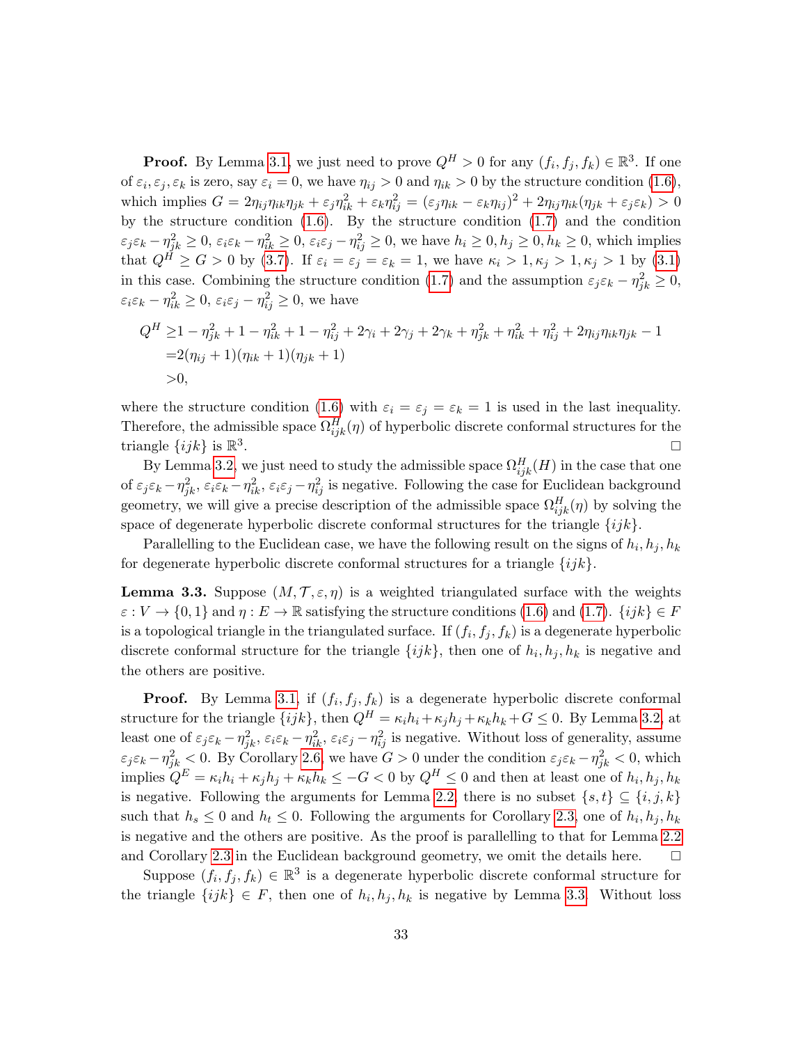**Proof.** By Lemma 3.1, we just need to prove $Q^H > 0$ for any $(f_i, f_j, f_k) \in \mathbb{R}^3$. If one of $\varepsilon_i, \varepsilon_j, \varepsilon_k$ is zero, say $\varepsilon_i = 0$, we have $\eta_{ij} > 0$ and $\eta_{ik} > 0$ by the structure condition (1.6), which implies $G = 2\eta_{ij}\eta_{ik}\eta_{jk} + \varepsilon_j\eta_{ik}^2 + \varepsilon_k\eta_{ij}^2 = (\varepsilon_j\eta_{ik} - \varepsilon_k\eta_{ij})^2 + 2\eta_{ij}\eta_{ik}(\eta_{jk} + \varepsilon_j\varepsilon_k) > 0$ by the structure condition (1.6). By the structure condition (1.7) and the condition $\varepsilon_j\varepsilon_k - \eta_{jk}^2 \geq 0$, $\varepsilon_i\varepsilon_k - \eta_{ik}^2 \geq 0$, $\varepsilon_i\varepsilon_j - \eta_{ij}^2 \geq 0$, we have $h_i \geq 0, h_j \geq 0, h_k \geq 0$, which implies that $Q^H \geq G > 0$ by (3.7). If $\varepsilon_i = \varepsilon_j = \varepsilon_k = 1$, we have $\kappa_i > 1, \kappa_j > 1, \kappa_j > 1$ by (3.1) in this case. Combining the structure condition (1.7) and the assumption $\varepsilon_j\varepsilon_k - \eta_{jk}^2 \geq 0$, $\varepsilon_i\varepsilon_k - \eta_{ik}^2 \geq 0$, $\varepsilon_i\varepsilon_j - \eta_{ij}^2 \geq 0$, we have

$$
\begin{aligned}
Q^H \geq& 1 - \eta_{jk}^2 + 1 - \eta_{ik}^2 + 1 - \eta_{ij}^2 + 2\gamma_i + 2\gamma_j + 2\gamma_k + \eta_{jk}^2 + \eta_{ik}^2 + \eta_{ij}^2 + 2\eta_{ij}\eta_{ik}\eta_{jk} - 1 \\
=& 2(\eta_{ij} + 1)(\eta_{ik} + 1)(\eta_{jk} + 1) \\
>& 0,
\end{aligned}
$$

where the structure condition (1.6) with $\varepsilon_i = \varepsilon_j = \varepsilon_k = 1$ is used in the last inequality. Therefore, the admissible space $\Omega_{ijk}^H(\eta)$ of hyperbolic discrete conformal structures for the triangle $\{ijk\}$ is $\mathbb{R}^3$. $\square$

By Lemma 3.2, we just need to study the admissible space $\Omega_{ijk}^H(H)$ in the case that one of $\varepsilon_j\varepsilon_k - \eta_{jk}^2$, $\varepsilon_i\varepsilon_k - \eta_{ik}^2$, $\varepsilon_i\varepsilon_j - \eta_{ij}^2$ is negative. Following the case for Euclidean background geometry, we will give a precise description of the admissible space $\Omega_{ijk}^H(\eta)$ by solving the space of degenerate hyperbolic discrete conformal structures for the triangle $\{ijk\}$.

Parallelling to the Euclidean case, we have the following result on the signs of $h_i, h_j, h_k$ for degenerate hyperbolic discrete conformal structures for a triangle $\{ijk\}$.

**Lemma 3.3.** Suppose $(M, \mathcal{T}, \varepsilon, \eta)$ is a weighted triangulated surface with the weights $\varepsilon : V \to \{0, 1\}$ and $\eta : E \to \mathbb{R}$ satisfying the structure conditions (1.6) and (1.7). $\{ijk\} \in F$ is a topological triangle in the triangulated surface. If $(f_i, f_j, f_k)$ is a degenerate hyperbolic discrete conformal structure for the triangle $\{ijk\}$, then one of $h_i, h_j, h_k$ is negative and the others are positive.

**Proof.** By Lemma 3.1, if $(f_i, f_j, f_k)$ is a degenerate hyperbolic discrete conformal structure for the triangle $\{ijk\}$, then $Q^H = \kappa_i h_i + \kappa_j h_j + \kappa_k h_k + G \leq 0$. By Lemma 3.2, at least one of $\varepsilon_j\varepsilon_k - \eta_{jk}^2$, $\varepsilon_i\varepsilon_k - \eta_{ik}^2$, $\varepsilon_i\varepsilon_j - \eta_{ij}^2$ is negative. Without loss of generality, assume $\varepsilon_j\varepsilon_k - \eta_{jk}^2 < 0$. By Corollary 2.6, we have $G > 0$ under the condition $\varepsilon_j\varepsilon_k - \eta_{jk}^2 < 0$, which implies $Q^E = \kappa_i h_i + \kappa_j h_j + \kappa_k h_k \leq -G < 0$ by $Q^H \leq 0$ and then at least one of $h_i, h_j, h_k$ is negative. Following the arguments for Lemma 2.2, there is no subset $\{s, t\} \subseteq \{i, j, k\}$ such that $h_s \leq 0$ and $h_t \leq 0$. Following the arguments for Corollary 2.3, one of $h_i, h_j, h_k$ is negative and the others are positive. As the proof is parallelling to that for Lemma 2.2 and Corollary 2.3 in the Euclidean background geometry, we omit the details here. $\square$

Suppose $(f_i, f_j, f_k) \in \mathbb{R}^3$ is a degenerate hyperbolic discrete conformal structure for the triangle $\{ijk\} \in F$, then one of $h_i, h_j, h_k$ is negative by Lemma 3.3. Without loss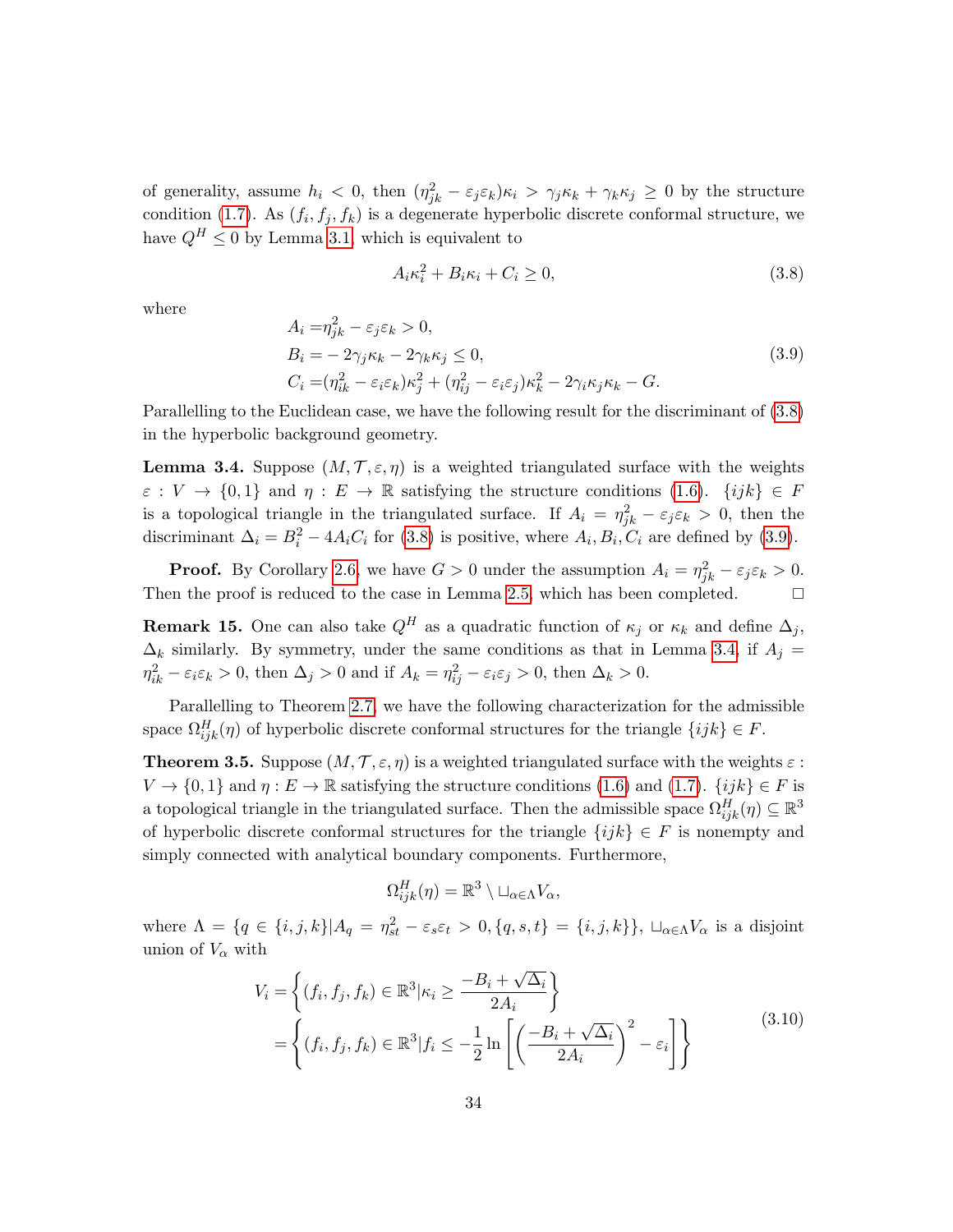of generality, assume $h_i < 0$, then $(\eta_{jk}^2 - \varepsilon_j\varepsilon_k)\kappa_i > \gamma_j\kappa_k + \gamma_k\kappa_j \geq 0$ by the structure condition (1.7). As $(f_i, f_j, f_k)$ is a degenerate hyperbolic discrete conformal structure, we have $Q^H \leq 0$ by Lemma 3.1, which is equivalent to

$$A_i\kappa_i^2 + B_i\kappa_i + C_i \geq 0, \tag{3.8}$$

where

$$\begin{aligned}
A_i =& \eta_{jk}^2 - \varepsilon_j\varepsilon_k > 0,\\
B_i =& -2\gamma_j\kappa_k - 2\gamma_k\kappa_j \leq 0,\\
C_i =& (\eta_{ik}^2 - \varepsilon_i\varepsilon_k)\kappa_j^2 + (\eta_{ij}^2 - \varepsilon_i\varepsilon_j)\kappa_k^2 - 2\gamma_i\kappa_j\kappa_k - G.
\end{aligned} \tag{3.9}$$

Parallelling to the Euclidean case, we have the following result for the discriminant of (3.8) in the hyperbolic background geometry.

**Lemma 3.4.** Suppose $(M, \mathcal{T}, \varepsilon, \eta)$ is a weighted triangulated surface with the weights $\varepsilon : V \to \{0, 1\}$ and $\eta : E \to \mathbb{R}$ satisfying the structure conditions (1.6). $\{ijk\} \in F$ is a topological triangle in the triangulated surface. If $A_i = \eta_{jk}^2 - \varepsilon_j\varepsilon_k > 0$, then the discriminant $\Delta_i = B_i^2 - 4A_iC_i$ for (3.8) is positive, where $A_i, B_i, C_i$ are defined by (3.9).

**Proof.** By Corollary 2.6, we have $G > 0$ under the assumption $A_i = \eta_{jk}^2 - \varepsilon_j\varepsilon_k > 0$. Then the proof is reduced to the case in Lemma 2.5, which has been completed. $\square$

**Remark 15.** One can also take $Q^H$ as a quadratic function of $\kappa_j$ or $\kappa_k$ and define $\Delta_j$, $\Delta_k$ similarly. By symmetry, under the same conditions as that in Lemma 3.4, if $A_j = \eta_{ik}^2 - \varepsilon_i\varepsilon_k > 0$, then $\Delta_j > 0$ and if $A_k = \eta_{ij}^2 - \varepsilon_i\varepsilon_j > 0$, then $\Delta_k > 0$.

Parallelling to Theorem 2.7, we have the following characterization for the admissible space $\Omega_{ijk}^H(\eta)$ of hyperbolic discrete conformal structures for the triangle $\{ijk\} \in F$.

**Theorem 3.5.** Suppose $(M, \mathcal{T}, \varepsilon, \eta)$ is a weighted triangulated surface with the weights $\varepsilon : V \to \{0, 1\}$ and $\eta : E \to \mathbb{R}$ satisfying the structure conditions (1.6) and (1.7). $\{ijk\} \in F$ is a topological triangle in the triangulated surface. Then the admissible space $\Omega_{ijk}^H(\eta) \subseteq \mathbb{R}^3$ of hyperbolic discrete conformal structures for the triangle $\{ijk\} \in F$ is nonempty and simply connected with analytical boundary components. Furthermore,

$$\Omega_{ijk}^H(\eta) = \mathbb{R}^3 \setminus \sqcup_{\alpha\in\Lambda} V_\alpha,$$

where $\Lambda = \{q \in \{i, j, k\} | A_q = \eta_{st}^2 - \varepsilon_s\varepsilon_t > 0, \{q, s, t\} = \{i, j, k\}\}$, $\sqcup_{\alpha\in\Lambda} V_\alpha$ is a disjoint union of $V_\alpha$ with

$$\begin{aligned}
V_i &= \left\{(f_i, f_j, f_k) \in \mathbb{R}^3 | \kappa_i \geq \frac{-B_i + \sqrt{\Delta_i}}{2A_i}\right\}\\
&= \left\{(f_i, f_j, f_k) \in \mathbb{R}^3 | f_i \leq -\frac{1}{2}\ln\left[\left(\frac{-B_i + \sqrt{\Delta_i}}{2A_i}\right)^2 - \varepsilon_i\right]\right\}
\end{aligned} \tag{3.10}$$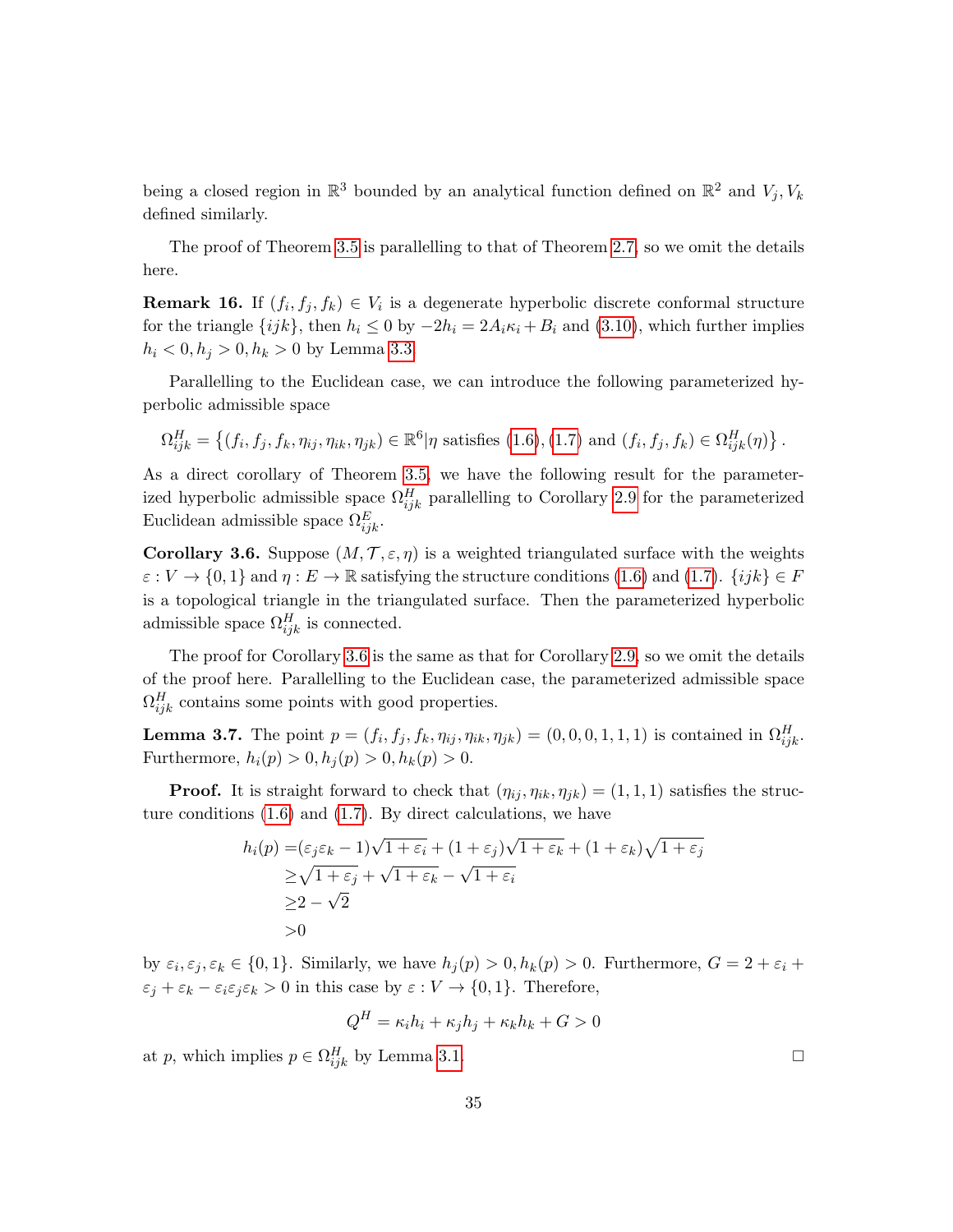being a closed region in $\mathbb{R}^3$ bounded by an analytical function defined on $\mathbb{R}^2$ and $V_j, V_k$ defined similarly.

The proof of Theorem 3.5 is parallelling to that of Theorem 2.7, so we omit the details here.

**Remark 16.** If $(f_i, f_j, f_k) \in V_i$ is a degenerate hyperbolic discrete conformal structure for the triangle $\{ijk\}$, then $h_i \leq 0$ by $-2h_i = 2A_i\kappa_i + B_i$ and (3.10), which further implies $h_i < 0, h_j > 0, h_k > 0$ by Lemma 3.3.

Parallelling to the Euclidean case, we can introduce the following parameterized hyperbolic admissible space

$$\Omega^H_{ijk} = \left\{(f_i, f_j, f_k, \eta_{ij}, \eta_{ik}, \eta_{jk}) \in \mathbb{R}^6 | \eta \text{ satisfies (1.6), (1.7) and } (f_i, f_j, f_k) \in \Omega^H_{ijk}(\eta)\right\}.$$

As a direct corollary of Theorem 3.5, we have the following result for the parameterized hyperbolic admissible space $\Omega^H_{ijk}$ parallelling to Corollary 2.9 for the parameterized Euclidean admissible space $\Omega^E_{ijk}$.

**Corollary 3.6.** Suppose $(M, \mathcal{T}, \varepsilon, \eta)$ is a weighted triangulated surface with the weights $\varepsilon : V \to \{0, 1\}$ and $\eta : E \to \mathbb{R}$ satisfying the structure conditions (1.6) and (1.7). $\{ijk\} \in F$ is a topological triangle in the triangulated surface. Then the parameterized hyperbolic admissible space $\Omega^H_{ijk}$ is connected.

The proof for Corollary 3.6 is the same as that for Corollary 2.9, so we omit the details of the proof here. Parallelling to the Euclidean case, the parameterized admissible space $\Omega^H_{ijk}$ contains some points with good properties.

**Lemma 3.7.** The point $p = (f_i, f_j, f_k, \eta_{ij}, \eta_{ik}, \eta_{jk}) = (0, 0, 0, 1, 1, 1)$ is contained in $\Omega^H_{ijk}$. Furthermore, $h_i(p) > 0, h_j(p) > 0, h_k(p) > 0$.

**Proof.** It is straight forward to check that $(\eta_{ij}, \eta_{ik}, \eta_{jk}) = (1, 1, 1)$ satisfies the structure conditions (1.6) and (1.7). By direct calculations, we have

$$\begin{aligned}
h_i(p) =& (\varepsilon_j\varepsilon_k - 1)\sqrt{1+\varepsilon_i} + (1+\varepsilon_j)\sqrt{1+\varepsilon_k} + (1+\varepsilon_k)\sqrt{1+\varepsilon_j} \\
\geq& \sqrt{1+\varepsilon_j} + \sqrt{1+\varepsilon_k} - \sqrt{1+\varepsilon_i} \\
\geq& 2 - \sqrt{2} \\
>& 0
\end{aligned}$$

by $\varepsilon_i, \varepsilon_j, \varepsilon_k \in \{0, 1\}$. Similarly, we have $h_j(p) > 0, h_k(p) > 0$. Furthermore, $G = 2 + \varepsilon_i + \varepsilon_j + \varepsilon_k - \varepsilon_i\varepsilon_j\varepsilon_k > 0$ in this case by $\varepsilon : V \to \{0, 1\}$. Therefore,

$$Q^H = \kappa_i h_i + \kappa_j h_j + \kappa_k h_k + G > 0$$

at $p$, which implies $p \in \Omega^H_{ijk}$ by Lemma 3.1. $\square$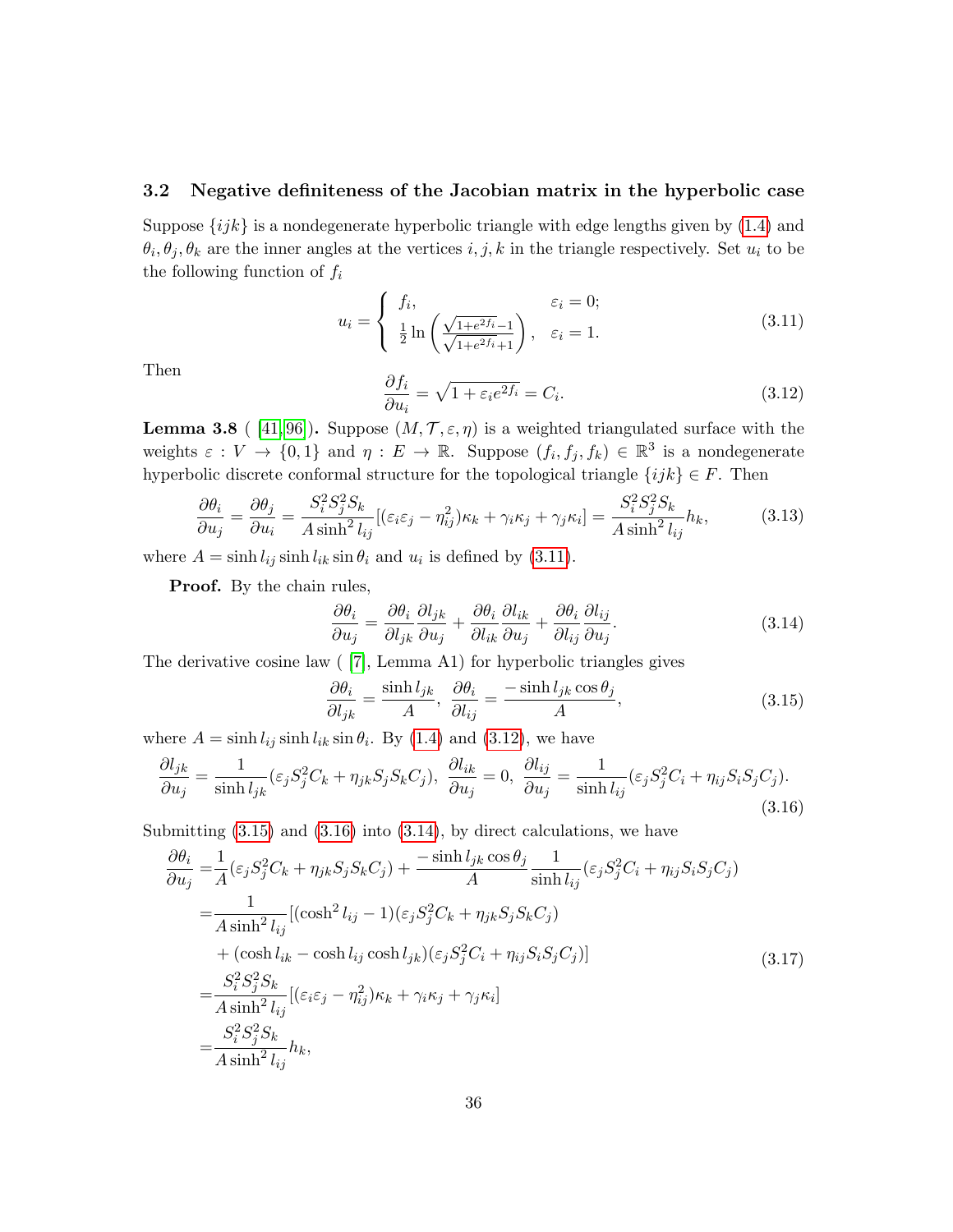### 3.2 Negative definiteness of the Jacobian matrix in the hyperbolic case

Suppose $\{ijk\}$ is a nondegenerate hyperbolic triangle with edge lengths given by (1.4) and $\theta_i, \theta_j, \theta_k$ are the inner angles at the vertices $i, j, k$ in the triangle respectively. Set $u_i$ to be the following function of $f_i$

$$u_i = \begin{cases} f_i, & \varepsilon_i = 0; \\ \frac{1}{2}\ln\left(\frac{\sqrt{1+e^{2f_i}}-1}{\sqrt{1+e^{2f_i}}+1}\right), & \varepsilon_i = 1. \end{cases} \tag{3.11}$$

Then

$$\frac{\partial f_i}{\partial u_i} = \sqrt{1+\varepsilon_i e^{2f_i}} = C_i. \tag{3.12}$$

**Lemma 3.8** ( [41, 96]). Suppose $(M, \mathcal{T}, \varepsilon, \eta)$ is a weighted triangulated surface with the weights $\varepsilon : V \to \{0, 1\}$ and $\eta : E \to \mathbb{R}$. Suppose $(f_i, f_j, f_k) \in \mathbb{R}^3$ is a nondegenerate hyperbolic discrete conformal structure for the topological triangle $\{ijk\} \in F$. Then

$$\frac{\partial \theta_i}{\partial u_j} = \frac{\partial \theta_j}{\partial u_i} = \frac{S_i^2 S_j^2 S_k}{A \sinh^2 l_{ij}}[(\varepsilon_i\varepsilon_j - \eta_{ij}^2)\kappa_k + \gamma_i\kappa_j + \gamma_j\kappa_i] = \frac{S_i^2 S_j^2 S_k}{A \sinh^2 l_{ij}} h_k, \tag{3.13}$$

where $A = \sinh l_{ij} \sinh l_{ik} \sin\theta_i$ and $u_i$ is defined by (3.11).

**Proof.** By the chain rules,

$$\frac{\partial \theta_i}{\partial u_j} = \frac{\partial \theta_i}{\partial l_{jk}}\frac{\partial l_{jk}}{\partial u_j} + \frac{\partial \theta_i}{\partial l_{ik}}\frac{\partial l_{ik}}{\partial u_j} + \frac{\partial \theta_i}{\partial l_{ij}}\frac{\partial l_{ij}}{\partial u_j}. \tag{3.14}$$

The derivative cosine law ( [7], Lemma A1) for hyperbolic triangles gives

$$\frac{\partial \theta_i}{\partial l_{jk}} = \frac{\sinh l_{jk}}{A},\ \frac{\partial \theta_i}{\partial l_{ij}} = \frac{-\sinh l_{jk}\cos\theta_j}{A}, \tag{3.15}$$

where $A = \sinh l_{ij} \sinh l_{ik} \sin\theta_i$. By (1.4) and (3.12), we have

$$\frac{\partial l_{jk}}{\partial u_j} = \frac{1}{\sinh l_{jk}}(\varepsilon_j S_j^2 C_k + \eta_{jk} S_j S_k C_j),\ \frac{\partial l_{ik}}{\partial u_j} = 0,\ \frac{\partial l_{ij}}{\partial u_j} = \frac{1}{\sinh l_{ij}}(\varepsilon_j S_j^2 C_i + \eta_{ij} S_i S_j C_j). \tag{3.16}$$

Submitting (3.15) and (3.16) into (3.14), by direct calculations, we have

$$\begin{aligned}
\frac{\partial \theta_i}{\partial u_j} =& \frac{1}{A}(\varepsilon_j S_j^2 C_k + \eta_{jk} S_j S_k C_j) + \frac{-\sinh l_{jk}\cos\theta_j}{A}\frac{1}{\sinh l_{ij}}(\varepsilon_j S_j^2 C_i + \eta_{ij} S_i S_j C_j) \\
=& \frac{1}{A\sinh^2 l_{ij}}[(\cosh^2 l_{ij} - 1)(\varepsilon_j S_j^2 C_k + \eta_{jk} S_j S_k C_j) \\
&+ (\cosh l_{ik} - \cosh l_{ij}\cosh l_{jk})(\varepsilon_j S_j^2 C_i + \eta_{ij} S_i S_j C_j)] \\
=& \frac{S_i^2 S_j^2 S_k}{A\sinh^2 l_{ij}}[(\varepsilon_i\varepsilon_j - \eta_{ij}^2)\kappa_k + \gamma_i\kappa_j + \gamma_j\kappa_i] \\
=& \frac{S_i^2 S_j^2 S_k}{A\sinh^2 l_{ij}} h_k,
\end{aligned} \tag{3.17}$$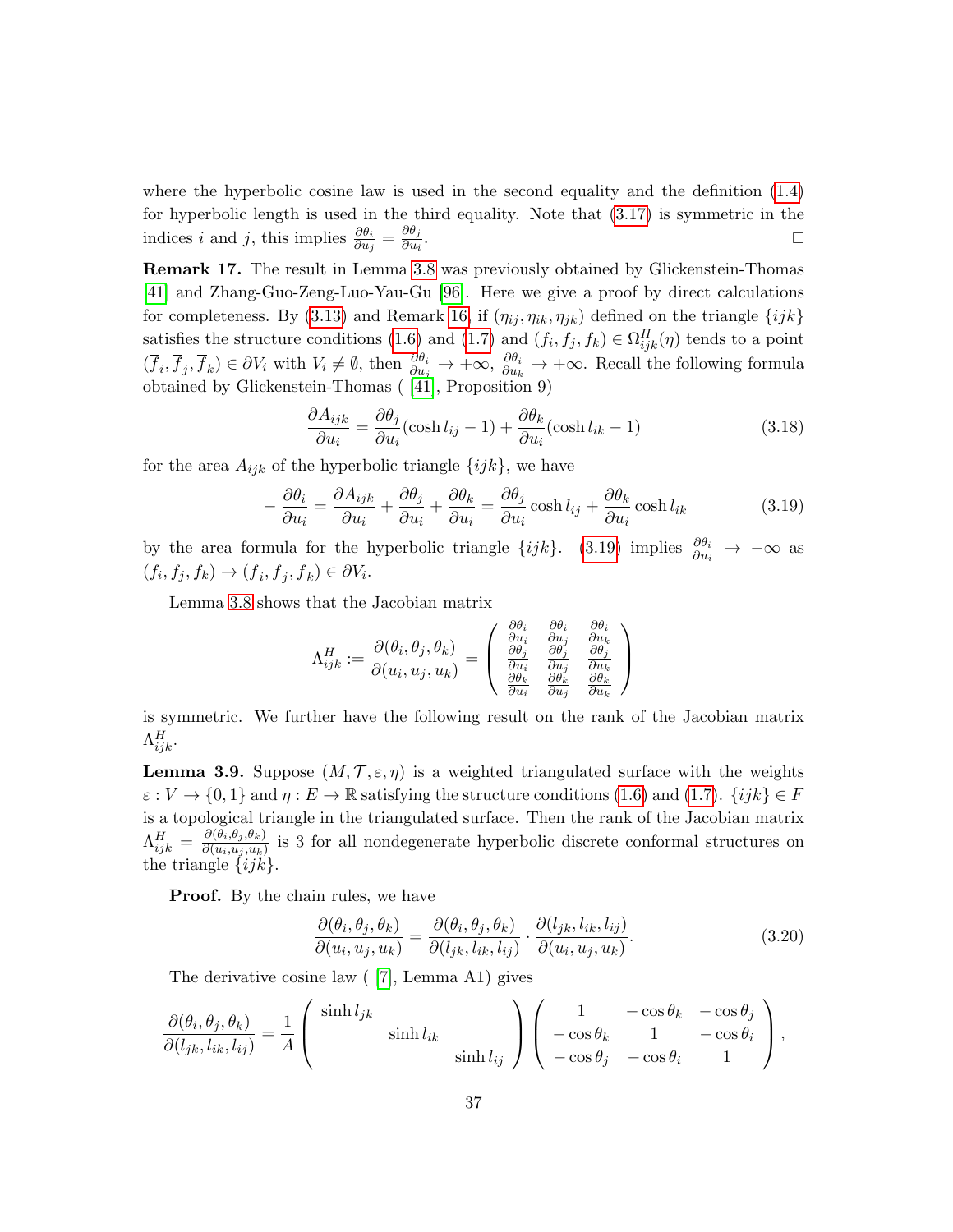where the hyperbolic cosine law is used in the second equality and the definition (1.4) for hyperbolic length is used in the third equality. Note that (3.17) is symmetric in the indices $i$ and $j$, this implies $\frac{\partial\theta_i}{\partial u_j}=\frac{\partial\theta_j}{\partial u_i}$. $\square$

**Remark 17.** The result in Lemma 3.8 was previously obtained by Glickenstein-Thomas [41] and Zhang-Guo-Zeng-Luo-Yau-Gu [96]. Here we give a proof by direct calculations for completeness. By (3.13) and Remark 16, if $(\eta_{ij},\eta_{ik},\eta_{jk})$ defined on the triangle $\{ijk\}$ satisfies the structure conditions (1.6) and (1.7) and $(f_i,f_j,f_k)\in\Omega^H_{ijk}(\eta)$ tends to a point $(\overline{f}_i,\overline{f}_j,\overline{f}_k)\in\partial V_i$ with $V_i\neq\emptyset$, then $\frac{\partial\theta_i}{\partial u_j}\to+\infty$, $\frac{\partial\theta_i}{\partial u_k}\to+\infty$. Recall the following formula obtained by Glickenstein-Thomas ( [41], Proposition 9)

$$\frac{\partial A_{ijk}}{\partial u_i}=\frac{\partial\theta_j}{\partial u_i}(\cosh l_{ij}-1)+\frac{\partial\theta_k}{\partial u_i}(\cosh l_{ik}-1) \tag{3.18}$$

for the area $A_{ijk}$ of the hyperbolic triangle $\{ijk\}$, we have

$$-\frac{\partial\theta_i}{\partial u_i}=\frac{\partial A_{ijk}}{\partial u_i}+\frac{\partial\theta_j}{\partial u_i}+\frac{\partial\theta_k}{\partial u_i}=\frac{\partial\theta_j}{\partial u_i}\cosh l_{ij}+\frac{\partial\theta_k}{\partial u_i}\cosh l_{ik} \tag{3.19}$$

by the area formula for the hyperbolic triangle $\{ijk\}$. (3.19) implies $\frac{\partial\theta_i}{\partial u_i}\to-\infty$ as $(f_i,f_j,f_k)\to(\overline{f}_i,\overline{f}_j,\overline{f}_k)\in\partial V_i$.

Lemma 3.8 shows that the Jacobian matrix

$$\Lambda^H_{ijk}:=\frac{\partial(\theta_i,\theta_j,\theta_k)}{\partial(u_i,u_j,u_k)}=\begin{pmatrix}\frac{\partial\theta_i}{\partial u_i}&\frac{\partial\theta_i}{\partial u_j}&\frac{\partial\theta_i}{\partial u_k}\\ \frac{\partial\theta_j}{\partial u_i}&\frac{\partial\theta_j}{\partial u_j}&\frac{\partial\theta_j}{\partial u_k}\\ \frac{\partial\theta_k}{\partial u_i}&\frac{\partial\theta_k}{\partial u_j}&\frac{\partial\theta_k}{\partial u_k}\end{pmatrix}$$

is symmetric. We further have the following result on the rank of the Jacobian matrix $\Lambda^H_{ijk}$.

**Lemma 3.9.** Suppose $(M,\mathcal{T},\varepsilon,\eta)$ is a weighted triangulated surface with the weights $\varepsilon:V\to\{0,1\}$ and $\eta:E\to\mathbb{R}$ satisfying the structure conditions (1.6) and (1.7). $\{ijk\}\in F$ is a topological triangle in the triangulated surface. Then the rank of the Jacobian matrix $\Lambda^H_{ijk}=\frac{\partial(\theta_i,\theta_j,\theta_k)}{\partial(u_i,u_j,u_k)}$ is 3 for all nondegenerate hyperbolic discrete conformal structures on the triangle $\{ijk\}$.

**Proof.** By the chain rules, we have

$$\frac{\partial(\theta_i,\theta_j,\theta_k)}{\partial(u_i,u_j,u_k)}=\frac{\partial(\theta_i,\theta_j,\theta_k)}{\partial(l_{jk},l_{ik},l_{ij})}\cdot\frac{\partial(l_{jk},l_{ik},l_{ij})}{\partial(u_i,u_j,u_k)}. \tag{3.20}$$

The derivative cosine law ( [7], Lemma A1) gives

$$\frac{\partial(\theta_i,\theta_j,\theta_k)}{\partial(l_{jk},l_{ik},l_{ij})}=\frac{1}{A}\begin{pmatrix}\sinh l_{jk}&&\\&\sinh l_{ik}&\\&&\sinh l_{ij}\end{pmatrix}\begin{pmatrix}1&-\cos\theta_k&-\cos\theta_j\\-\cos\theta_k&1&-\cos\theta_i\\-\cos\theta_j&-\cos\theta_i&1\end{pmatrix},$$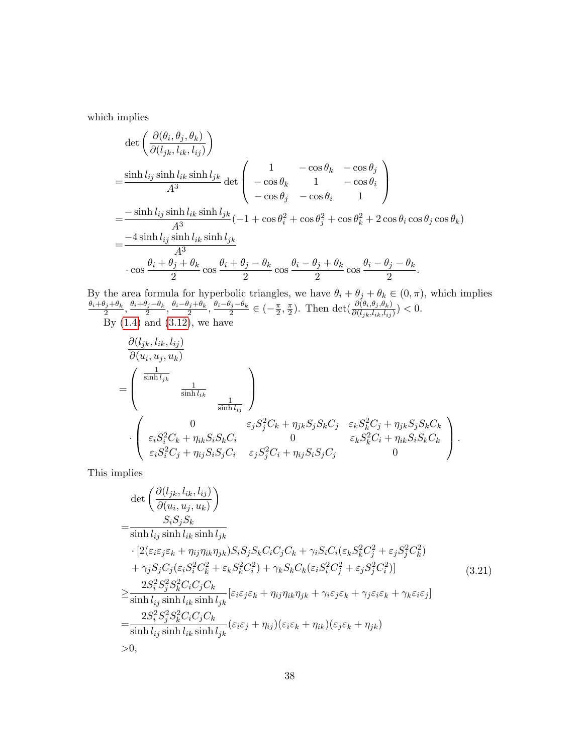which implies

$$
\begin{aligned}
&\det\left(\frac{\partial(\theta_i,\theta_j,\theta_k)}{\partial(l_{jk},l_{ik},l_{ij})}\right)\\
=&\frac{\sinh l_{ij}\sinh l_{ik}\sinh l_{jk}}{A^3}\det\begin{pmatrix}1 & -\cos\theta_k & -\cos\theta_j\\ -\cos\theta_k & 1 & -\cos\theta_i\\ -\cos\theta_j & -\cos\theta_i & 1\end{pmatrix}\\
=&\frac{-\sinh l_{ij}\sinh l_{ik}\sinh l_{jk}}{A^3}(-1+\cos\theta_i^2+\cos\theta_j^2+\cos\theta_k^2+2\cos\theta_i\cos\theta_j\cos\theta_k)\\
=&\frac{-4\sinh l_{ij}\sinh l_{ik}\sinh l_{jk}}{A^3}\\
&\cdot\cos\frac{\theta_i+\theta_j+\theta_k}{2}\cos\frac{\theta_i+\theta_j-\theta_k}{2}\cos\frac{\theta_i-\theta_j+\theta_k}{2}\cos\frac{\theta_i-\theta_j-\theta_k}{2}.
\end{aligned}
$$

By the area formula for hyperbolic triangles, we have $\theta_i+\theta_j+\theta_k\in(0,\pi)$, which implies $\frac{\theta_i+\theta_j+\theta_k}{2}, \frac{\theta_i+\theta_j-\theta_k}{2}, \frac{\theta_i-\theta_j+\theta_k}{2}, \frac{\theta_i-\theta_j-\theta_k}{2}\in(-\frac{\pi}{2},\frac{\pi}{2})$. Then $\det(\frac{\partial(\theta_i,\theta_j,\theta_k)}{\partial(l_{jk},l_{ik},l_{ij})})<0$.

By (1.4) and (3.12), we have

$$
\begin{aligned}
&\frac{\partial(l_{jk},l_{ik},l_{ij})}{\partial(u_i,u_j,u_k)}\\
=&\begin{pmatrix}\frac{1}{\sinh l_{jk}} & & \\ & \frac{1}{\sinh l_{ik}} & \\ & & \frac{1}{\sinh l_{ij}}\end{pmatrix}\\
&\cdot\begin{pmatrix}0 & \varepsilon_j S_j^2C_k+\eta_{jk}S_jS_kC_j & \varepsilon_k S_k^2C_j+\eta_{jk}S_jS_kC_k\\ \varepsilon_i S_i^2C_k+\eta_{ik}S_iS_kC_i & 0 & \varepsilon_k S_k^2C_i+\eta_{ik}S_iS_kC_k\\ \varepsilon_i S_i^2C_j+\eta_{ij}S_iS_jC_i & \varepsilon_j S_j^2C_i+\eta_{ij}S_iS_jC_j & 0\end{pmatrix}.
\end{aligned}
$$

This implies

$$
\begin{aligned}
&\det\left(\frac{\partial(l_{jk},l_{ik},l_{ij})}{\partial(u_i,u_j,u_k)}\right)\\
=&\frac{S_iS_jS_k}{\sinh l_{ij}\sinh l_{ik}\sinh l_{jk}}\\
&\cdot[2(\varepsilon_i\varepsilon_j\varepsilon_k+\eta_{ij}\eta_{ik}\eta_{jk})S_iS_jS_kC_iC_jC_k+\gamma_iS_iC_i(\varepsilon_kS_k^2C_j^2+\varepsilon_jS_j^2C_k^2)\\
&+\gamma_jS_jC_j(\varepsilon_iS_i^2C_k^2+\varepsilon_kS_k^2C_i^2)+\gamma_kS_kC_k(\varepsilon_iS_i^2C_j^2+\varepsilon_jS_j^2C_i^2)]\\
\geq&\frac{2S_i^2S_j^2S_k^2C_iC_jC_k}{\sinh l_{ij}\sinh l_{ik}\sinh l_{jk}}[\varepsilon_i\varepsilon_j\varepsilon_k+\eta_{ij}\eta_{ik}\eta_{jk}+\gamma_i\varepsilon_j\varepsilon_k+\gamma_j\varepsilon_i\varepsilon_k+\gamma_k\varepsilon_i\varepsilon_j]\\
=&\frac{2S_i^2S_j^2S_k^2C_iC_jC_k}{\sinh l_{ij}\sinh l_{ik}\sinh l_{jk}}(\varepsilon_i\varepsilon_j+\eta_{ij})(\varepsilon_i\varepsilon_k+\eta_{ik})(\varepsilon_j\varepsilon_k+\eta_{jk})\\
>&0,
\end{aligned}
\tag{3.21}
$$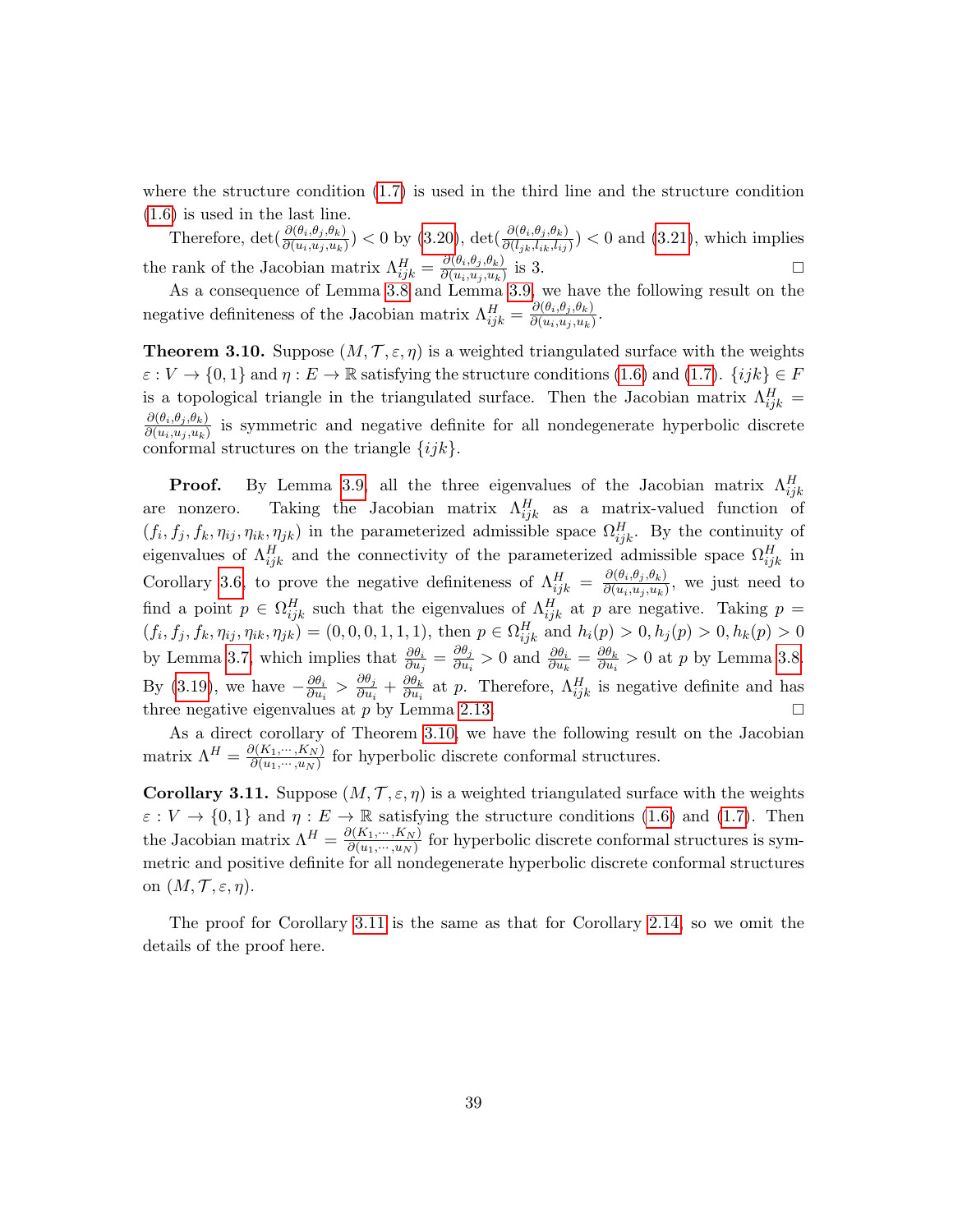where the structure condition (1.7) is used in the third line and the structure condition (1.6) is used in the last line.

Therefore, $\det(\frac{\partial(\theta_i,\theta_j,\theta_k)}{\partial(u_i,u_j,u_k)}) < 0$ by (3.20), $\det(\frac{\partial(\theta_i,\theta_j,\theta_k)}{\partial(l_{jk},l_{ik},l_{ij})}) < 0$ and (3.21), which implies the rank of the Jacobian matrix $\Lambda^H_{ijk} = \frac{\partial(\theta_i,\theta_j,\theta_k)}{\partial(u_i,u_j,u_k)}$ is 3. $\square$

As a consequence of Lemma 3.8 and Lemma 3.9, we have the following result on the negative definiteness of the Jacobian matrix $\Lambda^H_{ijk} = \frac{\partial(\theta_i,\theta_j,\theta_k)}{\partial(u_i,u_j,u_k)}$.

**Theorem 3.10.** Suppose $(M, \mathcal{T}, \varepsilon, \eta)$ is a weighted triangulated surface with the weights $\varepsilon : V \to \{0, 1\}$ and $\eta : E \to \mathbb{R}$ satisfying the structure conditions (1.6) and (1.7). $\{ijk\} \in F$ is a topological triangle in the triangulated surface. Then the Jacobian matrix $\Lambda^H_{ijk} = \frac{\partial(\theta_i,\theta_j,\theta_k)}{\partial(u_i,u_j,u_k)}$ is symmetric and negative definite for all nondegenerate hyperbolic discrete conformal structures on the triangle $\{ijk\}$.

**Proof.** By Lemma 3.9, all the three eigenvalues of the Jacobian matrix $\Lambda^H_{ijk}$ are nonzero. Taking the Jacobian matrix $\Lambda^H_{ijk}$ as a matrix-valued function of $(f_i, f_j, f_k, \eta_{ij}, \eta_{ik}, \eta_{jk})$ in the parameterized admissible space $\Omega^H_{ijk}$. By the continuity of eigenvalues of $\Lambda^H_{ijk}$ and the connectivity of the parameterized admissible space $\Omega^H_{ijk}$ in Corollary 3.6, to prove the negative definiteness of $\Lambda^H_{ijk} = \frac{\partial(\theta_i,\theta_j,\theta_k)}{\partial(u_i,u_j,u_k)}$, we just need to find a point $p \in \Omega^H_{ijk}$ such that the eigenvalues of $\Lambda^H_{ijk}$ at $p$ are negative. Taking $p = (f_i, f_j, f_k, \eta_{ij}, \eta_{ik}, \eta_{jk}) = (0, 0, 0, 1, 1, 1)$, then $p \in \Omega^H_{ijk}$ and $h_i(p) > 0, h_j(p) > 0, h_k(p) > 0$ by Lemma 3.7, which implies that $\frac{\partial\theta_i}{\partial u_j} = \frac{\partial\theta_j}{\partial u_i} > 0$ and $\frac{\partial\theta_i}{\partial u_k} = \frac{\partial\theta_k}{\partial u_i} > 0$ at $p$ by Lemma 3.8. By (3.19), we have $-\frac{\partial\theta_i}{\partial u_i} > \frac{\partial\theta_j}{\partial u_i} + \frac{\partial\theta_k}{\partial u_i}$ at $p$. Therefore, $\Lambda^H_{ijk}$ is negative definite and has three negative eigenvalues at $p$ by Lemma 2.13. $\square$

As a direct corollary of Theorem 3.10, we have the following result on the Jacobian matrix $\Lambda^H = \frac{\partial(K_1,\cdots,K_N)}{\partial(u_1,\cdots,u_N)}$ for hyperbolic discrete conformal structures.

**Corollary 3.11.** Suppose $(M, \mathcal{T}, \varepsilon, \eta)$ is a weighted triangulated surface with the weights $\varepsilon : V \to \{0, 1\}$ and $\eta : E \to \mathbb{R}$ satisfying the structure conditions (1.6) and (1.7). Then the Jacobian matrix $\Lambda^H = \frac{\partial(K_1,\cdots,K_N)}{\partial(u_1,\cdots,u_N)}$ for hyperbolic discrete conformal structures is symmetric and positive definite for all nondegenerate hyperbolic discrete conformal structures on $(M, \mathcal{T}, \varepsilon, \eta)$.

The proof for Corollary 3.11 is the same as that for Corollary 2.14, so we omit the details of the proof here.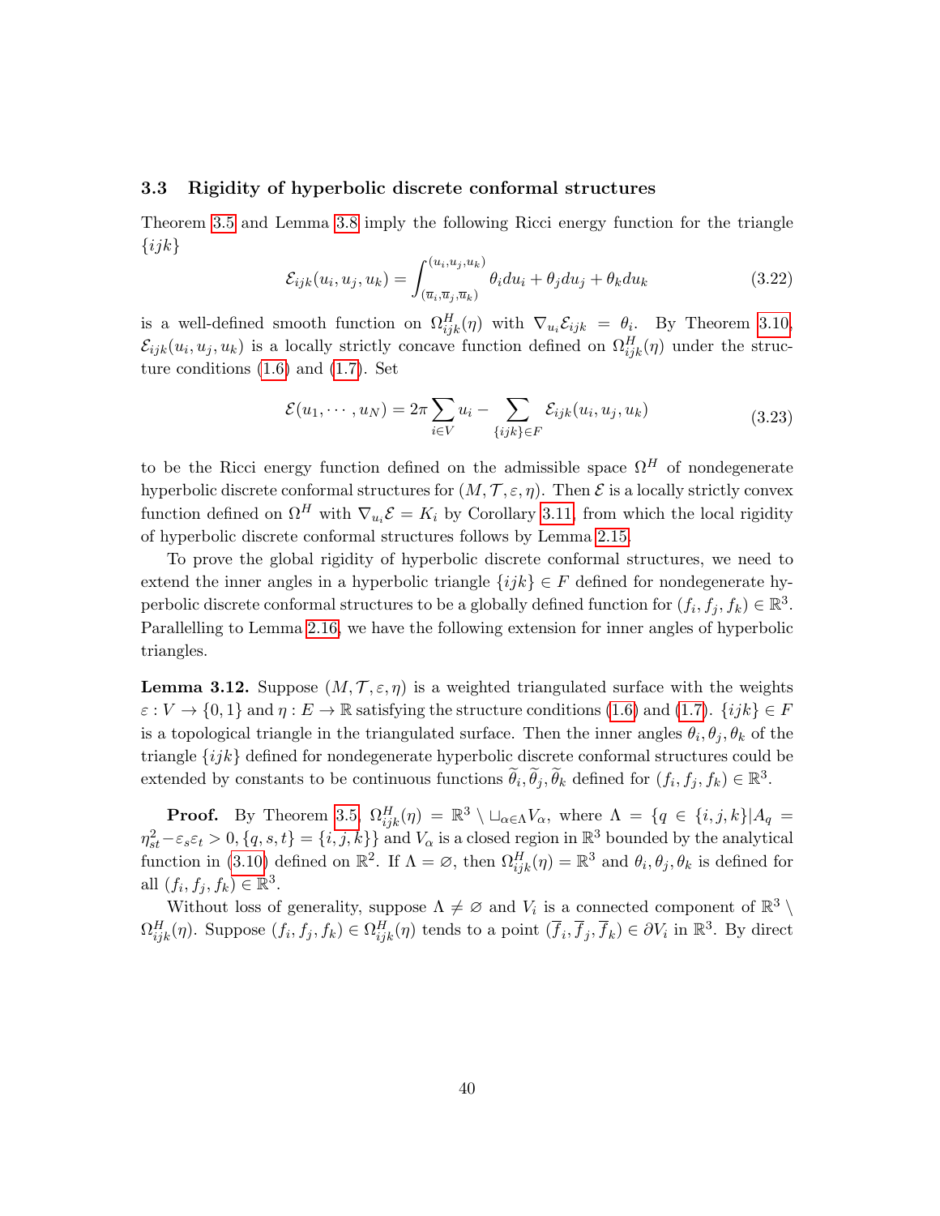### 3.3 Rigidity of hyperbolic discrete conformal structures

Theorem 3.5 and Lemma 3.8 imply the following Ricci energy function for the triangle $\{ijk\}$

$$\mathcal{E}_{ijk}(u_i, u_j, u_k) = \int_{(\overline{u}_i, \overline{u}_j, \overline{u}_k)}^{(u_i, u_j, u_k)} \theta_i du_i + \theta_j du_j + \theta_k du_k \tag{3.22}$$

is a well-defined smooth function on $\Omega^H_{ijk}(\eta)$ with $\nabla_{u_i}\mathcal{E}_{ijk} = \theta_i$. By Theorem 3.10, $\mathcal{E}_{ijk}(u_i, u_j, u_k)$ is a locally strictly concave function defined on $\Omega^H_{ijk}(\eta)$ under the structure conditions (1.6) and (1.7). Set

$$\mathcal{E}(u_1, \cdots, u_N) = 2\pi \sum_{i \in V} u_i - \sum_{\{ijk\} \in F} \mathcal{E}_{ijk}(u_i, u_j, u_k) \tag{3.23}$$

to be the Ricci energy function defined on the admissible space $\Omega^H$ of nondegenerate hyperbolic discrete conformal structures for $(M, \mathcal{T}, \varepsilon, \eta)$. Then $\mathcal{E}$ is a locally strictly convex function defined on $\Omega^H$ with $\nabla_{u_i}\mathcal{E} = K_i$ by Corollary 3.11, from which the local rigidity of hyperbolic discrete conformal structures follows by Lemma 2.15.

To prove the global rigidity of hyperbolic discrete conformal structures, we need to extend the inner angles in a hyperbolic triangle $\{ijk\} \in F$ defined for nondegenerate hyperbolic discrete conformal structures to be a globally defined function for $(f_i, f_j, f_k) \in \mathbb{R}^3$. Parallelling to Lemma 2.16, we have the following extension for inner angles of hyperbolic triangles.

**Lemma 3.12.** Suppose $(M, \mathcal{T}, \varepsilon, \eta)$ is a weighted triangulated surface with the weights $\varepsilon : V \to \{0, 1\}$ and $\eta : E \to \mathbb{R}$ satisfying the structure conditions (1.6) and (1.7). $\{ijk\} \in F$ is a topological triangle in the triangulated surface. Then the inner angles $\theta_i, \theta_j, \theta_k$ of the triangle $\{ijk\}$ defined for nondegenerate hyperbolic discrete conformal structures could be extended by constants to be continuous functions $\widetilde{\theta}_i, \widetilde{\theta}_j, \widetilde{\theta}_k$ defined for $(f_i, f_j, f_k) \in \mathbb{R}^3$.

**Proof.** By Theorem 3.5, $\Omega^H_{ijk}(\eta) = \mathbb{R}^3 \setminus \sqcup_{\alpha \in \Lambda} V_\alpha$, where $\Lambda = \{q \in \{i, j, k\} | A_q = \eta_{st}^2 - \varepsilon_s \varepsilon_t > 0, \{q, s, t\} = \{i, j, k\}\}$ and $V_\alpha$ is a closed region in $\mathbb{R}^3$ bounded by the analytical function in (3.10) defined on $\mathbb{R}^2$. If $\Lambda = \varnothing$, then $\Omega^H_{ijk}(\eta) = \mathbb{R}^3$ and $\theta_i, \theta_j, \theta_k$ is defined for all $(f_i, f_j, f_k) \in \mathbb{R}^3$.

Without loss of generality, suppose $\Lambda \neq \varnothing$ and $V_i$ is a connected component of $\mathbb{R}^3 \setminus \Omega^H_{ijk}(\eta)$. Suppose $(f_i, f_j, f_k) \in \Omega^H_{ijk}(\eta)$ tends to a point $(\overline{f}_i, \overline{f}_j, \overline{f}_k) \in \partial V_i$ in $\mathbb{R}^3$. By direct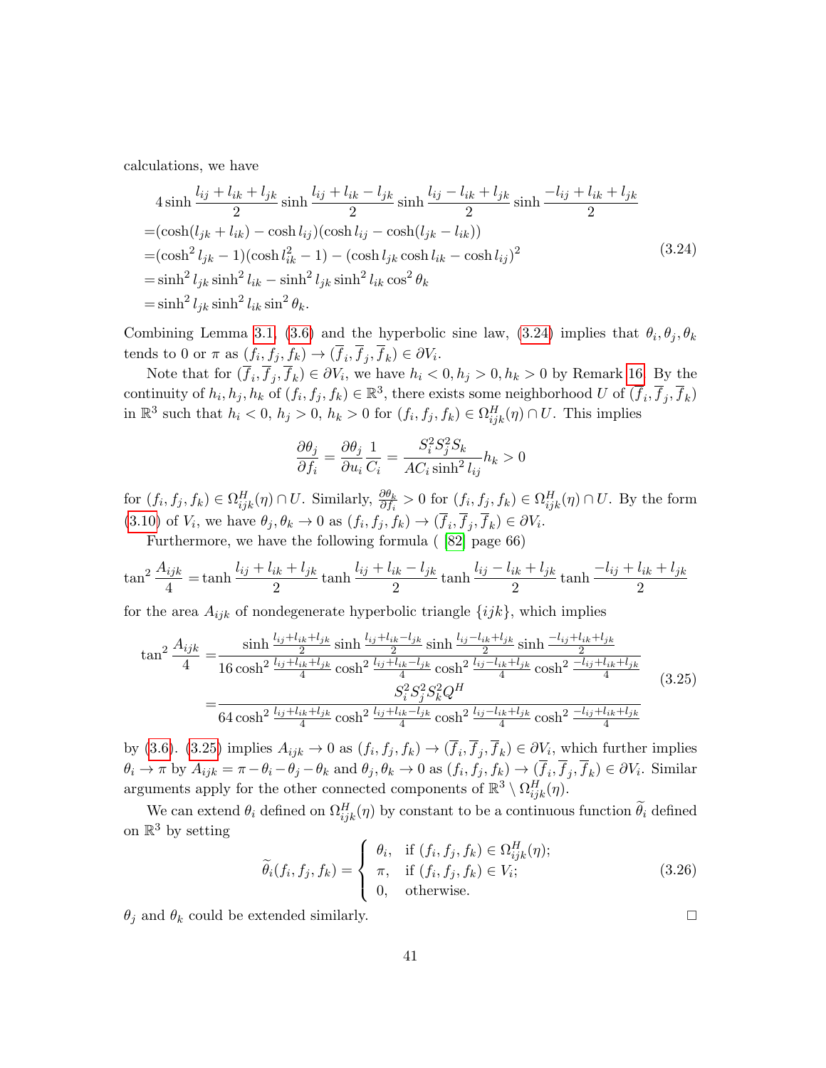calculations, we have

$$
\begin{aligned}
&4\sinh\frac{l_{ij}+l_{ik}+l_{jk}}{2}\sinh\frac{l_{ij}+l_{ik}-l_{jk}}{2}\sinh\frac{l_{ij}-l_{ik}+l_{jk}}{2}\sinh\frac{-l_{ij}+l_{ik}+l_{jk}}{2}\\
=&(\cosh(l_{jk}+l_{ik})-\cosh l_{ij})(\cosh l_{ij}-\cosh(l_{jk}-l_{ik}))\\
=&(\cosh^2 l_{jk}-1)(\cosh l_{ik}^2-1)-(\cosh l_{jk}\cosh l_{ik}-\cosh l_{ij})^2\\
=&\sinh^2 l_{jk}\sinh^2 l_{ik}-\sinh^2 l_{jk}\sinh^2 l_{ik}\cos^2\theta_k\\
=&\sinh^2 l_{jk}\sinh^2 l_{ik}\sin^2\theta_k.
\end{aligned}
\tag{3.24}
$$

Combining Lemma 3.1, (3.6) and the hyperbolic sine law, (3.24) implies that $\theta_i,\theta_j,\theta_k$ tends to 0 or $\pi$ as $(f_i,f_j,f_k)\to(\overline{f}_i,\overline{f}_j,\overline{f}_k)\in\partial V_i$.

Note that for $(\overline{f}_i,\overline{f}_j,\overline{f}_k)\in\partial V_i$, we have $h_i<0,h_j>0,h_k>0$ by Remark 16. By the continuity of $h_i,h_j,h_k$ of $(f_i,f_j,f_k)\in\mathbb{R}^3$, there exists some neighborhood $U$ of $(\overline{f}_i,\overline{f}_j,\overline{f}_k)$ in $\mathbb{R}^3$ such that $h_i<0$, $h_j>0$, $h_k>0$ for $(f_i,f_j,f_k)\in\Omega^H_{ijk}(\eta)\cap U$. This implies

$$
\frac{\partial\theta_j}{\partial f_i}=\frac{\partial\theta_j}{\partial u_i}\frac{1}{C_i}=\frac{S_i^2S_j^2S_k}{AC_i\sinh^2 l_{ij}}h_k>0
$$

for $(f_i,f_j,f_k)\in\Omega^H_{ijk}(\eta)\cap U$. Similarly, $\frac{\partial\theta_k}{\partial f_i}>0$ for $(f_i,f_j,f_k)\in\Omega^H_{ijk}(\eta)\cap U$. By the form (3.10) of $V_i$, we have $\theta_j,\theta_k\to 0$ as $(f_i,f_j,f_k)\to(\overline{f}_i,\overline{f}_j,\overline{f}_k)\in\partial V_i$.

Furthermore, we have the following formula ( [82] page 66)

$$
\tan^2\frac{A_{ijk}}{4}=\tanh\frac{l_{ij}+l_{ik}+l_{jk}}{2}\tanh\frac{l_{ij}+l_{ik}-l_{jk}}{2}\tanh\frac{l_{ij}-l_{ik}+l_{jk}}{2}\tanh\frac{-l_{ij}+l_{ik}+l_{jk}}{2}
$$

for the area $A_{ijk}$ of nondegenerate hyperbolic triangle $\{ijk\}$, which implies

$$
\begin{aligned}
\tan^2\frac{A_{ijk}}{4}=&\frac{\sinh\frac{l_{ij}+l_{ik}+l_{jk}}{2}\sinh\frac{l_{ij}+l_{ik}-l_{jk}}{2}\sinh\frac{l_{ij}-l_{ik}+l_{jk}}{2}\sinh\frac{-l_{ij}+l_{ik}+l_{jk}}{2}}{16\cosh^2\frac{l_{ij}+l_{ik}+l_{jk}}{4}\cosh^2\frac{l_{ij}+l_{ik}-l_{jk}}{4}\cosh^2\frac{l_{ij}-l_{ik}+l_{jk}}{4}\cosh^2\frac{-l_{ij}+l_{ik}+l_{jk}}{4}}\\
=&\frac{S_i^2S_j^2S_k^2Q^H}{64\cosh^2\frac{l_{ij}+l_{ik}+l_{jk}}{4}\cosh^2\frac{l_{ij}+l_{ik}-l_{jk}}{4}\cosh^2\frac{l_{ij}-l_{ik}+l_{jk}}{4}\cosh^2\frac{-l_{ij}+l_{ik}+l_{jk}}{4}}
\end{aligned}
\tag{3.25}
$$

by (3.6). (3.25) implies $A_{ijk}\to 0$ as $(f_i,f_j,f_k)\to(\overline{f}_i,\overline{f}_j,\overline{f}_k)\in\partial V_i$, which further implies $\theta_i\to\pi$ by $A_{ijk}=\pi-\theta_i-\theta_j-\theta_k$ and $\theta_j,\theta_k\to 0$ as $(f_i,f_j,f_k)\to(\overline{f}_i,\overline{f}_j,\overline{f}_k)\in\partial V_i$. Similar arguments apply for the other connected components of $\mathbb{R}^3\setminus\Omega^H_{ijk}(\eta)$.

We can extend $\theta_i$ defined on $\Omega^H_{ijk}(\eta)$ by constant to be a continuous function $\widetilde{\theta}_i$ defined on $\mathbb{R}^3$ by setting

$$
\widetilde{\theta}_i(f_i,f_j,f_k)=\begin{cases}\theta_i, & \text{if } (f_i,f_j,f_k)\in\Omega^H_{ijk}(\eta);\\ \pi, & \text{if } (f_i,f_j,f_k)\in V_i;\\ 0, & \text{otherwise.}\end{cases}
\tag{3.26}
$$

$\theta_j$ and $\theta_k$ could be extended similarly. □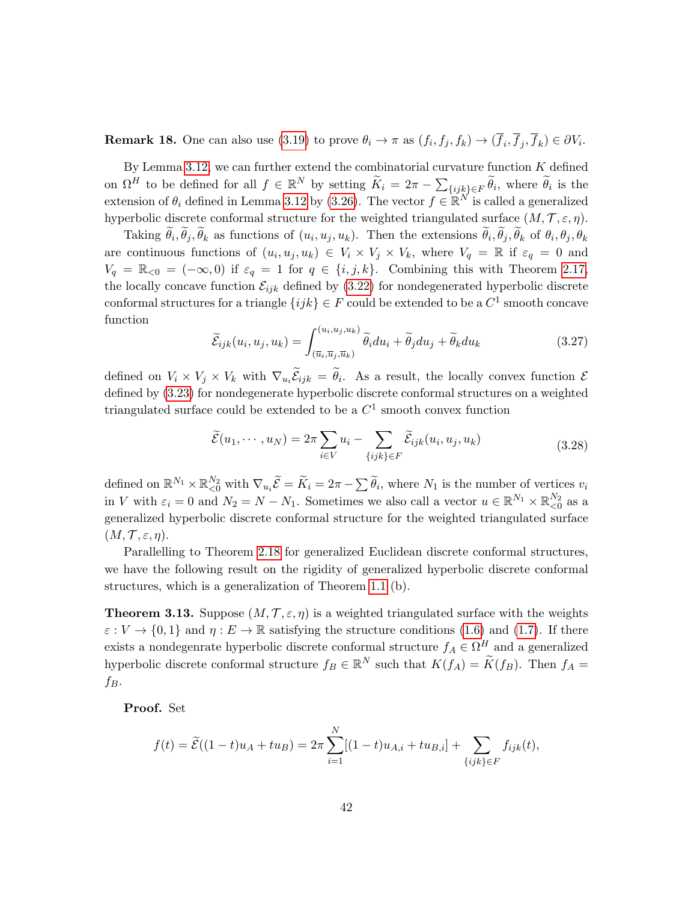**Remark 18.** One can also use (3.19) to prove $\theta_i \to \pi$ as $(f_i, f_j, f_k) \to (\overline{f}_i, \overline{f}_j, \overline{f}_k) \in \partial V_i$.

By Lemma 3.12, we can further extend the combinatorial curvature function $K$ defined on $\Omega^H$ to be defined for all $f \in \mathbb{R}^N$ by setting $\widetilde{K}_i = 2\pi - \sum_{\{ijk\}\in F} \widetilde{\theta}_i$, where $\widetilde{\theta}_i$ is the extension of $\theta_i$ defined in Lemma 3.12 by (3.26). The vector $f \in \mathbb{R}^N$ is called a generalized hyperbolic discrete conformal structure for the weighted triangulated surface $(M, \mathcal{T}, \varepsilon, \eta)$.

Taking $\widetilde{\theta}_i, \widetilde{\theta}_j, \widetilde{\theta}_k$ as functions of $(u_i, u_j, u_k)$. Then the extensions $\widetilde{\theta}_i, \widetilde{\theta}_j, \widetilde{\theta}_k$ of $\theta_i, \theta_j, \theta_k$ are continuous functions of $(u_i, u_j, u_k) \in V_i \times V_j \times V_k$, where $V_q = \mathbb{R}$ if $\varepsilon_q = 0$ and $V_q = \mathbb{R}_{<0} = (-\infty, 0)$ if $\varepsilon_q = 1$ for $q \in \{i, j, k\}$. Combining this with Theorem 2.17, the locally concave function $\mathcal{E}_{ijk}$ defined by (3.22) for nondegenerated hyperbolic discrete conformal structures for a triangle $\{ijk\} \in F$ could be extended to be a $C^1$ smooth concave function

$$\widetilde{\mathcal{E}}_{ijk}(u_i, u_j, u_k) = \int_{(\overline{u}_i, \overline{u}_j, \overline{u}_k)}^{(u_i, u_j, u_k)} \widetilde{\theta}_i du_i + \widetilde{\theta}_j du_j + \widetilde{\theta}_k du_k \tag{3.27}$$

defined on $V_i \times V_j \times V_k$ with $\nabla_{u_i} \widetilde{\mathcal{E}}_{ijk} = \widetilde{\theta}_i$. As a result, the locally convex function $\mathcal{E}$ defined by (3.23) for nondegenerate hyperbolic discrete conformal structures on a weighted triangulated surface could be extended to be a $C^1$ smooth convex function

$$\widetilde{\mathcal{E}}(u_1, \cdots, u_N) = 2\pi \sum_{i\in V} u_i - \sum_{\{ijk\}\in F} \widetilde{\mathcal{E}}_{ijk}(u_i, u_j, u_k) \tag{3.28}$$

defined on $\mathbb{R}^{N_1} \times \mathbb{R}^{N_2}_{<0}$ with $\nabla_{u_i} \widetilde{\mathcal{E}} = \widetilde{K}_i = 2\pi - \sum \widetilde{\theta}_i$, where $N_1$ is the number of vertices $v_i$ in $V$ with $\varepsilon_i = 0$ and $N_2 = N - N_1$. Sometimes we also call a vector $u \in \mathbb{R}^{N_1} \times \mathbb{R}^{N_2}_{<0}$ as a generalized hyperbolic discrete conformal structure for the weighted triangulated surface $(M, \mathcal{T}, \varepsilon, \eta)$.

Parallelling to Theorem 2.18 for generalized Euclidean discrete conformal structures, we have the following result on the rigidity of generalized hyperbolic discrete conformal structures, which is a generalization of Theorem 1.1 (b).

**Theorem 3.13.** Suppose $(M, \mathcal{T}, \varepsilon, \eta)$ is a weighted triangulated surface with the weights $\varepsilon : V \to \{0, 1\}$ and $\eta : E \to \mathbb{R}$ satisfying the structure conditions (1.6) and (1.7). If there exists a nondegenrate hyperbolic discrete conformal structure $f_A \in \Omega^H$ and a generalized hyperbolic discrete conformal structure $f_B \in \mathbb{R}^N$ such that $K(f_A) = \widetilde{K}(f_B)$. Then $f_A = f_B$.

**Proof.** Set

$$f(t) = \widetilde{\mathcal{E}}((1-t)u_A + tu_B) = 2\pi \sum_{i=1}^{N} [(1-t)u_{A,i} + tu_{B,i}] + \sum_{\{ijk\}\in F} f_{ijk}(t),$$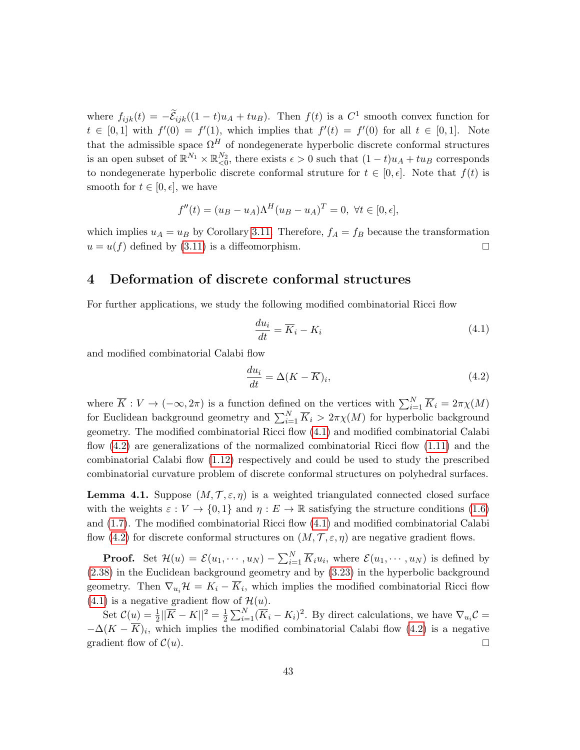where $f_{ijk}(t) = -\widetilde{\mathcal{E}}_{ijk}((1-t)u_A + tu_B)$. Then $f(t)$ is a $C^1$ smooth convex function for $t \in [0,1]$ with $f'(0) = f'(1)$, which implies that $f'(t) = f'(0)$ for all $t \in [0,1]$. Note that the admissible space $\Omega^H$ of nondegenerate hyperbolic discrete conformal structures is an open subset of $\mathbb{R}^{N_1} \times \mathbb{R}^{N_2}_{<0}$, there exists $\epsilon > 0$ such that $(1-t)u_A + tu_B$ corresponds to nondegenerate hyperbolic discrete conformal struture for $t \in [0, \epsilon]$. Note that $f(t)$ is smooth for $t \in [0, \epsilon]$, we have

$$f''(t) = (u_B - u_A)\Lambda^H(u_B - u_A)^T = 0, \ \forall t \in [0, \epsilon],$$

which implies $u_A = u_B$ by Corollary 3.11. Therefore, $f_A = f_B$ because the transformation $u = u(f)$ defined by (3.11) is a diffeomorphism. □

# 4 Deformation of discrete conformal structures

For further applications, we study the following modified combinatorial Ricci flow

$$\frac{du_i}{dt} = \overline{K}_i - K_i \tag{4.1}$$

and modified combinatorial Calabi flow

$$\frac{du_i}{dt} = \Delta(K - \overline{K})_i, \tag{4.2}$$

where $\overline{K} : V \to (-\infty, 2\pi)$ is a function defined on the vertices with $\sum_{i=1}^N \overline{K}_i = 2\pi\chi(M)$ for Euclidean background geometry and $\sum_{i=1}^N \overline{K}_i > 2\pi\chi(M)$ for hyperbolic background geometry. The modified combinatorial Ricci flow (4.1) and modified combinatorial Calabi flow (4.2) are generalizations of the normalized combinatorial Ricci flow (1.11) and the combinatorial Calabi flow (1.12) respectively and could be used to study the prescribed combinatorial curvature problem of discrete conformal structures on polyhedral surfaces.

**Lemma 4.1.** Suppose $(M, \mathcal{T}, \varepsilon, \eta)$ is a weighted triangulated connected closed surface with the weights $\varepsilon : V \to \{0, 1\}$ and $\eta : E \to \mathbb{R}$ satisfying the structure conditions (1.6) and (1.7). The modified combinatorial Ricci flow (4.1) and modified combinatorial Calabi flow (4.2) for discrete conformal structures on $(M, \mathcal{T}, \varepsilon, \eta)$ are negative gradient flows.

**Proof.** Set $\mathcal{H}(u) = \mathcal{E}(u_1, \cdots, u_N) - \sum_{i=1}^N \overline{K}_i u_i$, where $\mathcal{E}(u_1, \cdots, u_N)$ is defined by (2.38) in the Euclidean background geometry and by (3.23) in the hyperbolic background geometry. Then $\nabla_{u_i}\mathcal{H} = K_i - \overline{K}_i$, which implies the modified combinatorial Ricci flow (4.1) is a negative gradient flow of $\mathcal{H}(u)$.

Set $\mathcal{C}(u) = \frac{1}{2}||\overline{K} - K||^2 = \frac{1}{2}\sum_{i=1}^N (\overline{K}_i - K_i)^2$. By direct calculations, we have $\nabla_{u_i}\mathcal{C} = -\Delta(K - \overline{K})_i$, which implies the modified combinatorial Calabi flow (4.2) is a negative gradient flow of $\mathcal{C}(u)$. □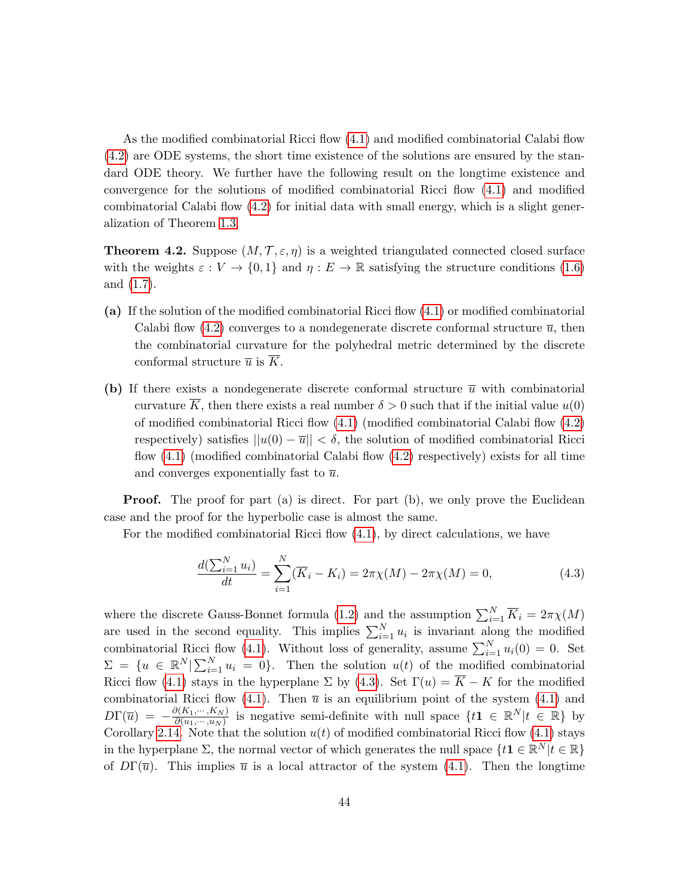As the modified combinatorial Ricci flow (4.1) and modified combinatorial Calabi flow (4.2) are ODE systems, the short time existence of the solutions are ensured by the standard ODE theory. We further have the following result on the longtime existence and convergence for the solutions of modified combinatorial Ricci flow (4.1) and modified combinatorial Calabi flow (4.2) for initial data with small energy, which is a slight generalization of Theorem 1.3.

**Theorem 4.2.** Suppose $(M, \mathcal{T}, \varepsilon, \eta)$ is a weighted triangulated connected closed surface with the weights $\varepsilon : V \to \{0, 1\}$ and $\eta : E \to \mathbb{R}$ satisfying the structure conditions (1.6) and (1.7).

**(a)** If the solution of the modified combinatorial Ricci flow (4.1) or modified combinatorial Calabi flow (4.2) converges to a nondegenerate discrete conformal structure $\overline{u}$, then the combinatorial curvature for the polyhedral metric determined by the discrete conformal structure $\overline{u}$ is $\overline{K}$.

**(b)** If there exists a nondegenerate discrete conformal structure $\overline{u}$ with combinatorial curvature $\overline{K}$, then there exists a real number $\delta > 0$ such that if the initial value $u(0)$ of modified combinatorial Ricci flow (4.1) (modified combinatorial Calabi flow (4.2) respectively) satisfies $||u(0) - \overline{u}|| < \delta$, the solution of modified combinatorial Ricci flow (4.1) (modified combinatorial Calabi flow (4.2) respectively) exists for all time and converges exponentially fast to $\overline{u}$.

**Proof.** The proof for part (a) is direct. For part (b), we only prove the Euclidean case and the proof for the hyperbolic case is almost the same.

For the modified combinatorial Ricci flow (4.1), by direct calculations, we have

$$\frac{d(\sum_{i=1}^N u_i)}{dt} = \sum_{i=1}^N (\overline{K}_i - K_i) = 2\pi\chi(M) - 2\pi\chi(M) = 0, \tag{4.3}$$

where the discrete Gauss-Bonnet formula (1.2) and the assumption $\sum_{i=1}^N \overline{K}_i = 2\pi\chi(M)$ are used in the second equality. This implies $\sum_{i=1}^N u_i$ is invariant along the modified combinatorial Ricci flow (4.1). Without loss of generality, assume $\sum_{i=1}^N u_i(0) = 0$. Set $\Sigma = \{u \in \mathbb{R}^N | \sum_{i=1}^N u_i = 0\}$. Then the solution $u(t)$ of the modified combinatorial Ricci flow (4.1) stays in the hyperplane $\Sigma$ by (4.3). Set $\Gamma(u) = \overline{K} - K$ for the modified combinatorial Ricci flow (4.1). Then $\overline{u}$ is an equilibrium point of the system (4.1) and $D\Gamma(\overline{u}) = -\frac{\partial(K_1, \cdots, K_N)}{\partial(u_1, \cdots, u_N)}$ is negative semi-definite with null space $\{t\mathbf{1} \in \mathbb{R}^N | t \in \mathbb{R}\}$ by Corollary 2.14. Note that the solution $u(t)$ of modified combinatorial Ricci flow (4.1) stays in the hyperplane $\Sigma$, the normal vector of which generates the null space $\{t\mathbf{1} \in \mathbb{R}^N | t \in \mathbb{R}\}$ of $D\Gamma(\overline{u})$. This implies $\overline{u}$ is a local attractor of the system (4.1). Then the longtime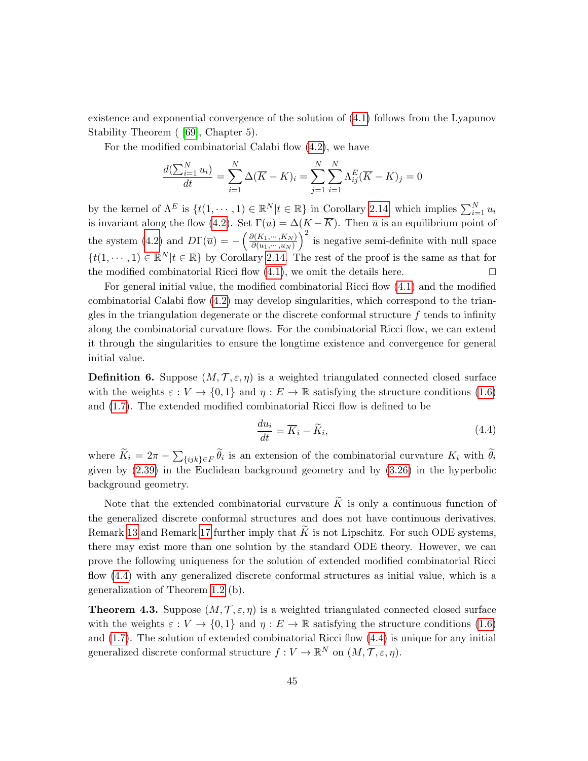existence and exponential convergence of the solution of (4.1) follows from the Lyapunov Stability Theorem ( [69], Chapter 5).

For the modified combinatorial Calabi flow (4.2), we have

$$\frac{d(\sum_{i=1}^N u_i)}{dt} = \sum_{i=1}^N \Delta(\overline{K} - K)_i = \sum_{j=1}^N \sum_{i=1}^N \Lambda^E_{ij}(\overline{K} - K)_j = 0$$

by the kernel of $\Lambda^E$ is $\{t(1, \cdots, 1) \in \mathbb{R}^N | t \in \mathbb{R}\}$ in Corollary 2.14, which implies $\sum_{i=1}^N u_i$ is invariant along the flow (4.2). Set $\Gamma(u) = \Delta(K - \overline{K})$. Then $\overline{u}$ is an equilibrium point of the system (4.2) and $D\Gamma(\overline{u}) = -\left(\frac{\partial(K_1, \cdots, K_N)}{\partial(u_1, \cdots, u_N)}\right)^2$ is negative semi-definite with null space $\{t(1, \cdots, 1) \in \mathbb{R}^N | t \in \mathbb{R}\}$ by Corollary 2.14. The rest of the proof is the same as that for the modified combinatorial Ricci flow (4.1), we omit the details here. $\square$

For general initial value, the modified combinatorial Ricci flow (4.1) and the modified combinatorial Calabi flow (4.2) may develop singularities, which correspond to the triangles in the triangulation degenerate or the discrete conformal structure $f$ tends to infinity along the combinatorial curvature flows. For the combinatorial Ricci flow, we can extend it through the singularities to ensure the longtime existence and convergence for general initial value.

**Definition 6.** Suppose $(M, \mathcal{T}, \varepsilon, \eta)$ is a weighted triangulated connected closed surface with the weights $\varepsilon : V \to \{0, 1\}$ and $\eta : E \to \mathbb{R}$ satisfying the structure conditions (1.6) and (1.7). The extended modified combinatorial Ricci flow is defined to be

$$\frac{du_i}{dt} = \overline{K}_i - \widetilde{K}_i, \tag{4.4}$$

where $\widetilde{K}_i = 2\pi - \sum_{\{ijk\} \in F} \widetilde{\theta}_i$ is an extension of the combinatorial curvature $K_i$ with $\widetilde{\theta}_i$ given by (2.39) in the Euclidean background geometry and by (3.26) in the hyperbolic background geometry.

Note that the extended combinatorial curvature $\widetilde{K}$ is only a continuous function of the generalized discrete conformal structures and does not have continuous derivatives. Remark 13 and Remark 17 further imply that $\widetilde{K}$ is not Lipschitz. For such ODE systems, there may exist more than one solution by the standard ODE theory. However, we can prove the following uniqueness for the solution of extended modified combinatorial Ricci flow (4.4) with any generalized discrete conformal structures as initial value, which is a generalization of Theorem 1.2 (b).

**Theorem 4.3.** Suppose $(M, \mathcal{T}, \varepsilon, \eta)$ is a weighted triangulated connected closed surface with the weights $\varepsilon : V \to \{0, 1\}$ and $\eta : E \to \mathbb{R}$ satisfying the structure conditions (1.6) and (1.7). The solution of extended combinatorial Ricci flow (4.4) is unique for any initial generalized discrete conformal structure $f : V \to \mathbb{R}^N$ on $(M, \mathcal{T}, \varepsilon, \eta)$.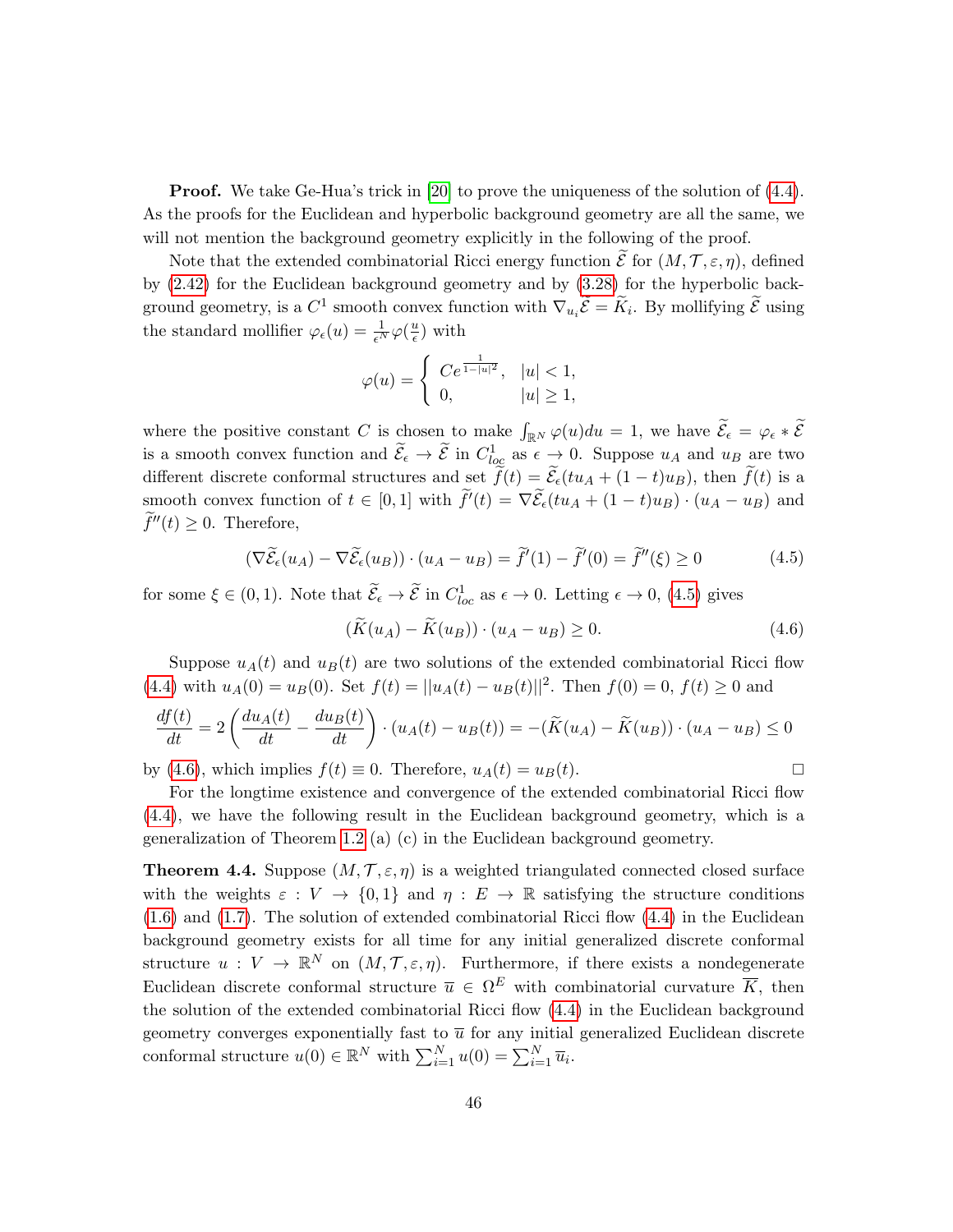**Proof.** We take Ge-Hua's trick in [20] to prove the uniqueness of the solution of (4.4). As the proofs for the Euclidean and hyperbolic background geometry are all the same, we will not mention the background geometry explicitly in the following of the proof.

Note that the extended combinatorial Ricci energy function $\widetilde{\mathcal{E}}$ for $(M, \mathcal{T}, \varepsilon, \eta)$, defined by (2.42) for the Euclidean background geometry and by (3.28) for the hyperbolic background geometry, is a $C^1$ smooth convex function with $\nabla_{u_i}\widetilde{\mathcal{E}} = \widetilde{K}_i$. By mollifying $\widetilde{\mathcal{E}}$ using the standard mollifier $\varphi_\epsilon(u) = \frac{1}{\epsilon^N}\varphi(\frac{u}{\epsilon})$ with

$$\varphi(u) = \begin{cases} Ce^{\frac{1}{1-|u|^2}}, & |u| < 1, \\ 0, & |u| \geq 1, \end{cases}$$

where the positive constant $C$ is chosen to make $\int_{\mathbb{R}^N} \varphi(u)du = 1$, we have $\widetilde{\mathcal{E}}_\epsilon = \varphi_\epsilon * \widetilde{\mathcal{E}}$ is a smooth convex function and $\widetilde{\mathcal{E}}_\epsilon \to \widetilde{\mathcal{E}}$ in $C^1_{loc}$ as $\epsilon \to 0$. Suppose $u_A$ and $u_B$ are two different discrete conformal structures and set $\widetilde{f}(t) = \widetilde{\mathcal{E}}_\epsilon(tu_A + (1-t)u_B)$, then $\widetilde{f}(t)$ is a smooth convex function of $t \in [0, 1]$ with $\widetilde{f}'(t) = \nabla\widetilde{\mathcal{E}}_\epsilon(tu_A + (1-t)u_B) \cdot (u_A - u_B)$ and $\widetilde{f}''(t) \geq 0$. Therefore,

$$(\nabla\widetilde{\mathcal{E}}_\epsilon(u_A) - \nabla\widetilde{\mathcal{E}}_\epsilon(u_B)) \cdot (u_A - u_B) = \widetilde{f}'(1) - \widetilde{f}'(0) = \widetilde{f}''(\xi) \geq 0 \tag{4.5}$$

for some $\xi \in (0, 1)$. Note that $\widetilde{\mathcal{E}}_\epsilon \to \widetilde{\mathcal{E}}$ in $C^1_{loc}$ as $\epsilon \to 0$. Letting $\epsilon \to 0$, (4.5) gives

$$(\widetilde{K}(u_A) - \widetilde{K}(u_B)) \cdot (u_A - u_B) \geq 0. \tag{4.6}$$

Suppose $u_A(t)$ and $u_B(t)$ are two solutions of the extended combinatorial Ricci flow (4.4) with $u_A(0) = u_B(0)$. Set $f(t) = ||u_A(t) - u_B(t)||^2$. Then $f(0) = 0$, $f(t) \geq 0$ and

$$\frac{df(t)}{dt} = 2\left(\frac{du_A(t)}{dt} - \frac{du_B(t)}{dt}\right) \cdot (u_A(t) - u_B(t)) = -(\widetilde{K}(u_A) - \widetilde{K}(u_B)) \cdot (u_A - u_B) \leq 0$$

by (4.6), which implies $f(t) \equiv 0$. Therefore, $u_A(t) = u_B(t)$. $\square$

For the longtime existence and convergence of the extended combinatorial Ricci flow (4.4), we have the following result in the Euclidean background geometry, which is a generalization of Theorem 1.2 (a) (c) in the Euclidean background geometry.

**Theorem 4.4.** Suppose $(M, \mathcal{T}, \varepsilon, \eta)$ is a weighted triangulated connected closed surface with the weights $\varepsilon : V \to \{0, 1\}$ and $\eta : E \to \mathbb{R}$ satisfying the structure conditions (1.6) and (1.7). The solution of extended combinatorial Ricci flow (4.4) in the Euclidean background geometry exists for all time for any initial generalized discrete conformal structure $u : V \to \mathbb{R}^N$ on $(M, \mathcal{T}, \varepsilon, \eta)$. Furthermore, if there exists a nondegenerate Euclidean discrete conformal structure $\overline{u} \in \Omega^E$ with combinatorial curvature $\overline{K}$, then the solution of the extended combinatorial Ricci flow (4.4) in the Euclidean background geometry converges exponentially fast to $\overline{u}$ for any initial generalized Euclidean discrete conformal structure $u(0) \in \mathbb{R}^N$ with $\sum_{i=1}^N u(0) = \sum_{i=1}^N \overline{u}_i$.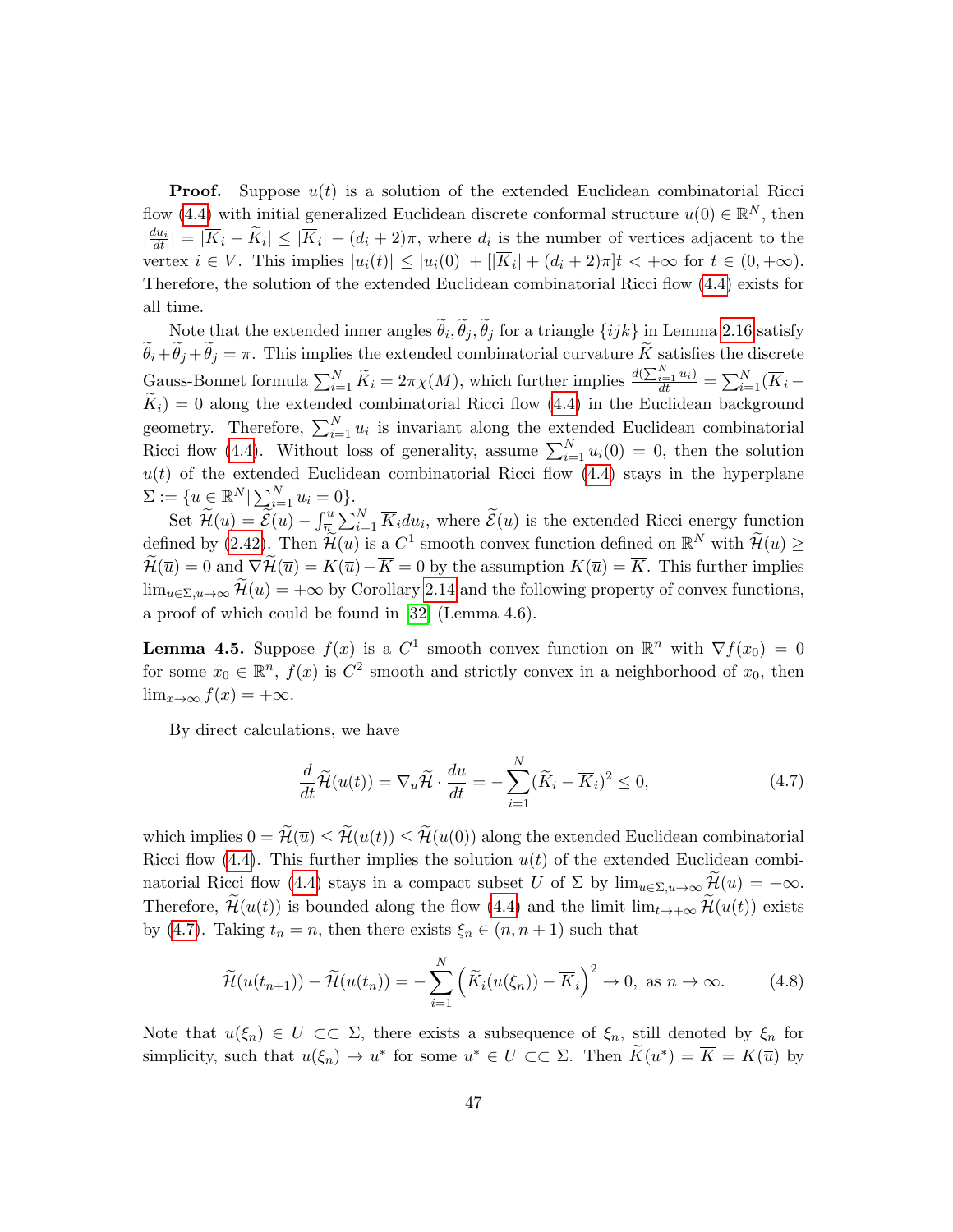**Proof.** Suppose $u(t)$ is a solution of the extended Euclidean combinatorial Ricci flow (4.4) with initial generalized Euclidean discrete conformal structure $u(0) \in \mathbb{R}^N$, then $|\frac{du_i}{dt}| = |\overline{K}_i - \widetilde{K}_i| \leq |\overline{K}_i| + (d_i + 2)\pi$, where $d_i$ is the number of vertices adjacent to the vertex $i \in V$. This implies $|u_i(t)| \leq |u_i(0)| + [|\overline{K}_i| + (d_i + 2)\pi]t < +\infty$ for $t \in (0, +\infty)$. Therefore, the solution of the extended Euclidean combinatorial Ricci flow (4.4) exists for all time.

Note that the extended inner angles $\widetilde{\theta}_i, \widetilde{\theta}_j, \widetilde{\theta}_j$ for a triangle $\{ijk\}$ in Lemma 2.16 satisfy $\widetilde{\theta}_i + \widetilde{\theta}_j + \widetilde{\theta}_j = \pi$. This implies the extended combinatorial curvature $\widetilde{K}$ satisfies the discrete Gauss-Bonnet formula $\sum_{i=1}^N \widetilde{K}_i = 2\pi\chi(M)$, which further implies $\frac{d(\sum_{i=1}^N u_i)}{dt} = \sum_{i=1}^N (\overline{K}_i - \widetilde{K}_i) = 0$ along the extended combinatorial Ricci flow (4.4) in the Euclidean background geometry. Therefore, $\sum_{i=1}^N u_i$ is invariant along the extended Euclidean combinatorial Ricci flow (4.4). Without loss of generality, assume $\sum_{i=1}^N u_i(0) = 0$, then the solution $u(t)$ of the extended Euclidean combinatorial Ricci flow (4.4) stays in the hyperplane $\Sigma := \{u \in \mathbb{R}^N | \sum_{i=1}^N u_i = 0\}$.

Set $\widetilde{\mathcal{H}}(u) = \widetilde{\mathcal{E}}(u) - \int_{\overline{u}}^u \sum_{i=1}^N \overline{K}_i du_i$, where $\widetilde{\mathcal{E}}(u)$ is the extended Ricci energy function defined by (2.42). Then $\widetilde{\mathcal{H}}(u)$ is a $C^1$ smooth convex function defined on $\mathbb{R}^N$ with $\widetilde{\mathcal{H}}(u) \geq \widetilde{\mathcal{H}}(\overline{u}) = 0$ and $\nabla \widetilde{\mathcal{H}}(\overline{u}) = K(\overline{u}) - \overline{K} = 0$ by the assumption $K(\overline{u}) = \overline{K}$. This further implies $\lim_{u \in \Sigma, u \to \infty} \widetilde{\mathcal{H}}(u) = +\infty$ by Corollary 2.14 and the following property of convex functions, a proof of which could be found in [32] (Lemma 4.6).

**Lemma 4.5.** Suppose $f(x)$ is a $C^1$ smooth convex function on $\mathbb{R}^n$ with $\nabla f(x_0) = 0$ for some $x_0 \in \mathbb{R}^n$, $f(x)$ is $C^2$ smooth and strictly convex in a neighborhood of $x_0$, then $\lim_{x \to \infty} f(x) = +\infty$.

By direct calculations, we have

$$\frac{d}{dt}\widetilde{\mathcal{H}}(u(t)) = \nabla_u \widetilde{\mathcal{H}} \cdot \frac{du}{dt} = -\sum_{i=1}^N (\widetilde{K}_i - \overline{K}_i)^2 \leq 0, \tag{4.7}$$

which implies $0 = \widetilde{\mathcal{H}}(\overline{u}) \leq \widetilde{\mathcal{H}}(u(t)) \leq \widetilde{\mathcal{H}}(u(0))$ along the extended Euclidean combinatorial Ricci flow (4.4). This further implies the solution $u(t)$ of the extended Euclidean combinatorial Ricci flow (4.4) stays in a compact subset $U$ of $\Sigma$ by $\lim_{u \in \Sigma, u \to \infty} \widetilde{\mathcal{H}}(u) = +\infty$. Therefore, $\widetilde{\mathcal{H}}(u(t))$ is bounded along the flow (4.4) and the limit $\lim_{t \to +\infty} \widetilde{\mathcal{H}}(u(t))$ exists by (4.7). Taking $t_n = n$, then there exists $\xi_n \in (n, n+1)$ such that

$$\widetilde{\mathcal{H}}(u(t_{n+1})) - \widetilde{\mathcal{H}}(u(t_n)) = -\sum_{i=1}^N \left(\widetilde{K}_i(u(\xi_n)) - \overline{K}_i\right)^2 \to 0, \text{ as } n \to \infty. \tag{4.8}$$

Note that $u(\xi_n) \in U \subset\subset \Sigma$, there exists a subsequence of $\xi_n$, still denoted by $\xi_n$ for simplicity, such that $u(\xi_n) \to u^*$ for some $u^* \in U \subset\subset \Sigma$. Then $\widetilde{K}(u^*) = \overline{K} = K(\overline{u})$ by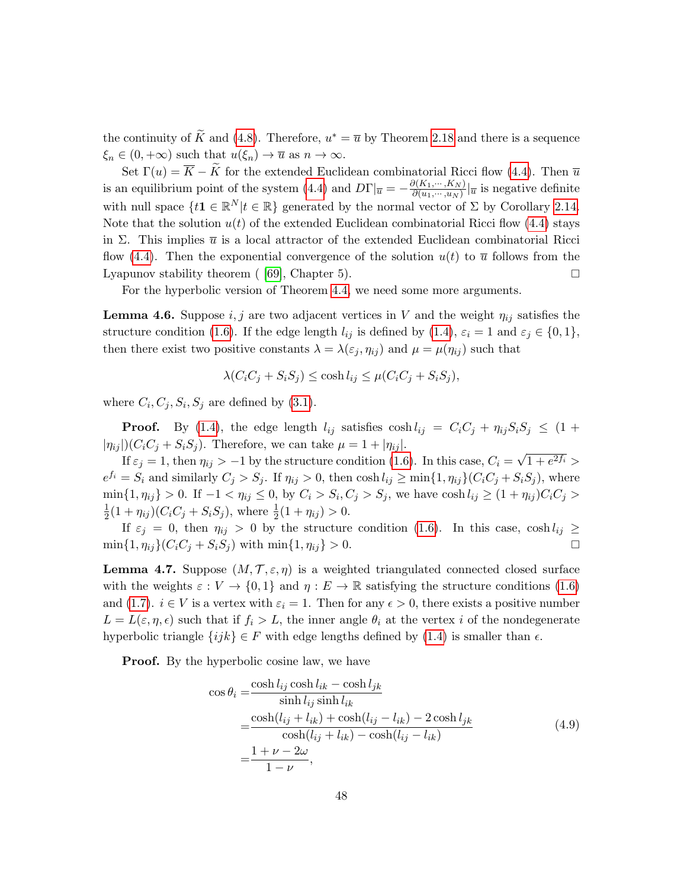the continuity of $\widetilde{K}$ and (4.8). Therefore, $u^* = \overline{u}$ by Theorem 2.18 and there is a sequence $\xi_n \in (0, +\infty)$ such that $u(\xi_n) \to \overline{u}$ as $n \to \infty$.

Set $\Gamma(u) = \overline{K} - \widetilde{K}$ for the extended Euclidean combinatorial Ricci flow (4.4). Then $\overline{u}$ is an equilibrium point of the system (4.4) and $D\Gamma|_{\overline{u}} = -\frac{\partial(K_1, \cdots, K_N)}{\partial(u_1, \cdots, u_N)}|_{\overline{u}}$ is negative definite with null space $\{t\mathbf{1} \in \mathbb{R}^N | t \in \mathbb{R}\}$ generated by the normal vector of $\Sigma$ by Corollary 2.14. Note that the solution $u(t)$ of the extended Euclidean combinatorial Ricci flow (4.4) stays in $\Sigma$. This implies $\overline{u}$ is a local attractor of the extended Euclidean combinatorial Ricci flow (4.4). Then the exponential convergence of the solution $u(t)$ to $\overline{u}$ follows from the Lyapunov stability theorem ( [69], Chapter 5). $\square$

For the hyperbolic version of Theorem 4.4, we need some more arguments.

**Lemma 4.6.** Suppose $i, j$ are two adjacent vertices in $V$ and the weight $\eta_{ij}$ satisfies the structure condition (1.6). If the edge length $l_{ij}$ is defined by (1.4), $\varepsilon_i = 1$ and $\varepsilon_j \in \{0, 1\}$, then there exist two positive constants $\lambda = \lambda(\varepsilon_j, \eta_{ij})$ and $\mu = \mu(\eta_{ij})$ such that

$$\lambda(C_iC_j + S_iS_j) \leq \cosh l_{ij} \leq \mu(C_iC_j + S_iS_j),$$

where $C_i, C_j, S_i, S_j$ are defined by (3.1).

**Proof.** By (1.4), the edge length $l_{ij}$ satisfies $\cosh l_{ij} = C_iC_j + \eta_{ij}S_iS_j \leq (1 + |\eta_{ij}|)(C_iC_j + S_iS_j)$. Therefore, we can take $\mu = 1 + |\eta_{ij}|$.

If $\varepsilon_j = 1$, then $\eta_{ij} > -1$ by the structure condition (1.6). In this case, $C_i = \sqrt{1 + e^{2f_i}} > e^{f_i} = S_i$ and similarly $C_j > S_j$. If $\eta_{ij} > 0$, then $\cosh l_{ij} \geq \min\{1, \eta_{ij}\}(C_iC_j + S_iS_j)$, where $\min\{1, \eta_{ij}\} > 0$. If $-1 < \eta_{ij} \leq 0$, by $C_i > S_i, C_j > S_j$, we have $\cosh l_{ij} \geq (1 + \eta_{ij})C_iC_j > \frac{1}{2}(1 + \eta_{ij})(C_iC_j + S_iS_j)$, where $\frac{1}{2}(1 + \eta_{ij}) > 0$.

If $\varepsilon_j = 0$, then $\eta_{ij} > 0$ by the structure condition (1.6). In this case, $\cosh l_{ij} \geq \min\{1, \eta_{ij}\}(C_iC_j + S_iS_j)$ with $\min\{1, \eta_{ij}\} > 0$. $\square$

**Lemma 4.7.** Suppose $(M, \mathcal{T}, \varepsilon, \eta)$ is a weighted triangulated connected closed surface with the weights $\varepsilon : V \to \{0, 1\}$ and $\eta : E \to \mathbb{R}$ satisfying the structure conditions (1.6) and (1.7). $i \in V$ is a vertex with $\varepsilon_i = 1$. Then for any $\epsilon > 0$, there exists a positive number $L = L(\varepsilon, \eta, \epsilon)$ such that if $f_i > L$, the inner angle $\theta_i$ at the vertex $i$ of the nondegenerate hyperbolic triangle $\{ijk\} \in F$ with edge lengths defined by (1.4) is smaller than $\epsilon$.

**Proof.** By the hyperbolic cosine law, we have

$$\begin{aligned}
\cos\theta_i =& \frac{\cosh l_{ij} \cosh l_{ik} - \cosh l_{jk}}{\sinh l_{ij} \sinh l_{ik}} \\
=& \frac{\cosh(l_{ij} + l_{ik}) + \cosh(l_{ij} - l_{ik}) - 2\cosh l_{jk}}{\cosh(l_{ij} + l_{ik}) - \cosh(l_{ij} - l_{ik})} \\
=& \frac{1 + \nu - 2\omega}{1 - \nu},
\end{aligned} \tag{4.9}$$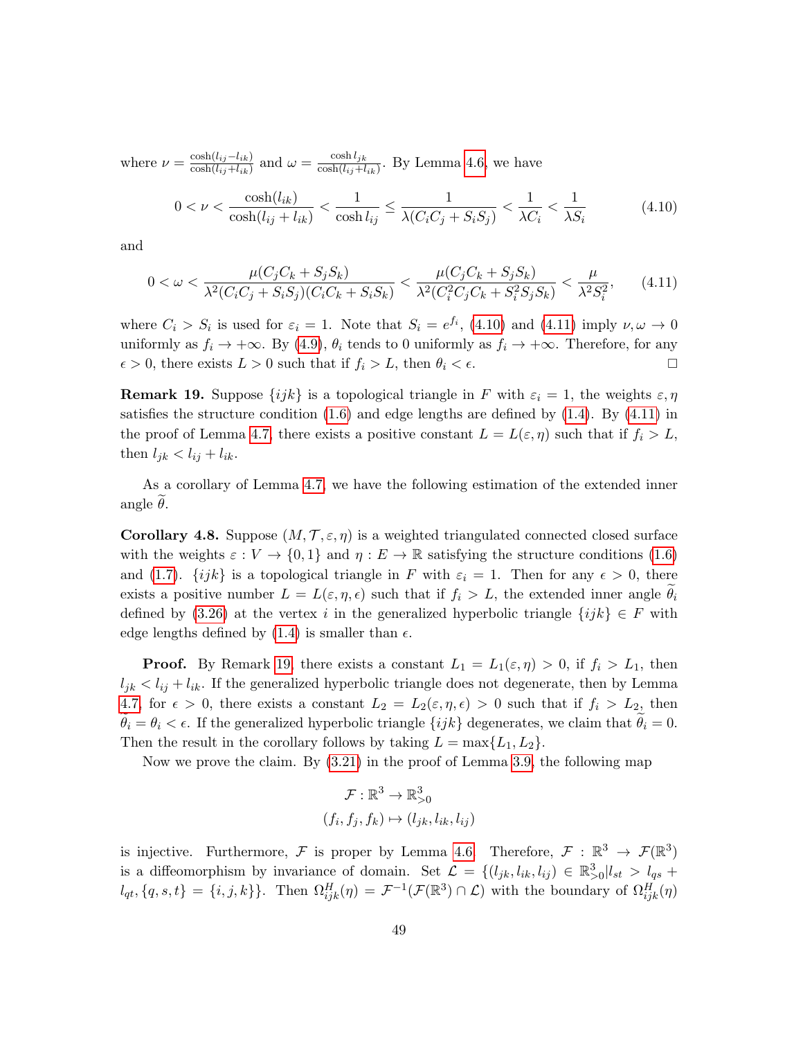where $\nu = \frac{\cosh(l_{ij}-l_{ik})}{\cosh(l_{ij}+l_{ik})}$ and $\omega = \frac{\cosh l_{jk}}{\cosh(l_{ij}+l_{ik})}$. By Lemma 4.6, we have

$$0 < \nu < \frac{\cosh(l_{ik})}{\cosh(l_{ij}+l_{ik})} < \frac{1}{\cosh l_{ij}} \leq \frac{1}{\lambda(C_iC_j + S_iS_j)} < \frac{1}{\lambda C_i} < \frac{1}{\lambda S_i} \tag{4.10}$$

and

$$0 < \omega < \frac{\mu(C_jC_k + S_jS_k)}{\lambda^2(C_iC_j + S_iS_j)(C_iC_k + S_iS_k)} < \frac{\mu(C_jC_k + S_jS_k)}{\lambda^2(C_i^2C_jC_k + S_i^2S_jS_k)} < \frac{\mu}{\lambda^2 S_i^2}, \tag{4.11}$$

where $C_i > S_i$ is used for $\varepsilon_i = 1$. Note that $S_i = e^{f_i}$, (4.10) and (4.11) imply $\nu, \omega \to 0$ uniformly as $f_i \to +\infty$. By (4.9), $\theta_i$ tends to 0 uniformly as $f_i \to +\infty$. Therefore, for any $\epsilon > 0$, there exists $L > 0$ such that if $f_i > L$, then $\theta_i < \epsilon$. □

**Remark 19.** Suppose $\{ijk\}$ is a topological triangle in $F$ with $\varepsilon_i = 1$, the weights $\varepsilon, \eta$ satisfies the structure condition (1.6) and edge lengths are defined by (1.4). By (4.11) in the proof of Lemma 4.7, there exists a positive constant $L = L(\varepsilon, \eta)$ such that if $f_i > L$, then $l_{jk} < l_{ij} + l_{ik}$.

As a corollary of Lemma 4.7, we have the following estimation of the extended inner angle $\widetilde{\theta}$.

**Corollary 4.8.** Suppose $(M, \mathcal{T}, \varepsilon, \eta)$ is a weighted triangulated connected closed surface with the weights $\varepsilon : V \to \{0, 1\}$ and $\eta : E \to \mathbb{R}$ satisfying the structure conditions (1.6) and (1.7). $\{ijk\}$ is a topological triangle in $F$ with $\varepsilon_i = 1$. Then for any $\epsilon > 0$, there exists a positive number $L = L(\varepsilon, \eta, \epsilon)$ such that if $f_i > L$, the extended inner angle $\widetilde{\theta}_i$ defined by (3.26) at the vertex $i$ in the generalized hyperbolic triangle $\{ijk\} \in F$ with edge lengths defined by (1.4) is smaller than $\epsilon$.

**Proof.** By Remark 19, there exists a constant $L_1 = L_1(\varepsilon, \eta) > 0$, if $f_i > L_1$, then $l_{jk} < l_{ij} + l_{ik}$. If the generalized hyperbolic triangle does not degenerate, then by Lemma 4.7, for $\epsilon > 0$, there exists a constant $L_2 = L_2(\varepsilon, \eta, \epsilon) > 0$ such that if $f_i > L_2$, then $\widetilde{\theta}_i = \theta_i < \epsilon$. If the generalized hyperbolic triangle $\{ijk\}$ degenerates, we claim that $\widetilde{\theta}_i = 0$. Then the result in the corollary follows by taking $L = \max\{L_1, L_2\}$.

Now we prove the claim. By (3.21) in the proof of Lemma 3.9, the following map

$$\mathcal{F} : \mathbb{R}^3 \to \mathbb{R}^3_{>0}$$
$$(f_i, f_j, f_k) \mapsto (l_{jk}, l_{ik}, l_{ij})$$

is injective. Furthermore, $\mathcal{F}$ is proper by Lemma 4.6. Therefore, $\mathcal{F} : \mathbb{R}^3 \to \mathcal{F}(\mathbb{R}^3)$ is a diffeomorphism by invariance of domain. Set $\mathcal{L} = \{(l_{jk}, l_{ik}, l_{ij}) \in \mathbb{R}^3_{>0} | l_{st} > l_{qs} + l_{qt}, \{q, s, t\} = \{i, j, k\}\}$. Then $\Omega^H_{ijk}(\eta) = \mathcal{F}^{-1}(\mathcal{F}(\mathbb{R}^3) \cap \mathcal{L})$ with the boundary of $\Omega^H_{ijk}(\eta)$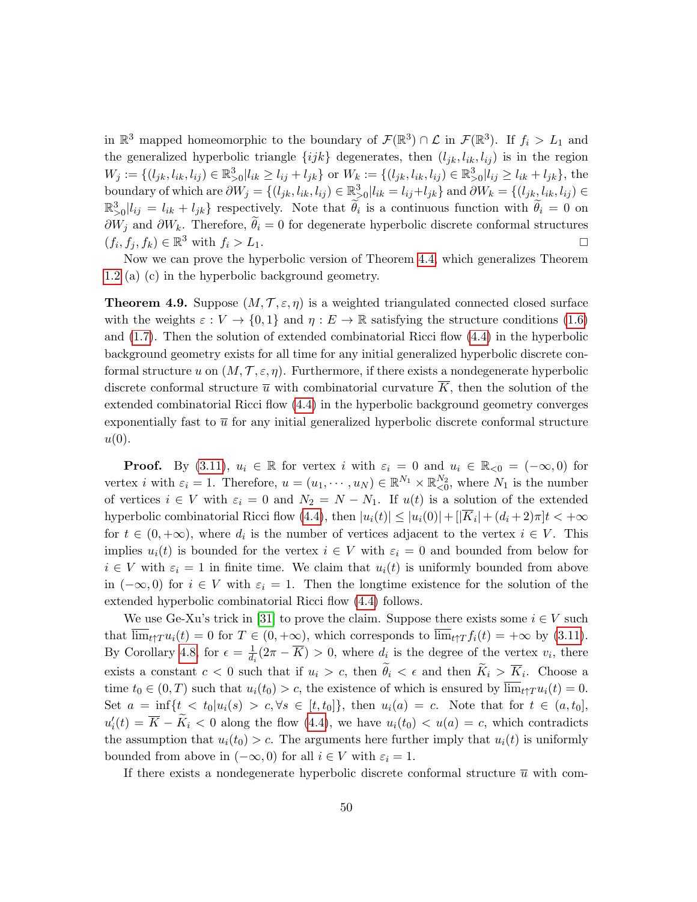in $\mathbb{R}^3$ mapped homeomorphic to the boundary of $\mathcal{F}(\mathbb{R}^3) \cap \mathcal{L}$ in $\mathcal{F}(\mathbb{R}^3)$. If $f_i > L_1$ and the generalized hyperbolic triangle $\{ijk\}$ degenerates, then $(l_{jk}, l_{ik}, l_{ij})$ is in the region $W_j := \{(l_{jk}, l_{ik}, l_{ij}) \in \mathbb{R}^3_{>0} | l_{ik} \geq l_{ij} + l_{jk}\}$ or $W_k := \{(l_{jk}, l_{ik}, l_{ij}) \in \mathbb{R}^3_{>0} | l_{ij} \geq l_{ik} + l_{jk}\}$, the boundary of which are $\partial W_j = \{(l_{jk}, l_{ik}, l_{ij}) \in \mathbb{R}^3_{>0} | l_{ik} = l_{ij} + l_{jk}\}$ and $\partial W_k = \{(l_{jk}, l_{ik}, l_{ij}) \in \mathbb{R}^3_{>0} | l_{ij} = l_{ik} + l_{jk}\}$ respectively. Note that $\widetilde{\theta}_i$ is a continuous function with $\widetilde{\theta}_i = 0$ on $\partial W_j$ and $\partial W_k$. Therefore, $\widetilde{\theta}_i = 0$ for degenerate hyperbolic discrete conformal structures $(f_i, f_j, f_k) \in \mathbb{R}^3$ with $f_i > L_1$. $\square$

Now we can prove the hyperbolic version of Theorem 4.4, which generalizes Theorem 1.2 (a) (c) in the hyperbolic background geometry.

**Theorem 4.9.** Suppose $(M, \mathcal{T}, \varepsilon, \eta)$ is a weighted triangulated connected closed surface with the weights $\varepsilon : V \to \{0, 1\}$ and $\eta : E \to \mathbb{R}$ satisfying the structure conditions (1.6) and (1.7). Then the solution of extended combinatorial Ricci flow (4.4) in the hyperbolic background geometry exists for all time for any initial generalized hyperbolic discrete conformal structure $u$ on $(M, \mathcal{T}, \varepsilon, \eta)$. Furthermore, if there exists a nondegenerate hyperbolic discrete conformal structure $\overline{u}$ with combinatorial curvature $\overline{K}$, then the solution of the extended combinatorial Ricci flow (4.4) in the hyperbolic background geometry converges exponentially fast to $\overline{u}$ for any initial generalized hyperbolic discrete conformal structure $u(0)$.

**Proof.** By (3.11), $u_i \in \mathbb{R}$ for vertex $i$ with $\varepsilon_i = 0$ and $u_i \in \mathbb{R}_{<0} = (-\infty, 0)$ for vertex $i$ with $\varepsilon_i = 1$. Therefore, $u = (u_1, \cdots, u_N) \in \mathbb{R}^{N_1} \times \mathbb{R}^{N_2}_{<0}$, where $N_1$ is the number of vertices $i \in V$ with $\varepsilon_i = 0$ and $N_2 = N - N_1$. If $u(t)$ is a solution of the extended hyperbolic combinatorial Ricci flow (4.4), then $|u_i(t)| \leq |u_i(0)| + [|\overline{K}_i| + (d_i + 2)\pi]t < +\infty$ for $t \in (0, +\infty)$, where $d_i$ is the number of vertices adjacent to the vertex $i \in V$. This implies $u_i(t)$ is bounded for the vertex $i \in V$ with $\varepsilon_i = 0$ and bounded from below for $i \in V$ with $\varepsilon_i = 1$ in finite time. We claim that $u_i(t)$ is uniformly bounded from above in $(-\infty, 0)$ for $i \in V$ with $\varepsilon_i = 1$. Then the longtime existence for the solution of the extended hyperbolic combinatorial Ricci flow (4.4) follows.

We use Ge-Xu's trick in [31] to prove the claim. Suppose there exists some $i \in V$ such that $\overline{\lim}_{t \uparrow T} u_i(t) = 0$ for $T \in (0, +\infty)$, which corresponds to $\overline{\lim}_{t \uparrow T} f_i(t) = +\infty$ by (3.11). By Corollary 4.8, for $\epsilon = \frac{1}{d_i}(2\pi - \overline{K}) > 0$, where $d_i$ is the degree of the vertex $v_i$, there exists a constant $c < 0$ such that if $u_i > c$, then $\widetilde{\theta}_i < \epsilon$ and then $\widetilde{K}_i > \overline{K}_i$. Choose a time $t_0 \in (0, T)$ such that $u_i(t_0) > c$, the existence of which is ensured by $\overline{\lim}_{t \uparrow T} u_i(t) = 0$. Set $a = \inf\{t < t_0 | u_i(s) > c, \forall s \in [t, t_0]\}$, then $u_i(a) = c$. Note that for $t \in (a, t_0]$, $u_i'(t) = \overline{K} - \widetilde{K}_i < 0$ along the flow (4.4), we have $u_i(t_0) < u(a) = c$, which contradicts the assumption that $u_i(t_0) > c$. The arguments here further imply that $u_i(t)$ is uniformly bounded from above in $(-\infty, 0)$ for all $i \in V$ with $\varepsilon_i = 1$.

If there exists a nondegenerate hyperbolic discrete conformal structure $\overline{u}$ with com-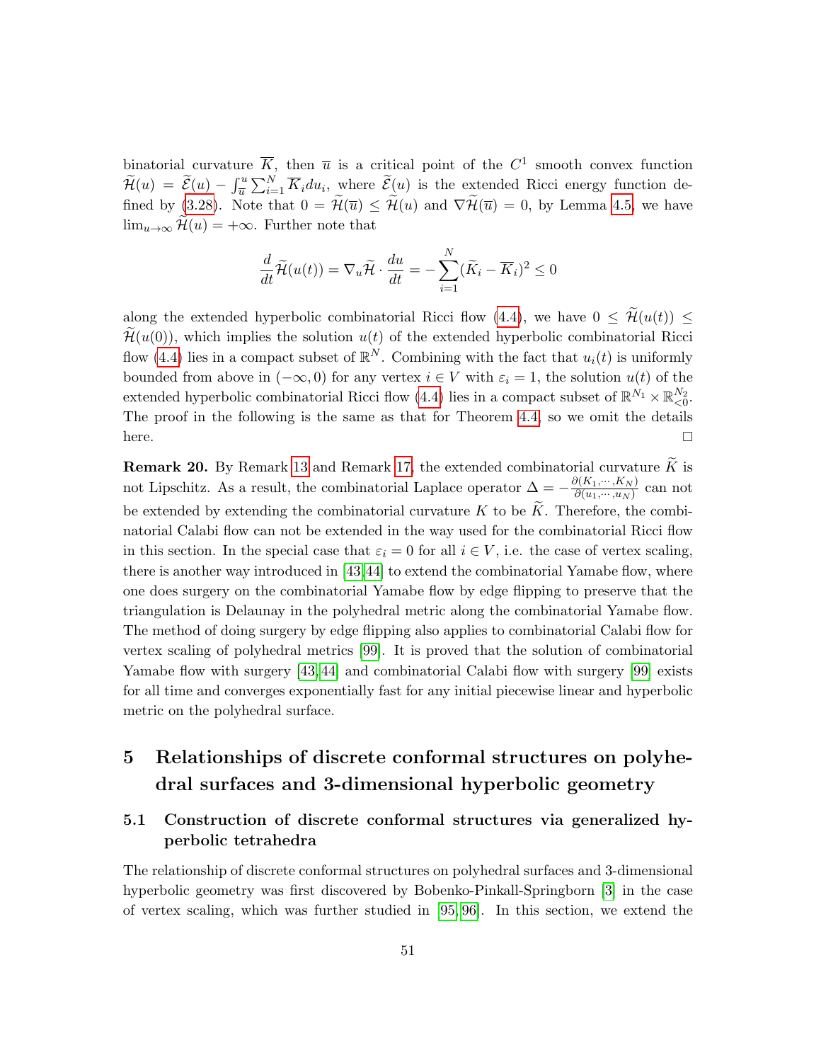binatorial curvature $\overline{K}$, then $\overline{u}$ is a critical point of the $C^1$ smooth convex function $\widetilde{\mathcal{H}}(u) = \widetilde{\mathcal{E}}(u) - \int_{\overline{u}}^{u} \sum_{i=1}^{N} \overline{K}_i du_i$, where $\widetilde{\mathcal{E}}(u)$ is the extended Ricci energy function defined by (3.28). Note that $0 = \widetilde{\mathcal{H}}(\overline{u}) \leq \widetilde{\mathcal{H}}(u)$ and $\nabla \widetilde{\mathcal{H}}(\overline{u}) = 0$, by Lemma 4.5, we have $\lim_{u \to \infty} \widetilde{\mathcal{H}}(u) = +\infty$. Further note that

$$\frac{d}{dt}\widetilde{\mathcal{H}}(u(t)) = \nabla_u \widetilde{\mathcal{H}} \cdot \frac{du}{dt} = -\sum_{i=1}^{N} (\widetilde{K}_i - \overline{K}_i)^2 \leq 0$$

along the extended hyperbolic combinatorial Ricci flow (4.4), we have $0 \leq \widetilde{\mathcal{H}}(u(t)) \leq \widetilde{\mathcal{H}}(u(0))$, which implies the solution $u(t)$ of the extended hyperbolic combinatorial Ricci flow (4.4) lies in a compact subset of $\mathbb{R}^N$. Combining with the fact that $u_i(t)$ is uniformly bounded from above in $(-\infty, 0)$ for any vertex $i \in V$ with $\varepsilon_i = 1$, the solution $u(t)$ of the extended hyperbolic combinatorial Ricci flow (4.4) lies in a compact subset of $\mathbb{R}^{N_1} \times \mathbb{R}^{N_2}_{<0}$. The proof in the following is the same as that for Theorem 4.4, so we omit the details here. □

**Remark 20.** By Remark 13 and Remark 17, the extended combinatorial curvature $\widetilde{K}$ is not Lipschitz. As a result, the combinatorial Laplace operator $\Delta = -\frac{\partial(K_1, \cdots, K_N)}{\partial(u_1, \cdots, u_N)}$ can not be extended by extending the combinatorial curvature $K$ to be $\widetilde{K}$. Therefore, the combinatorial Calabi flow can not be extended in the way used for the combinatorial Ricci flow in this section. In the special case that $\varepsilon_i = 0$ for all $i \in V$, i.e. the case of vertex scaling, there is another way introduced in [43,44] to extend the combinatorial Yamabe flow, where one does surgery on the combinatorial Yamabe flow by edge flipping to preserve that the triangulation is Delaunay in the polyhedral metric along the combinatorial Yamabe flow. The method of doing surgery by edge flipping also applies to combinatorial Calabi flow for vertex scaling of polyhedral metrics [99]. It is proved that the solution of combinatorial Yamabe flow with surgery [43,44] and combinatorial Calabi flow with surgery [99] exists for all time and converges exponentially fast for any initial piecewise linear and hyperbolic metric on the polyhedral surface.

# 5 Relationships of discrete conformal structures on polyhedral surfaces and 3-dimensional hyperbolic geometry

## 5.1 Construction of discrete conformal structures via generalized hyperbolic tetrahedra

The relationship of discrete conformal structures on polyhedral surfaces and 3-dimensional hyperbolic geometry was first discovered by Bobenko-Pinkall-Springborn [3] in the case of vertex scaling, which was further studied in [95,96]. In this section, we extend the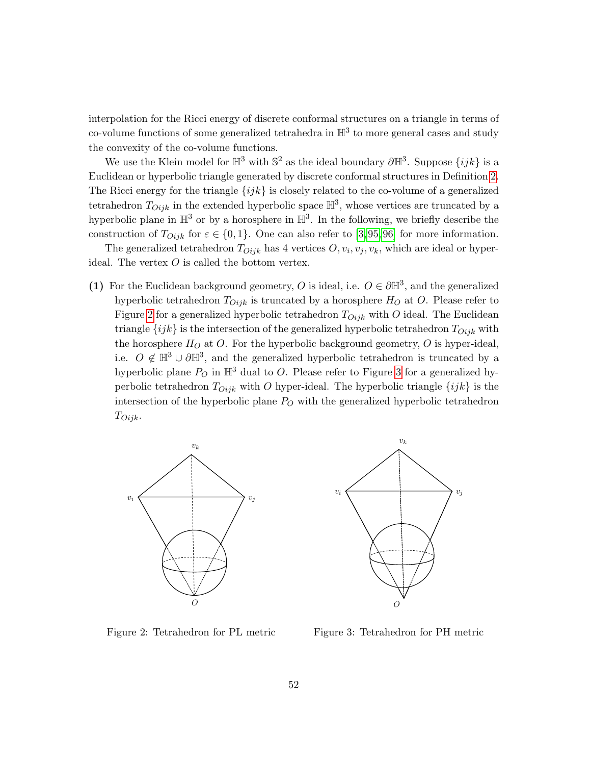interpolation for the Ricci energy of discrete conformal structures on a triangle in terms of co-volume functions of some generalized tetrahedra in $\mathbb{H}^3$ to more general cases and study the convexity of the co-volume functions.

We use the Klein model for $\mathbb{H}^3$ with $\mathbb{S}^2$ as the ideal boundary $\partial\mathbb{H}^3$. Suppose $\{ijk\}$ is a Euclidean or hyperbolic triangle generated by discrete conformal structures in Definition 2. The Ricci energy for the triangle $\{ijk\}$ is closely related to the co-volume of a generalized tetrahedron $T_{Oijk}$ in the extended hyperbolic space $\mathbb{H}^3$, whose vertices are truncated by a hyperbolic plane in $\mathbb{H}^3$ or by a horosphere in $\mathbb{H}^3$. In the following, we briefly describe the construction of $T_{Oijk}$ for $\varepsilon \in \{0, 1\}$. One can also refer to [3, 95, 96] for more information.

The generalized tetrahedron $T_{Oijk}$ has 4 vertices $O, v_i, v_j, v_k$, which are ideal or hyper-ideal. The vertex $O$ is called the bottom vertex.

**(1)** For the Euclidean background geometry, $O$ is ideal, i.e. $O \in \partial\mathbb{H}^3$, and the generalized hyperbolic tetrahedron $T_{Oijk}$ is truncated by a horosphere $H_O$ at $O$. Please refer to Figure 2 for a generalized hyperbolic tetrahedron $T_{Oijk}$ with $O$ ideal. The Euclidean triangle $\{ijk\}$ is the intersection of the generalized hyperbolic tetrahedron $T_{Oijk}$ with the horosphere $H_O$ at $O$. For the hyperbolic background geometry, $O$ is hyper-ideal, i.e. $O \notin \mathbb{H}^3 \cup \partial\mathbb{H}^3$, and the generalized hyperbolic tetrahedron is truncated by a hyperbolic plane $P_O$ in $\mathbb{H}^3$ dual to $O$. Please refer to Figure 3 for a generalized hyperbolic tetrahedron $T_{Oijk}$ with $O$ hyper-ideal. The hyperbolic triangle $\{ijk\}$ is the intersection of the hyperbolic plane $P_O$ with the generalized hyperbolic tetrahedron $T_{Oijk}$.

Figure 2: Tetrahedron for PL metric

Figure 3: Tetrahedron for PH metric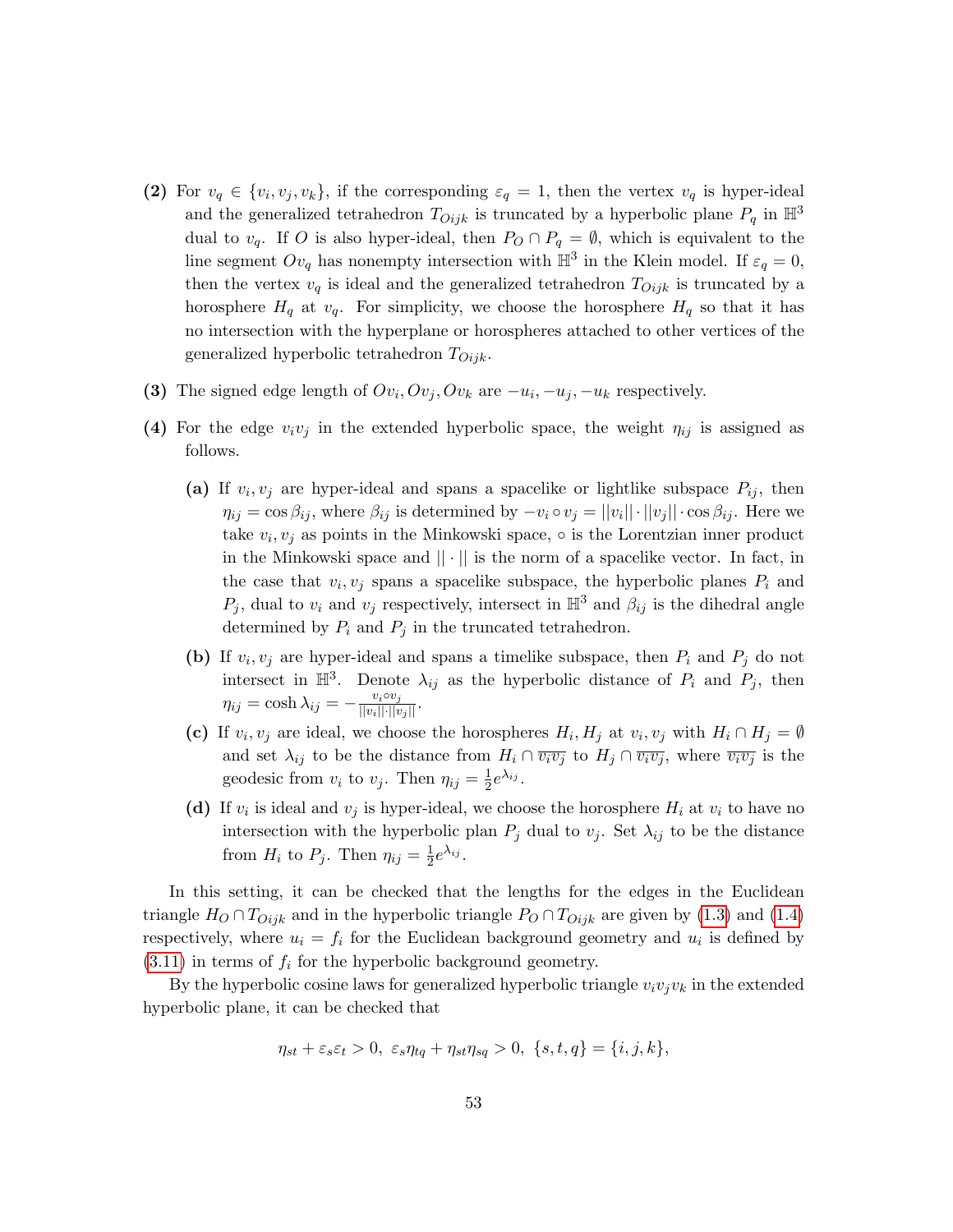**(2)** For $v_q \in \{v_i, v_j, v_k\}$, if the corresponding $\varepsilon_q = 1$, then the vertex $v_q$ is hyper-ideal and the generalized tetrahedron $T_{Oijk}$ is truncated by a hyperbolic plane $P_q$ in $\mathbb{H}^3$ dual to $v_q$. If $O$ is also hyper-ideal, then $P_O \cap P_q = \emptyset$, which is equivalent to the line segment $Ov_q$ has nonempty intersection with $\mathbb{H}^3$ in the Klein model. If $\varepsilon_q = 0$, then the vertex $v_q$ is ideal and the generalized tetrahedron $T_{Oijk}$ is truncated by a horosphere $H_q$ at $v_q$. For simplicity, we choose the horosphere $H_q$ so that it has no intersection with the hyperplane or horospheres attached to other vertices of the generalized hyperbolic tetrahedron $T_{Oijk}$.

**(3)** The signed edge length of $Ov_i, Ov_j, Ov_k$ are $-u_i, -u_j, -u_k$ respectively.

**(4)** For the edge $v_iv_j$ in the extended hyperbolic space, the weight $\eta_{ij}$ is assigned as follows.

- **(a)** If $v_i, v_j$ are hyper-ideal and spans a spacelike or lightlike subspace $P_{ij}$, then $\eta_{ij} = \cos\beta_{ij}$, where $\beta_{ij}$ is determined by $-v_i \circ v_j = ||v_i|| \cdot ||v_j|| \cdot \cos\beta_{ij}$. Here we take $v_i, v_j$ as points in the Minkowski space, $\circ$ is the Lorentzian inner product in the Minkowski space and $||\cdot||$ is the norm of a spacelike vector. In fact, in the case that $v_i, v_j$ spans a spacelike subspace, the hyperbolic planes $P_i$ and $P_j$, dual to $v_i$ and $v_j$ respectively, intersect in $\mathbb{H}^3$ and $\beta_{ij}$ is the dihedral angle determined by $P_i$ and $P_j$ in the truncated tetrahedron.

- **(b)** If $v_i, v_j$ are hyper-ideal and spans a timelike subspace, then $P_i$ and $P_j$ do not intersect in $\mathbb{H}^3$. Denote $\lambda_{ij}$ as the hyperbolic distance of $P_i$ and $P_j$, then $\eta_{ij} = \cosh\lambda_{ij} = -\frac{v_i \circ v_j}{||v_i|| \cdot ||v_j||}$.

- **(c)** If $v_i, v_j$ are ideal, we choose the horospheres $H_i, H_j$ at $v_i, v_j$ with $H_i \cap H_j = \emptyset$ and set $\lambda_{ij}$ to be the distance from $H_i \cap \overline{v_iv_j}$ to $H_j \cap \overline{v_iv_j}$, where $\overline{v_iv_j}$ is the geodesic from $v_i$ to $v_j$. Then $\eta_{ij} = \frac{1}{2}e^{\lambda_{ij}}$.

- **(d)** If $v_i$ is ideal and $v_j$ is hyper-ideal, we choose the horosphere $H_i$ at $v_i$ to have no intersection with the hyperbolic plan $P_j$ dual to $v_j$. Set $\lambda_{ij}$ to be the distance from $H_i$ to $P_j$. Then $\eta_{ij} = \frac{1}{2}e^{\lambda_{ij}}$.

In this setting, it can be checked that the lengths for the edges in the Euclidean triangle $H_O \cap T_{Oijk}$ and in the hyperbolic triangle $P_O \cap T_{Oijk}$ are given by (1.3) and (1.4) respectively, where $u_i = f_i$ for the Euclidean background geometry and $u_i$ is defined by (3.11) in terms of $f_i$ for the hyperbolic background geometry.

By the hyperbolic cosine laws for generalized hyperbolic triangle $v_iv_jv_k$ in the extended hyperbolic plane, it can be checked that

$$\eta_{st} + \varepsilon_s\varepsilon_t > 0,\ \varepsilon_s\eta_{tq} + \eta_{st}\eta_{sq} > 0,\ \{s, t, q\} = \{i, j, k\},$$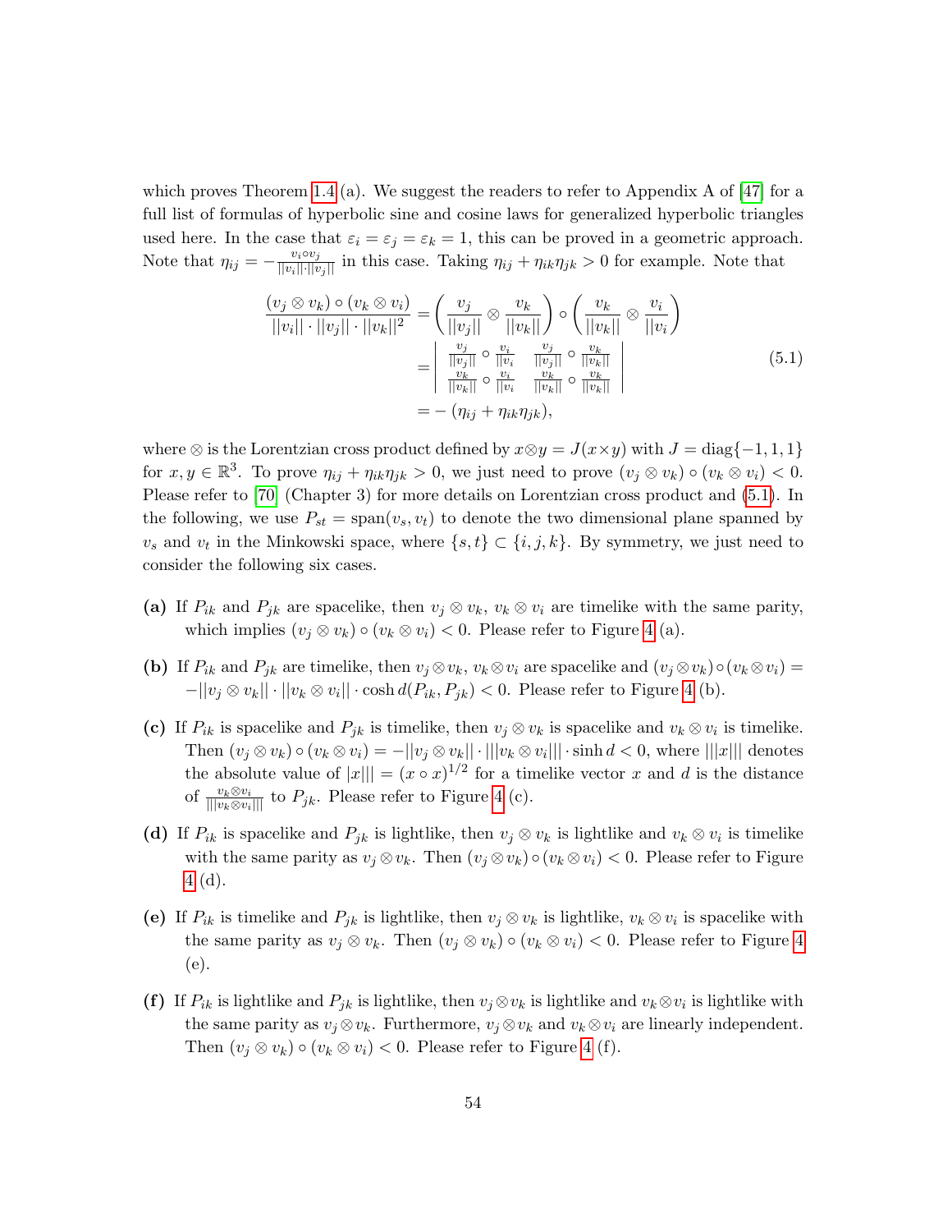which proves Theorem 1.4 (a). We suggest the readers to refer to Appendix A of [47] for a full list of formulas of hyperbolic sine and cosine laws for generalized hyperbolic triangles used here. In the case that $\varepsilon_i = \varepsilon_j = \varepsilon_k = 1$, this can be proved in a geometric approach. Note that $\eta_{ij} = -\frac{v_i \circ v_j}{||v_i|| \cdot ||v_j||}$ in this case. Taking $\eta_{ij} + \eta_{ik}\eta_{jk} > 0$ for example. Note that

$$
\begin{aligned}
\frac{(v_j \otimes v_k) \circ (v_k \otimes v_i)}{||v_i|| \cdot ||v_j|| \cdot ||v_k||^2} &= \left( \frac{v_j}{||v_j||} \otimes \frac{v_k}{||v_k||} \right) \circ \left( \frac{v_k}{||v_k||} \otimes \frac{v_i}{||v_i||} \right) \\
&= \begin{vmatrix} \frac{v_j}{||v_j||} \circ \frac{v_i}{||v_i} & \frac{v_j}{||v_j||} \circ \frac{v_k}{||v_k||} \\ \frac{v_k}{||v_k||} \circ \frac{v_i}{||v_i} & \frac{v_k}{||v_k||} \circ \frac{v_k}{||v_k||} \end{vmatrix} \\
&= -\left(\eta_{ij} + \eta_{ik}\eta_{jk}\right),
\end{aligned} \tag{5.1}
$$

where $\otimes$ is the Lorentzian cross product defined by $x \otimes y = J(x \times y)$ with $J = \mathrm{diag}\{-1, 1, 1\}$ for $x, y \in \mathbb{R}^3$. To prove $\eta_{ij} + \eta_{ik}\eta_{jk} > 0$, we just need to prove $(v_j \otimes v_k) \circ (v_k \otimes v_i) < 0$. Please refer to [70] (Chapter 3) for more details on Lorentzian cross product and (5.1). In the following, we use $P_{st} = \mathrm{span}(v_s, v_t)$ to denote the two dimensional plane spanned by $v_s$ and $v_t$ in the Minkowski space, where $\{s, t\} \subset \{i, j, k\}$. By symmetry, we just need to consider the following six cases.

**(a)** If $P_{ik}$ and $P_{jk}$ are spacelike, then $v_j \otimes v_k$, $v_k \otimes v_i$ are timelike with the same parity, which implies $(v_j \otimes v_k) \circ (v_k \otimes v_i) < 0$. Please refer to Figure 4 (a).

**(b)** If $P_{ik}$ and $P_{jk}$ are timelike, then $v_j \otimes v_k$, $v_k \otimes v_i$ are spacelike and $(v_j \otimes v_k) \circ (v_k \otimes v_i) = -||v_j \otimes v_k|| \cdot ||v_k \otimes v_i|| \cdot \cosh d(P_{ik}, P_{jk}) < 0$. Please refer to Figure 4 (b).

**(c)** If $P_{ik}$ is spacelike and $P_{jk}$ is timelike, then $v_j \otimes v_k$ is spacelike and $v_k \otimes v_i$ is timelike. Then $(v_j \otimes v_k) \circ (v_k \otimes v_i) = -||v_j \otimes v_k|| \cdot |||v_k \otimes v_i||| \cdot \sinh d < 0$, where $|||x|||$ denotes the absolute value of $|x||| = (x \circ x)^{1/2}$ for a timelike vector $x$ and $d$ is the distance of $\frac{v_k \otimes v_i}{|||v_k \otimes v_i|||}$ to $P_{jk}$. Please refer to Figure 4 (c).

**(d)** If $P_{ik}$ is spacelike and $P_{jk}$ is lightlike, then $v_j \otimes v_k$ is lightlike and $v_k \otimes v_i$ is timelike with the same parity as $v_j \otimes v_k$. Then $(v_j \otimes v_k) \circ (v_k \otimes v_i) < 0$. Please refer to Figure 4 (d).

**(e)** If $P_{ik}$ is timelike and $P_{jk}$ is lightlike, then $v_j \otimes v_k$ is lightlike, $v_k \otimes v_i$ is spacelike with the same parity as $v_j \otimes v_k$. Then $(v_j \otimes v_k) \circ (v_k \otimes v_i) < 0$. Please refer to Figure 4 (e).

**(f)** If $P_{ik}$ is lightlike and $P_{jk}$ is lightlike, then $v_j \otimes v_k$ is lightlike and $v_k \otimes v_i$ is lightlike with the same parity as $v_j \otimes v_k$. Furthermore, $v_j \otimes v_k$ and $v_k \otimes v_i$ are linearly independent. Then $(v_j \otimes v_k) \circ (v_k \otimes v_i) < 0$. Please refer to Figure 4 (f).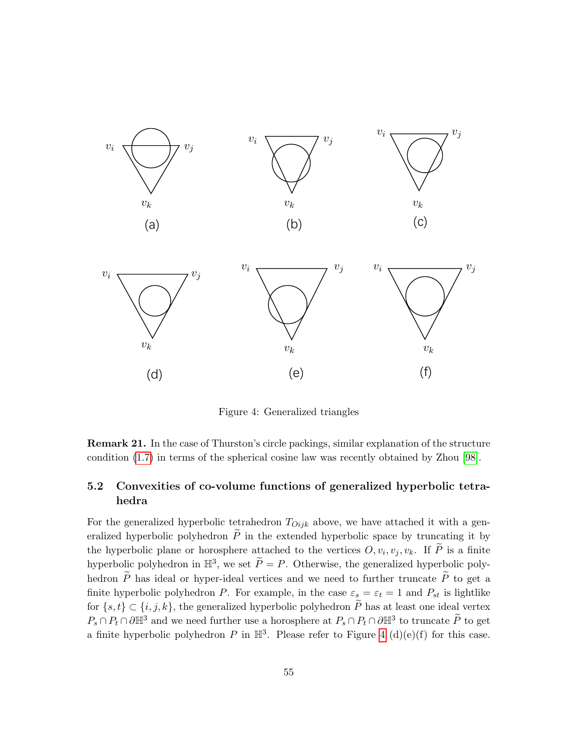Figure 4: Generalized triangles

**Remark 21.** In the case of Thurston's circle packings, similar explanation of the structure condition (1.7) in terms of the spherical cosine law was recently obtained by Zhou [98].

### 5.2 Convexities of co-volume functions of generalized hyperbolic tetrahedra

For the generalized hyperbolic tetrahedron $T_{Oijk}$ above, we have attached it with a generalized hyperbolic polyhedron $\widetilde{P}$ in the extended hyperbolic space by truncating it by the hyperbolic plane or horosphere attached to the vertices $O, v_i, v_j, v_k$. If $\widetilde{P}$ is a finite hyperbolic polyhedron in $\mathbb{H}^3$, we set $\widetilde{P} = P$. Otherwise, the generalized hyperbolic polyhedron $\widetilde{P}$ has ideal or hyper-ideal vertices and we need to further truncate $\widetilde{P}$ to get a finite hyperbolic polyhedron $P$. For example, in the case $\varepsilon_s = \varepsilon_t = 1$ and $P_{st}$ is lightlike for $\{s,t\} \subset \{i,j,k\}$, the generalized hyperbolic polyhedron $\widetilde{P}$ has at least one ideal vertex $P_s \cap P_t \cap \partial\mathbb{H}^3$ and we need further use a horosphere at $P_s \cap P_t \cap \partial\mathbb{H}^3$ to truncate $\widetilde{P}$ to get a finite hyperbolic polyhedron $P$ in $\mathbb{H}^3$. Please refer to Figure 4 (d)(e)(f) for this case.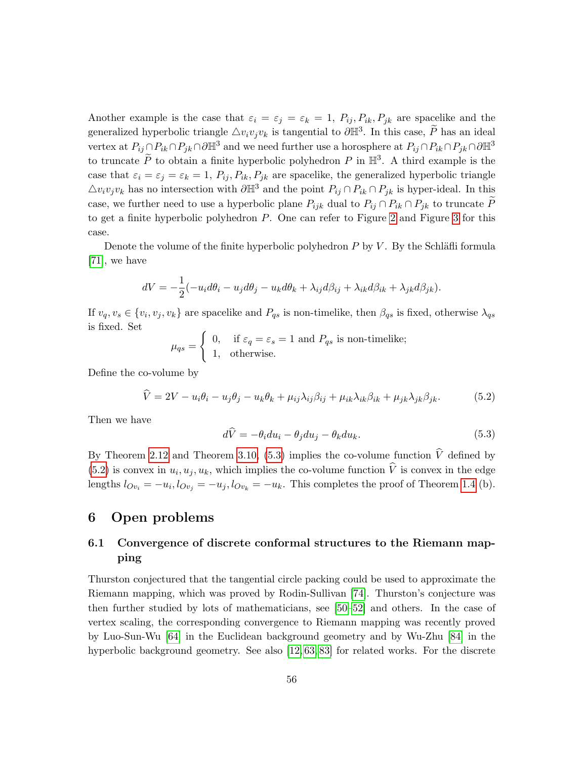Another example is the case that $\varepsilon_i = \varepsilon_j = \varepsilon_k = 1$, $P_{ij}, P_{ik}, P_{jk}$ are spacelike and the generalized hyperbolic triangle $\triangle v_i v_j v_k$ is tangential to $\partial\mathbb{H}^3$. In this case, $\widetilde{P}$ has an ideal vertex at $P_{ij} \cap P_{ik} \cap P_{jk} \cap \partial\mathbb{H}^3$ and we need further use a horosphere at $P_{ij} \cap P_{ik} \cap P_{jk} \cap \partial\mathbb{H}^3$ to truncate $\widetilde{P}$ to obtain a finite hyperbolic polyhedron $P$ in $\mathbb{H}^3$. A third example is the case that $\varepsilon_i = \varepsilon_j = \varepsilon_k = 1$, $P_{ij}, P_{ik}, P_{jk}$ are spacelike, the generalized hyperbolic triangle $\triangle v_i v_j v_k$ has no intersection with $\partial\mathbb{H}^3$ and the point $P_{ij} \cap P_{ik} \cap P_{jk}$ is hyper-ideal. In this case, we further need to use a hyperbolic plane $P_{ijk}$ dual to $P_{ij} \cap P_{ik} \cap P_{jk}$ to truncate $\widetilde{P}$ to get a finite hyperbolic polyhedron $P$. One can refer to Figure 2 and Figure 3 for this case.

Denote the volume of the finite hyperbolic polyhedron $P$ by $V$. By the Schläfli formula [71], we have

$$dV = -\frac{1}{2}(-u_i d\theta_i - u_j d\theta_j - u_k d\theta_k + \lambda_{ij} d\beta_{ij} + \lambda_{ik} d\beta_{ik} + \lambda_{jk} d\beta_{jk}).$$

If $v_q, v_s \in \{v_i, v_j, v_k\}$ are spacelike and $P_{qs}$ is non-timelike, then $\beta_{qs}$ is fixed, otherwise $\lambda_{qs}$ is fixed. Set

$$\mu_{qs} = \begin{cases} 0, & \text{if } \varepsilon_q = \varepsilon_s = 1 \text{ and } P_{qs} \text{ is non-timelike;} \\ 1, & \text{otherwise.} \end{cases}$$

Define the co-volume by

$$\widehat{V} = 2V - u_i\theta_i - u_j\theta_j - u_k\theta_k + \mu_{ij}\lambda_{ij}\beta_{ij} + \mu_{ik}\lambda_{ik}\beta_{ik} + \mu_{jk}\lambda_{jk}\beta_{jk}. \tag{5.2}$$

Then we have

$$d\widehat{V} = -\theta_i du_i - \theta_j du_j - \theta_k du_k. \tag{5.3}$$

By Theorem 2.12 and Theorem 3.10, (5.3) implies the co-volume function $\widehat{V}$ defined by (5.2) is convex in $u_i, u_j, u_k$, which implies the co-volume function $\widehat{V}$ is convex in the edge lengths $l_{Ov_i} = -u_i, l_{Ov_j} = -u_j, l_{Ov_k} = -u_k$. This completes the proof of Theorem 1.4 (b).

# 6 Open problems

## 6.1 Convergence of discrete conformal structures to the Riemann mapping

Thurston conjectured that the tangential circle packing could be used to approximate the Riemann mapping, which was proved by Rodin-Sullivan [74]. Thurston's conjecture was then further studied by lots of mathematicians, see [50–52] and others. In the case of vertex scaling, the corresponding convergence to Riemann mapping was recently proved by Luo-Sun-Wu [64] in the Euclidean background geometry and by Wu-Zhu [84] in the hyperbolic background geometry. See also [12, 63, 83] for related works. For the discrete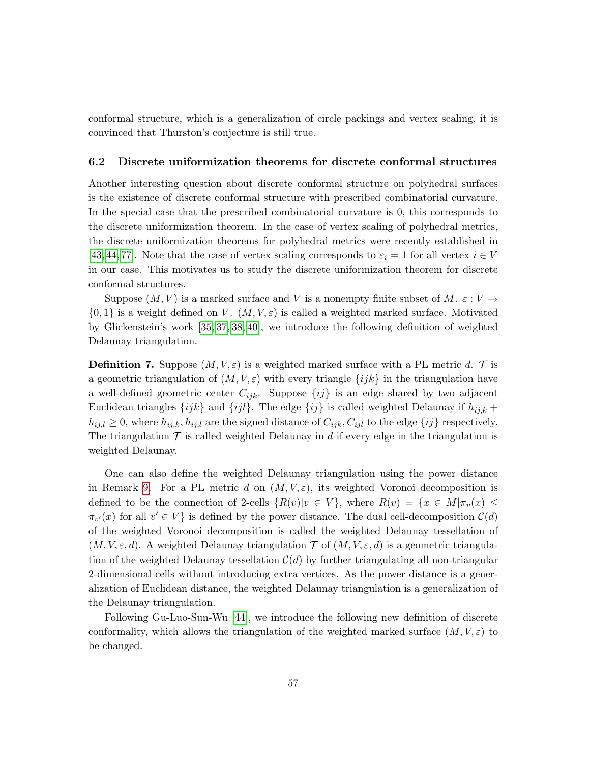conformal structure, which is a generalization of circle packings and vertex scaling, it is convinced that Thurston's conjecture is still true.

### 6.2 Discrete uniformization theorems for discrete conformal structures

Another interesting question about discrete conformal structure on polyhedral surfaces is the existence of discrete conformal structure with prescribed combinatorial curvature. In the special case that the prescribed combinatorial curvature is 0, this corresponds to the discrete uniformization theorem. In the case of vertex scaling of polyhedral metrics, the discrete uniformization theorems for polyhedral metrics were recently established in [43,44,77]. Note that the case of vertex scaling corresponds to $\varepsilon_i = 1$ for all vertex $i \in V$ in our case. This motivates us to study the discrete uniformization theorem for discrete conformal structures.

Suppose $(M, V)$ is a marked surface and $V$ is a nonempty finite subset of $M$. $\varepsilon : V \to \{0, 1\}$ is a weight defined on $V$. $(M, V, \varepsilon)$ is called a weighted marked surface. Motivated by Glickenstein's work [35,37,38,40], we introduce the following definition of weighted Delaunay triangulation.

**Definition 7.** Suppose $(M, V, \varepsilon)$ is a weighted marked surface with a PL metric $d$. $\mathcal{T}$ is a geometric triangulation of $(M, V, \varepsilon)$ with every triangle $\{ijk\}$ in the triangulation have a well-defined geometric center $C_{ijk}$. Suppose $\{ij\}$ is an edge shared by two adjacent Euclidean triangles $\{ijk\}$ and $\{ijl\}$. The edge $\{ij\}$ is called weighted Delaunay if $h_{ij,k} + h_{ij,l} \geq 0$, where $h_{ij,k}, h_{ij,l}$ are the signed distance of $C_{ijk}, C_{ijl}$ to the edge $\{ij\}$ respectively. The triangulation $\mathcal{T}$ is called weighted Delaunay in $d$ if every edge in the triangulation is weighted Delaunay.

One can also define the weighted Delaunay triangulation using the power distance in Remark 9. For a PL metric $d$ on $(M, V, \varepsilon)$, its weighted Voronoi decomposition is defined to be the connection of 2-cells $\{R(v) | v \in V\}$, where $R(v) = \{x \in M | \pi_v(x) \leq \pi_{v'}(x) \text{ for all } v' \in V\}$ is defined by the power distance. The dual cell-decomposition $\mathcal{C}(d)$ of the weighted Voronoi decomposition is called the weighted Delaunay tessellation of $(M, V, \varepsilon, d)$. A weighted Delaunay triangulation $\mathcal{T}$ of $(M, V, \varepsilon, d)$ is a geometric triangulation of the weighted Delaunay tessellation $\mathcal{C}(d)$ by further triangulating all non-triangular 2-dimensional cells without introducing extra vertices. As the power distance is a generalization of Euclidean distance, the weighted Delaunay triangulation is a generalization of the Delaunay triangulation.

Following Gu-Luo-Sun-Wu [44], we introduce the following new definition of discrete conformality, which allows the triangulation of the weighted marked surface $(M, V, \varepsilon)$ to be changed.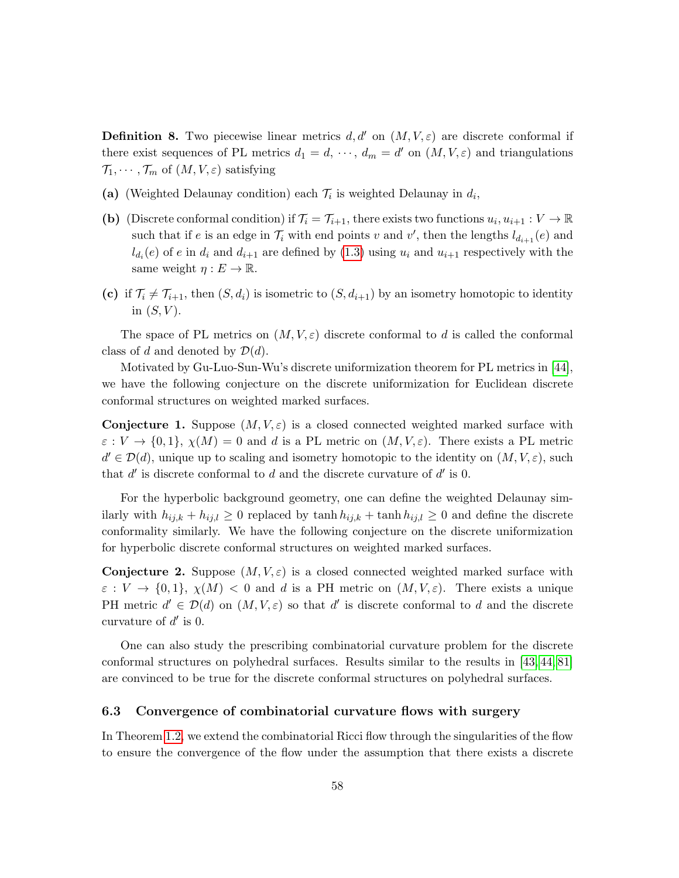**Definition 8.** Two piecewise linear metrics $d, d'$ on $(M, V, \varepsilon)$ are discrete conformal if there exist sequences of PL metrics $d_1 = d, \cdots, d_m = d'$ on $(M, V, \varepsilon)$ and triangulations $\mathcal{T}_1, \cdots, \mathcal{T}_m$ of $(M, V, \varepsilon)$ satisfying

**(a)** (Weighted Delaunay condition) each $\mathcal{T}_i$ is weighted Delaunay in $d_i$,

**(b)** (Discrete conformal condition) if $\mathcal{T}_i = \mathcal{T}_{i+1}$, there exists two functions $u_i, u_{i+1} : V \to \mathbb{R}$ such that if $e$ is an edge in $\mathcal{T}_i$ with end points $v$ and $v'$, then the lengths $l_{d_{i+1}}(e)$ and $l_{d_i}(e)$ of $e$ in $d_i$ and $d_{i+1}$ are defined by (1.3) using $u_i$ and $u_{i+1}$ respectively with the same weight $\eta : E \to \mathbb{R}$.

**(c)** if $\mathcal{T}_i \neq \mathcal{T}_{i+1}$, then $(S, d_i)$ is isometric to $(S, d_{i+1})$ by an isometry homotopic to identity in $(S, V)$.

The space of PL metrics on $(M, V, \varepsilon)$ discrete conformal to $d$ is called the conformal class of $d$ and denoted by $\mathcal{D}(d)$.

Motivated by Gu-Luo-Sun-Wu's discrete uniformization theorem for PL metrics in [44], we have the following conjecture on the discrete uniformization for Euclidean discrete conformal structures on weighted marked surfaces.

**Conjecture 1.** Suppose $(M, V, \varepsilon)$ is a closed connected weighted marked surface with $\varepsilon : V \to \{0, 1\}$, $\chi(M) = 0$ and $d$ is a PL metric on $(M, V, \varepsilon)$. There exists a PL metric $d' \in \mathcal{D}(d)$, unique up to scaling and isometry homotopic to the identity on $(M, V, \varepsilon)$, such that $d'$ is discrete conformal to $d$ and the discrete curvature of $d'$ is 0.

For the hyperbolic background geometry, one can define the weighted Delaunay similarly with $h_{ij,k} + h_{ij,l} \geq 0$ replaced by $\tanh h_{ij,k} + \tanh h_{ij,l} \geq 0$ and define the discrete conformality similarly. We have the following conjecture on the discrete uniformization for hyperbolic discrete conformal structures on weighted marked surfaces.

**Conjecture 2.** Suppose $(M, V, \varepsilon)$ is a closed connected weighted marked surface with $\varepsilon : V \to \{0, 1\}$, $\chi(M) < 0$ and $d$ is a PH metric on $(M, V, \varepsilon)$. There exists a unique PH metric $d' \in \mathcal{D}(d)$ on $(M, V, \varepsilon)$ so that $d'$ is discrete conformal to $d$ and the discrete curvature of $d'$ is 0.

One can also study the prescribing combinatorial curvature problem for the discrete conformal structures on polyhedral surfaces. Results similar to the results in [43, 44, 81] are convinced to be true for the discrete conformal structures on polyhedral surfaces.

### 6.3 Convergence of combinatorial curvature flows with surgery

In Theorem 1.2, we extend the combinatorial Ricci flow through the singularities of the flow to ensure the convergence of the flow under the assumption that there exists a discrete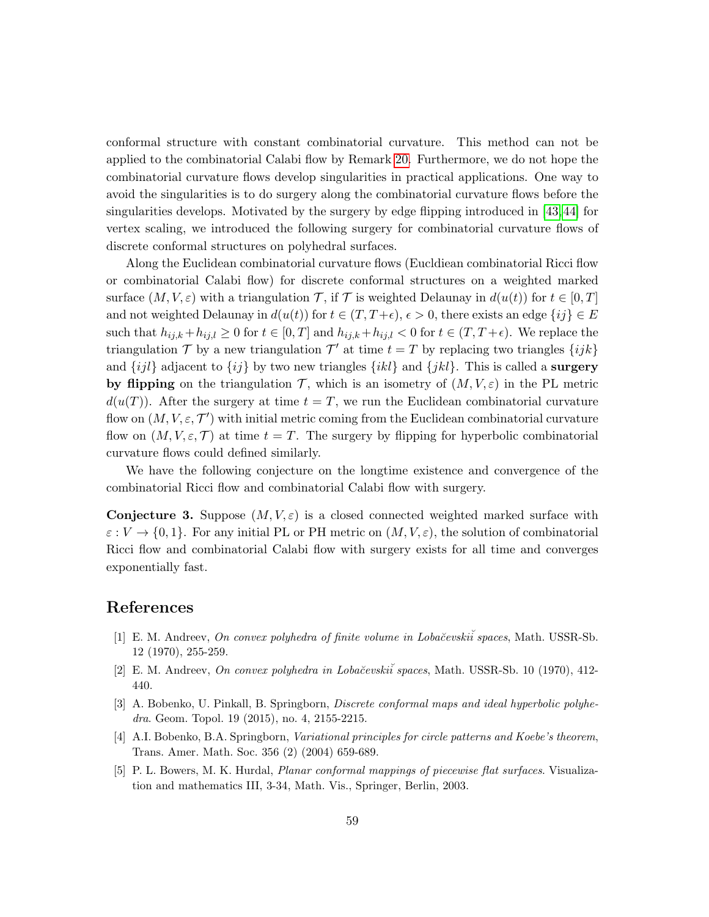conformal structure with constant combinatorial curvature. This method can not be applied to the combinatorial Calabi flow by Remark 20. Furthermore, we do not hope the combinatorial curvature flows develop singularities in practical applications. One way to avoid the singularities is to do surgery along the combinatorial curvature flows before the singularities develops. Motivated by the surgery by edge flipping introduced in [43,44] for vertex scaling, we introduced the following surgery for combinatorial curvature flows of discrete conformal structures on polyhedral surfaces.

Along the Euclidean combinatorial curvature flows (Eucldiean combinatorial Ricci flow or combinatorial Calabi flow) for discrete conformal structures on a weighted marked surface $(M, V, \varepsilon)$ with a triangulation $\mathcal{T}$, if $\mathcal{T}$ is weighted Delaunay in $d(u(t))$ for $t \in [0, T]$ and not weighted Delaunay in $d(u(t))$ for $t \in (T, T+\epsilon)$, $\epsilon > 0$, there exists an edge $\{ij\} \in E$ such that $h_{ij,k} + h_{ij,l} \geq 0$ for $t \in [0, T]$ and $h_{ij,k} + h_{ij,l} < 0$ for $t \in (T, T+\epsilon)$. We replace the triangulation $\mathcal{T}$ by a new triangulation $\mathcal{T}'$ at time $t = T$ by replacing two triangles $\{ijk\}$ and $\{ijl\}$ adjacent to $\{ij\}$ by two new triangles $\{ikl\}$ and $\{jkl\}$. This is called a **surgery by flipping** on the triangulation $\mathcal{T}$, which is an isometry of $(M, V, \varepsilon)$ in the PL metric $d(u(T))$. After the surgery at time $t = T$, we run the Euclidean combinatorial curvature flow on $(M, V, \varepsilon, \mathcal{T}')$ with initial metric coming from the Euclidean combinatorial curvature flow on $(M, V, \varepsilon, \mathcal{T})$ at time $t = T$. The surgery by flipping for hyperbolic combinatorial curvature flows could defined similarly.

We have the following conjecture on the longtime existence and convergence of the combinatorial Ricci flow and combinatorial Calabi flow with surgery.

**Conjecture 3.** Suppose $(M, V, \varepsilon)$ is a closed connected weighted marked surface with $\varepsilon : V \to \{0, 1\}$. For any initial PL or PH metric on $(M, V, \varepsilon)$, the solution of combinatorial Ricci flow and combinatorial Calabi flow with surgery exists for all time and converges exponentially fast.

# References

[1] E. M. Andreev, *On convex polyhedra of finite volume in Lobačevskiĭ spaces*, Math. USSR-Sb. 12 (1970), 255-259.

[2] E. M. Andreev, *On convex polyhedra in Lobačevskiĭ spaces*, Math. USSR-Sb. 10 (1970), 412-440.

[3] A. Bobenko, U. Pinkall, B. Springborn, *Discrete conformal maps and ideal hyperbolic polyhedra*. Geom. Topol. 19 (2015), no. 4, 2155-2215.

[4] A.I. Bobenko, B.A. Springborn, *Variational principles for circle patterns and Koebe's theorem*, Trans. Amer. Math. Soc. 356 (2) (2004) 659-689.

[5] P. L. Bowers, M. K. Hurdal, *Planar conformal mappings of piecewise flat surfaces*. Visualization and mathematics III, 3-34, Math. Vis., Springer, Berlin, 2003.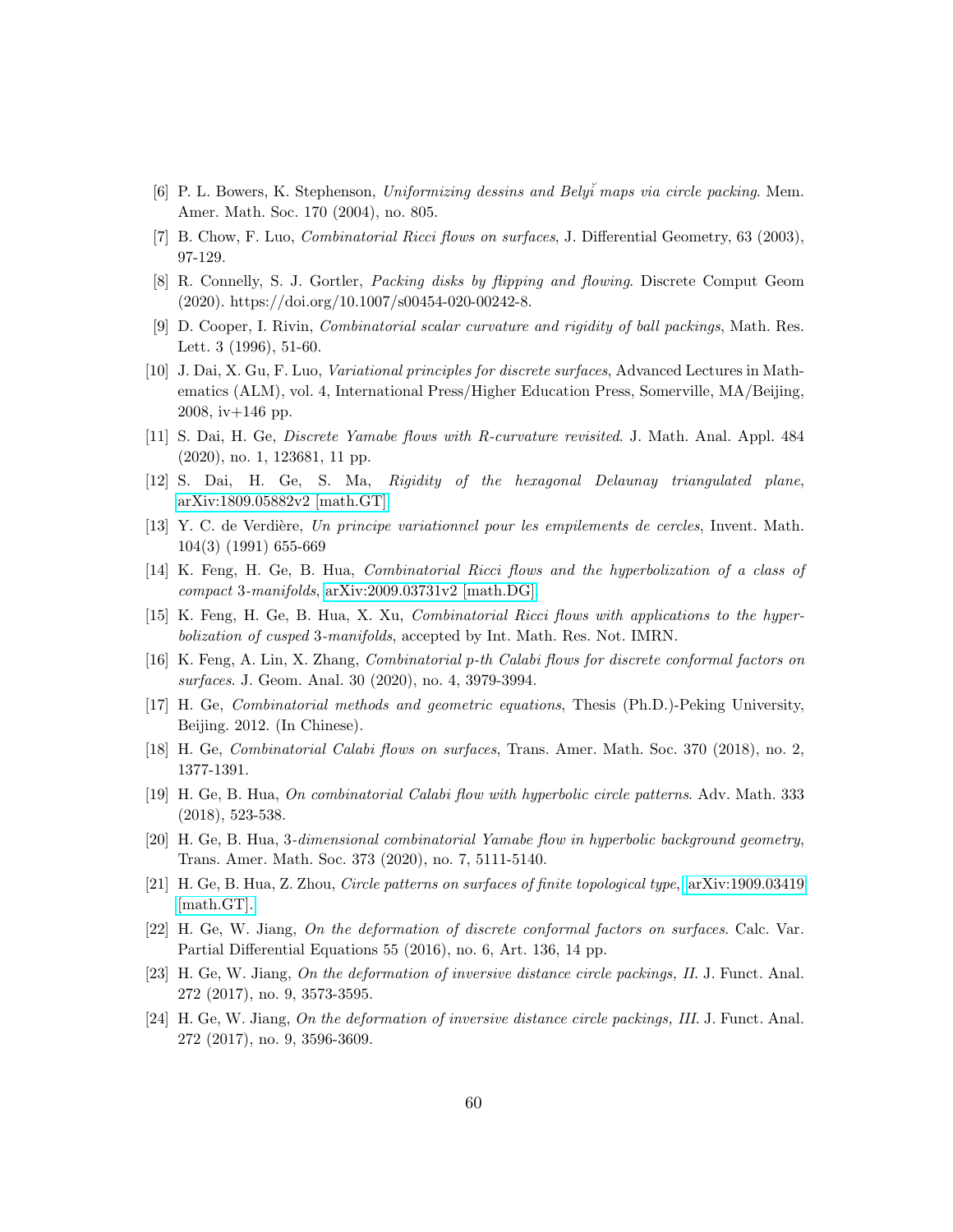[6] P. L. Bowers, K. Stephenson, *Uniformizing dessins and Belyĭ maps via circle packing*. Mem. Amer. Math. Soc. 170 (2004), no. 805.

[7] B. Chow, F. Luo, *Combinatorial Ricci flows on surfaces*, J. Differential Geometry, 63 (2003), 97-129.

[8] R. Connelly, S. J. Gortler, *Packing disks by flipping and flowing*. Discrete Comput Geom (2020). https://doi.org/10.1007/s00454-020-00242-8.

[9] D. Cooper, I. Rivin, *Combinatorial scalar curvature and rigidity of ball packings*, Math. Res. Lett. 3 (1996), 51-60.

[10] J. Dai, X. Gu, F. Luo, *Variational principles for discrete surfaces*, Advanced Lectures in Mathematics (ALM), vol. 4, International Press/Higher Education Press, Somerville, MA/Beijing, 2008, iv+146 pp.

[11] S. Dai, H. Ge, *Discrete Yamabe flows with R-curvature revisited*. J. Math. Anal. Appl. 484 (2020), no. 1, 123681, 11 pp.

[12] S. Dai, H. Ge, S. Ma, *Rigidity of the hexagonal Delaunay triangulated plane*, arXiv:1809.05882v2 [math.GT]

[13] Y. C. de Verdière, *Un principe variationnel pour les empilements de cercles*, Invent. Math. 104(3) (1991) 655-669

[14] K. Feng, H. Ge, B. Hua, *Combinatorial Ricci flows and the hyperbolization of a class of compact 3-manifolds*, arXiv:2009.03731v2 [math.DG].

[15] K. Feng, H. Ge, B. Hua, X. Xu, *Combinatorial Ricci flows with applications to the hyperbolization of cusped 3-manifolds*, accepted by Int. Math. Res. Not. IMRN.

[16] K. Feng, A. Lin, X. Zhang, *Combinatorial p-th Calabi flows for discrete conformal factors on surfaces*. J. Geom. Anal. 30 (2020), no. 4, 3979-3994.

[17] H. Ge, *Combinatorial methods and geometric equations*, Thesis (Ph.D.)-Peking University, Beijing. 2012. (In Chinese).

[18] H. Ge, *Combinatorial Calabi flows on surfaces*, Trans. Amer. Math. Soc. 370 (2018), no. 2, 1377-1391.

[19] H. Ge, B. Hua, *On combinatorial Calabi flow with hyperbolic circle patterns*. Adv. Math. 333 (2018), 523-538.

[20] H. Ge, B. Hua, *3-dimensional combinatorial Yamabe flow in hyperbolic background geometry*, Trans. Amer. Math. Soc. 373 (2020), no. 7, 5111-5140.

[21] H. Ge, B. Hua, Z. Zhou, *Circle patterns on surfaces of finite topological type*, arXiv:1909.03419 [math.GT].

[22] H. Ge, W. Jiang, *On the deformation of discrete conformal factors on surfaces*. Calc. Var. Partial Differential Equations 55 (2016), no. 6, Art. 136, 14 pp.

[23] H. Ge, W. Jiang, *On the deformation of inversive distance circle packings, II*. J. Funct. Anal. 272 (2017), no. 9, 3573-3595.

[24] H. Ge, W. Jiang, *On the deformation of inversive distance circle packings, III*. J. Funct. Anal. 272 (2017), no. 9, 3596-3609.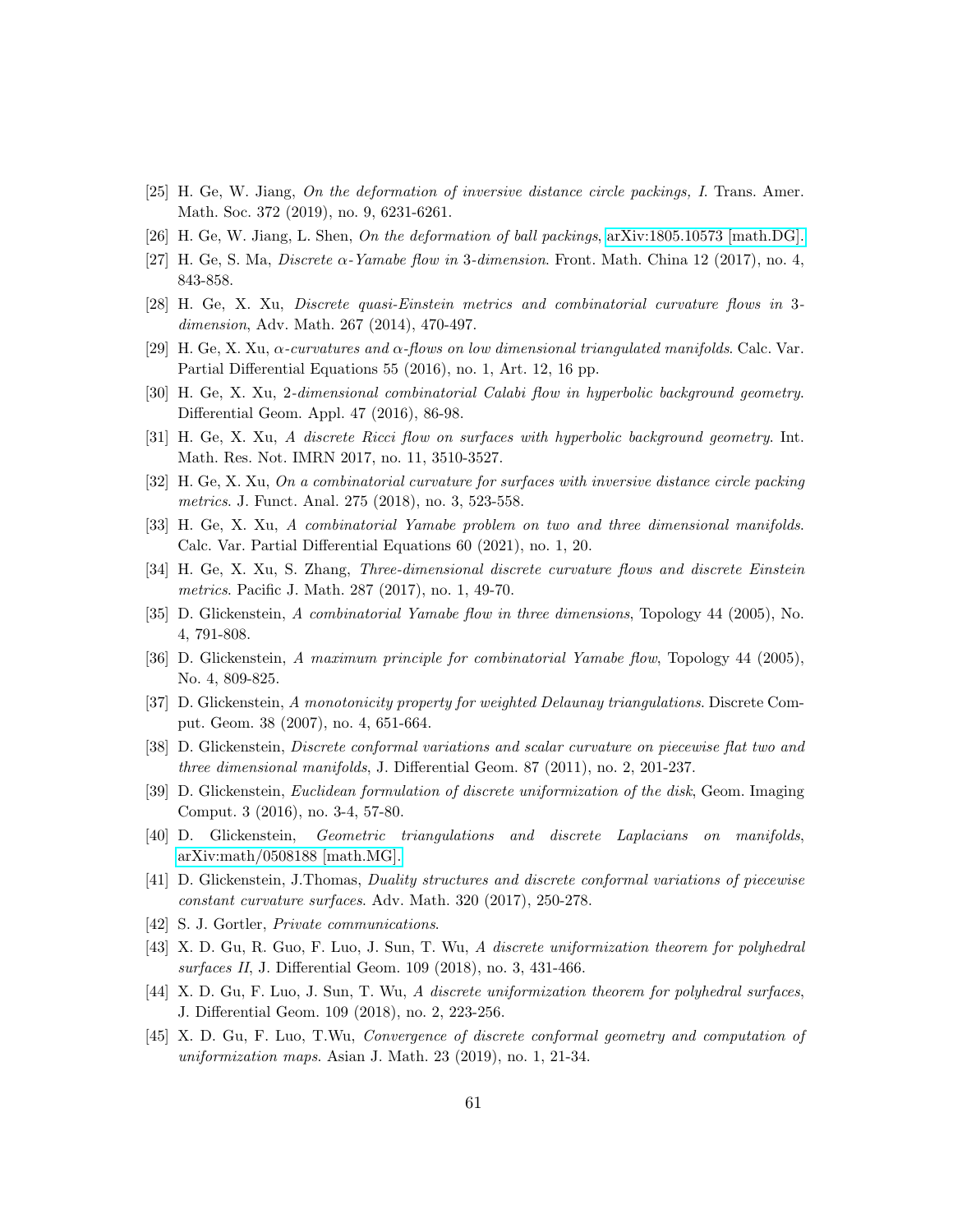[25] H. Ge, W. Jiang, *On the deformation of inversive distance circle packings, I*. Trans. Amer. Math. Soc. 372 (2019), no. 9, 6231-6261.

[26] H. Ge, W. Jiang, L. Shen, *On the deformation of ball packings*, arXiv:1805.10573 [math.DG].

[27] H. Ge, S. Ma, *Discrete $\alpha$-Yamabe flow in 3-dimension*. Front. Math. China 12 (2017), no. 4, 843-858.

[28] H. Ge, X. Xu, *Discrete quasi-Einstein metrics and combinatorial curvature flows in 3-dimension*, Adv. Math. 267 (2014), 470-497.

[29] H. Ge, X. Xu, *$\alpha$-curvatures and $\alpha$-flows on low dimensional triangulated manifolds*. Calc. Var. Partial Differential Equations 55 (2016), no. 1, Art. 12, 16 pp.

[30] H. Ge, X. Xu, *2-dimensional combinatorial Calabi flow in hyperbolic background geometry*. Differential Geom. Appl. 47 (2016), 86-98.

[31] H. Ge, X. Xu, *A discrete Ricci flow on surfaces with hyperbolic background geometry*. Int. Math. Res. Not. IMRN 2017, no. 11, 3510-3527.

[32] H. Ge, X. Xu, *On a combinatorial curvature for surfaces with inversive distance circle packing metrics*. J. Funct. Anal. 275 (2018), no. 3, 523-558.

[33] H. Ge, X. Xu, *A combinatorial Yamabe problem on two and three dimensional manifolds*. Calc. Var. Partial Differential Equations 60 (2021), no. 1, 20.

[34] H. Ge, X. Xu, S. Zhang, *Three-dimensional discrete curvature flows and discrete Einstein metrics*. Pacific J. Math. 287 (2017), no. 1, 49-70.

[35] D. Glickenstein, *A combinatorial Yamabe flow in three dimensions*, Topology 44 (2005), No. 4, 791-808.

[36] D. Glickenstein, *A maximum principle for combinatorial Yamabe flow*, Topology 44 (2005), No. 4, 809-825.

[37] D. Glickenstein, *A monotonicity property for weighted Delaunay triangulations*. Discrete Comput. Geom. 38 (2007), no. 4, 651-664.

[38] D. Glickenstein, *Discrete conformal variations and scalar curvature on piecewise flat two and three dimensional manifolds*, J. Differential Geom. 87 (2011), no. 2, 201-237.

[39] D. Glickenstein, *Euclidean formulation of discrete uniformization of the disk*, Geom. Imaging Comput. 3 (2016), no. 3-4, 57-80.

[40] D. Glickenstein, *Geometric triangulations and discrete Laplacians on manifolds*, arXiv:math/0508188 [math.MG].

[41] D. Glickenstein, J.Thomas, *Duality structures and discrete conformal variations of piecewise constant curvature surfaces*. Adv. Math. 320 (2017), 250-278.

[42] S. J. Gortler, *Private communications*.

[43] X. D. Gu, R. Guo, F. Luo, J. Sun, T. Wu, *A discrete uniformization theorem for polyhedral surfaces II*, J. Differential Geom. 109 (2018), no. 3, 431-466.

[44] X. D. Gu, F. Luo, J. Sun, T. Wu, *A discrete uniformization theorem for polyhedral surfaces*, J. Differential Geom. 109 (2018), no. 2, 223-256.

[45] X. D. Gu, F. Luo, T.Wu, *Convergence of discrete conformal geometry and computation of uniformization maps*. Asian J. Math. 23 (2019), no. 1, 21-34.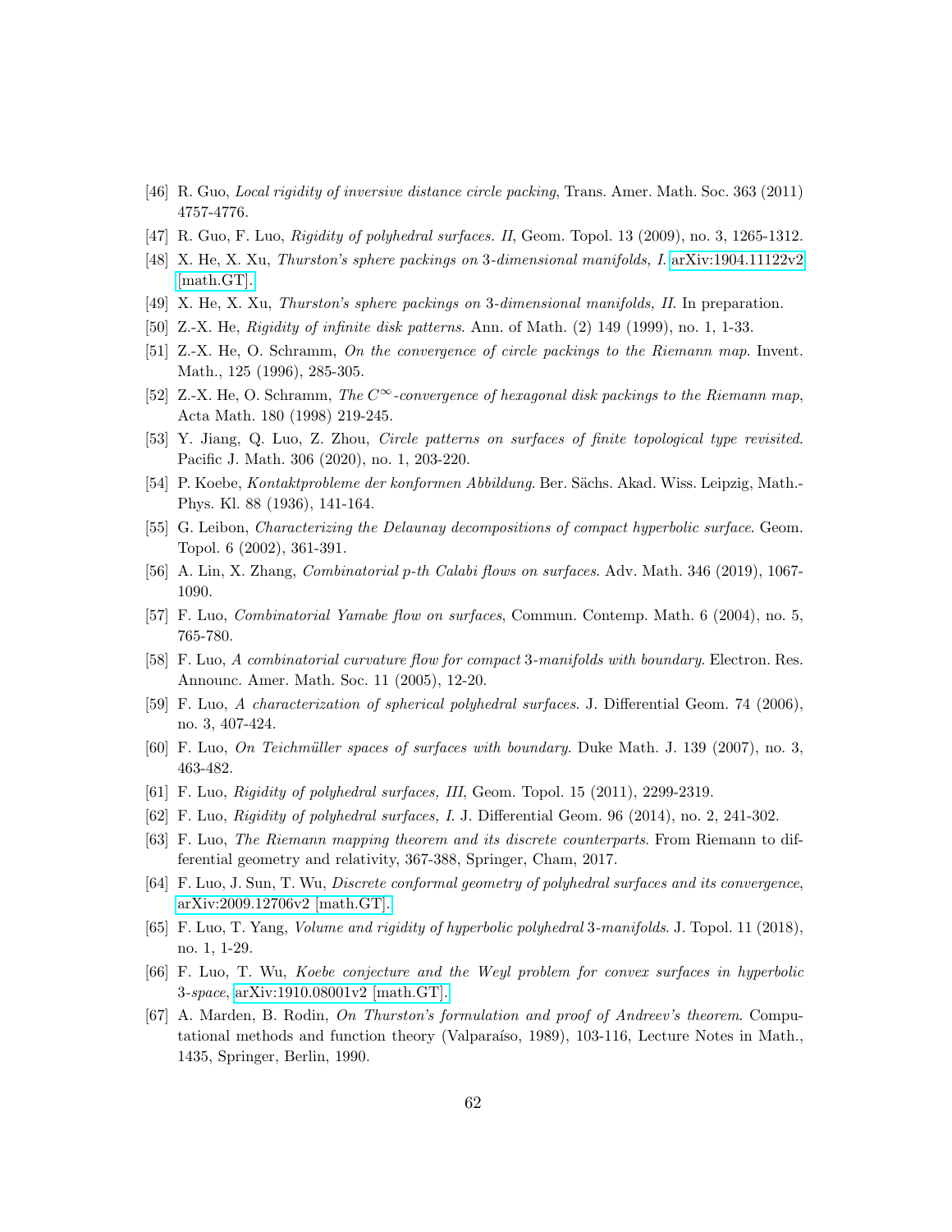[46] R. Guo, *Local rigidity of inversive distance circle packing*, Trans. Amer. Math. Soc. 363 (2011) 4757-4776.

[47] R. Guo, F. Luo, *Rigidity of polyhedral surfaces. II*, Geom. Topol. 13 (2009), no. 3, 1265-1312.

[48] X. He, X. Xu, *Thurston's sphere packings on 3-dimensional manifolds, I.* arXiv:1904.11122v2 [math.GT].

[49] X. He, X. Xu, *Thurston's sphere packings on 3-dimensional manifolds, II.* In preparation.

[50] Z.-X. He, *Rigidity of infinite disk patterns*. Ann. of Math. (2) 149 (1999), no. 1, 1-33.

[51] Z.-X. He, O. Schramm, *On the convergence of circle packings to the Riemann map*. Invent. Math., 125 (1996), 285-305.

[52] Z.-X. He, O. Schramm, *The $C^\infty$-convergence of hexagonal disk packings to the Riemann map*, Acta Math. 180 (1998) 219-245.

[53] Y. Jiang, Q. Luo, Z. Zhou, *Circle patterns on surfaces of finite topological type revisited*. Pacific J. Math. 306 (2020), no. 1, 203-220.

[54] P. Koebe, *Kontaktprobleme der konformen Abbildung*. Ber. Sächs. Akad. Wiss. Leipzig, Math.-Phys. Kl. 88 (1936), 141-164.

[55] G. Leibon, *Characterizing the Delaunay decompositions of compact hyperbolic surface*. Geom. Topol. 6 (2002), 361-391.

[56] A. Lin, X. Zhang, *Combinatorial p-th Calabi flows on surfaces*. Adv. Math. 346 (2019), 1067-1090.

[57] F. Luo, *Combinatorial Yamabe flow on surfaces*, Commun. Contemp. Math. 6 (2004), no. 5, 765-780.

[58] F. Luo, *A combinatorial curvature flow for compact 3-manifolds with boundary*. Electron. Res. Announc. Amer. Math. Soc. 11 (2005), 12-20.

[59] F. Luo, *A characterization of spherical polyhedral surfaces*. J. Differential Geom. 74 (2006), no. 3, 407-424.

[60] F. Luo, *On Teichmüller spaces of surfaces with boundary*. Duke Math. J. 139 (2007), no. 3, 463-482.

[61] F. Luo, *Rigidity of polyhedral surfaces, III*, Geom. Topol. 15 (2011), 2299-2319.

[62] F. Luo, *Rigidity of polyhedral surfaces, I*. J. Differential Geom. 96 (2014), no. 2, 241-302.

[63] F. Luo, *The Riemann mapping theorem and its discrete counterparts*. From Riemann to differential geometry and relativity, 367-388, Springer, Cham, 2017.

[64] F. Luo, J. Sun, T. Wu, *Discrete conformal geometry of polyhedral surfaces and its convergence*, arXiv:2009.12706v2 [math.GT].

[65] F. Luo, T. Yang, *Volume and rigidity of hyperbolic polyhedral 3-manifolds*. J. Topol. 11 (2018), no. 1, 1-29.

[66] F. Luo, T. Wu, *Koebe conjecture and the Weyl problem for convex surfaces in hyperbolic 3-space*, arXiv:1910.08001v2 [math.GT].

[67] A. Marden, B. Rodin, *On Thurston's formulation and proof of Andreev's theorem*. Computational methods and function theory (Valparaíso, 1989), 103-116, Lecture Notes in Math., 1435, Springer, Berlin, 1990.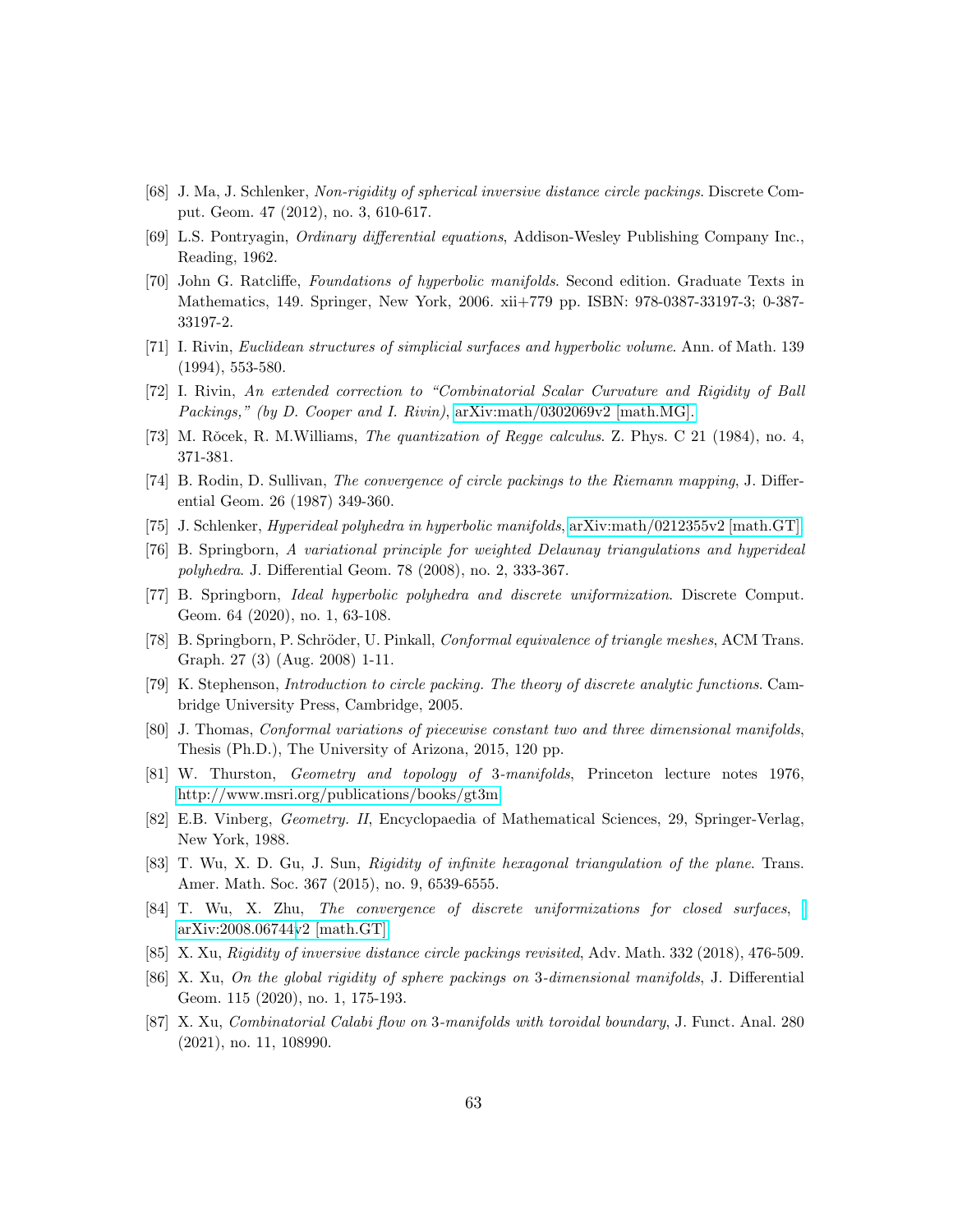[68] J. Ma, J. Schlenker, *Non-rigidity of spherical inversive distance circle packings*. Discrete Comput. Geom. 47 (2012), no. 3, 610-617.

[69] L.S. Pontryagin, *Ordinary differential equations*, Addison-Wesley Publishing Company Inc., Reading, 1962.

[70] John G. Ratcliffe, *Foundations of hyperbolic manifolds*. Second edition. Graduate Texts in Mathematics, 149. Springer, New York, 2006. xii+779 pp. ISBN: 978-0387-33197-3; 0-387-33197-2.

[71] I. Rivin, *Euclidean structures of simplicial surfaces and hyperbolic volume*. Ann. of Math. 139 (1994), 553-580.

[72] I. Rivin, *An extended correction to "Combinatorial Scalar Curvature and Rigidity of Ball Packings," (by D. Cooper and I. Rivin)*, arXiv:math/0302069v2 [math.MG].

[73] M. Rŏcek, R. M.Williams, *The quantization of Regge calculus*. Z. Phys. C 21 (1984), no. 4, 371-381.

[74] B. Rodin, D. Sullivan, *The convergence of circle packings to the Riemann mapping*, J. Differential Geom. 26 (1987) 349-360.

[75] J. Schlenker, *Hyperideal polyhedra in hyperbolic manifolds*, arXiv:math/0212355v2 [math.GT].

[76] B. Springborn, *A variational principle for weighted Delaunay triangulations and hyperideal polyhedra*. J. Differential Geom. 78 (2008), no. 2, 333-367.

[77] B. Springborn, *Ideal hyperbolic polyhedra and discrete uniformization*. Discrete Comput. Geom. 64 (2020), no. 1, 63-108.

[78] B. Springborn, P. Schröder, U. Pinkall, *Conformal equivalence of triangle meshes*, ACM Trans. Graph. 27 (3) (Aug. 2008) 1-11.

[79] K. Stephenson, *Introduction to circle packing. The theory of discrete analytic functions*. Cambridge University Press, Cambridge, 2005.

[80] J. Thomas, *Conformal variations of piecewise constant two and three dimensional manifolds*, Thesis (Ph.D.), The University of Arizona, 2015, 120 pp.

[81] W. Thurston, *Geometry and topology of 3-manifolds*, Princeton lecture notes 1976, http://www.msri.org/publications/books/gt3m

[82] E.B. Vinberg, *Geometry. II*, Encyclopaedia of Mathematical Sciences, 29, Springer-Verlag, New York, 1988.

[83] T. Wu, X. D. Gu, J. Sun, *Rigidity of infinite hexagonal triangulation of the plane*. Trans. Amer. Math. Soc. 367 (2015), no. 9, 6539-6555.

[84] T. Wu, X. Zhu, *The convergence of discrete uniformizations for closed surfaces*, arXiv:2008.06744v2 [math.GT].

[85] X. Xu, *Rigidity of inversive distance circle packings revisited*, Adv. Math. 332 (2018), 476-509.

[86] X. Xu, *On the global rigidity of sphere packings on 3-dimensional manifolds*, J. Differential Geom. 115 (2020), no. 1, 175-193.

[87] X. Xu, *Combinatorial Calabi flow on 3-manifolds with toroidal boundary*, J. Funct. Anal. 280 (2021), no. 11, 108990.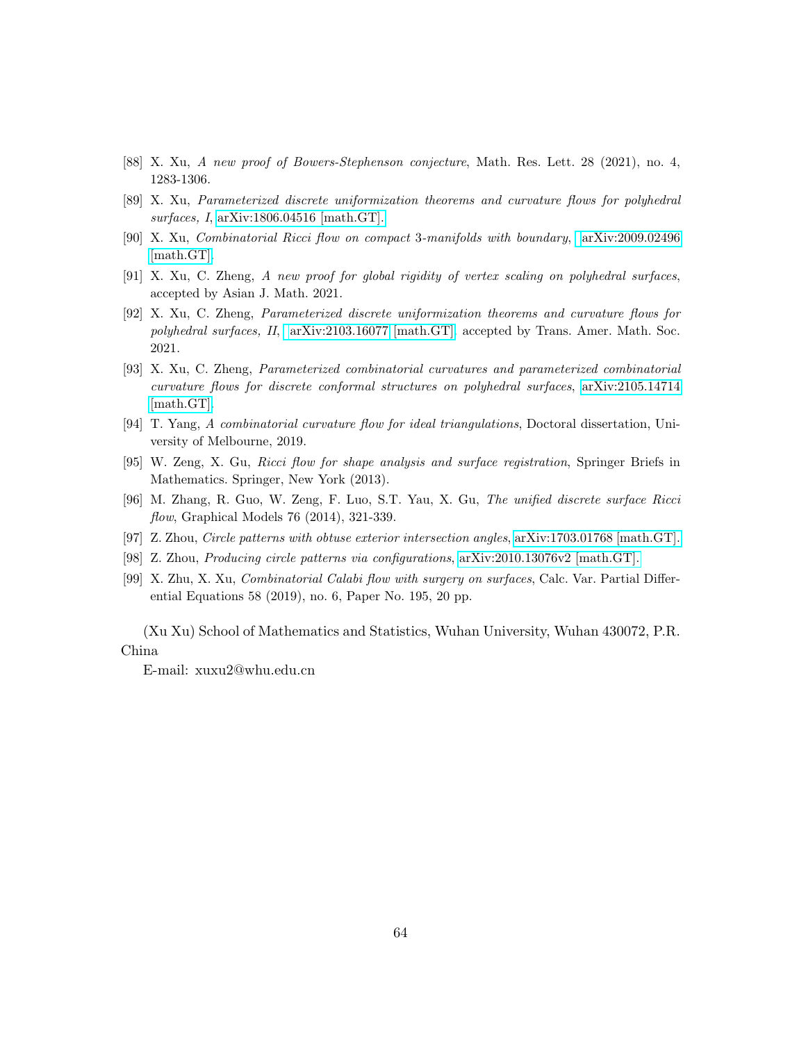[88] X. Xu, *A new proof of Bowers-Stephenson conjecture*, Math. Res. Lett. 28 (2021), no. 4, 1283-1306.

[89] X. Xu, *Parameterized discrete uniformization theorems and curvature flows for polyhedral surfaces, I*, arXiv:1806.04516 [math.GT].

[90] X. Xu, *Combinatorial Ricci flow on compact 3-manifolds with boundary*, arXiv:2009.02496 [math.GT].

[91] X. Xu, C. Zheng, *A new proof for global rigidity of vertex scaling on polyhedral surfaces*, accepted by Asian J. Math. 2021.

[92] X. Xu, C. Zheng, *Parameterized discrete uniformization theorems and curvature flows for polyhedral surfaces, II*, arXiv:2103.16077 [math.GT], accepted by Trans. Amer. Math. Soc. 2021.

[93] X. Xu, C. Zheng, *Parameterized combinatorial curvatures and parameterized combinatorial curvature flows for discrete conformal structures on polyhedral surfaces*, arXiv:2105.14714 [math.GT].

[94] T. Yang, *A combinatorial curvature flow for ideal triangulations*, Doctoral dissertation, University of Melbourne, 2019.

[95] W. Zeng, X. Gu, *Ricci flow for shape analysis and surface registration*, Springer Briefs in Mathematics. Springer, New York (2013).

[96] M. Zhang, R. Guo, W. Zeng, F. Luo, S.T. Yau, X. Gu, *The unified discrete surface Ricci flow*, Graphical Models 76 (2014), 321-339.

[97] Z. Zhou, *Circle patterns with obtuse exterior intersection angles*, arXiv:1703.01768 [math.GT].

[98] Z. Zhou, *Producing circle patterns via configurations*, arXiv:2010.13076v2 [math.GT].

[99] X. Zhu, X. Xu, *Combinatorial Calabi flow with surgery on surfaces*, Calc. Var. Partial Differential Equations 58 (2019), no. 6, Paper No. 195, 20 pp.

(Xu Xu) School of Mathematics and Statistics, Wuhan University, Wuhan 430072, P.R. China

E-mail: xuxu2@whu.edu.cn